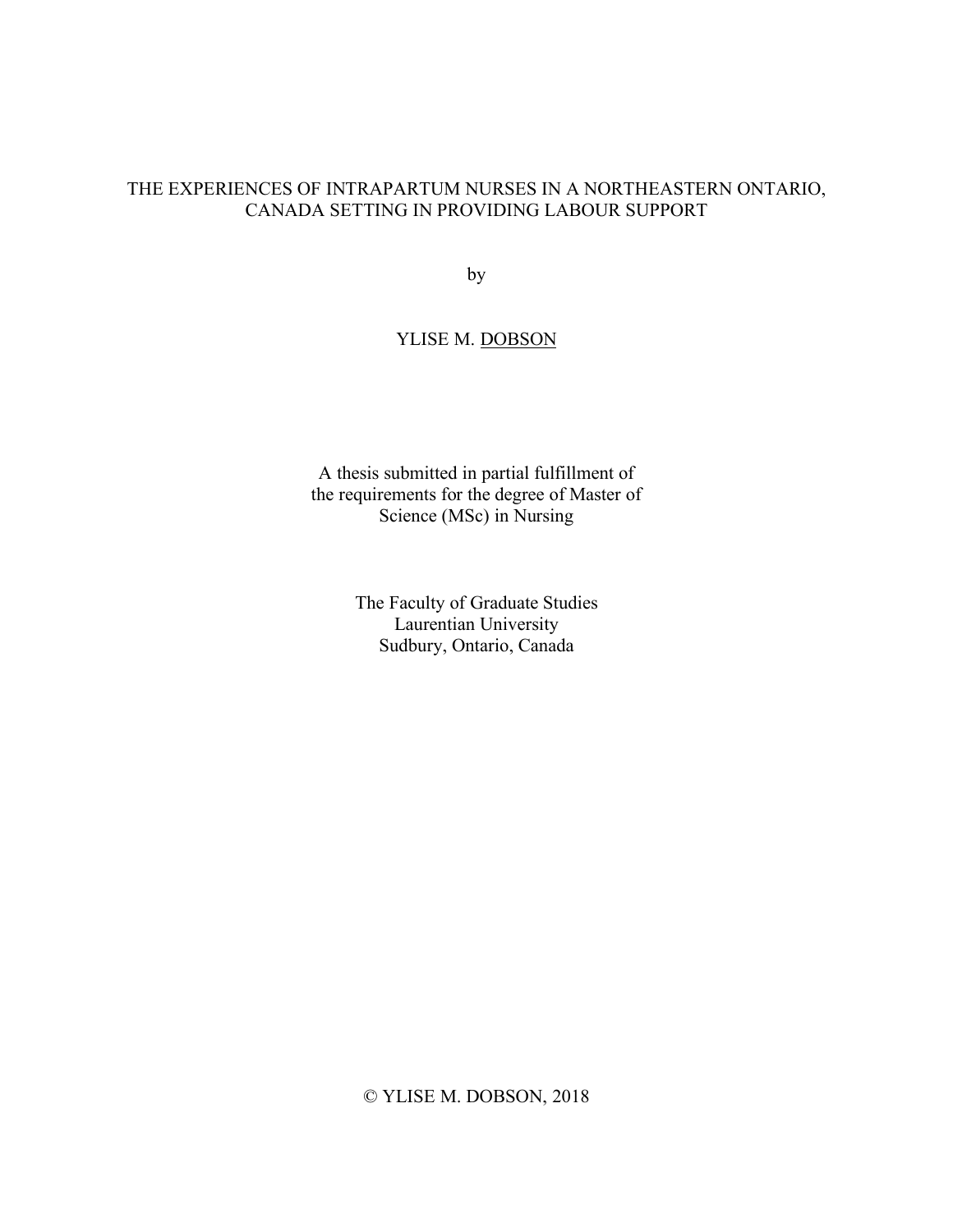# THE EXPERIENCES OF INTRAPARTUM NURSES IN A NORTHEASTERN ONTARIO, CANADA SETTING IN PROVIDING LABOUR SUPPORT

by

YLISE M. DOBSON

A thesis submitted in partial fulfillment of the requirements for the degree of Master of Science (MSc) in Nursing

The Faculty of Graduate Studies
Laurentian University
Sudbury, Ontario, Canada

© YLISE M. DOBSON, 2018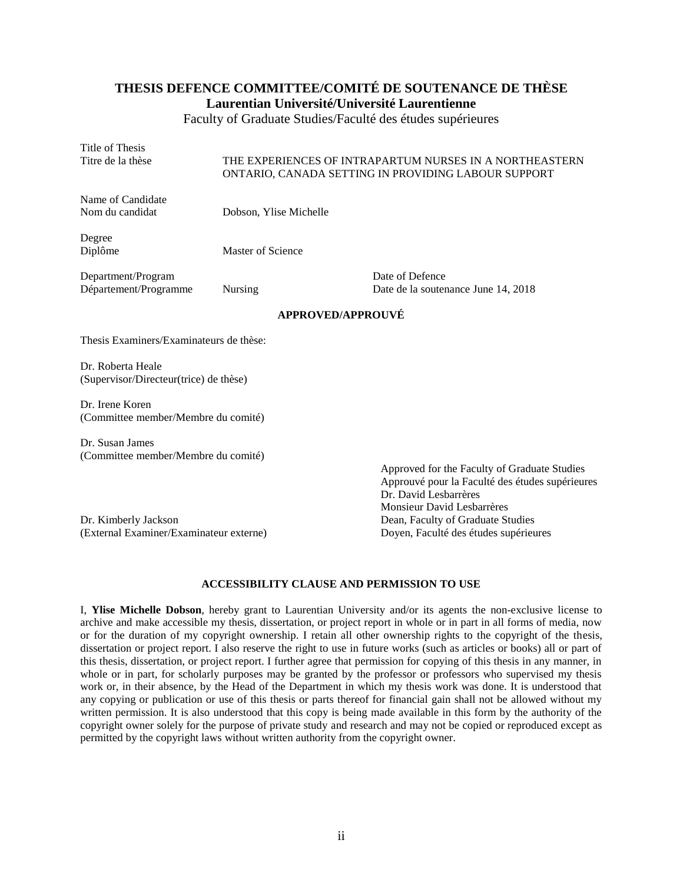# THESIS DEFENCE COMMITTEE/COMITÉ DE SOUTENANCE DE THÈSE

## Laurentian Université/Université Laurentienne

Faculty of Graduate Studies/Faculté des études supérieures

Title of Thesis
Titre de la thèse THE EXPERIENCES OF INTRAPARTUM NURSES IN A NORTHEASTERN ONTARIO, CANADA SETTING IN PROVIDING LABOUR SUPPORT

Name of Candidate
Nom du candidat Dobson, Ylise Michelle

Degree
Diplôme Master of Science

Department/Program
Département/Programme Nursing

Date of Defence
Date de la soutenance June 14, 2018

**APPROVED/APPROUVÉ**

Thesis Examiners/Examinateurs de thèse:

Dr. Roberta Heale
(Supervisor/Directeur(trice) de thèse)

Dr. Irene Koren
(Committee member/Membre du comité)

Dr. Susan James
(Committee member/Membre du comité)

Dr. Kimberly Jackson
(External Examiner/Examinateur externe)

Approved for the Faculty of Graduate Studies
Approuvé pour la Faculté des études supérieures
Dr. David Lesbarrères
Monsieur David Lesbarrères
Dean, Faculty of Graduate Studies
Doyen, Faculté des études supérieures

**ACCESSIBILITY CLAUSE AND PERMISSION TO USE**

I, **Ylise Michelle Dobson**, hereby grant to Laurentian University and/or its agents the non-exclusive license to archive and make accessible my thesis, dissertation, or project report in whole or in part in all forms of media, now or for the duration of my copyright ownership. I retain all other ownership rights to the copyright of the thesis, dissertation or project report. I also reserve the right to use in future works (such as articles or books) all or part of this thesis, dissertation, or project report. I further agree that permission for copying of this thesis in any manner, in whole or in part, for scholarly purposes may be granted by the professor or professors who supervised my thesis work or, in their absence, by the Head of the Department in which my thesis work was done. It is understood that any copying or publication or use of this thesis or parts thereof for financial gain shall not be allowed without my written permission. It is also understood that this copy is being made available in this form by the authority of the copyright owner solely for the purpose of private study and research and may not be copied or reproduced except as permitted by the copyright laws without written authority from the copyright owner.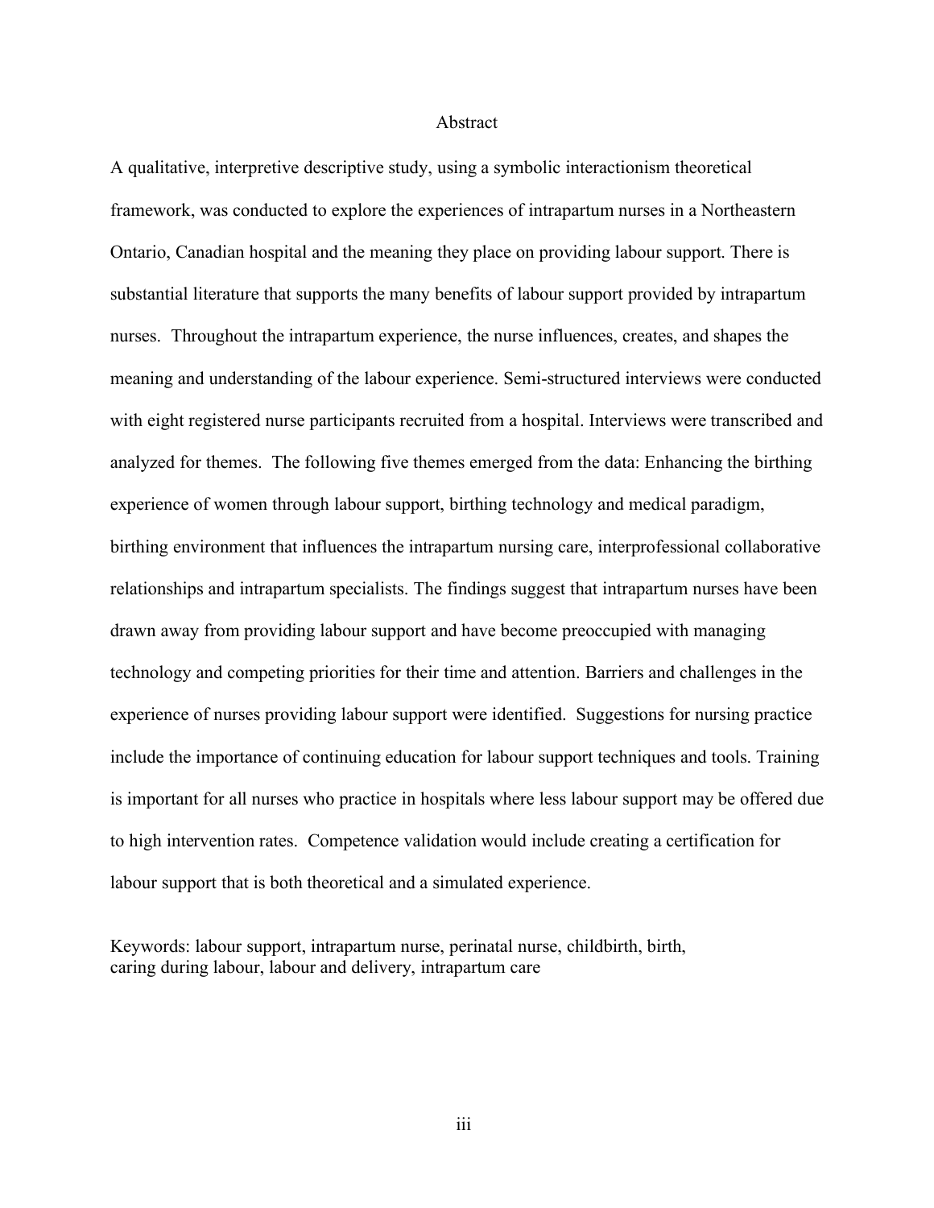# Abstract

A qualitative, interpretive descriptive study, using a symbolic interactionism theoretical framework, was conducted to explore the experiences of intrapartum nurses in a Northeastern Ontario, Canadian hospital and the meaning they place on providing labour support. There is substantial literature that supports the many benefits of labour support provided by intrapartum nurses. Throughout the intrapartum experience, the nurse influences, creates, and shapes the meaning and understanding of the labour experience. Semi-structured interviews were conducted with eight registered nurse participants recruited from a hospital. Interviews were transcribed and analyzed for themes. The following five themes emerged from the data: Enhancing the birthing experience of women through labour support, birthing technology and medical paradigm, birthing environment that influences the intrapartum nursing care, interprofessional collaborative relationships and intrapartum specialists. The findings suggest that intrapartum nurses have been drawn away from providing labour support and have become preoccupied with managing technology and competing priorities for their time and attention. Barriers and challenges in the experience of nurses providing labour support were identified. Suggestions for nursing practice include the importance of continuing education for labour support techniques and tools. Training is important for all nurses who practice in hospitals where less labour support may be offered due to high intervention rates. Competence validation would include creating a certification for labour support that is both theoretical and a simulated experience.

Keywords: labour support, intrapartum nurse, perinatal nurse, childbirth, birth, caring during labour, labour and delivery, intrapartum care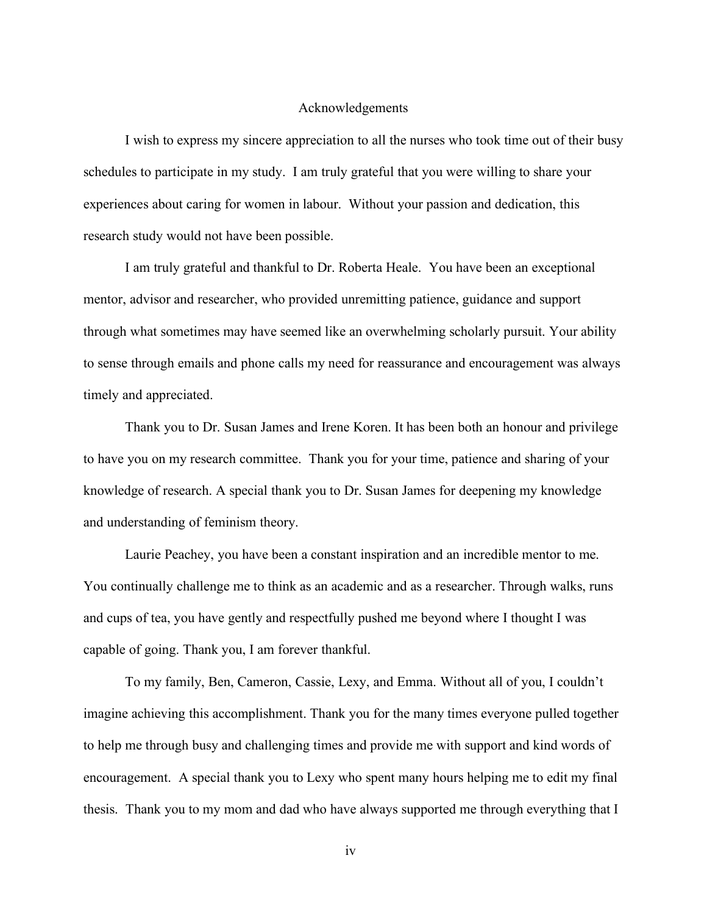# Acknowledgements

I wish to express my sincere appreciation to all the nurses who took time out of their busy schedules to participate in my study. I am truly grateful that you were willing to share your experiences about caring for women in labour. Without your passion and dedication, this research study would not have been possible.

I am truly grateful and thankful to Dr. Roberta Heale. You have been an exceptional mentor, advisor and researcher, who provided unremitting patience, guidance and support through what sometimes may have seemed like an overwhelming scholarly pursuit. Your ability to sense through emails and phone calls my need for reassurance and encouragement was always timely and appreciated.

Thank you to Dr. Susan James and Irene Koren. It has been both an honour and privilege to have you on my research committee. Thank you for your time, patience and sharing of your knowledge of research. A special thank you to Dr. Susan James for deepening my knowledge and understanding of feminism theory.

Laurie Peachey, you have been a constant inspiration and an incredible mentor to me. You continually challenge me to think as an academic and as a researcher. Through walks, runs and cups of tea, you have gently and respectfully pushed me beyond where I thought I was capable of going. Thank you, I am forever thankful.

To my family, Ben, Cameron, Cassie, Lexy, and Emma. Without all of you, I couldn't imagine achieving this accomplishment. Thank you for the many times everyone pulled together to help me through busy and challenging times and provide me with support and kind words of encouragement. A special thank you to Lexy who spent many hours helping me to edit my final thesis. Thank you to my mom and dad who have always supported me through everything that I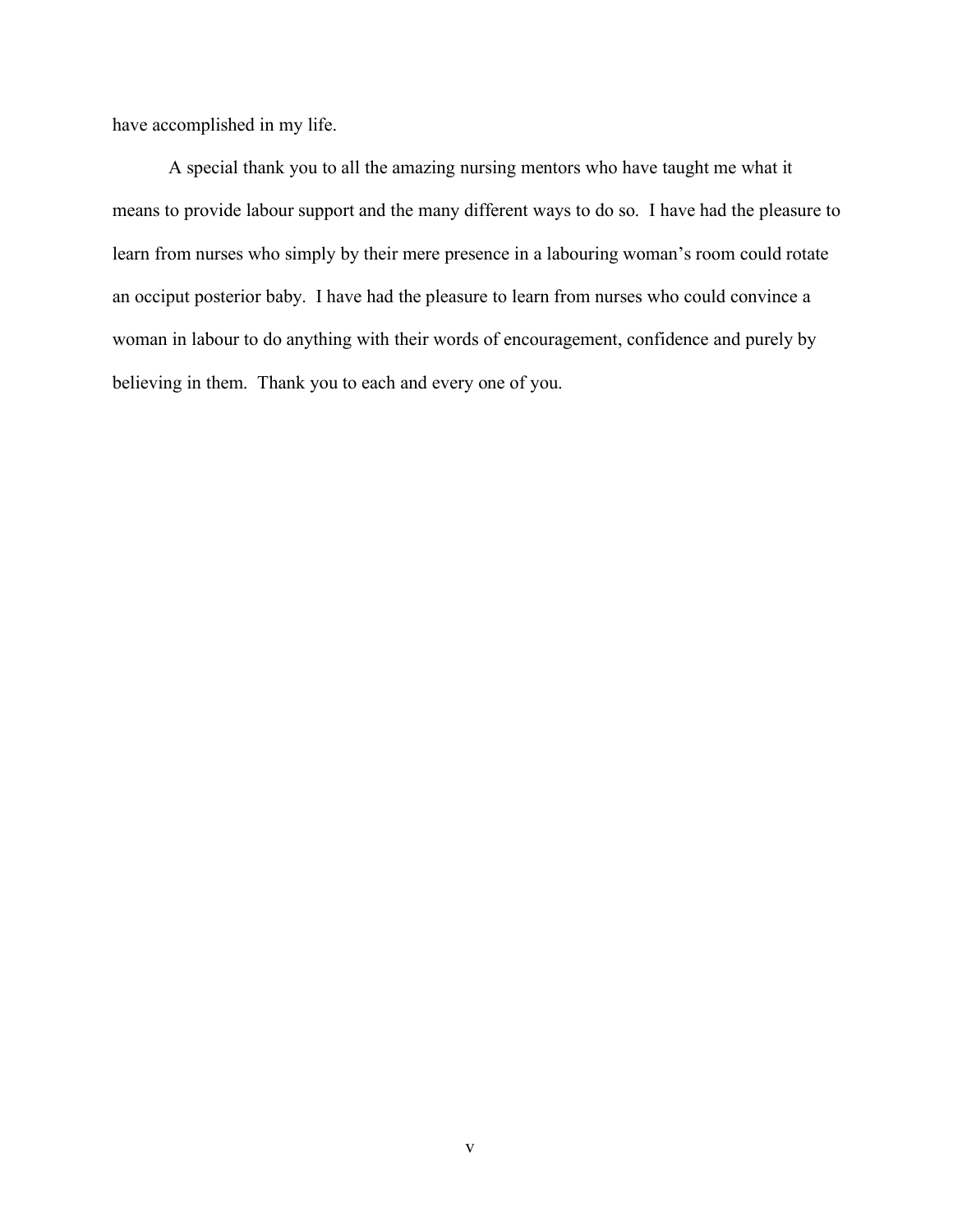have accomplished in my life.

A special thank you to all the amazing nursing mentors who have taught me what it means to provide labour support and the many different ways to do so. I have had the pleasure to learn from nurses who simply by their mere presence in a labouring woman's room could rotate an occiput posterior baby. I have had the pleasure to learn from nurses who could convince a woman in labour to do anything with their words of encouragement, confidence and purely by believing in them. Thank you to each and every one of you.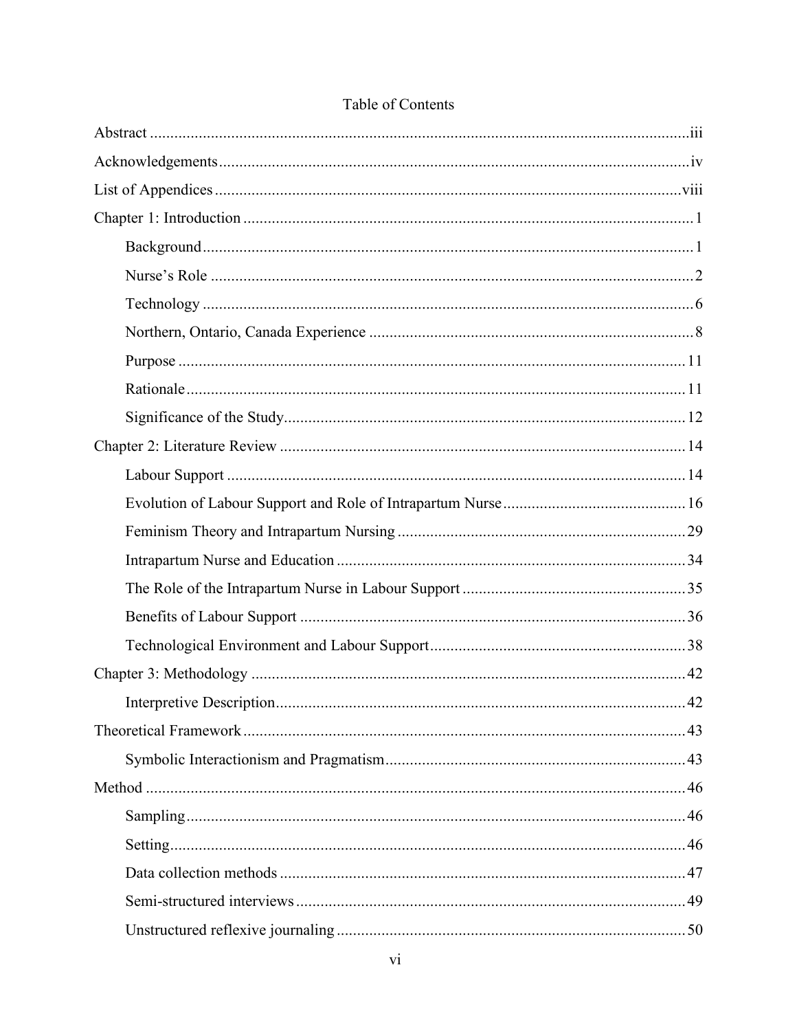# Table of Contents

Abstract ........................................................................................................................ iii

Acknowledgements ...................................................................................................... iv

List of Appendices ....................................................................................................... viii

Chapter 1: Introduction .................................................................................................. 1

- Background ........................................................................................................... 1
- Nurse's Role .......................................................................................................... 2
- Technology ............................................................................................................ 6
- Northern, Ontario, Canada Experience .................................................................. 8
- Purpose ................................................................................................................ 11
- Rationale .............................................................................................................. 11
- Significance of the Study ...................................................................................... 12

Chapter 2: Literature Review ....................................................................................... 14

- Labour Support .................................................................................................... 14
- Evolution of Labour Support and Role of Intrapartum Nurse ............................... 16
- Feminism Theory and Intrapartum Nursing ......................................................... 29
- Intrapartum Nurse and Education ........................................................................ 34
- The Role of the Intrapartum Nurse in Labour Support ......................................... 35
- Benefits of Labour Support .................................................................................. 36
- Technological Environment and Labour Support ................................................. 38

Chapter 3: Methodology .............................................................................................. 42

- Interpretive Description ........................................................................................ 42

Theoretical Framework ................................................................................................ 43

- Symbolic Interactionism and Pragmatism ............................................................. 43

Method ........................................................................................................................ 46

- Sampling .............................................................................................................. 46
- Setting .................................................................................................................. 46
- Data collection methods ....................................................................................... 47
- Semi-structured interviews ................................................................................... 49
- Unstructured reflexive journaling ......................................................................... 50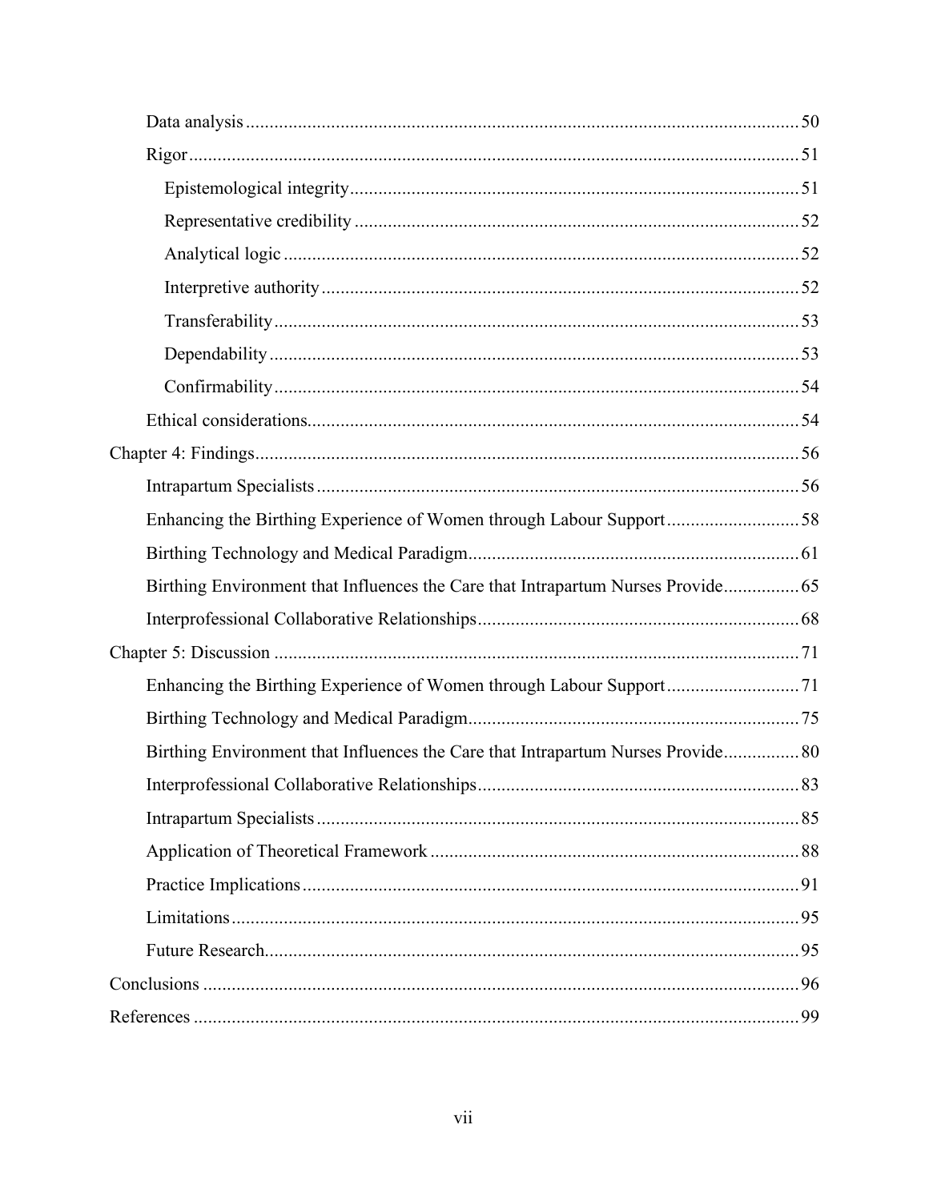Data analysis .......... 50

Rigor .......... 51

Epistemological integrity .......... 51

Representative credibility .......... 52

Analytical logic .......... 52

Interpretive authority .......... 52

Transferability .......... 53

Dependability .......... 53

Confirmability .......... 54

Ethical considerations .......... 54

Chapter 4: Findings .......... 56

Intrapartum Specialists .......... 56

Enhancing the Birthing Experience of Women through Labour Support .......... 58

Birthing Technology and Medical Paradigm .......... 61

Birthing Environment that Influences the Care that Intrapartum Nurses Provide .......... 65

Interprofessional Collaborative Relationships .......... 68

Chapter 5: Discussion .......... 71

Enhancing the Birthing Experience of Women through Labour Support .......... 71

Birthing Technology and Medical Paradigm .......... 75

Birthing Environment that Influences the Care that Intrapartum Nurses Provide .......... 80

Interprofessional Collaborative Relationships .......... 83

Intrapartum Specialists .......... 85

Application of Theoretical Framework .......... 88

Practice Implications .......... 91

Limitations .......... 95

Future Research .......... 95

Conclusions .......... 96

References .......... 99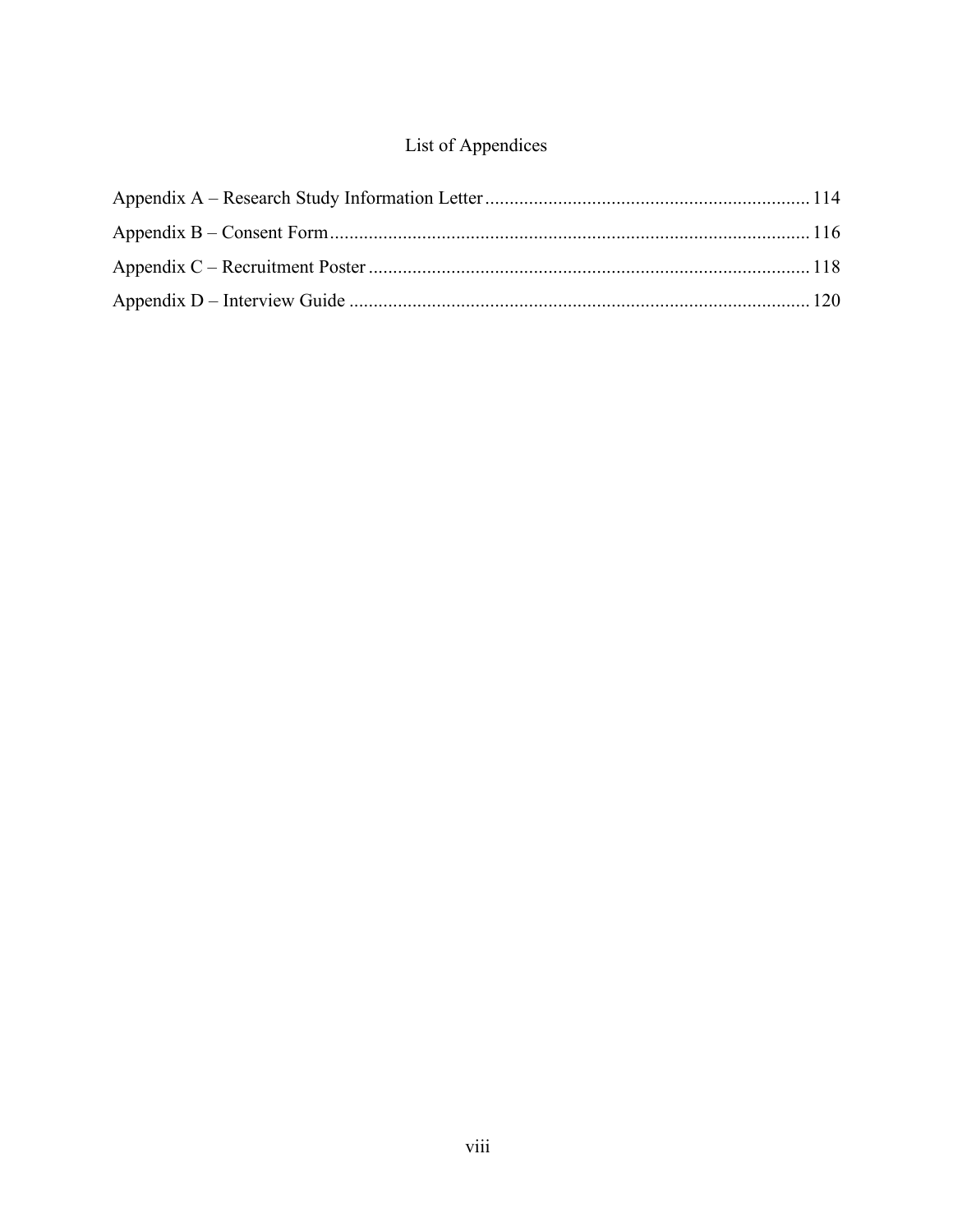# List of Appendices

Appendix A – Research Study Information Letter ........................................................ 114

Appendix B – Consent Form ........................................................................................ 116

Appendix C – Recruitment Poster ................................................................................ 118

Appendix D – Interview Guide ..................................................................................... 120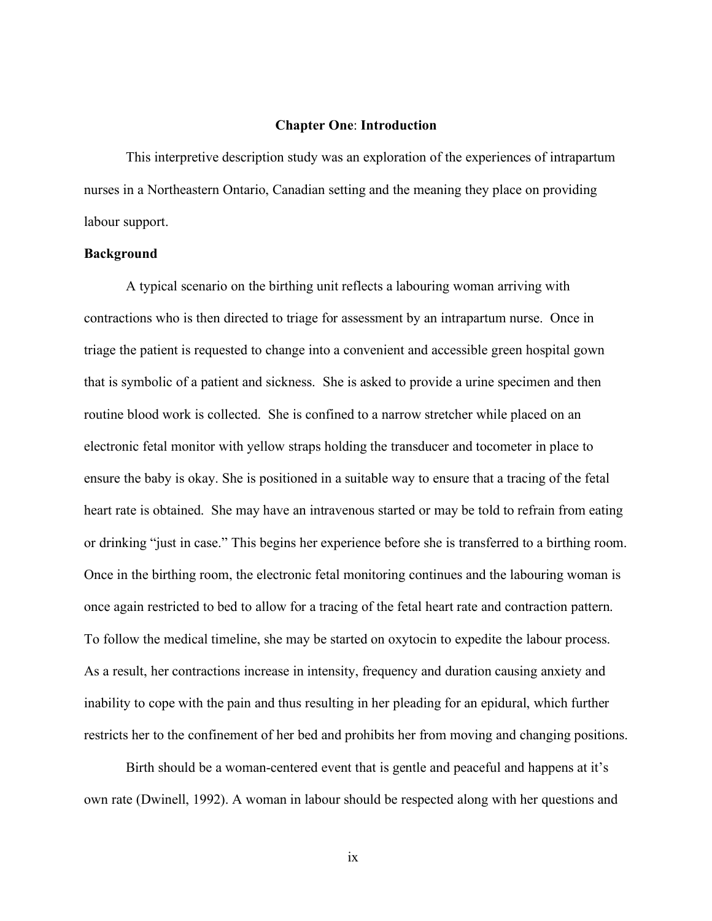# Chapter One: Introduction

This interpretive description study was an exploration of the experiences of intrapartum nurses in a Northeastern Ontario, Canadian setting and the meaning they place on providing labour support.

## Background

A typical scenario on the birthing unit reflects a labouring woman arriving with contractions who is then directed to triage for assessment by an intrapartum nurse. Once in triage the patient is requested to change into a convenient and accessible green hospital gown that is symbolic of a patient and sickness. She is asked to provide a urine specimen and then routine blood work is collected. She is confined to a narrow stretcher while placed on an electronic fetal monitor with yellow straps holding the transducer and tocometer in place to ensure the baby is okay. She is positioned in a suitable way to ensure that a tracing of the fetal heart rate is obtained. She may have an intravenous started or may be told to refrain from eating or drinking "just in case." This begins her experience before she is transferred to a birthing room. Once in the birthing room, the electronic fetal monitoring continues and the labouring woman is once again restricted to bed to allow for a tracing of the fetal heart rate and contraction pattern. To follow the medical timeline, she may be started on oxytocin to expedite the labour process. As a result, her contractions increase in intensity, frequency and duration causing anxiety and inability to cope with the pain and thus resulting in her pleading for an epidural, which further restricts her to the confinement of her bed and prohibits her from moving and changing positions.

Birth should be a woman-centered event that is gentle and peaceful and happens at it's own rate (Dwinell, 1992). A woman in labour should be respected along with her questions and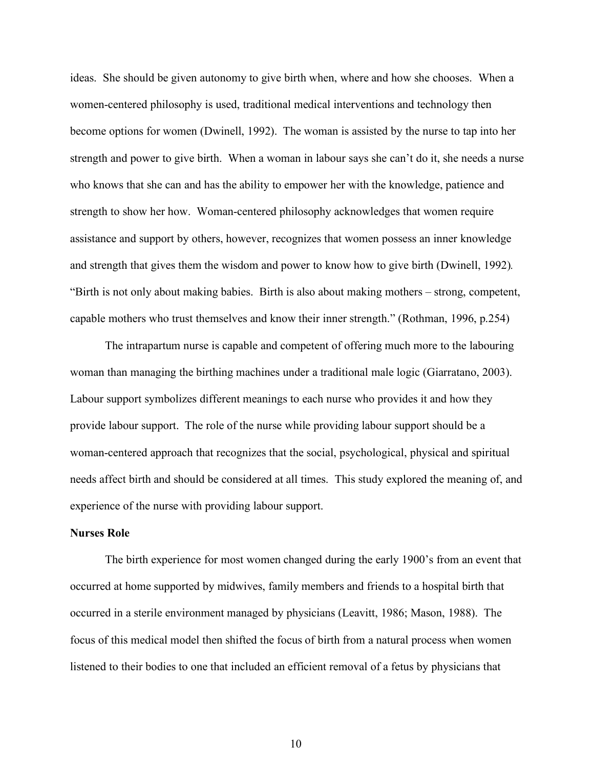ideas. She should be given autonomy to give birth when, where and how she chooses. When a women-centered philosophy is used, traditional medical interventions and technology then become options for women (Dwinell, 1992). The woman is assisted by the nurse to tap into her strength and power to give birth. When a woman in labour says she can't do it, she needs a nurse who knows that she can and has the ability to empower her with the knowledge, patience and strength to show her how. Woman-centered philosophy acknowledges that women require assistance and support by others, however, recognizes that women possess an inner knowledge and strength that gives them the wisdom and power to know how to give birth (Dwinell, 1992). "Birth is not only about making babies. Birth is also about making mothers – strong, competent, capable mothers who trust themselves and know their inner strength." (Rothman, 1996, p.254)

The intrapartum nurse is capable and competent of offering much more to the labouring woman than managing the birthing machines under a traditional male logic (Giarratano, 2003). Labour support symbolizes different meanings to each nurse who provides it and how they provide labour support. The role of the nurse while providing labour support should be a woman-centered approach that recognizes that the social, psychological, physical and spiritual needs affect birth and should be considered at all times. This study explored the meaning of, and experience of the nurse with providing labour support.

**Nurses Role**

The birth experience for most women changed during the early 1900's from an event that occurred at home supported by midwives, family members and friends to a hospital birth that occurred in a sterile environment managed by physicians (Leavitt, 1986; Mason, 1988). The focus of this medical model then shifted the focus of birth from a natural process when women listened to their bodies to one that included an efficient removal of a fetus by physicians that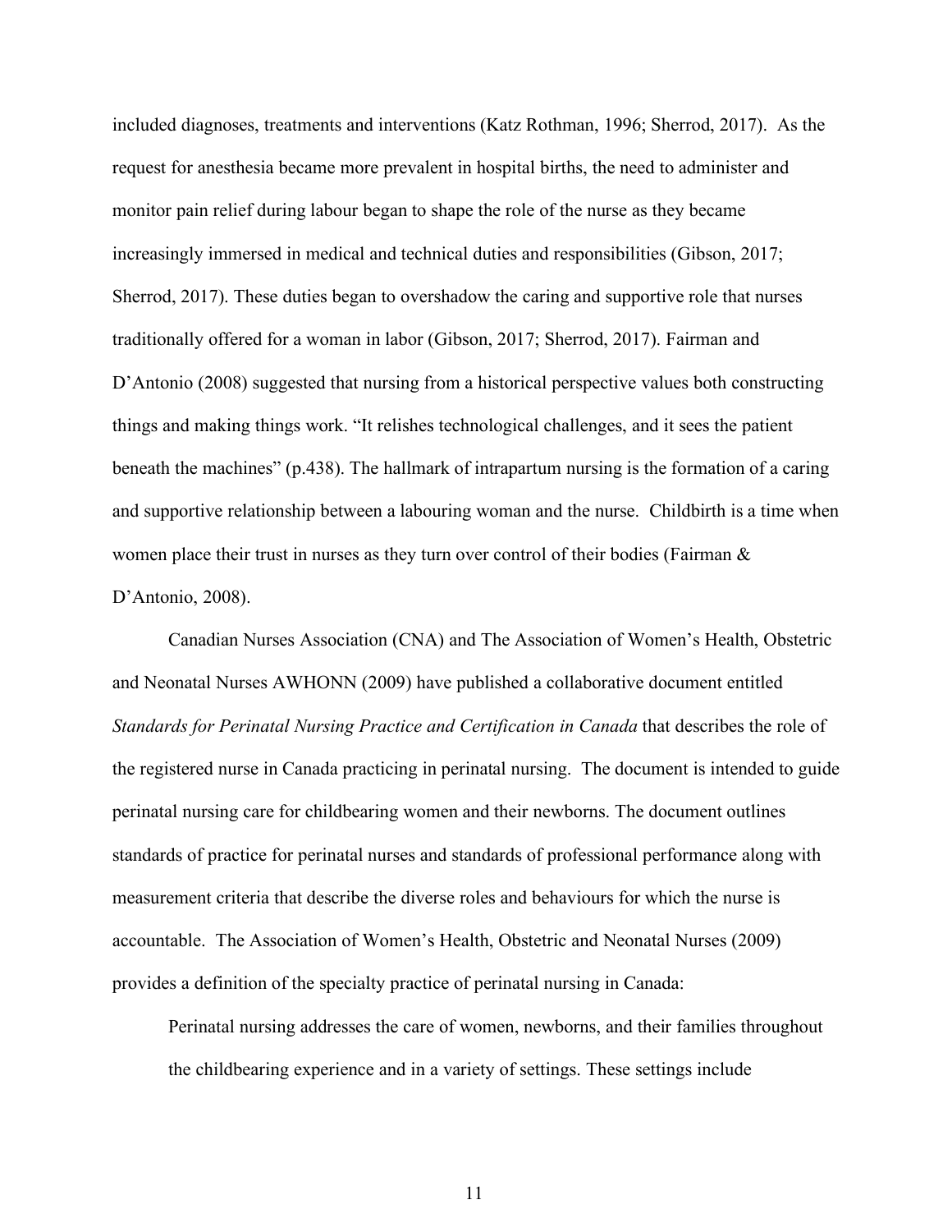included diagnoses, treatments and interventions (Katz Rothman, 1996; Sherrod, 2017). As the request for anesthesia became more prevalent in hospital births, the need to administer and monitor pain relief during labour began to shape the role of the nurse as they became increasingly immersed in medical and technical duties and responsibilities (Gibson, 2017; Sherrod, 2017). These duties began to overshadow the caring and supportive role that nurses traditionally offered for a woman in labor (Gibson, 2017; Sherrod, 2017). Fairman and D'Antonio (2008) suggested that nursing from a historical perspective values both constructing things and making things work. "It relishes technological challenges, and it sees the patient beneath the machines" (p.438). The hallmark of intrapartum nursing is the formation of a caring and supportive relationship between a labouring woman and the nurse. Childbirth is a time when women place their trust in nurses as they turn over control of their bodies (Fairman & D'Antonio, 2008).

Canadian Nurses Association (CNA) and The Association of Women's Health, Obstetric and Neonatal Nurses AWHONN (2009) have published a collaborative document entitled *Standards for Perinatal Nursing Practice and Certification in Canada* that describes the role of the registered nurse in Canada practicing in perinatal nursing. The document is intended to guide perinatal nursing care for childbearing women and their newborns. The document outlines standards of practice for perinatal nurses and standards of professional performance along with measurement criteria that describe the diverse roles and behaviours for which the nurse is accountable. The Association of Women's Health, Obstetric and Neonatal Nurses (2009) provides a definition of the specialty practice of perinatal nursing in Canada:

> Perinatal nursing addresses the care of women, newborns, and their families throughout the childbearing experience and in a variety of settings. These settings include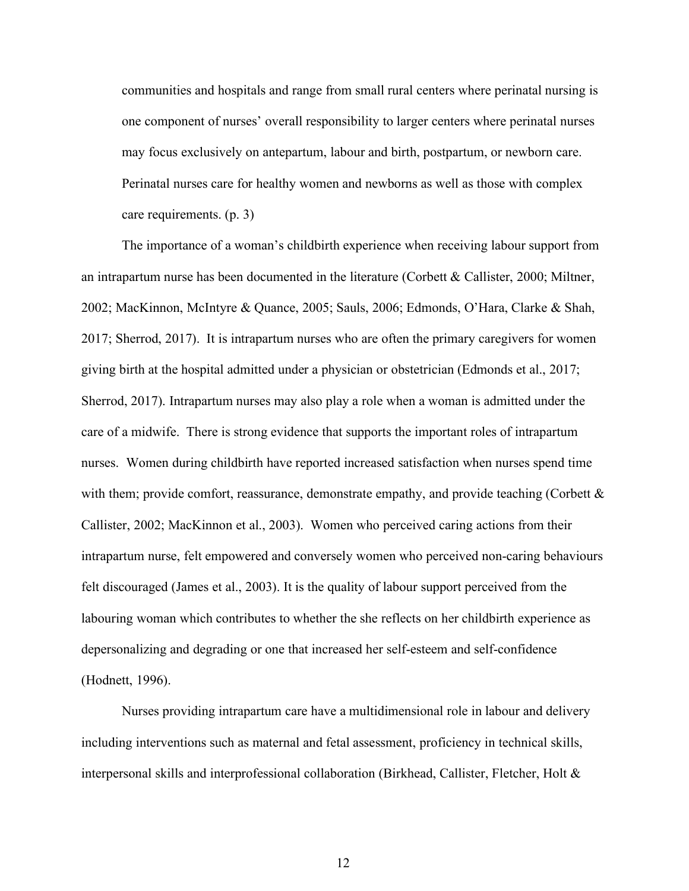> communities and hospitals and range from small rural centers where perinatal nursing is one component of nurses' overall responsibility to larger centers where perinatal nurses may focus exclusively on antepartum, labour and birth, postpartum, or newborn care. Perinatal nurses care for healthy women and newborns as well as those with complex care requirements. (p. 3)

The importance of a woman's childbirth experience when receiving labour support from an intrapartum nurse has been documented in the literature (Corbett & Callister, 2000; Miltner, 2002; MacKinnon, McIntyre & Quance, 2005; Sauls, 2006; Edmonds, O'Hara, Clarke & Shah, 2017; Sherrod, 2017). It is intrapartum nurses who are often the primary caregivers for women giving birth at the hospital admitted under a physician or obstetrician (Edmonds et al., 2017; Sherrod, 2017). Intrapartum nurses may also play a role when a woman is admitted under the care of a midwife. There is strong evidence that supports the important roles of intrapartum nurses. Women during childbirth have reported increased satisfaction when nurses spend time with them; provide comfort, reassurance, demonstrate empathy, and provide teaching (Corbett & Callister, 2002; MacKinnon et al., 2003). Women who perceived caring actions from their intrapartum nurse, felt empowered and conversely women who perceived non-caring behaviours felt discouraged (James et al., 2003). It is the quality of labour support perceived from the labouring woman which contributes to whether the she reflects on her childbirth experience as depersonalizing and degrading or one that increased her self-esteem and self-confidence (Hodnett, 1996).

Nurses providing intrapartum care have a multidimensional role in labour and delivery including interventions such as maternal and fetal assessment, proficiency in technical skills, interpersonal skills and interprofessional collaboration (Birkhead, Callister, Fletcher, Holt &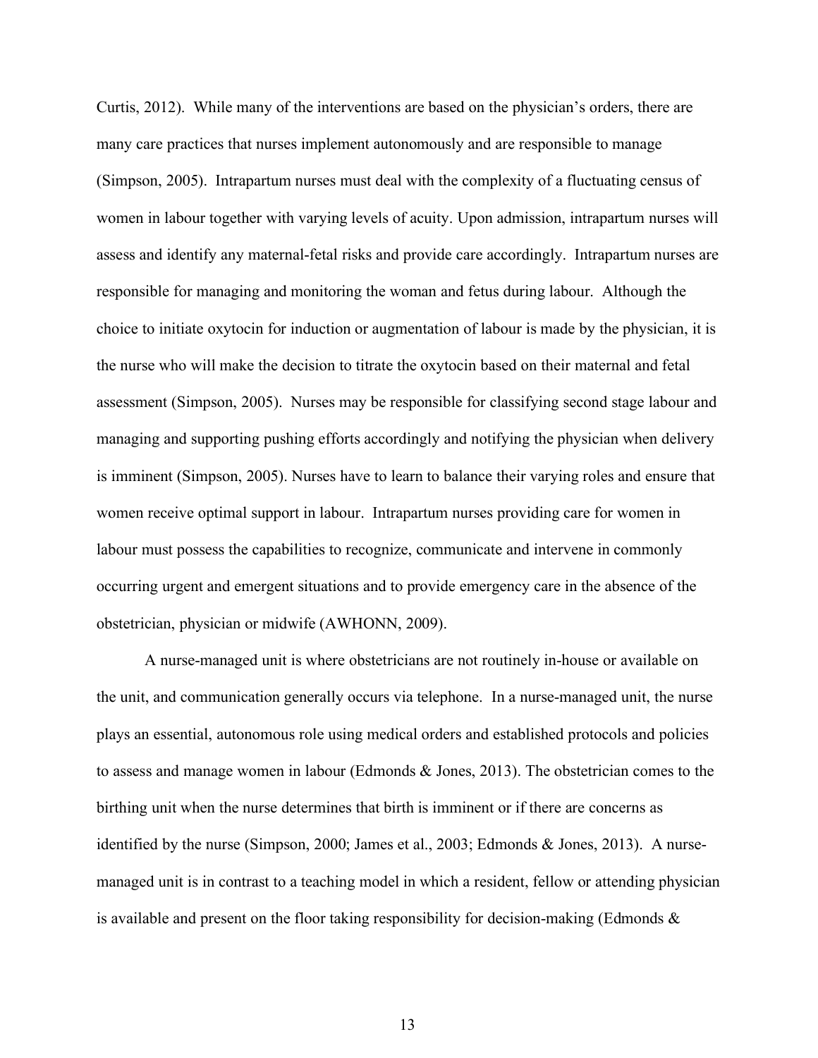Curtis, 2012). While many of the interventions are based on the physician's orders, there are many care practices that nurses implement autonomously and are responsible to manage (Simpson, 2005). Intrapartum nurses must deal with the complexity of a fluctuating census of women in labour together with varying levels of acuity. Upon admission, intrapartum nurses will assess and identify any maternal-fetal risks and provide care accordingly. Intrapartum nurses are responsible for managing and monitoring the woman and fetus during labour. Although the choice to initiate oxytocin for induction or augmentation of labour is made by the physician, it is the nurse who will make the decision to titrate the oxytocin based on their maternal and fetal assessment (Simpson, 2005). Nurses may be responsible for classifying second stage labour and managing and supporting pushing efforts accordingly and notifying the physician when delivery is imminent (Simpson, 2005). Nurses have to learn to balance their varying roles and ensure that women receive optimal support in labour. Intrapartum nurses providing care for women in labour must possess the capabilities to recognize, communicate and intervene in commonly occurring urgent and emergent situations and to provide emergency care in the absence of the obstetrician, physician or midwife (AWHONN, 2009).

A nurse-managed unit is where obstetricians are not routinely in-house or available on the unit, and communication generally occurs via telephone. In a nurse-managed unit, the nurse plays an essential, autonomous role using medical orders and established protocols and policies to assess and manage women in labour (Edmonds & Jones, 2013). The obstetrician comes to the birthing unit when the nurse determines that birth is imminent or if there are concerns as identified by the nurse (Simpson, 2000; James et al., 2003; Edmonds & Jones, 2013). A nurse-managed unit is in contrast to a teaching model in which a resident, fellow or attending physician is available and present on the floor taking responsibility for decision-making (Edmonds &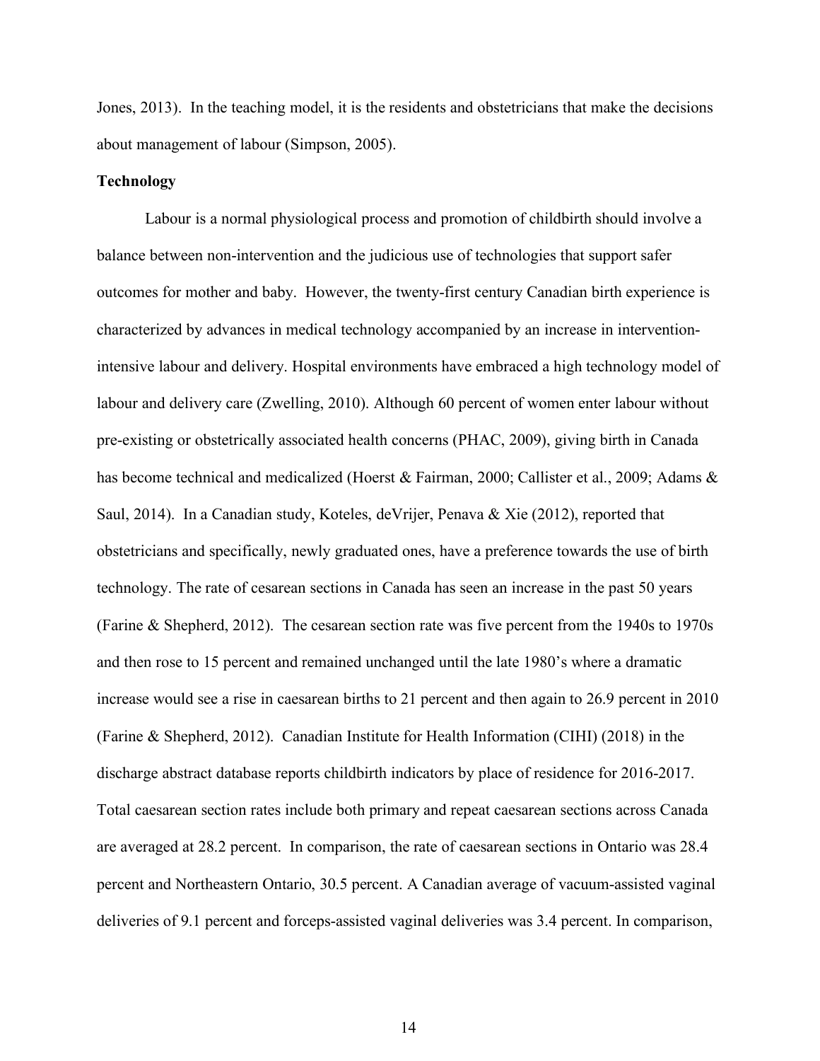Jones, 2013). In the teaching model, it is the residents and obstetricians that make the decisions about management of labour (Simpson, 2005).

**Technology**

Labour is a normal physiological process and promotion of childbirth should involve a balance between non-intervention and the judicious use of technologies that support safer outcomes for mother and baby. However, the twenty-first century Canadian birth experience is characterized by advances in medical technology accompanied by an increase in intervention-intensive labour and delivery. Hospital environments have embraced a high technology model of labour and delivery care (Zwelling, 2010). Although 60 percent of women enter labour without pre-existing or obstetrically associated health concerns (PHAC, 2009), giving birth in Canada has become technical and medicalized (Hoerst & Fairman, 2000; Callister et al., 2009; Adams & Saul, 2014). In a Canadian study, Koteles, deVrijer, Penava & Xie (2012), reported that obstetricians and specifically, newly graduated ones, have a preference towards the use of birth technology. The rate of cesarean sections in Canada has seen an increase in the past 50 years (Farine & Shepherd, 2012). The cesarean section rate was five percent from the 1940s to 1970s and then rose to 15 percent and remained unchanged until the late 1980's where a dramatic increase would see a rise in caesarean births to 21 percent and then again to 26.9 percent in 2010 (Farine & Shepherd, 2012). Canadian Institute for Health Information (CIHI) (2018) in the discharge abstract database reports childbirth indicators by place of residence for 2016-2017. Total caesarean section rates include both primary and repeat caesarean sections across Canada are averaged at 28.2 percent. In comparison, the rate of caesarean sections in Ontario was 28.4 percent and Northeastern Ontario, 30.5 percent. A Canadian average of vacuum-assisted vaginal deliveries of 9.1 percent and forceps-assisted vaginal deliveries was 3.4 percent. In comparison,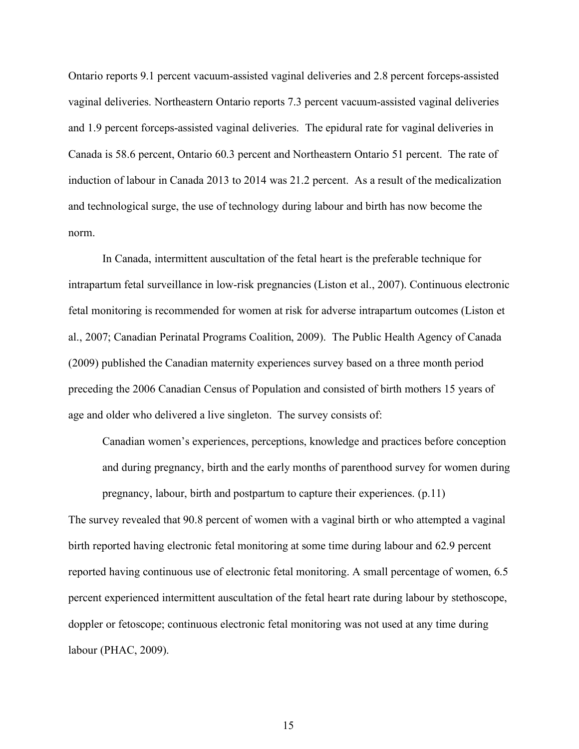Ontario reports 9.1 percent vacuum-assisted vaginal deliveries and 2.8 percent forceps-assisted vaginal deliveries. Northeastern Ontario reports 7.3 percent vacuum-assisted vaginal deliveries and 1.9 percent forceps-assisted vaginal deliveries. The epidural rate for vaginal deliveries in Canada is 58.6 percent, Ontario 60.3 percent and Northeastern Ontario 51 percent. The rate of induction of labour in Canada 2013 to 2014 was 21.2 percent. As a result of the medicalization and technological surge, the use of technology during labour and birth has now become the norm.

In Canada, intermittent auscultation of the fetal heart is the preferable technique for intrapartum fetal surveillance in low-risk pregnancies (Liston et al., 2007). Continuous electronic fetal monitoring is recommended for women at risk for adverse intrapartum outcomes (Liston et al., 2007; Canadian Perinatal Programs Coalition, 2009). The Public Health Agency of Canada (2009) published the Canadian maternity experiences survey based on a three month period preceding the 2006 Canadian Census of Population and consisted of birth mothers 15 years of age and older who delivered a live singleton. The survey consists of:

> Canadian women's experiences, perceptions, knowledge and practices before conception and during pregnancy, birth and the early months of parenthood survey for women during pregnancy, labour, birth and postpartum to capture their experiences. (p.11)

The survey revealed that 90.8 percent of women with a vaginal birth or who attempted a vaginal birth reported having electronic fetal monitoring at some time during labour and 62.9 percent reported having continuous use of electronic fetal monitoring. A small percentage of women, 6.5 percent experienced intermittent auscultation of the fetal heart rate during labour by stethoscope, doppler or fetoscope; continuous electronic fetal monitoring was not used at any time during labour (PHAC, 2009).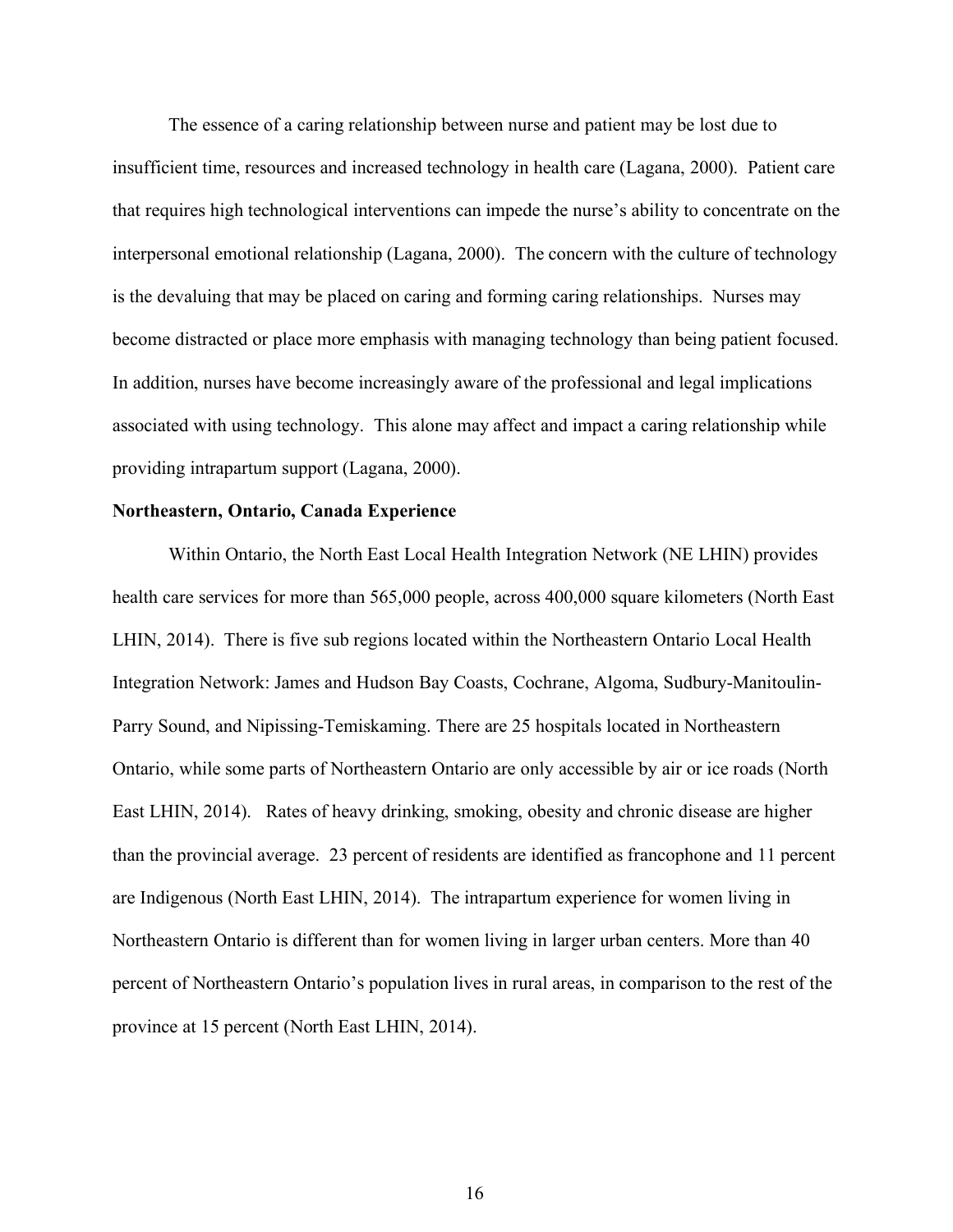The essence of a caring relationship between nurse and patient may be lost due to insufficient time, resources and increased technology in health care (Lagana, 2000). Patient care that requires high technological interventions can impede the nurse's ability to concentrate on the interpersonal emotional relationship (Lagana, 2000). The concern with the culture of technology is the devaluing that may be placed on caring and forming caring relationships. Nurses may become distracted or place more emphasis with managing technology than being patient focused. In addition, nurses have become increasingly aware of the professional and legal implications associated with using technology. This alone may affect and impact a caring relationship while providing intrapartum support (Lagana, 2000).

**Northeastern, Ontario, Canada Experience**

Within Ontario, the North East Local Health Integration Network (NE LHIN) provides health care services for more than 565,000 people, across 400,000 square kilometers (North East LHIN, 2014). There is five sub regions located within the Northeastern Ontario Local Health Integration Network: James and Hudson Bay Coasts, Cochrane, Algoma, Sudbury-Manitoulin-Parry Sound, and Nipissing-Temiskaming. There are 25 hospitals located in Northeastern Ontario, while some parts of Northeastern Ontario are only accessible by air or ice roads (North East LHIN, 2014). Rates of heavy drinking, smoking, obesity and chronic disease are higher than the provincial average. 23 percent of residents are identified as francophone and 11 percent are Indigenous (North East LHIN, 2014). The intrapartum experience for women living in Northeastern Ontario is different than for women living in larger urban centers. More than 40 percent of Northeastern Ontario's population lives in rural areas, in comparison to the rest of the province at 15 percent (North East LHIN, 2014).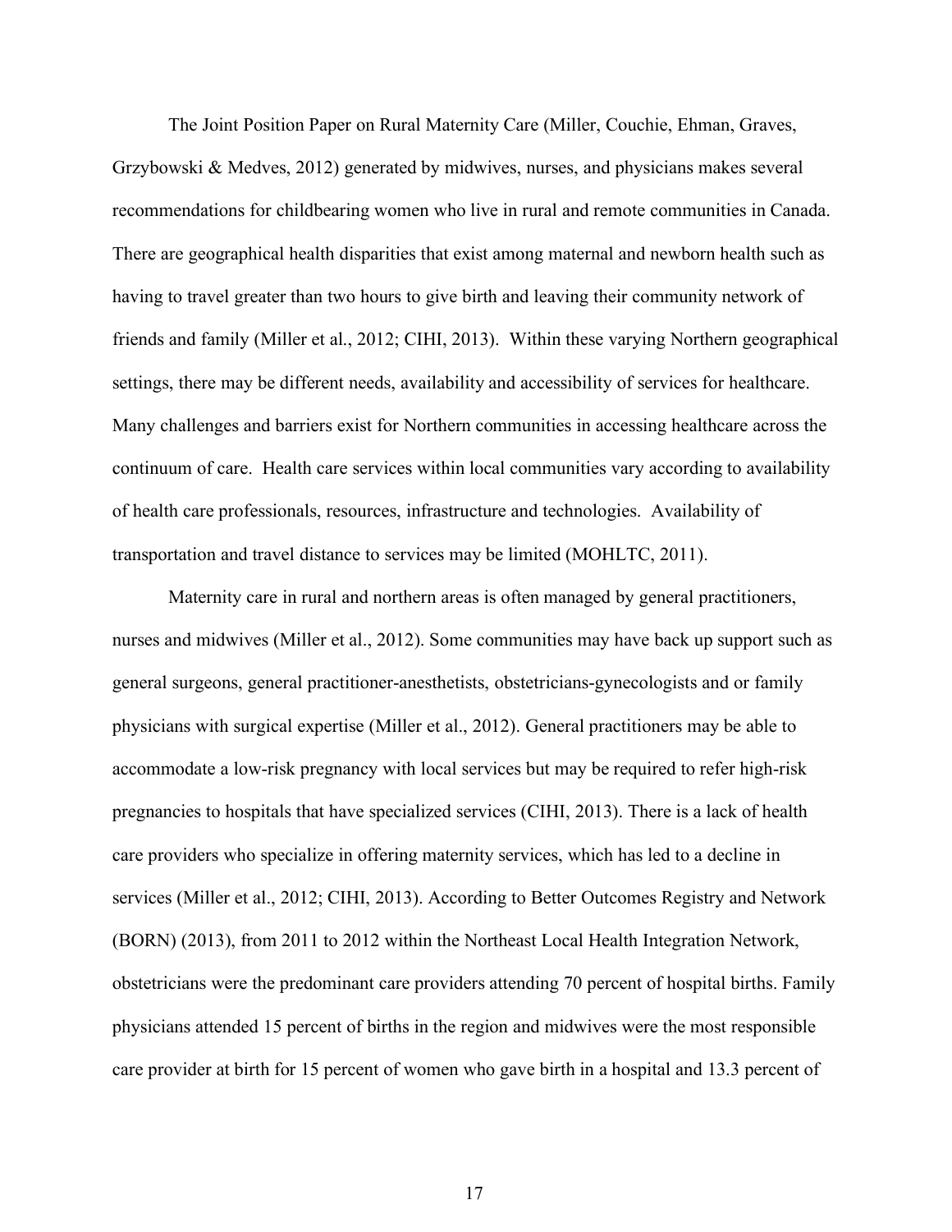The Joint Position Paper on Rural Maternity Care (Miller, Couchie, Ehman, Graves, Grzybowski & Medves, 2012) generated by midwives, nurses, and physicians makes several recommendations for childbearing women who live in rural and remote communities in Canada. There are geographical health disparities that exist among maternal and newborn health such as having to travel greater than two hours to give birth and leaving their community network of friends and family (Miller et al., 2012; CIHI, 2013). Within these varying Northern geographical settings, there may be different needs, availability and accessibility of services for healthcare. Many challenges and barriers exist for Northern communities in accessing healthcare across the continuum of care. Health care services within local communities vary according to availability of health care professionals, resources, infrastructure and technologies. Availability of transportation and travel distance to services may be limited (MOHLTC, 2011).

Maternity care in rural and northern areas is often managed by general practitioners, nurses and midwives (Miller et al., 2012). Some communities may have back up support such as general surgeons, general practitioner-anesthetists, obstetricians-gynecologists and or family physicians with surgical expertise (Miller et al., 2012). General practitioners may be able to accommodate a low-risk pregnancy with local services but may be required to refer high-risk pregnancies to hospitals that have specialized services (CIHI, 2013). There is a lack of health care providers who specialize in offering maternity services, which has led to a decline in services (Miller et al., 2012; CIHI, 2013). According to Better Outcomes Registry and Network (BORN) (2013), from 2011 to 2012 within the Northeast Local Health Integration Network, obstetricians were the predominant care providers attending 70 percent of hospital births. Family physicians attended 15 percent of births in the region and midwives were the most responsible care provider at birth for 15 percent of women who gave birth in a hospital and 13.3 percent of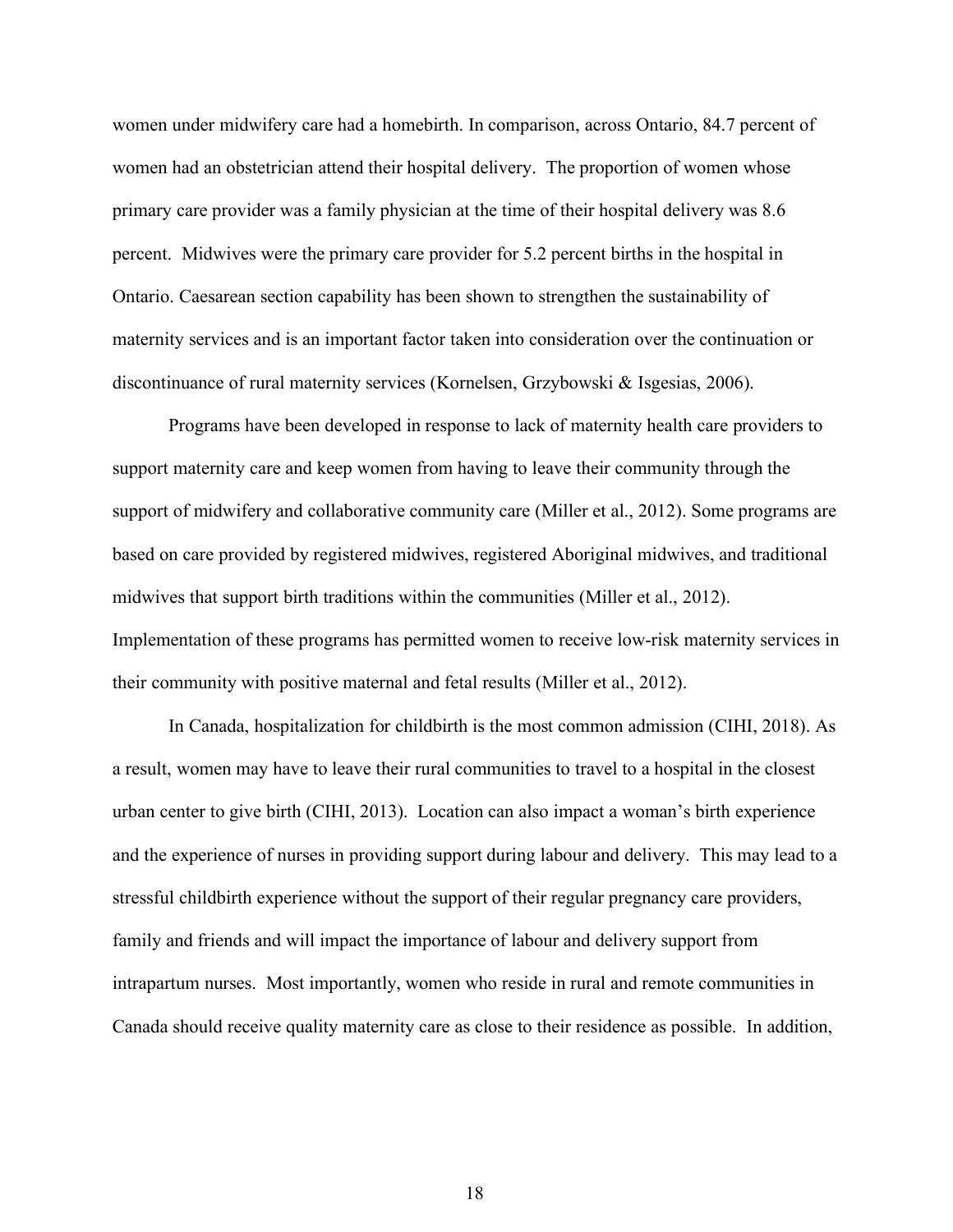women under midwifery care had a homebirth. In comparison, across Ontario, 84.7 percent of women had an obstetrician attend their hospital delivery. The proportion of women whose primary care provider was a family physician at the time of their hospital delivery was 8.6 percent. Midwives were the primary care provider for 5.2 percent births in the hospital in Ontario. Caesarean section capability has been shown to strengthen the sustainability of maternity services and is an important factor taken into consideration over the continuation or discontinuance of rural maternity services (Kornelsen, Grzybowski & Isgesias, 2006).

Programs have been developed in response to lack of maternity health care providers to support maternity care and keep women from having to leave their community through the support of midwifery and collaborative community care (Miller et al., 2012). Some programs are based on care provided by registered midwives, registered Aboriginal midwives, and traditional midwives that support birth traditions within the communities (Miller et al., 2012). Implementation of these programs has permitted women to receive low-risk maternity services in their community with positive maternal and fetal results (Miller et al., 2012).

In Canada, hospitalization for childbirth is the most common admission (CIHI, 2018). As a result, women may have to leave their rural communities to travel to a hospital in the closest urban center to give birth (CIHI, 2013). Location can also impact a woman's birth experience and the experience of nurses in providing support during labour and delivery. This may lead to a stressful childbirth experience without the support of their regular pregnancy care providers, family and friends and will impact the importance of labour and delivery support from intrapartum nurses. Most importantly, women who reside in rural and remote communities in Canada should receive quality maternity care as close to their residence as possible. In addition,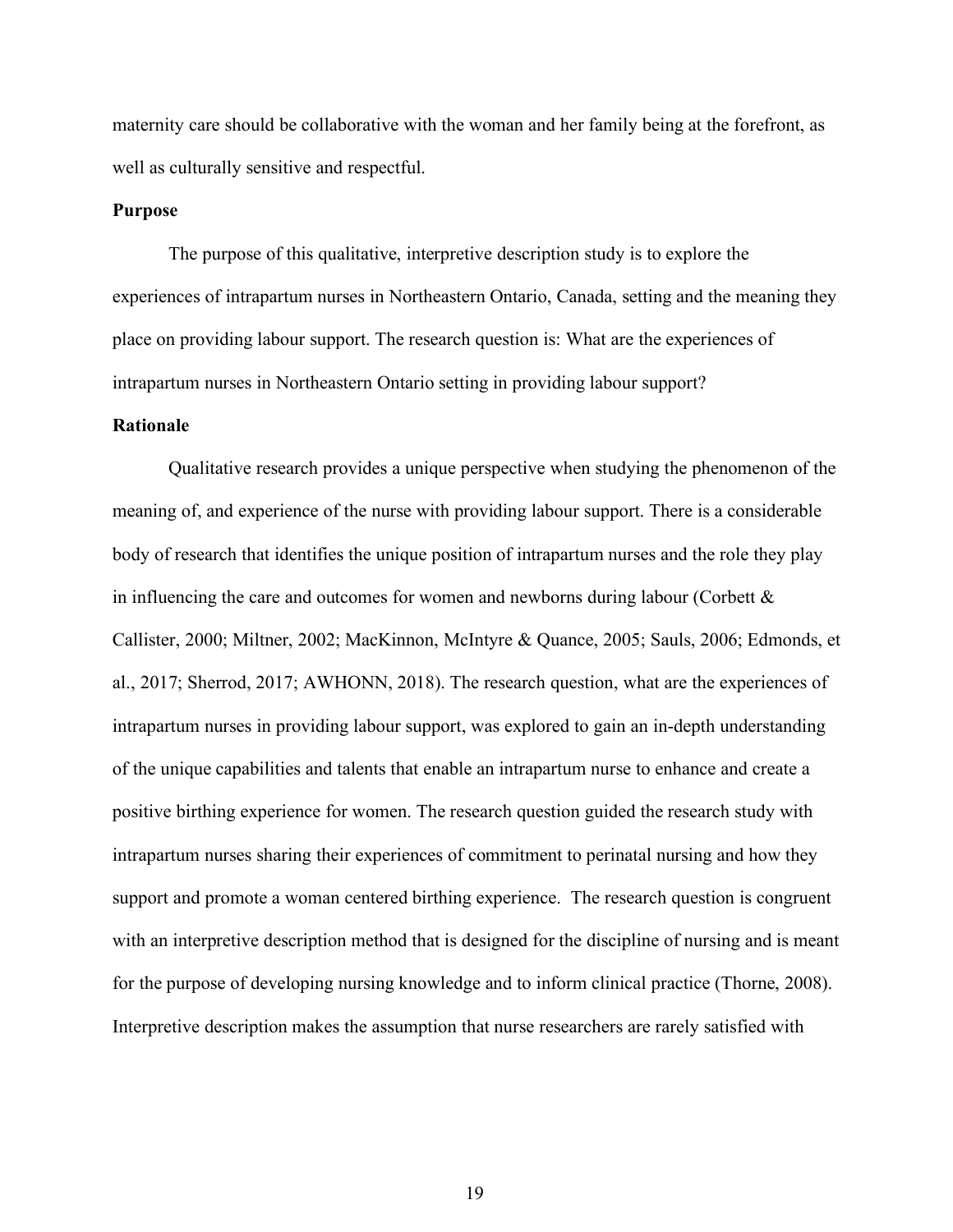maternity care should be collaborative with the woman and her family being at the forefront, as well as culturally sensitive and respectful.

**Purpose**

The purpose of this qualitative, interpretive description study is to explore the experiences of intrapartum nurses in Northeastern Ontario, Canada, setting and the meaning they place on providing labour support. The research question is: What are the experiences of intrapartum nurses in Northeastern Ontario setting in providing labour support?

**Rationale**

Qualitative research provides a unique perspective when studying the phenomenon of the meaning of, and experience of the nurse with providing labour support. There is a considerable body of research that identifies the unique position of intrapartum nurses and the role they play in influencing the care and outcomes for women and newborns during labour (Corbett & Callister, 2000; Miltner, 2002; MacKinnon, McIntyre & Quance, 2005; Sauls, 2006; Edmonds, et al., 2017; Sherrod, 2017; AWHONN, 2018). The research question, what are the experiences of intrapartum nurses in providing labour support, was explored to gain an in-depth understanding of the unique capabilities and talents that enable an intrapartum nurse to enhance and create a positive birthing experience for women. The research question guided the research study with intrapartum nurses sharing their experiences of commitment to perinatal nursing and how they support and promote a woman centered birthing experience. The research question is congruent with an interpretive description method that is designed for the discipline of nursing and is meant for the purpose of developing nursing knowledge and to inform clinical practice (Thorne, 2008). Interpretive description makes the assumption that nurse researchers are rarely satisfied with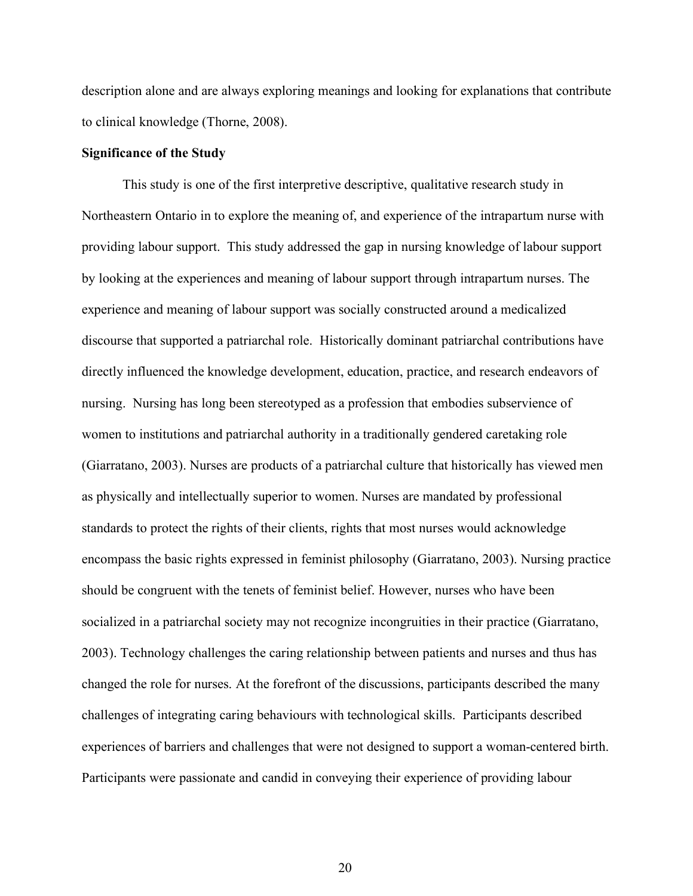description alone and are always exploring meanings and looking for explanations that contribute to clinical knowledge (Thorne, 2008).

**Significance of the Study**

This study is one of the first interpretive descriptive, qualitative research study in Northeastern Ontario in to explore the meaning of, and experience of the intrapartum nurse with providing labour support. This study addressed the gap in nursing knowledge of labour support by looking at the experiences and meaning of labour support through intrapartum nurses. The experience and meaning of labour support was socially constructed around a medicalized discourse that supported a patriarchal role. Historically dominant patriarchal contributions have directly influenced the knowledge development, education, practice, and research endeavors of nursing. Nursing has long been stereotyped as a profession that embodies subservience of women to institutions and patriarchal authority in a traditionally gendered caretaking role (Giarratano, 2003). Nurses are products of a patriarchal culture that historically has viewed men as physically and intellectually superior to women. Nurses are mandated by professional standards to protect the rights of their clients, rights that most nurses would acknowledge encompass the basic rights expressed in feminist philosophy (Giarratano, 2003). Nursing practice should be congruent with the tenets of feminist belief. However, nurses who have been socialized in a patriarchal society may not recognize incongruities in their practice (Giarratano, 2003). Technology challenges the caring relationship between patients and nurses and thus has changed the role for nurses. At the forefront of the discussions, participants described the many challenges of integrating caring behaviours with technological skills. Participants described experiences of barriers and challenges that were not designed to support a woman-centered birth. Participants were passionate and candid in conveying their experience of providing labour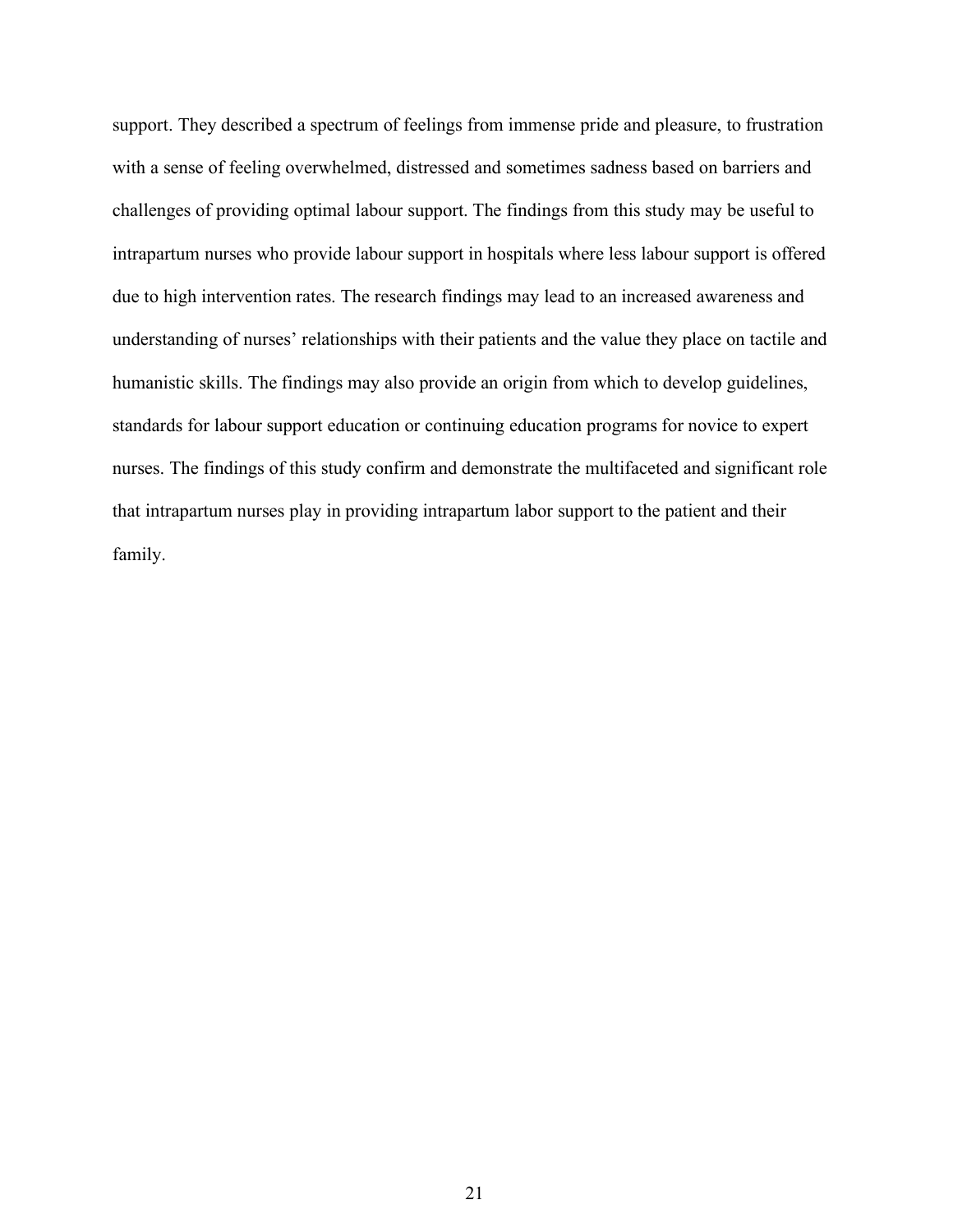support. They described a spectrum of feelings from immense pride and pleasure, to frustration with a sense of feeling overwhelmed, distressed and sometimes sadness based on barriers and challenges of providing optimal labour support. The findings from this study may be useful to intrapartum nurses who provide labour support in hospitals where less labour support is offered due to high intervention rates. The research findings may lead to an increased awareness and understanding of nurses' relationships with their patients and the value they place on tactile and humanistic skills. The findings may also provide an origin from which to develop guidelines, standards for labour support education or continuing education programs for novice to expert nurses. The findings of this study confirm and demonstrate the multifaceted and significant role that intrapartum nurses play in providing intrapartum labor support to the patient and their family.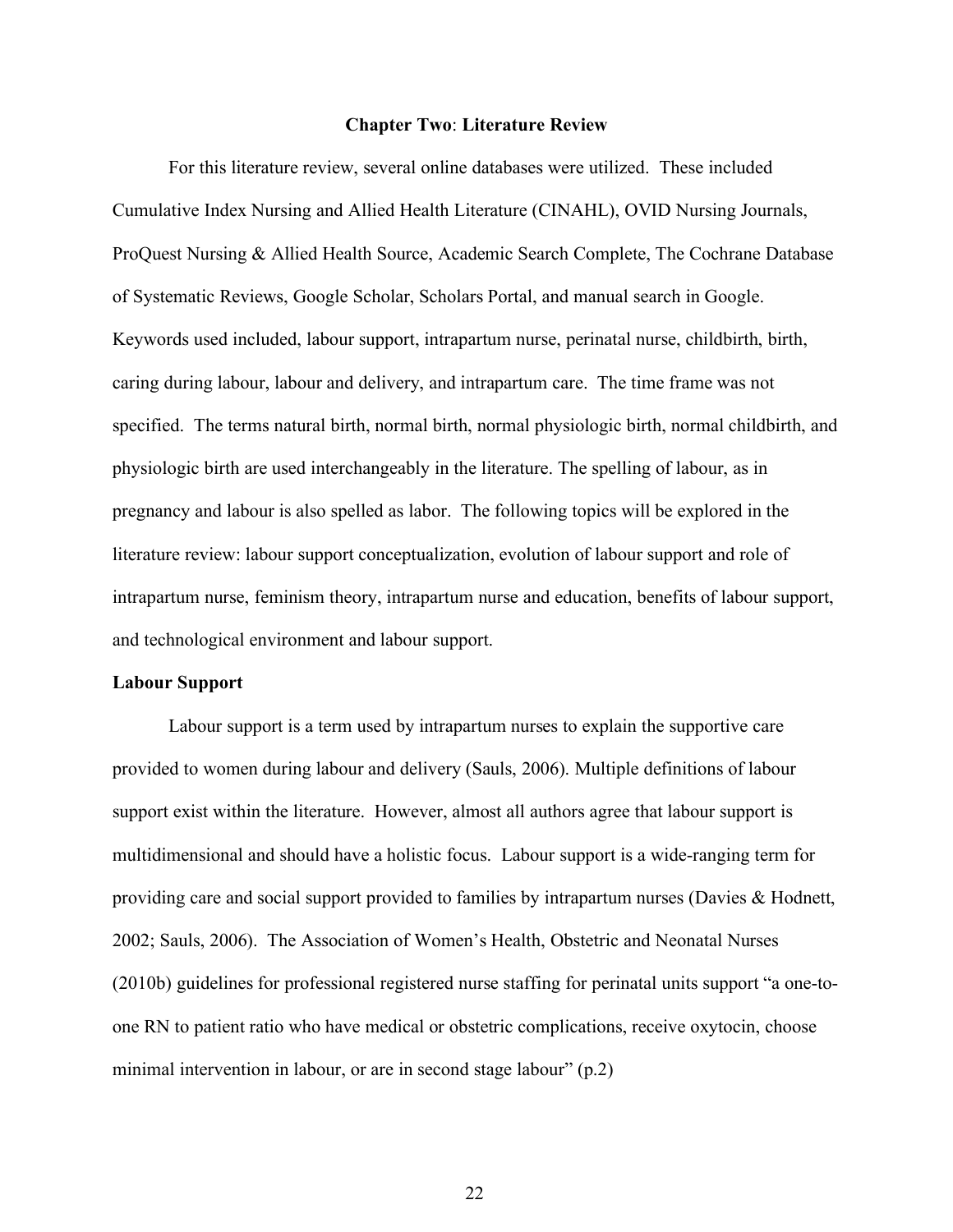## Chapter Two: Literature Review

For this literature review, several online databases were utilized. These included Cumulative Index Nursing and Allied Health Literature (CINAHL), OVID Nursing Journals, ProQuest Nursing & Allied Health Source, Academic Search Complete, The Cochrane Database of Systematic Reviews, Google Scholar, Scholars Portal, and manual search in Google. Keywords used included, labour support, intrapartum nurse, perinatal nurse, childbirth, birth, caring during labour, labour and delivery, and intrapartum care. The time frame was not specified. The terms natural birth, normal birth, normal physiologic birth, normal childbirth, and physiologic birth are used interchangeably in the literature. The spelling of labour, as in pregnancy and labour is also spelled as labor. The following topics will be explored in the literature review: labour support conceptualization, evolution of labour support and role of intrapartum nurse, feminism theory, intrapartum nurse and education, benefits of labour support, and technological environment and labour support.

### Labour Support

Labour support is a term used by intrapartum nurses to explain the supportive care provided to women during labour and delivery (Sauls, 2006). Multiple definitions of labour support exist within the literature. However, almost all authors agree that labour support is multidimensional and should have a holistic focus. Labour support is a wide-ranging term for providing care and social support provided to families by intrapartum nurses (Davies & Hodnett, 2002; Sauls, 2006). The Association of Women's Health, Obstetric and Neonatal Nurses (2010b) guidelines for professional registered nurse staffing for perinatal units support "a one-to-one RN to patient ratio who have medical or obstetric complications, receive oxytocin, choose minimal intervention in labour, or are in second stage labour" (p.2)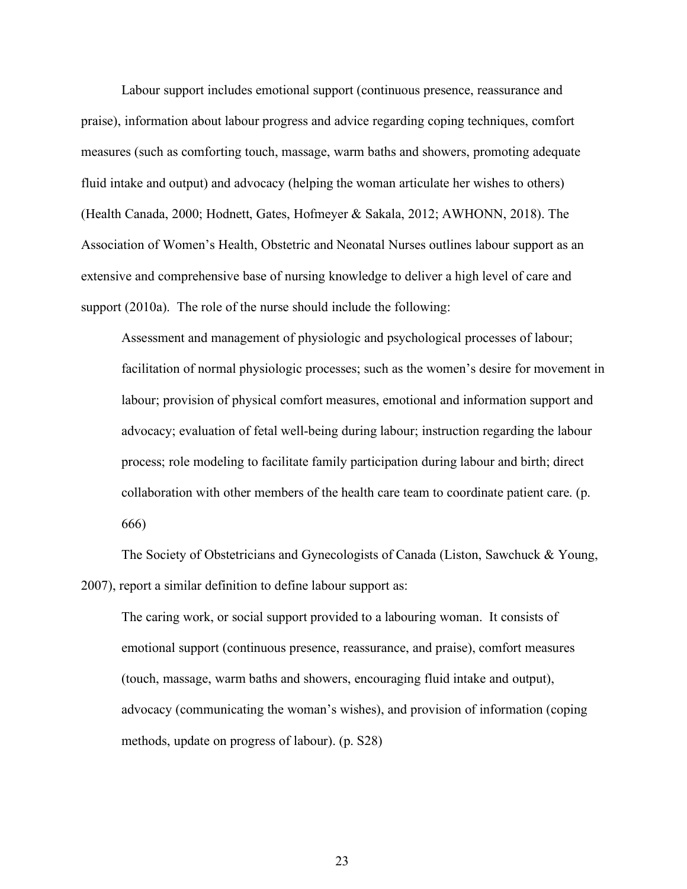Labour support includes emotional support (continuous presence, reassurance and praise), information about labour progress and advice regarding coping techniques, comfort measures (such as comforting touch, massage, warm baths and showers, promoting adequate fluid intake and output) and advocacy (helping the woman articulate her wishes to others) (Health Canada, 2000; Hodnett, Gates, Hofmeyer & Sakala, 2012; AWHONN, 2018). The Association of Women's Health, Obstetric and Neonatal Nurses outlines labour support as an extensive and comprehensive base of nursing knowledge to deliver a high level of care and support (2010a). The role of the nurse should include the following:

> Assessment and management of physiologic and psychological processes of labour; facilitation of normal physiologic processes; such as the women's desire for movement in labour; provision of physical comfort measures, emotional and information support and advocacy; evaluation of fetal well-being during labour; instruction regarding the labour process; role modeling to facilitate family participation during labour and birth; direct collaboration with other members of the health care team to coordinate patient care. (p. 666)

The Society of Obstetricians and Gynecologists of Canada (Liston, Sawchuck & Young, 2007), report a similar definition to define labour support as:

> The caring work, or social support provided to a labouring woman. It consists of emotional support (continuous presence, reassurance, and praise), comfort measures (touch, massage, warm baths and showers, encouraging fluid intake and output), advocacy (communicating the woman's wishes), and provision of information (coping methods, update on progress of labour). (p. S28)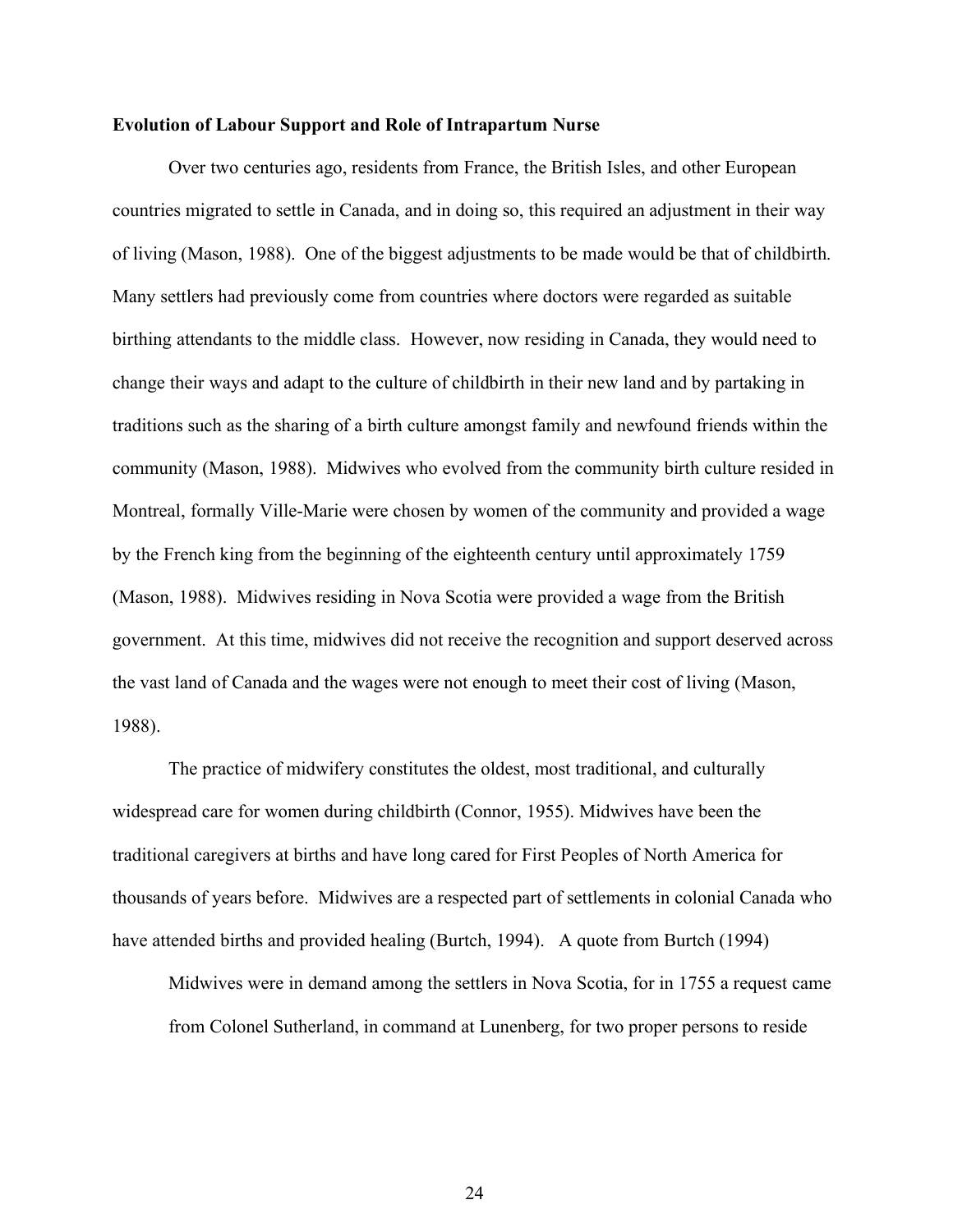**Evolution of Labour Support and Role of Intrapartum Nurse**

Over two centuries ago, residents from France, the British Isles, and other European countries migrated to settle in Canada, and in doing so, this required an adjustment in their way of living (Mason, 1988). One of the biggest adjustments to be made would be that of childbirth. Many settlers had previously come from countries where doctors were regarded as suitable birthing attendants to the middle class. However, now residing in Canada, they would need to change their ways and adapt to the culture of childbirth in their new land and by partaking in traditions such as the sharing of a birth culture amongst family and newfound friends within the community (Mason, 1988). Midwives who evolved from the community birth culture resided in Montreal, formally Ville-Marie were chosen by women of the community and provided a wage by the French king from the beginning of the eighteenth century until approximately 1759 (Mason, 1988). Midwives residing in Nova Scotia were provided a wage from the British government. At this time, midwives did not receive the recognition and support deserved across the vast land of Canada and the wages were not enough to meet their cost of living (Mason, 1988).

The practice of midwifery constitutes the oldest, most traditional, and culturally widespread care for women during childbirth (Connor, 1955). Midwives have been the traditional caregivers at births and have long cared for First Peoples of North America for thousands of years before. Midwives are a respected part of settlements in colonial Canada who have attended births and provided healing (Burtch, 1994). A quote from Burtch (1994)

> Midwives were in demand among the settlers in Nova Scotia, for in 1755 a request came from Colonel Sutherland, in command at Lunenberg, for two proper persons to reside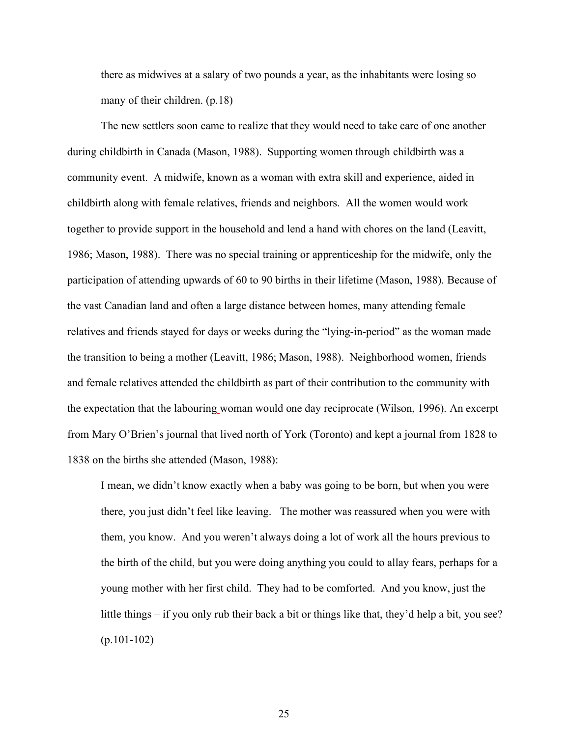> there as midwives at a salary of two pounds a year, as the inhabitants were losing so many of their children. (p.18)

The new settlers soon came to realize that they would need to take care of one another during childbirth in Canada (Mason, 1988). Supporting women through childbirth was a community event. A midwife, known as a woman with extra skill and experience, aided in childbirth along with female relatives, friends and neighbors. All the women would work together to provide support in the household and lend a hand with chores on the land (Leavitt, 1986; Mason, 1988). There was no special training or apprenticeship for the midwife, only the participation of attending upwards of 60 to 90 births in their lifetime (Mason, 1988). Because of the vast Canadian land and often a large distance between homes, many attending female relatives and friends stayed for days or weeks during the "lying-in-period" as the woman made the transition to being a mother (Leavitt, 1986; Mason, 1988). Neighborhood women, friends and female relatives attended the childbirth as part of their contribution to the community with the expectation that the labouring woman would one day reciprocate (Wilson, 1996). An excerpt from Mary O'Brien's journal that lived north of York (Toronto) and kept a journal from 1828 to 1838 on the births she attended (Mason, 1988):

> I mean, we didn't know exactly when a baby was going to be born, but when you were there, you just didn't feel like leaving. The mother was reassured when you were with them, you know. And you weren't always doing a lot of work all the hours previous to the birth of the child, but you were doing anything you could to allay fears, perhaps for a young mother with her first child. They had to be comforted. And you know, just the little things – if you only rub their back a bit or things like that, they'd help a bit, you see? (p.101-102)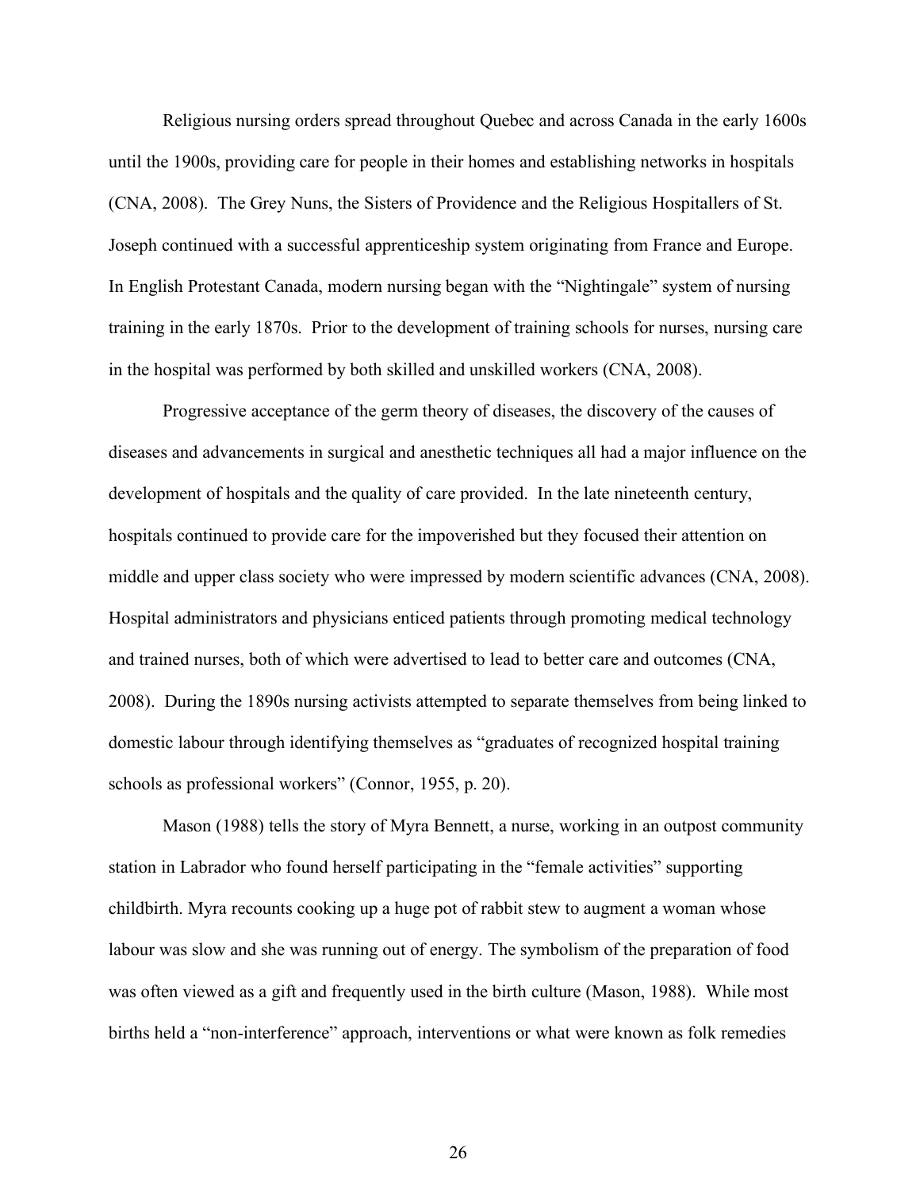Religious nursing orders spread throughout Quebec and across Canada in the early 1600s until the 1900s, providing care for people in their homes and establishing networks in hospitals (CNA, 2008). The Grey Nuns, the Sisters of Providence and the Religious Hospitallers of St. Joseph continued with a successful apprenticeship system originating from France and Europe. In English Protestant Canada, modern nursing began with the "Nightingale" system of nursing training in the early 1870s. Prior to the development of training schools for nurses, nursing care in the hospital was performed by both skilled and unskilled workers (CNA, 2008).

Progressive acceptance of the germ theory of diseases, the discovery of the causes of diseases and advancements in surgical and anesthetic techniques all had a major influence on the development of hospitals and the quality of care provided. In the late nineteenth century, hospitals continued to provide care for the impoverished but they focused their attention on middle and upper class society who were impressed by modern scientific advances (CNA, 2008). Hospital administrators and physicians enticed patients through promoting medical technology and trained nurses, both of which were advertised to lead to better care and outcomes (CNA, 2008). During the 1890s nursing activists attempted to separate themselves from being linked to domestic labour through identifying themselves as "graduates of recognized hospital training schools as professional workers" (Connor, 1955, p. 20).

Mason (1988) tells the story of Myra Bennett, a nurse, working in an outpost community station in Labrador who found herself participating in the "female activities" supporting childbirth. Myra recounts cooking up a huge pot of rabbit stew to augment a woman whose labour was slow and she was running out of energy. The symbolism of the preparation of food was often viewed as a gift and frequently used in the birth culture (Mason, 1988). While most births held a "non-interference" approach, interventions or what were known as folk remedies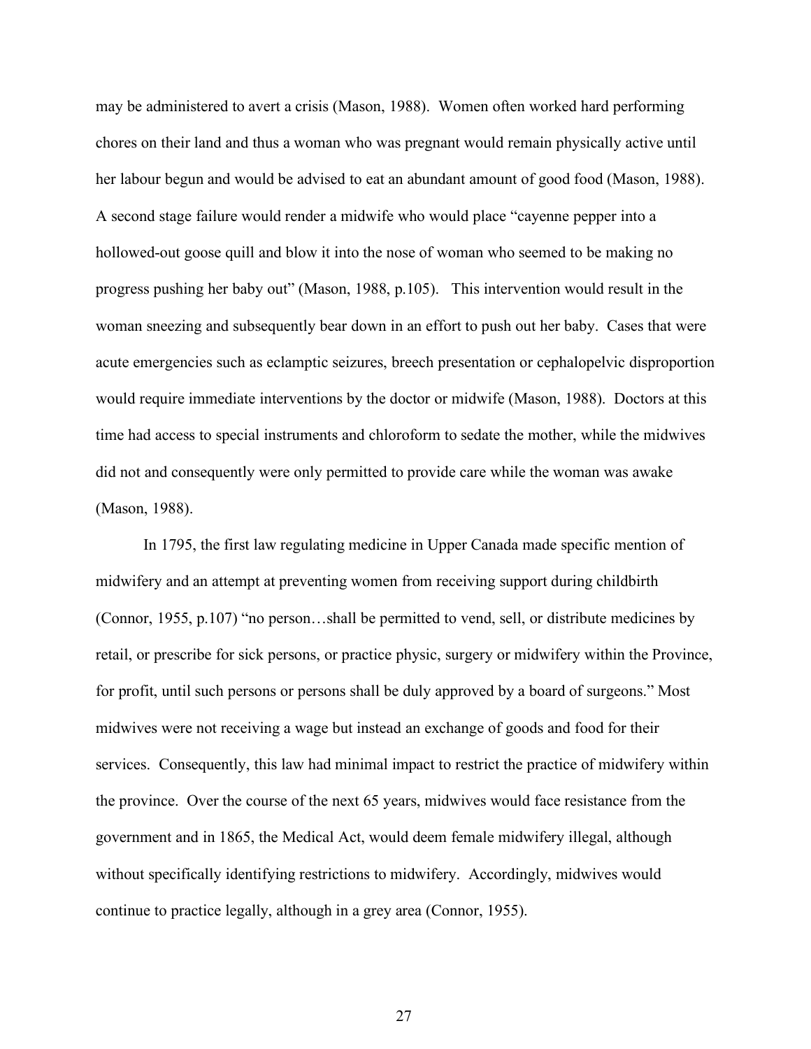may be administered to avert a crisis (Mason, 1988). Women often worked hard performing chores on their land and thus a woman who was pregnant would remain physically active until her labour begun and would be advised to eat an abundant amount of good food (Mason, 1988). A second stage failure would render a midwife who would place "cayenne pepper into a hollowed-out goose quill and blow it into the nose of woman who seemed to be making no progress pushing her baby out" (Mason, 1988, p.105). This intervention would result in the woman sneezing and subsequently bear down in an effort to push out her baby. Cases that were acute emergencies such as eclamptic seizures, breech presentation or cephalopelvic disproportion would require immediate interventions by the doctor or midwife (Mason, 1988). Doctors at this time had access to special instruments and chloroform to sedate the mother, while the midwives did not and consequently were only permitted to provide care while the woman was awake (Mason, 1988).

In 1795, the first law regulating medicine in Upper Canada made specific mention of midwifery and an attempt at preventing women from receiving support during childbirth (Connor, 1955, p.107) "no person…shall be permitted to vend, sell, or distribute medicines by retail, or prescribe for sick persons, or practice physic, surgery or midwifery within the Province, for profit, until such persons or persons shall be duly approved by a board of surgeons." Most midwives were not receiving a wage but instead an exchange of goods and food for their services. Consequently, this law had minimal impact to restrict the practice of midwifery within the province. Over the course of the next 65 years, midwives would face resistance from the government and in 1865, the Medical Act, would deem female midwifery illegal, although without specifically identifying restrictions to midwifery. Accordingly, midwives would continue to practice legally, although in a grey area (Connor, 1955).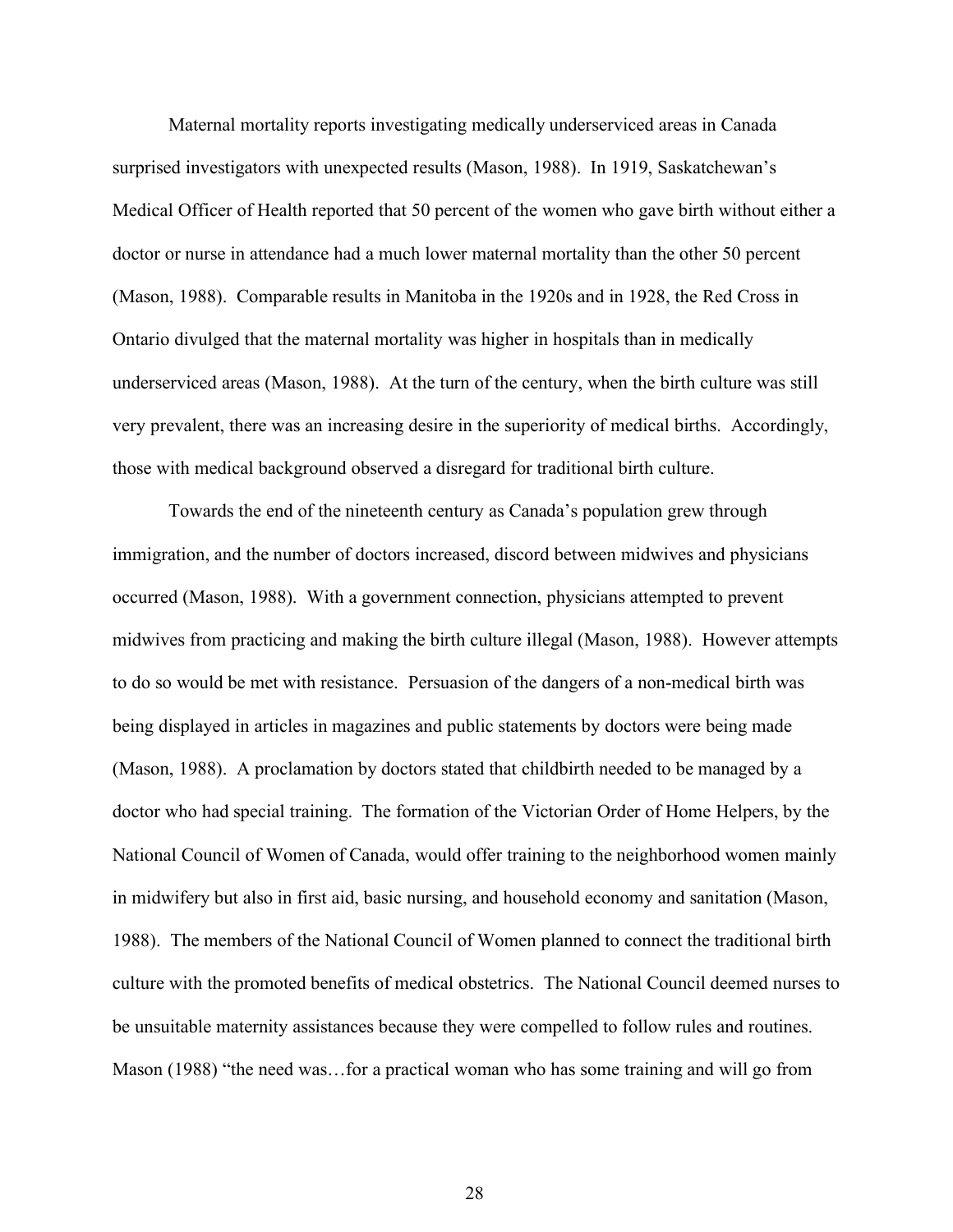Maternal mortality reports investigating medically underserviced areas in Canada surprised investigators with unexpected results (Mason, 1988). In 1919, Saskatchewan's Medical Officer of Health reported that 50 percent of the women who gave birth without either a doctor or nurse in attendance had a much lower maternal mortality than the other 50 percent (Mason, 1988). Comparable results in Manitoba in the 1920s and in 1928, the Red Cross in Ontario divulged that the maternal mortality was higher in hospitals than in medically underserviced areas (Mason, 1988). At the turn of the century, when the birth culture was still very prevalent, there was an increasing desire in the superiority of medical births. Accordingly, those with medical background observed a disregard for traditional birth culture.

Towards the end of the nineteenth century as Canada's population grew through immigration, and the number of doctors increased, discord between midwives and physicians occurred (Mason, 1988). With a government connection, physicians attempted to prevent midwives from practicing and making the birth culture illegal (Mason, 1988). However attempts to do so would be met with resistance. Persuasion of the dangers of a non-medical birth was being displayed in articles in magazines and public statements by doctors were being made (Mason, 1988). A proclamation by doctors stated that childbirth needed to be managed by a doctor who had special training. The formation of the Victorian Order of Home Helpers, by the National Council of Women of Canada, would offer training to the neighborhood women mainly in midwifery but also in first aid, basic nursing, and household economy and sanitation (Mason, 1988). The members of the National Council of Women planned to connect the traditional birth culture with the promoted benefits of medical obstetrics. The National Council deemed nurses to be unsuitable maternity assistances because they were compelled to follow rules and routines. Mason (1988) "the need was…for a practical woman who has some training and will go from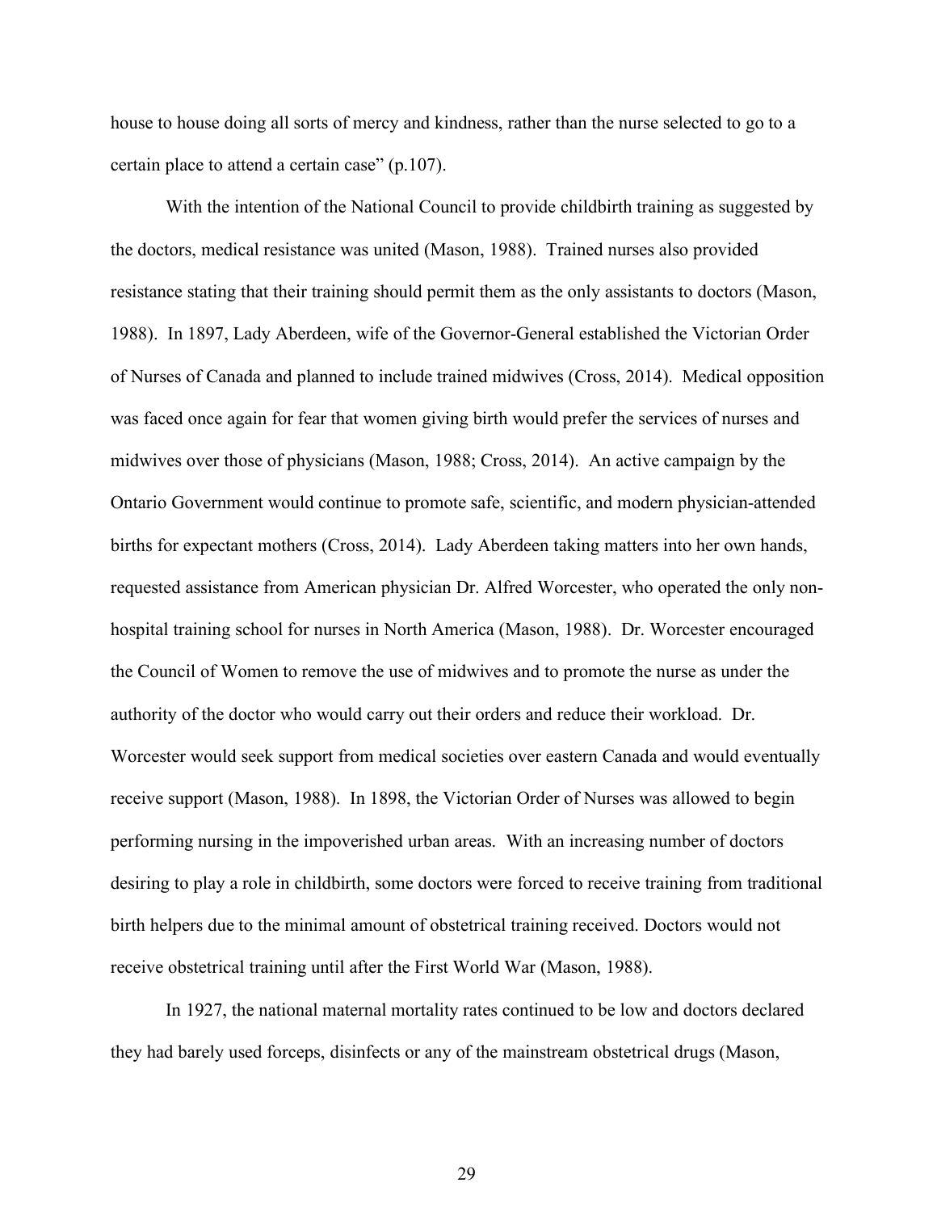house to house doing all sorts of mercy and kindness, rather than the nurse selected to go to a certain place to attend a certain case" (p.107).

With the intention of the National Council to provide childbirth training as suggested by the doctors, medical resistance was united (Mason, 1988). Trained nurses also provided resistance stating that their training should permit them as the only assistants to doctors (Mason, 1988). In 1897, Lady Aberdeen, wife of the Governor-General established the Victorian Order of Nurses of Canada and planned to include trained midwives (Cross, 2014). Medical opposition was faced once again for fear that women giving birth would prefer the services of nurses and midwives over those of physicians (Mason, 1988; Cross, 2014). An active campaign by the Ontario Government would continue to promote safe, scientific, and modern physician-attended births for expectant mothers (Cross, 2014). Lady Aberdeen taking matters into her own hands, requested assistance from American physician Dr. Alfred Worcester, who operated the only non-hospital training school for nurses in North America (Mason, 1988). Dr. Worcester encouraged the Council of Women to remove the use of midwives and to promote the nurse as under the authority of the doctor who would carry out their orders and reduce their workload. Dr. Worcester would seek support from medical societies over eastern Canada and would eventually receive support (Mason, 1988). In 1898, the Victorian Order of Nurses was allowed to begin performing nursing in the impoverished urban areas. With an increasing number of doctors desiring to play a role in childbirth, some doctors were forced to receive training from traditional birth helpers due to the minimal amount of obstetrical training received. Doctors would not receive obstetrical training until after the First World War (Mason, 1988).

In 1927, the national maternal mortality rates continued to be low and doctors declared they had barely used forceps, disinfects or any of the mainstream obstetrical drugs (Mason,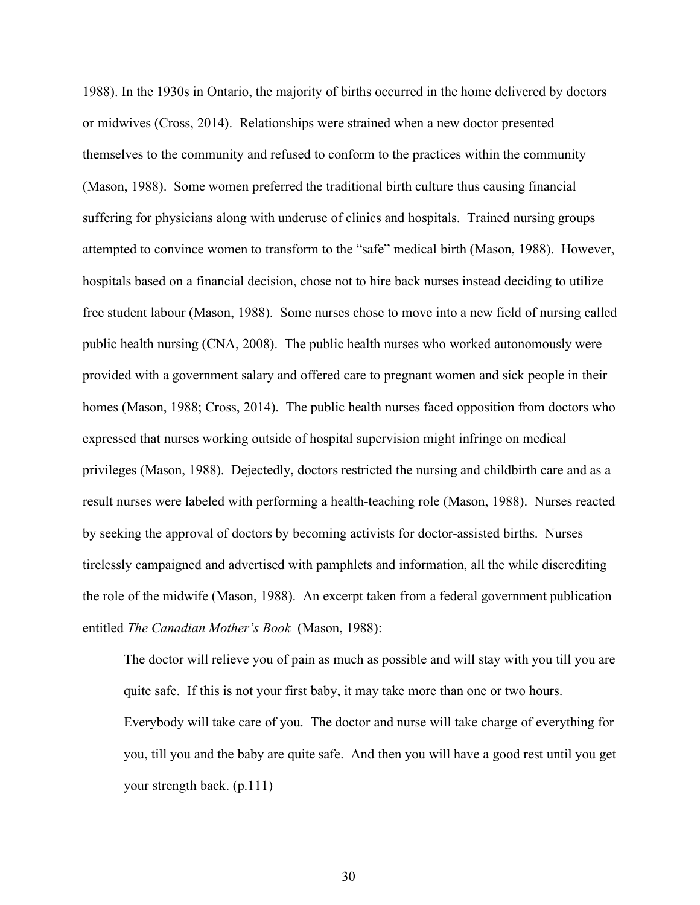1988). In the 1930s in Ontario, the majority of births occurred in the home delivered by doctors or midwives (Cross, 2014). Relationships were strained when a new doctor presented themselves to the community and refused to conform to the practices within the community (Mason, 1988). Some women preferred the traditional birth culture thus causing financial suffering for physicians along with underuse of clinics and hospitals. Trained nursing groups attempted to convince women to transform to the "safe" medical birth (Mason, 1988). However, hospitals based on a financial decision, chose not to hire back nurses instead deciding to utilize free student labour (Mason, 1988). Some nurses chose to move into a new field of nursing called public health nursing (CNA, 2008). The public health nurses who worked autonomously were provided with a government salary and offered care to pregnant women and sick people in their homes (Mason, 1988; Cross, 2014). The public health nurses faced opposition from doctors who expressed that nurses working outside of hospital supervision might infringe on medical privileges (Mason, 1988). Dejectedly, doctors restricted the nursing and childbirth care and as a result nurses were labeled with performing a health-teaching role (Mason, 1988). Nurses reacted by seeking the approval of doctors by becoming activists for doctor-assisted births. Nurses tirelessly campaigned and advertised with pamphlets and information, all the while discrediting the role of the midwife (Mason, 1988). An excerpt taken from a federal government publication entitled *The Canadian Mother's Book* (Mason, 1988):

> The doctor will relieve you of pain as much as possible and will stay with you till you are quite safe. If this is not your first baby, it may take more than one or two hours. Everybody will take care of you. The doctor and nurse will take charge of everything for you, till you and the baby are quite safe. And then you will have a good rest until you get your strength back. (p.111)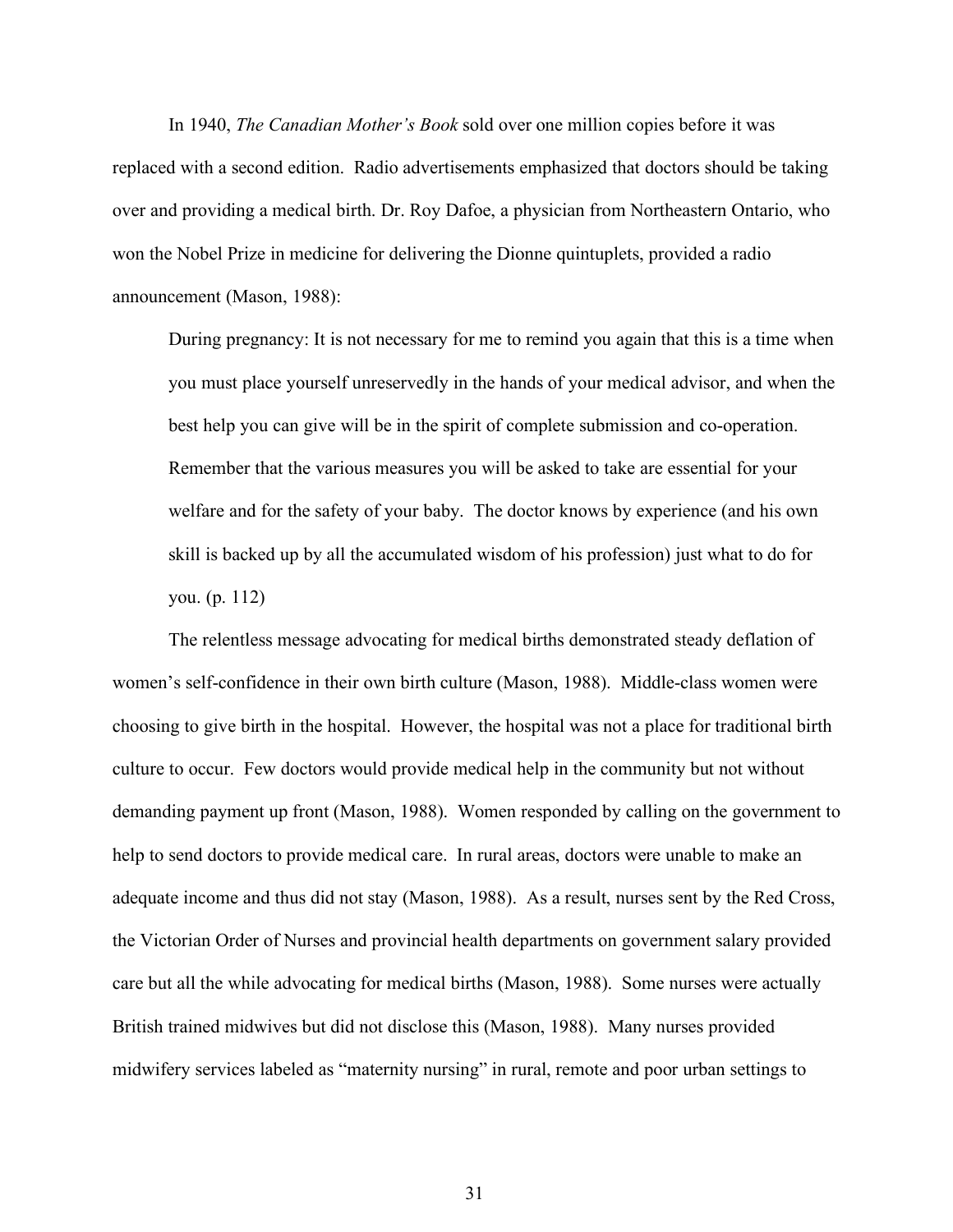In 1940, *The Canadian Mother's Book* sold over one million copies before it was replaced with a second edition. Radio advertisements emphasized that doctors should be taking over and providing a medical birth. Dr. Roy Dafoe, a physician from Northeastern Ontario, who won the Nobel Prize in medicine for delivering the Dionne quintuplets, provided a radio announcement (Mason, 1988):

> During pregnancy: It is not necessary for me to remind you again that this is a time when you must place yourself unreservedly in the hands of your medical advisor, and when the best help you can give will be in the spirit of complete submission and co-operation. Remember that the various measures you will be asked to take are essential for your welfare and for the safety of your baby. The doctor knows by experience (and his own skill is backed up by all the accumulated wisdom of his profession) just what to do for you. (p. 112)

The relentless message advocating for medical births demonstrated steady deflation of women's self-confidence in their own birth culture (Mason, 1988). Middle-class women were choosing to give birth in the hospital. However, the hospital was not a place for traditional birth culture to occur. Few doctors would provide medical help in the community but not without demanding payment up front (Mason, 1988). Women responded by calling on the government to help to send doctors to provide medical care. In rural areas, doctors were unable to make an adequate income and thus did not stay (Mason, 1988). As a result, nurses sent by the Red Cross, the Victorian Order of Nurses and provincial health departments on government salary provided care but all the while advocating for medical births (Mason, 1988). Some nurses were actually British trained midwives but did not disclose this (Mason, 1988). Many nurses provided midwifery services labeled as "maternity nursing" in rural, remote and poor urban settings to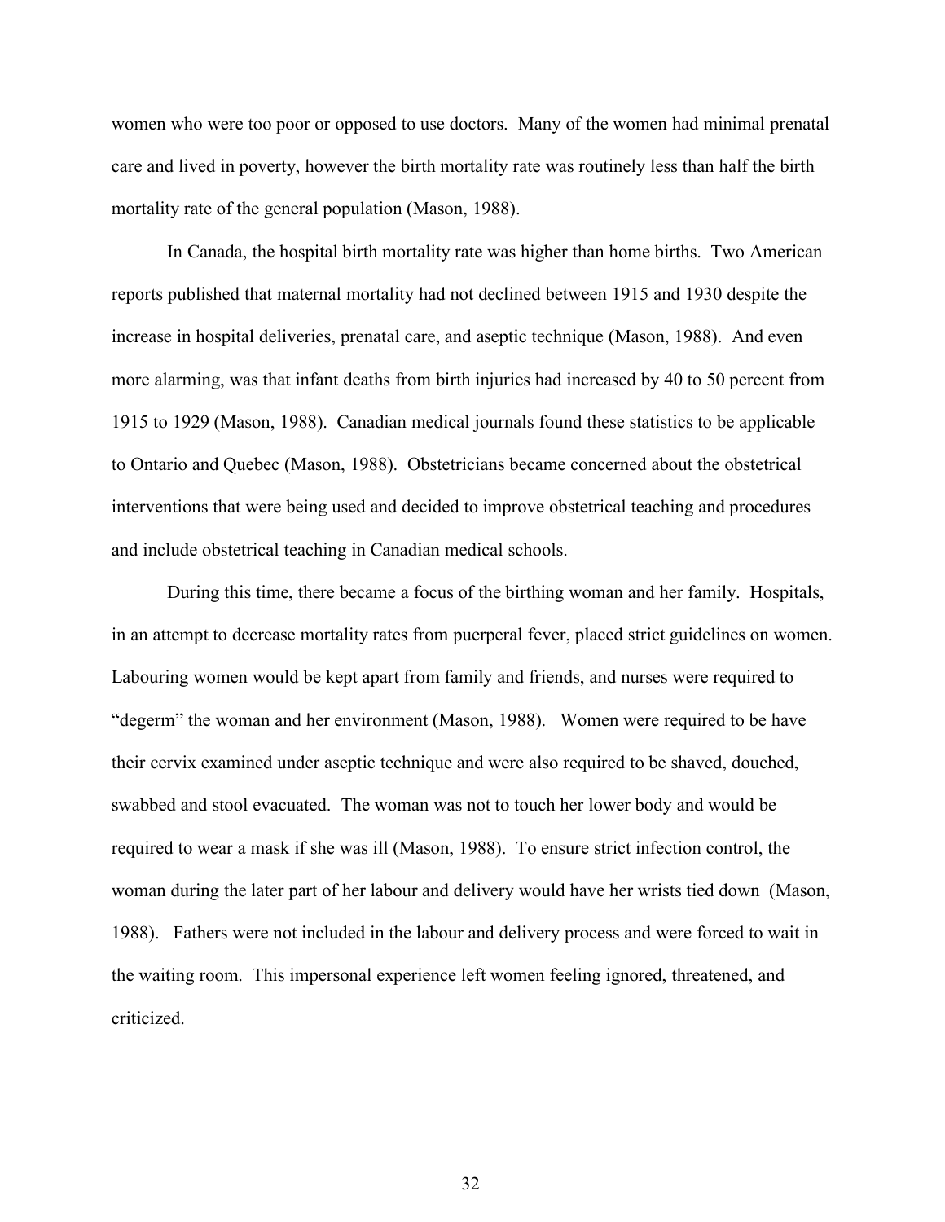women who were too poor or opposed to use doctors. Many of the women had minimal prenatal care and lived in poverty, however the birth mortality rate was routinely less than half the birth mortality rate of the general population (Mason, 1988).

In Canada, the hospital birth mortality rate was higher than home births. Two American reports published that maternal mortality had not declined between 1915 and 1930 despite the increase in hospital deliveries, prenatal care, and aseptic technique (Mason, 1988). And even more alarming, was that infant deaths from birth injuries had increased by 40 to 50 percent from 1915 to 1929 (Mason, 1988). Canadian medical journals found these statistics to be applicable to Ontario and Quebec (Mason, 1988). Obstetricians became concerned about the obstetrical interventions that were being used and decided to improve obstetrical teaching and procedures and include obstetrical teaching in Canadian medical schools.

During this time, there became a focus of the birthing woman and her family. Hospitals, in an attempt to decrease mortality rates from puerperal fever, placed strict guidelines on women. Labouring women would be kept apart from family and friends, and nurses were required to "degerm" the woman and her environment (Mason, 1988). Women were required to be have their cervix examined under aseptic technique and were also required to be shaved, douched, swabbed and stool evacuated. The woman was not to touch her lower body and would be required to wear a mask if she was ill (Mason, 1988). To ensure strict infection control, the woman during the later part of her labour and delivery would have her wrists tied down (Mason, 1988). Fathers were not included in the labour and delivery process and were forced to wait in the waiting room. This impersonal experience left women feeling ignored, threatened, and criticized.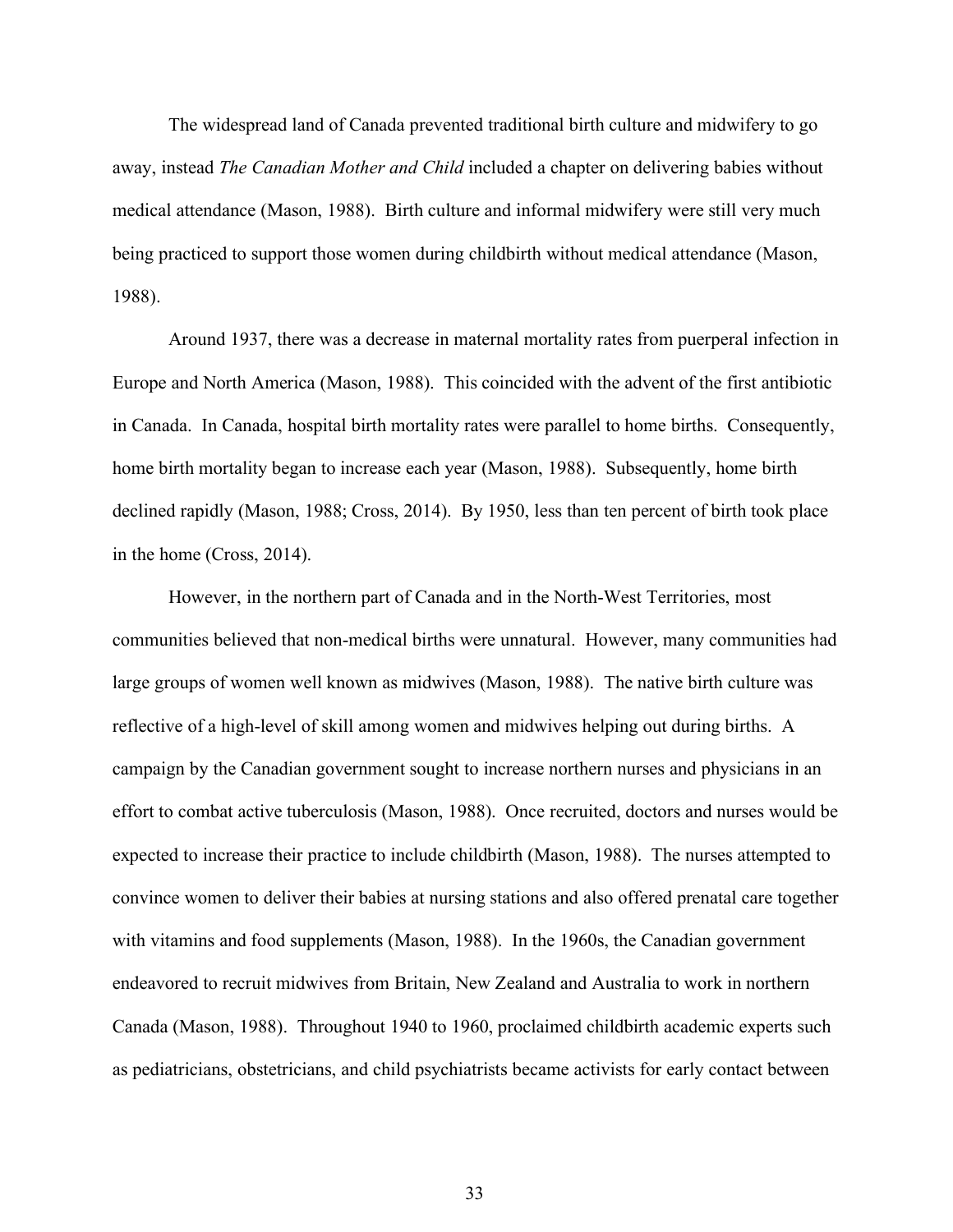The widespread land of Canada prevented traditional birth culture and midwifery to go away, instead *The Canadian Mother and Child* included a chapter on delivering babies without medical attendance (Mason, 1988). Birth culture and informal midwifery were still very much being practiced to support those women during childbirth without medical attendance (Mason, 1988).

Around 1937, there was a decrease in maternal mortality rates from puerperal infection in Europe and North America (Mason, 1988). This coincided with the advent of the first antibiotic in Canada. In Canada, hospital birth mortality rates were parallel to home births. Consequently, home birth mortality began to increase each year (Mason, 1988). Subsequently, home birth declined rapidly (Mason, 1988; Cross, 2014). By 1950, less than ten percent of birth took place in the home (Cross, 2014).

However, in the northern part of Canada and in the North-West Territories, most communities believed that non-medical births were unnatural. However, many communities had large groups of women well known as midwives (Mason, 1988). The native birth culture was reflective of a high-level of skill among women and midwives helping out during births. A campaign by the Canadian government sought to increase northern nurses and physicians in an effort to combat active tuberculosis (Mason, 1988). Once recruited, doctors and nurses would be expected to increase their practice to include childbirth (Mason, 1988). The nurses attempted to convince women to deliver their babies at nursing stations and also offered prenatal care together with vitamins and food supplements (Mason, 1988). In the 1960s, the Canadian government endeavored to recruit midwives from Britain, New Zealand and Australia to work in northern Canada (Mason, 1988). Throughout 1940 to 1960, proclaimed childbirth academic experts such as pediatricians, obstetricians, and child psychiatrists became activists for early contact between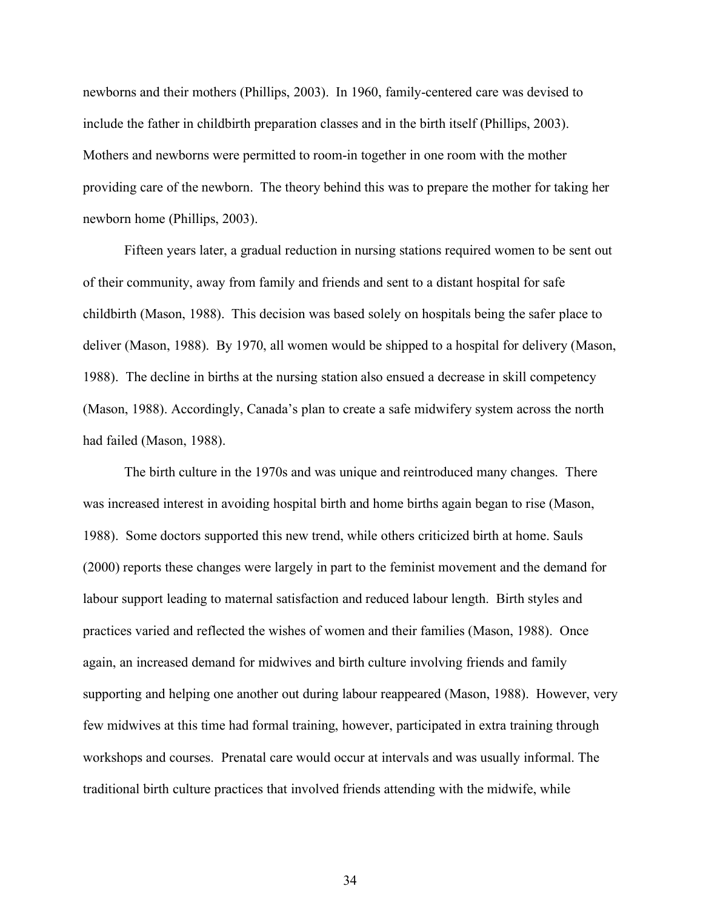newborns and their mothers (Phillips, 2003). In 1960, family-centered care was devised to include the father in childbirth preparation classes and in the birth itself (Phillips, 2003). Mothers and newborns were permitted to room-in together in one room with the mother providing care of the newborn. The theory behind this was to prepare the mother for taking her newborn home (Phillips, 2003).

Fifteen years later, a gradual reduction in nursing stations required women to be sent out of their community, away from family and friends and sent to a distant hospital for safe childbirth (Mason, 1988). This decision was based solely on hospitals being the safer place to deliver (Mason, 1988). By 1970, all women would be shipped to a hospital for delivery (Mason, 1988). The decline in births at the nursing station also ensued a decrease in skill competency (Mason, 1988). Accordingly, Canada's plan to create a safe midwifery system across the north had failed (Mason, 1988).

The birth culture in the 1970s and was unique and reintroduced many changes. There was increased interest in avoiding hospital birth and home births again began to rise (Mason, 1988). Some doctors supported this new trend, while others criticized birth at home. Sauls (2000) reports these changes were largely in part to the feminist movement and the demand for labour support leading to maternal satisfaction and reduced labour length. Birth styles and practices varied and reflected the wishes of women and their families (Mason, 1988). Once again, an increased demand for midwives and birth culture involving friends and family supporting and helping one another out during labour reappeared (Mason, 1988). However, very few midwives at this time had formal training, however, participated in extra training through workshops and courses. Prenatal care would occur at intervals and was usually informal. The traditional birth culture practices that involved friends attending with the midwife, while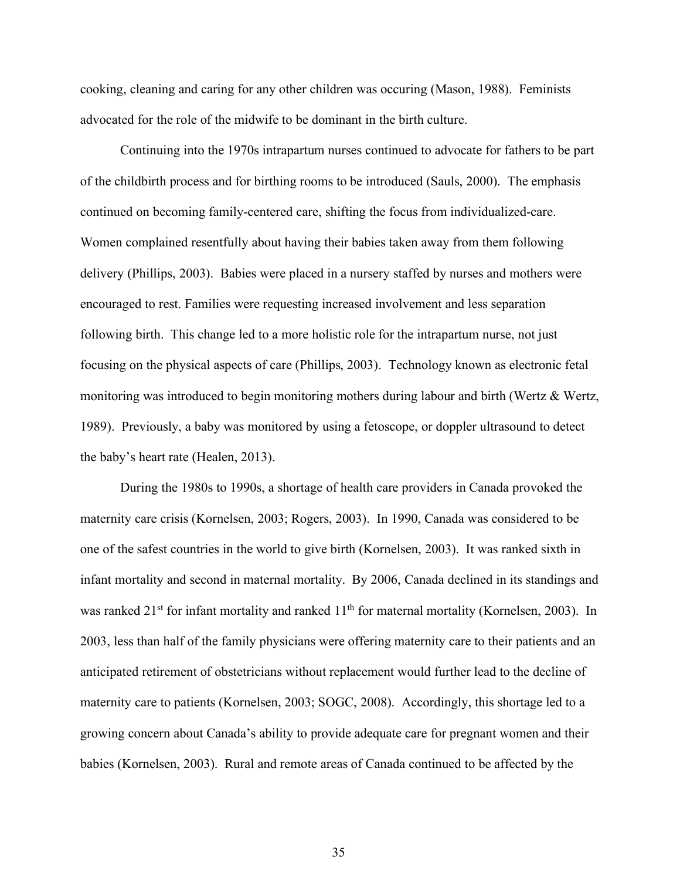cooking, cleaning and caring for any other children was occuring (Mason, 1988). Feminists advocated for the role of the midwife to be dominant in the birth culture.

Continuing into the 1970s intrapartum nurses continued to advocate for fathers to be part of the childbirth process and for birthing rooms to be introduced (Sauls, 2000). The emphasis continued on becoming family-centered care, shifting the focus from individualized-care. Women complained resentfully about having their babies taken away from them following delivery (Phillips, 2003). Babies were placed in a nursery staffed by nurses and mothers were encouraged to rest. Families were requesting increased involvement and less separation following birth. This change led to a more holistic role for the intrapartum nurse, not just focusing on the physical aspects of care (Phillips, 2003). Technology known as electronic fetal monitoring was introduced to begin monitoring mothers during labour and birth (Wertz & Wertz, 1989). Previously, a baby was monitored by using a fetoscope, or doppler ultrasound to detect the baby's heart rate (Healen, 2013).

During the 1980s to 1990s, a shortage of health care providers in Canada provoked the maternity care crisis (Kornelsen, 2003; Rogers, 2003). In 1990, Canada was considered to be one of the safest countries in the world to give birth (Kornelsen, 2003). It was ranked sixth in infant mortality and second in maternal mortality. By 2006, Canada declined in its standings and was ranked 21st for infant mortality and ranked 11th for maternal mortality (Kornelsen, 2003). In 2003, less than half of the family physicians were offering maternity care to their patients and an anticipated retirement of obstetricians without replacement would further lead to the decline of maternity care to patients (Kornelsen, 2003; SOGC, 2008). Accordingly, this shortage led to a growing concern about Canada's ability to provide adequate care for pregnant women and their babies (Kornelsen, 2003). Rural and remote areas of Canada continued to be affected by the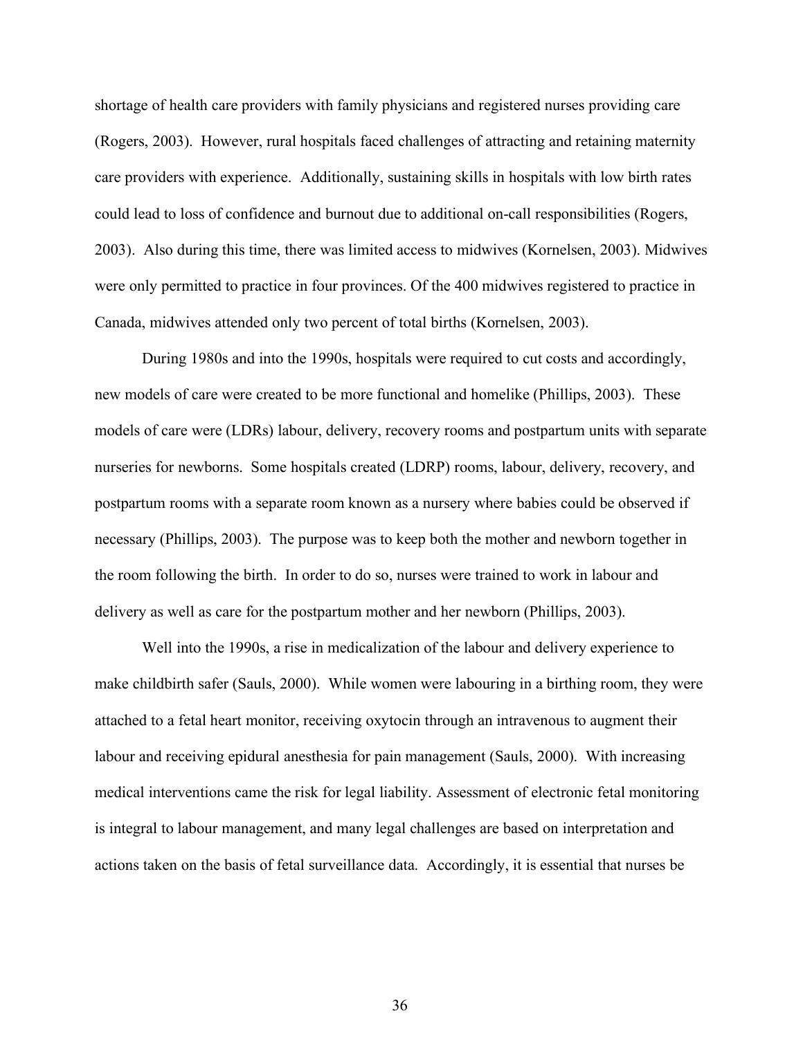shortage of health care providers with family physicians and registered nurses providing care (Rogers, 2003). However, rural hospitals faced challenges of attracting and retaining maternity care providers with experience. Additionally, sustaining skills in hospitals with low birth rates could lead to loss of confidence and burnout due to additional on-call responsibilities (Rogers, 2003). Also during this time, there was limited access to midwives (Kornelsen, 2003). Midwives were only permitted to practice in four provinces. Of the 400 midwives registered to practice in Canada, midwives attended only two percent of total births (Kornelsen, 2003).

During 1980s and into the 1990s, hospitals were required to cut costs and accordingly, new models of care were created to be more functional and homelike (Phillips, 2003). These models of care were (LDRs) labour, delivery, recovery rooms and postpartum units with separate nurseries for newborns. Some hospitals created (LDRP) rooms, labour, delivery, recovery, and postpartum rooms with a separate room known as a nursery where babies could be observed if necessary (Phillips, 2003). The purpose was to keep both the mother and newborn together in the room following the birth. In order to do so, nurses were trained to work in labour and delivery as well as care for the postpartum mother and her newborn (Phillips, 2003).

Well into the 1990s, a rise in medicalization of the labour and delivery experience to make childbirth safer (Sauls, 2000). While women were labouring in a birthing room, they were attached to a fetal heart monitor, receiving oxytocin through an intravenous to augment their labour and receiving epidural anesthesia for pain management (Sauls, 2000). With increasing medical interventions came the risk for legal liability. Assessment of electronic fetal monitoring is integral to labour management, and many legal challenges are based on interpretation and actions taken on the basis of fetal surveillance data. Accordingly, it is essential that nurses be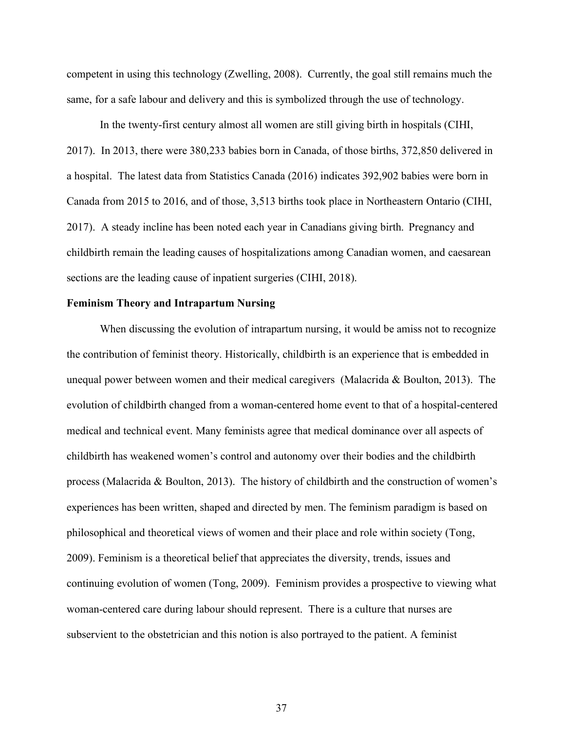competent in using this technology (Zwelling, 2008). Currently, the goal still remains much the same, for a safe labour and delivery and this is symbolized through the use of technology.

In the twenty-first century almost all women are still giving birth in hospitals (CIHI, 2017). In 2013, there were 380,233 babies born in Canada, of those births, 372,850 delivered in a hospital. The latest data from Statistics Canada (2016) indicates 392,902 babies were born in Canada from 2015 to 2016, and of those, 3,513 births took place in Northeastern Ontario (CIHI, 2017). A steady incline has been noted each year in Canadians giving birth. Pregnancy and childbirth remain the leading causes of hospitalizations among Canadian women, and caesarean sections are the leading cause of inpatient surgeries (CIHI, 2018).

**Feminism Theory and Intrapartum Nursing**

When discussing the evolution of intrapartum nursing, it would be amiss not to recognize the contribution of feminist theory. Historically, childbirth is an experience that is embedded in unequal power between women and their medical caregivers (Malacrida & Boulton, 2013). The evolution of childbirth changed from a woman-centered home event to that of a hospital-centered medical and technical event. Many feminists agree that medical dominance over all aspects of childbirth has weakened women's control and autonomy over their bodies and the childbirth process (Malacrida & Boulton, 2013). The history of childbirth and the construction of women's experiences has been written, shaped and directed by men. The feminism paradigm is based on philosophical and theoretical views of women and their place and role within society (Tong, 2009). Feminism is a theoretical belief that appreciates the diversity, trends, issues and continuing evolution of women (Tong, 2009). Feminism provides a prospective to viewing what woman-centered care during labour should represent. There is a culture that nurses are subservient to the obstetrician and this notion is also portrayed to the patient. A feminist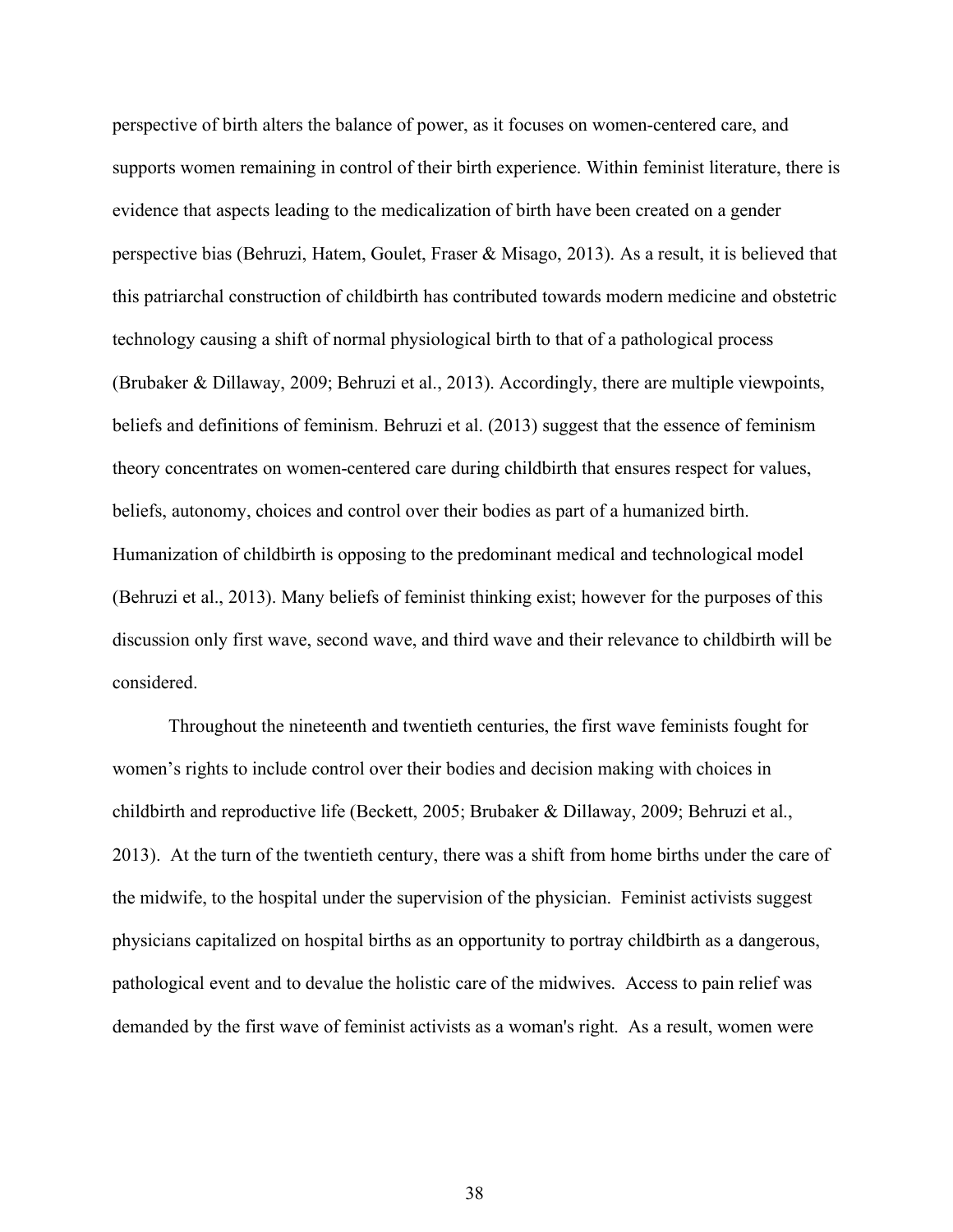perspective of birth alters the balance of power, as it focuses on women-centered care, and supports women remaining in control of their birth experience. Within feminist literature, there is evidence that aspects leading to the medicalization of birth have been created on a gender perspective bias (Behruzi, Hatem, Goulet, Fraser & Misago, 2013). As a result, it is believed that this patriarchal construction of childbirth has contributed towards modern medicine and obstetric technology causing a shift of normal physiological birth to that of a pathological process (Brubaker & Dillaway, 2009; Behruzi et al., 2013). Accordingly, there are multiple viewpoints, beliefs and definitions of feminism. Behruzi et al. (2013) suggest that the essence of feminism theory concentrates on women-centered care during childbirth that ensures respect for values, beliefs, autonomy, choices and control over their bodies as part of a humanized birth. Humanization of childbirth is opposing to the predominant medical and technological model (Behruzi et al., 2013). Many beliefs of feminist thinking exist; however for the purposes of this discussion only first wave, second wave, and third wave and their relevance to childbirth will be considered.

Throughout the nineteenth and twentieth centuries, the first wave feminists fought for women's rights to include control over their bodies and decision making with choices in childbirth and reproductive life (Beckett, 2005; Brubaker & Dillaway, 2009; Behruzi et al., 2013). At the turn of the twentieth century, there was a shift from home births under the care of the midwife, to the hospital under the supervision of the physician. Feminist activists suggest physicians capitalized on hospital births as an opportunity to portray childbirth as a dangerous, pathological event and to devalue the holistic care of the midwives. Access to pain relief was demanded by the first wave of feminist activists as a woman's right. As a result, women were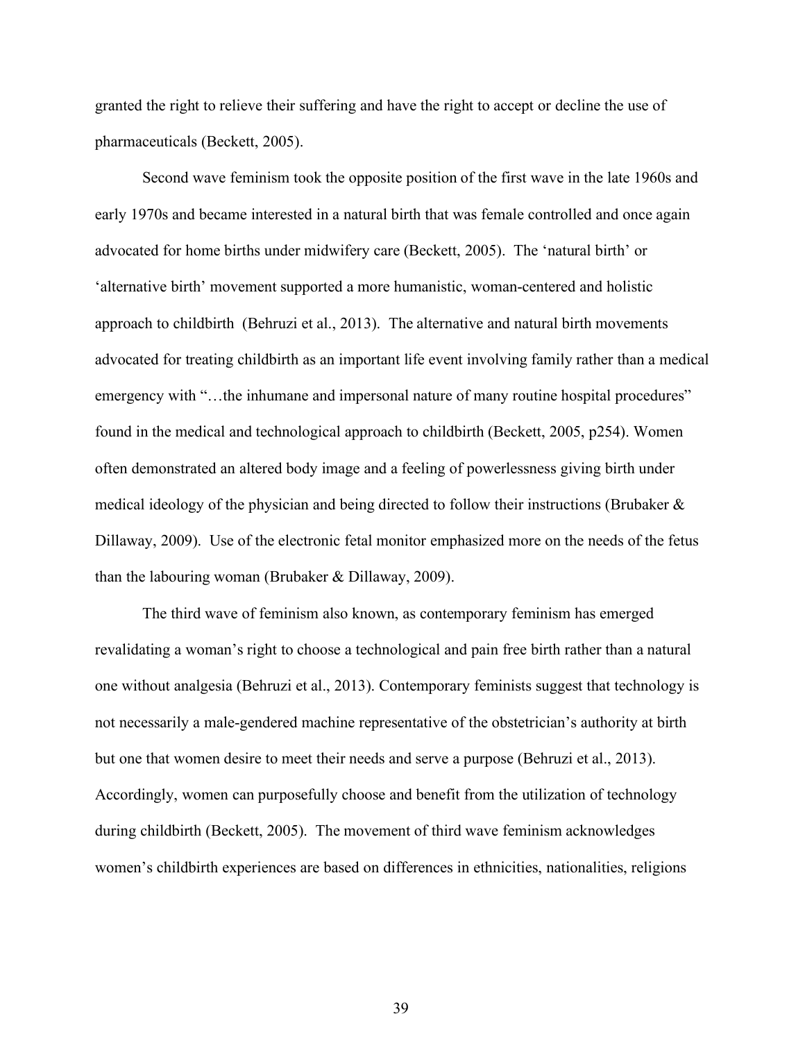granted the right to relieve their suffering and have the right to accept or decline the use of pharmaceuticals (Beckett, 2005).

Second wave feminism took the opposite position of the first wave in the late 1960s and early 1970s and became interested in a natural birth that was female controlled and once again advocated for home births under midwifery care (Beckett, 2005). The 'natural birth' or 'alternative birth' movement supported a more humanistic, woman-centered and holistic approach to childbirth (Behruzi et al., 2013). The alternative and natural birth movements advocated for treating childbirth as an important life event involving family rather than a medical emergency with "…the inhumane and impersonal nature of many routine hospital procedures" found in the medical and technological approach to childbirth (Beckett, 2005, p254). Women often demonstrated an altered body image and a feeling of powerlessness giving birth under medical ideology of the physician and being directed to follow their instructions (Brubaker & Dillaway, 2009). Use of the electronic fetal monitor emphasized more on the needs of the fetus than the labouring woman (Brubaker & Dillaway, 2009).

The third wave of feminism also known, as contemporary feminism has emerged revalidating a woman's right to choose a technological and pain free birth rather than a natural one without analgesia (Behruzi et al., 2013). Contemporary feminists suggest that technology is not necessarily a male-gendered machine representative of the obstetrician's authority at birth but one that women desire to meet their needs and serve a purpose (Behruzi et al., 2013). Accordingly, women can purposefully choose and benefit from the utilization of technology during childbirth (Beckett, 2005). The movement of third wave feminism acknowledges women's childbirth experiences are based on differences in ethnicities, nationalities, religions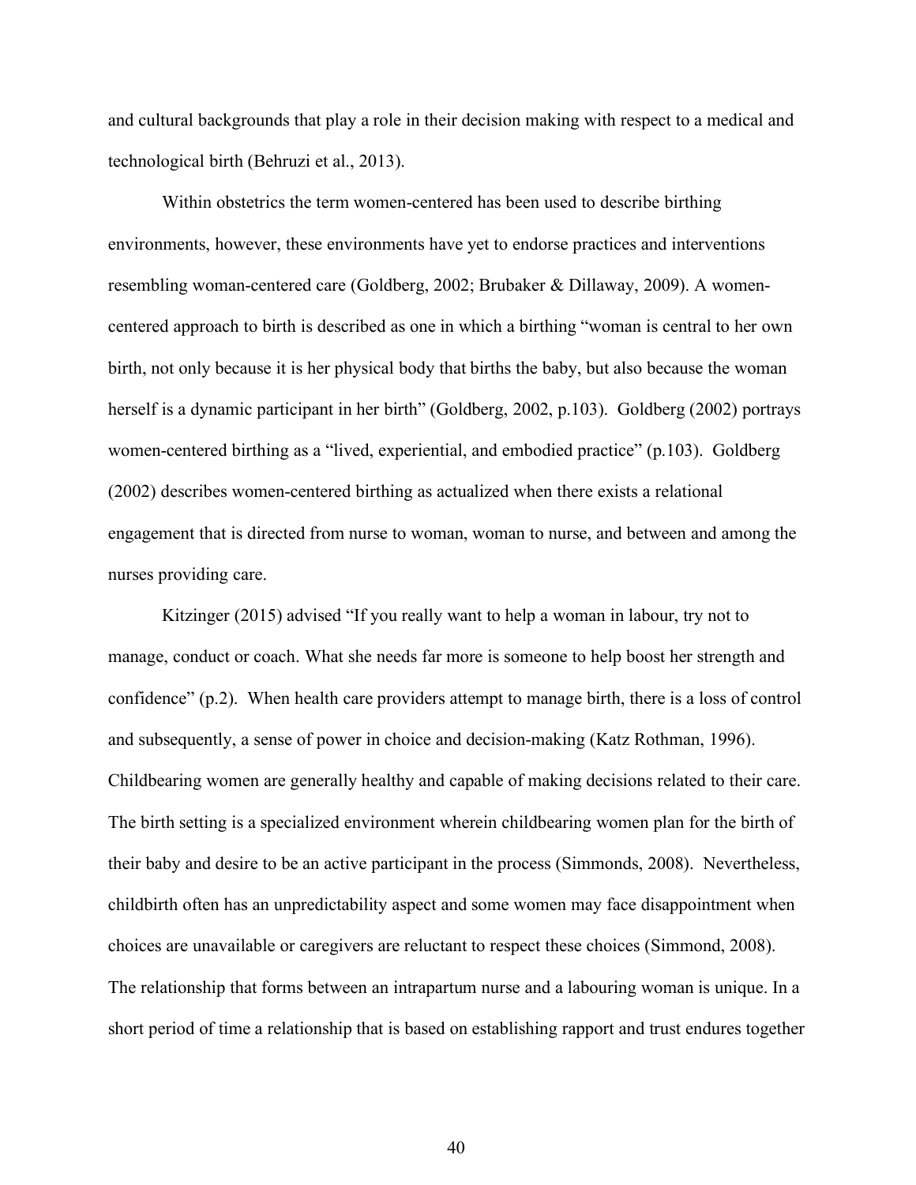and cultural backgrounds that play a role in their decision making with respect to a medical and technological birth (Behruzi et al., 2013).

Within obstetrics the term women-centered has been used to describe birthing environments, however, these environments have yet to endorse practices and interventions resembling woman-centered care (Goldberg, 2002; Brubaker & Dillaway, 2009). A women-centered approach to birth is described as one in which a birthing "woman is central to her own birth, not only because it is her physical body that births the baby, but also because the woman herself is a dynamic participant in her birth" (Goldberg, 2002, p.103). Goldberg (2002) portrays women-centered birthing as a "lived, experiential, and embodied practice" (p.103). Goldberg (2002) describes women-centered birthing as actualized when there exists a relational engagement that is directed from nurse to woman, woman to nurse, and between and among the nurses providing care.

Kitzinger (2015) advised "If you really want to help a woman in labour, try not to manage, conduct or coach. What she needs far more is someone to help boost her strength and confidence" (p.2). When health care providers attempt to manage birth, there is a loss of control and subsequently, a sense of power in choice and decision-making (Katz Rothman, 1996). Childbearing women are generally healthy and capable of making decisions related to their care. The birth setting is a specialized environment wherein childbearing women plan for the birth of their baby and desire to be an active participant in the process (Simmonds, 2008). Nevertheless, childbirth often has an unpredictability aspect and some women may face disappointment when choices are unavailable or caregivers are reluctant to respect these choices (Simmond, 2008). The relationship that forms between an intrapartum nurse and a labouring woman is unique. In a short period of time a relationship that is based on establishing rapport and trust endures together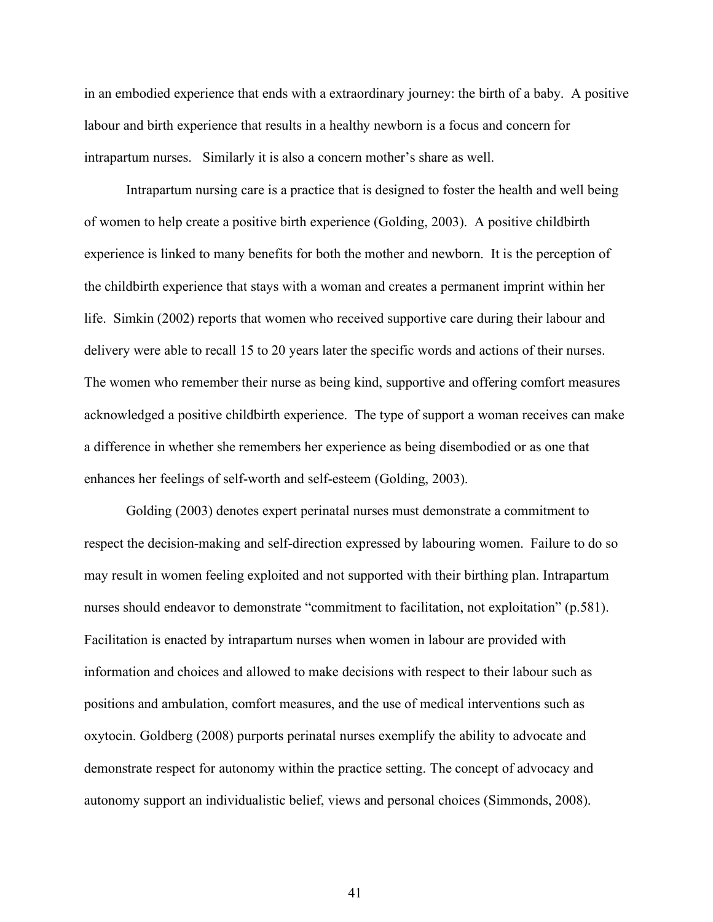in an embodied experience that ends with a extraordinary journey: the birth of a baby.  A positive labour and birth experience that results in a healthy newborn is a focus and concern for intrapartum nurses.   Similarly it is also a concern mother's share as well.

Intrapartum nursing care is a practice that is designed to foster the health and well being of women to help create a positive birth experience (Golding, 2003).  A positive childbirth experience is linked to many benefits for both the mother and newborn.  It is the perception of the childbirth experience that stays with a woman and creates a permanent imprint within her life.  Simkin (2002) reports that women who received supportive care during their labour and delivery were able to recall 15 to 20 years later the specific words and actions of their nurses.  The women who remember their nurse as being kind, supportive and offering comfort measures acknowledged a positive childbirth experience.  The type of support a woman receives can make a difference in whether she remembers her experience as being disembodied or as one that enhances her feelings of self-worth and self-esteem (Golding, 2003).

Golding (2003) denotes expert perinatal nurses must demonstrate a commitment to respect the decision-making and self-direction expressed by labouring women.  Failure to do so may result in women feeling exploited and not supported with their birthing plan. Intrapartum nurses should endeavor to demonstrate "commitment to facilitation, not exploitation" (p.581). Facilitation is enacted by intrapartum nurses when women in labour are provided with information and choices and allowed to make decisions with respect to their labour such as positions and ambulation, comfort measures, and the use of medical interventions such as oxytocin. Goldberg (2008) purports perinatal nurses exemplify the ability to advocate and demonstrate respect for autonomy within the practice setting. The concept of advocacy and autonomy support an individualistic belief, views and personal choices (Simmonds, 2008).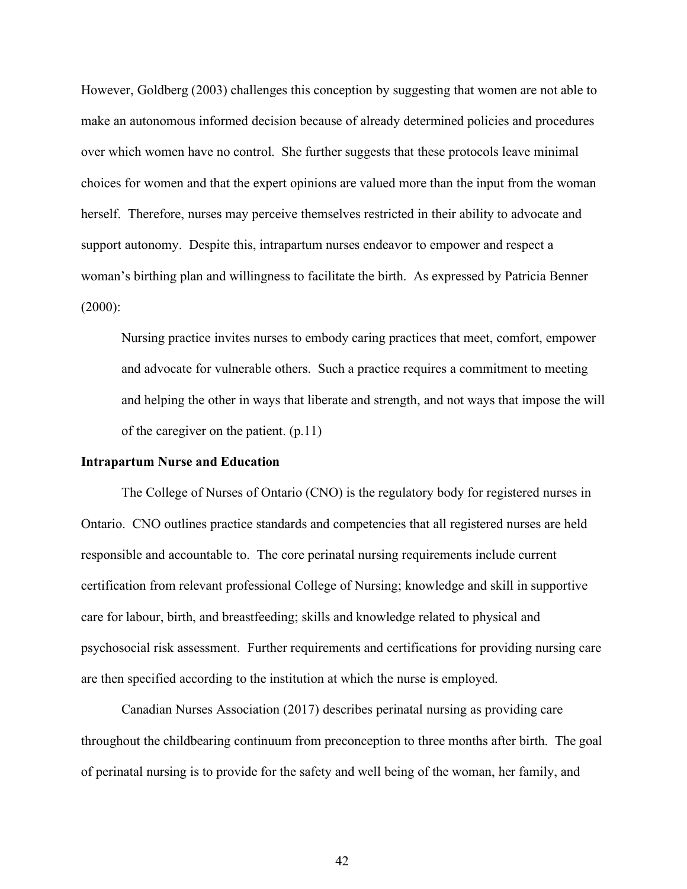However, Goldberg (2003) challenges this conception by suggesting that women are not able to make an autonomous informed decision because of already determined policies and procedures over which women have no control. She further suggests that these protocols leave minimal choices for women and that the expert opinions are valued more than the input from the woman herself. Therefore, nurses may perceive themselves restricted in their ability to advocate and support autonomy. Despite this, intrapartum nurses endeavor to empower and respect a woman's birthing plan and willingness to facilitate the birth. As expressed by Patricia Benner (2000):

> Nursing practice invites nurses to embody caring practices that meet, comfort, empower and advocate for vulnerable others. Such a practice requires a commitment to meeting and helping the other in ways that liberate and strength, and not ways that impose the will of the caregiver on the patient. (p.11)

**Intrapartum Nurse and Education**

The College of Nurses of Ontario (CNO) is the regulatory body for registered nurses in Ontario. CNO outlines practice standards and competencies that all registered nurses are held responsible and accountable to. The core perinatal nursing requirements include current certification from relevant professional College of Nursing; knowledge and skill in supportive care for labour, birth, and breastfeeding; skills and knowledge related to physical and psychosocial risk assessment. Further requirements and certifications for providing nursing care are then specified according to the institution at which the nurse is employed.

Canadian Nurses Association (2017) describes perinatal nursing as providing care throughout the childbearing continuum from preconception to three months after birth. The goal of perinatal nursing is to provide for the safety and well being of the woman, her family, and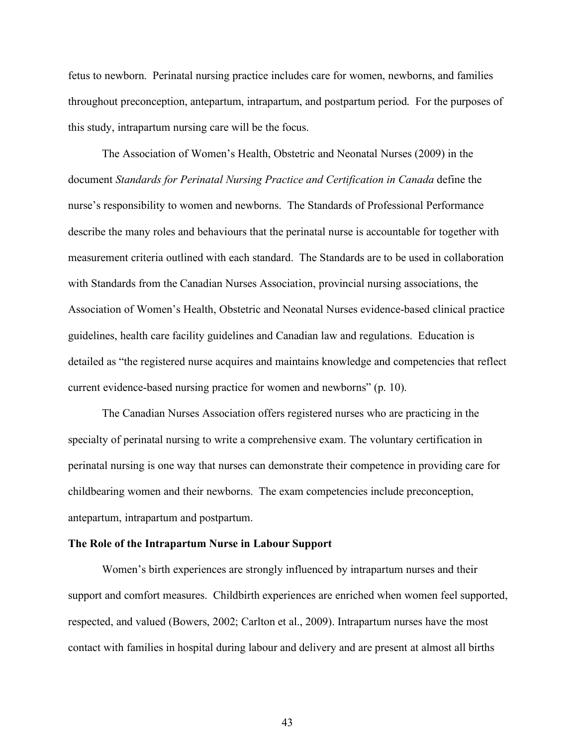fetus to newborn. Perinatal nursing practice includes care for women, newborns, and families throughout preconception, antepartum, intrapartum, and postpartum period. For the purposes of this study, intrapartum nursing care will be the focus.

The Association of Women's Health, Obstetric and Neonatal Nurses (2009) in the document *Standards for Perinatal Nursing Practice and Certification in Canada* define the nurse's responsibility to women and newborns. The Standards of Professional Performance describe the many roles and behaviours that the perinatal nurse is accountable for together with measurement criteria outlined with each standard. The Standards are to be used in collaboration with Standards from the Canadian Nurses Association, provincial nursing associations, the Association of Women's Health, Obstetric and Neonatal Nurses evidence-based clinical practice guidelines, health care facility guidelines and Canadian law and regulations. Education is detailed as "the registered nurse acquires and maintains knowledge and competencies that reflect current evidence-based nursing practice for women and newborns" (p. 10).

The Canadian Nurses Association offers registered nurses who are practicing in the specialty of perinatal nursing to write a comprehensive exam. The voluntary certification in perinatal nursing is one way that nurses can demonstrate their competence in providing care for childbearing women and their newborns. The exam competencies include preconception, antepartum, intrapartum and postpartum.

**The Role of the Intrapartum Nurse in Labour Support**

Women's birth experiences are strongly influenced by intrapartum nurses and their support and comfort measures. Childbirth experiences are enriched when women feel supported, respected, and valued (Bowers, 2002; Carlton et al., 2009). Intrapartum nurses have the most contact with families in hospital during labour and delivery and are present at almost all births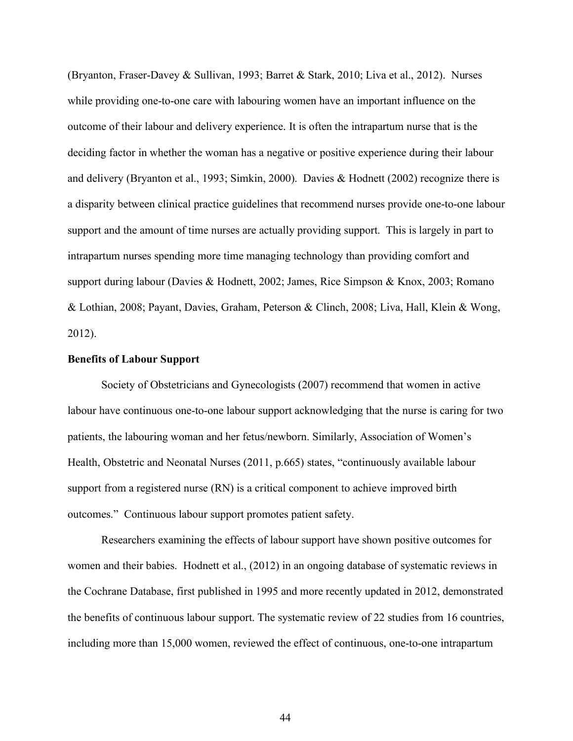(Bryanton, Fraser-Davey & Sullivan, 1993; Barret & Stark, 2010; Liva et al., 2012). Nurses while providing one-to-one care with labouring women have an important influence on the outcome of their labour and delivery experience. It is often the intrapartum nurse that is the deciding factor in whether the woman has a negative or positive experience during their labour and delivery (Bryanton et al., 1993; Simkin, 2000). Davies & Hodnett (2002) recognize there is a disparity between clinical practice guidelines that recommend nurses provide one-to-one labour support and the amount of time nurses are actually providing support. This is largely in part to intrapartum nurses spending more time managing technology than providing comfort and support during labour (Davies & Hodnett, 2002; James, Rice Simpson & Knox, 2003; Romano & Lothian, 2008; Payant, Davies, Graham, Peterson & Clinch, 2008; Liva, Hall, Klein & Wong, 2012).

**Benefits of Labour Support**

Society of Obstetricians and Gynecologists (2007) recommend that women in active labour have continuous one-to-one labour support acknowledging that the nurse is caring for two patients, the labouring woman and her fetus/newborn. Similarly, Association of Women's Health, Obstetric and Neonatal Nurses (2011, p.665) states, "continuously available labour support from a registered nurse (RN) is a critical component to achieve improved birth outcomes." Continuous labour support promotes patient safety.

Researchers examining the effects of labour support have shown positive outcomes for women and their babies. Hodnett et al., (2012) in an ongoing database of systematic reviews in the Cochrane Database, first published in 1995 and more recently updated in 2012, demonstrated the benefits of continuous labour support. The systematic review of 22 studies from 16 countries, including more than 15,000 women, reviewed the effect of continuous, one-to-one intrapartum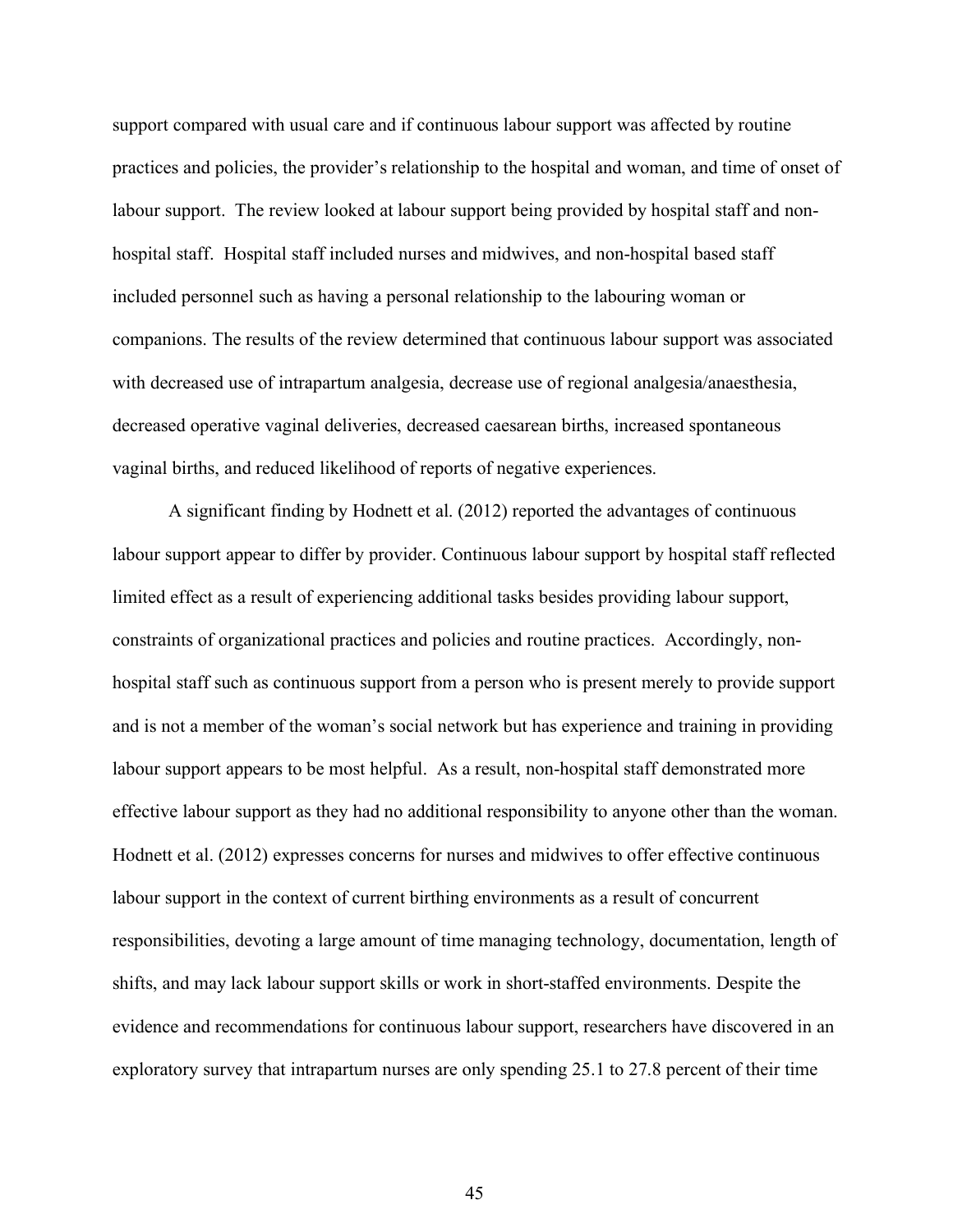support compared with usual care and if continuous labour support was affected by routine practices and policies, the provider's relationship to the hospital and woman, and time of onset of labour support. The review looked at labour support being provided by hospital staff and non-hospital staff. Hospital staff included nurses and midwives, and non-hospital based staff included personnel such as having a personal relationship to the labouring woman or companions. The results of the review determined that continuous labour support was associated with decreased use of intrapartum analgesia, decrease use of regional analgesia/anaesthesia, decreased operative vaginal deliveries, decreased caesarean births, increased spontaneous vaginal births, and reduced likelihood of reports of negative experiences.

A significant finding by Hodnett et al. (2012) reported the advantages of continuous labour support appear to differ by provider. Continuous labour support by hospital staff reflected limited effect as a result of experiencing additional tasks besides providing labour support, constraints of organizational practices and policies and routine practices. Accordingly, non-hospital staff such as continuous support from a person who is present merely to provide support and is not a member of the woman's social network but has experience and training in providing labour support appears to be most helpful. As a result, non-hospital staff demonstrated more effective labour support as they had no additional responsibility to anyone other than the woman. Hodnett et al. (2012) expresses concerns for nurses and midwives to offer effective continuous labour support in the context of current birthing environments as a result of concurrent responsibilities, devoting a large amount of time managing technology, documentation, length of shifts, and may lack labour support skills or work in short-staffed environments. Despite the evidence and recommendations for continuous labour support, researchers have discovered in an exploratory survey that intrapartum nurses are only spending 25.1 to 27.8 percent of their time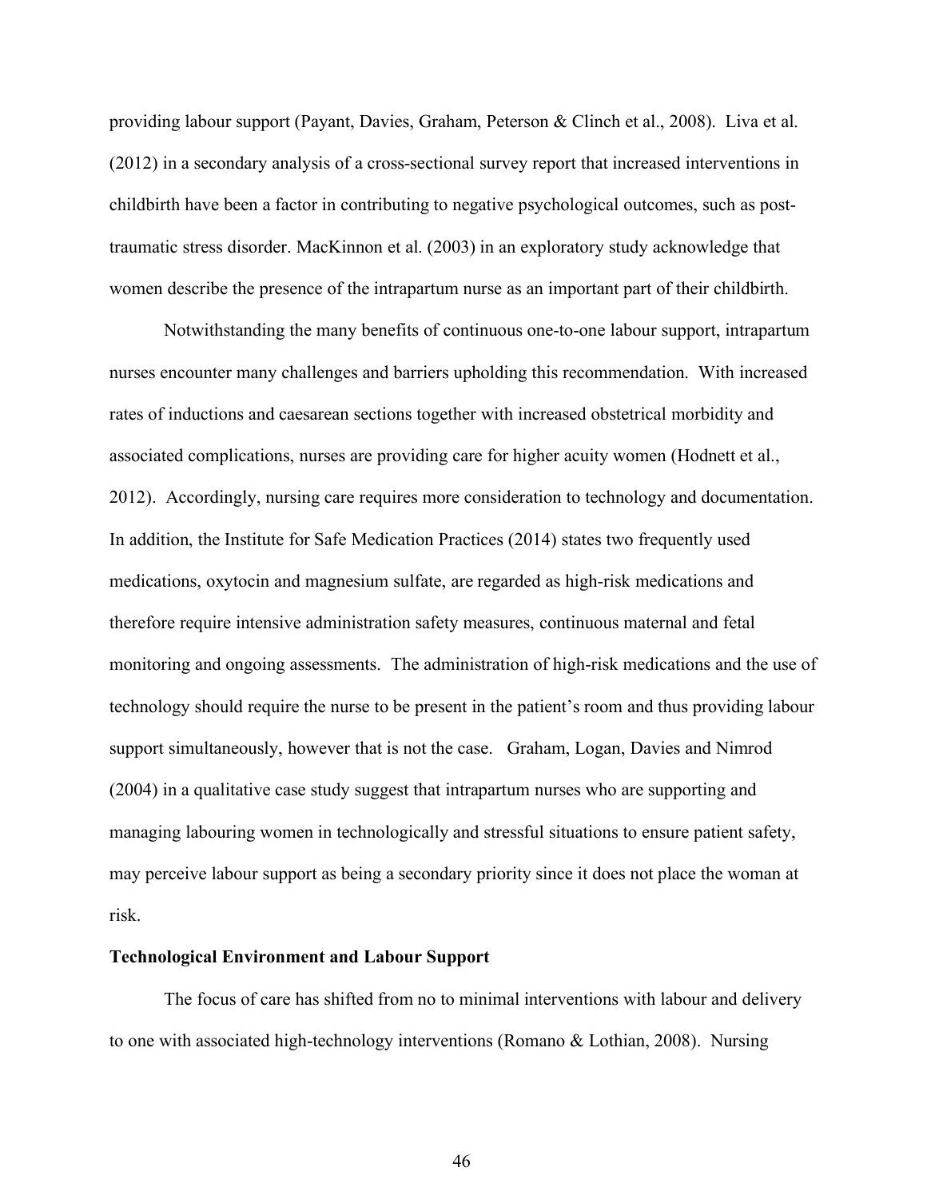providing labour support (Payant, Davies, Graham, Peterson & Clinch et al., 2008). Liva et al. (2012) in a secondary analysis of a cross-sectional survey report that increased interventions in childbirth have been a factor in contributing to negative psychological outcomes, such as post-traumatic stress disorder. MacKinnon et al. (2003) in an exploratory study acknowledge that women describe the presence of the intrapartum nurse as an important part of their childbirth.

Notwithstanding the many benefits of continuous one-to-one labour support, intrapartum nurses encounter many challenges and barriers upholding this recommendation. With increased rates of inductions and caesarean sections together with increased obstetrical morbidity and associated complications, nurses are providing care for higher acuity women (Hodnett et al., 2012). Accordingly, nursing care requires more consideration to technology and documentation. In addition, the Institute for Safe Medication Practices (2014) states two frequently used medications, oxytocin and magnesium sulfate, are regarded as high-risk medications and therefore require intensive administration safety measures, continuous maternal and fetal monitoring and ongoing assessments. The administration of high-risk medications and the use of technology should require the nurse to be present in the patient's room and thus providing labour support simultaneously, however that is not the case. Graham, Logan, Davies and Nimrod (2004) in a qualitative case study suggest that intrapartum nurses who are supporting and managing labouring women in technologically and stressful situations to ensure patient safety, may perceive labour support as being a secondary priority since it does not place the woman at risk.

**Technological Environment and Labour Support**

The focus of care has shifted from no to minimal interventions with labour and delivery to one with associated high-technology interventions (Romano & Lothian, 2008). Nursing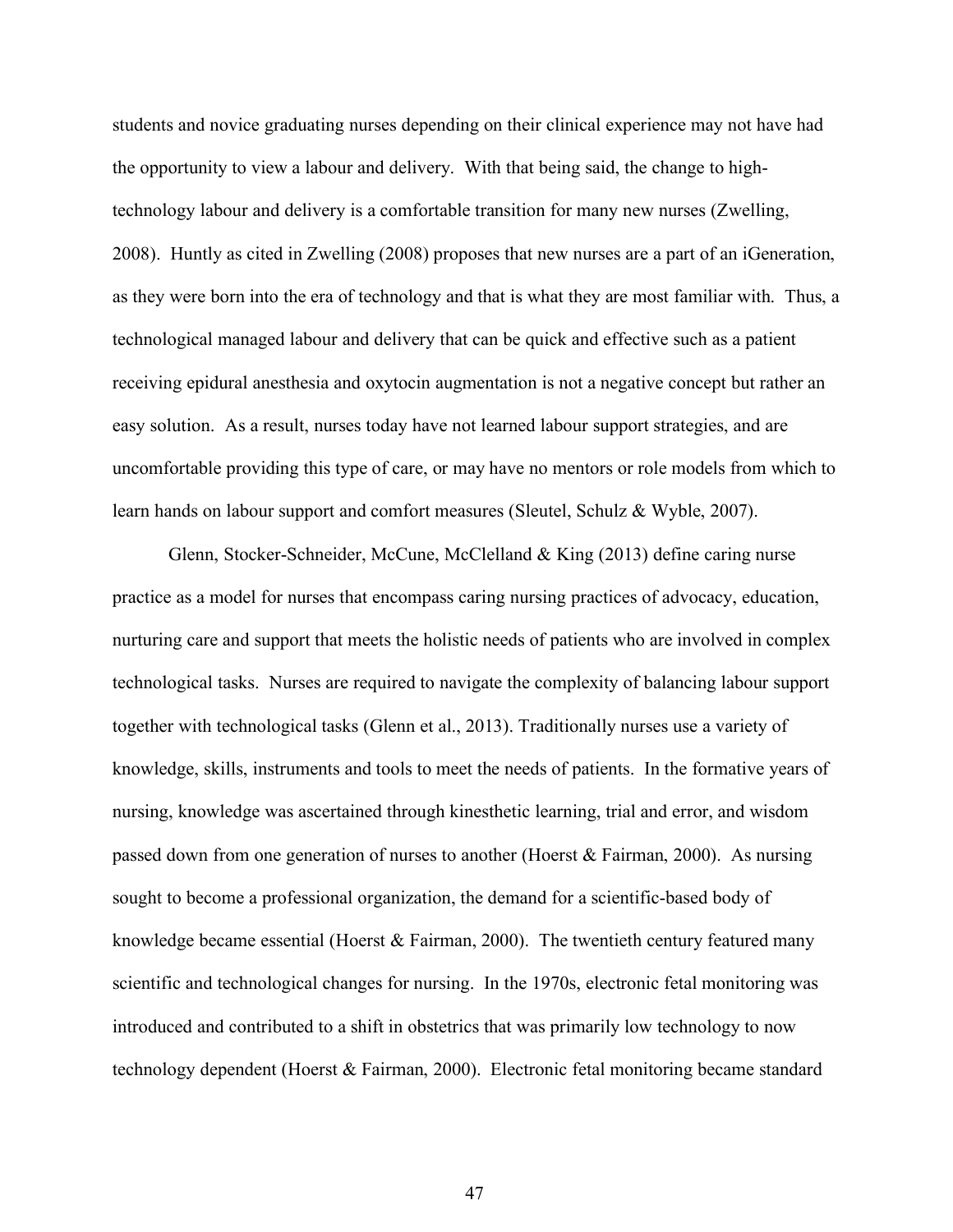students and novice graduating nurses depending on their clinical experience may not have had the opportunity to view a labour and delivery. With that being said, the change to high-technology labour and delivery is a comfortable transition for many new nurses (Zwelling, 2008). Huntly as cited in Zwelling (2008) proposes that new nurses are a part of an iGeneration, as they were born into the era of technology and that is what they are most familiar with. Thus, a technological managed labour and delivery that can be quick and effective such as a patient receiving epidural anesthesia and oxytocin augmentation is not a negative concept but rather an easy solution. As a result, nurses today have not learned labour support strategies, and are uncomfortable providing this type of care, or may have no mentors or role models from which to learn hands on labour support and comfort measures (Sleutel, Schulz & Wyble, 2007).

Glenn, Stocker-Schneider, McCune, McClelland & King (2013) define caring nurse practice as a model for nurses that encompass caring nursing practices of advocacy, education, nurturing care and support that meets the holistic needs of patients who are involved in complex technological tasks. Nurses are required to navigate the complexity of balancing labour support together with technological tasks (Glenn et al., 2013). Traditionally nurses use a variety of knowledge, skills, instruments and tools to meet the needs of patients. In the formative years of nursing, knowledge was ascertained through kinesthetic learning, trial and error, and wisdom passed down from one generation of nurses to another (Hoerst & Fairman, 2000). As nursing sought to become a professional organization, the demand for a scientific-based body of knowledge became essential (Hoerst & Fairman, 2000). The twentieth century featured many scientific and technological changes for nursing. In the 1970s, electronic fetal monitoring was introduced and contributed to a shift in obstetrics that was primarily low technology to now technology dependent (Hoerst & Fairman, 2000). Electronic fetal monitoring became standard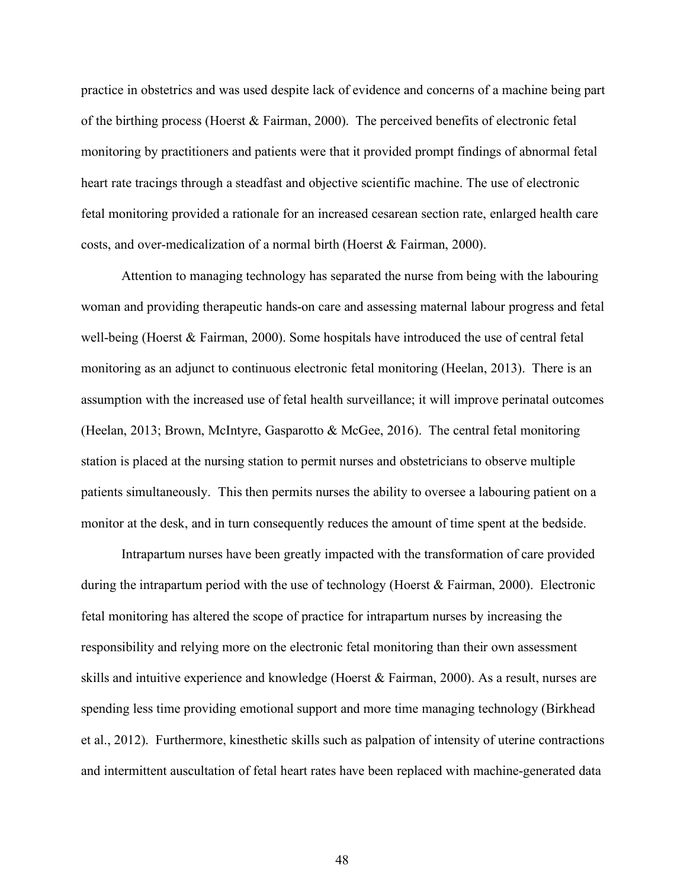practice in obstetrics and was used despite lack of evidence and concerns of a machine being part of the birthing process (Hoerst & Fairman, 2000). The perceived benefits of electronic fetal monitoring by practitioners and patients were that it provided prompt findings of abnormal fetal heart rate tracings through a steadfast and objective scientific machine. The use of electronic fetal monitoring provided a rationale for an increased cesarean section rate, enlarged health care costs, and over-medicalization of a normal birth (Hoerst & Fairman, 2000).

Attention to managing technology has separated the nurse from being with the labouring woman and providing therapeutic hands-on care and assessing maternal labour progress and fetal well-being (Hoerst & Fairman, 2000). Some hospitals have introduced the use of central fetal monitoring as an adjunct to continuous electronic fetal monitoring (Heelan, 2013). There is an assumption with the increased use of fetal health surveillance; it will improve perinatal outcomes (Heelan, 2013; Brown, McIntyre, Gasparotto & McGee, 2016). The central fetal monitoring station is placed at the nursing station to permit nurses and obstetricians to observe multiple patients simultaneously. This then permits nurses the ability to oversee a labouring patient on a monitor at the desk, and in turn consequently reduces the amount of time spent at the bedside.

Intrapartum nurses have been greatly impacted with the transformation of care provided during the intrapartum period with the use of technology (Hoerst & Fairman, 2000). Electronic fetal monitoring has altered the scope of practice for intrapartum nurses by increasing the responsibility and relying more on the electronic fetal monitoring than their own assessment skills and intuitive experience and knowledge (Hoerst & Fairman, 2000). As a result, nurses are spending less time providing emotional support and more time managing technology (Birkhead et al., 2012). Furthermore, kinesthetic skills such as palpation of intensity of uterine contractions and intermittent auscultation of fetal heart rates have been replaced with machine-generated data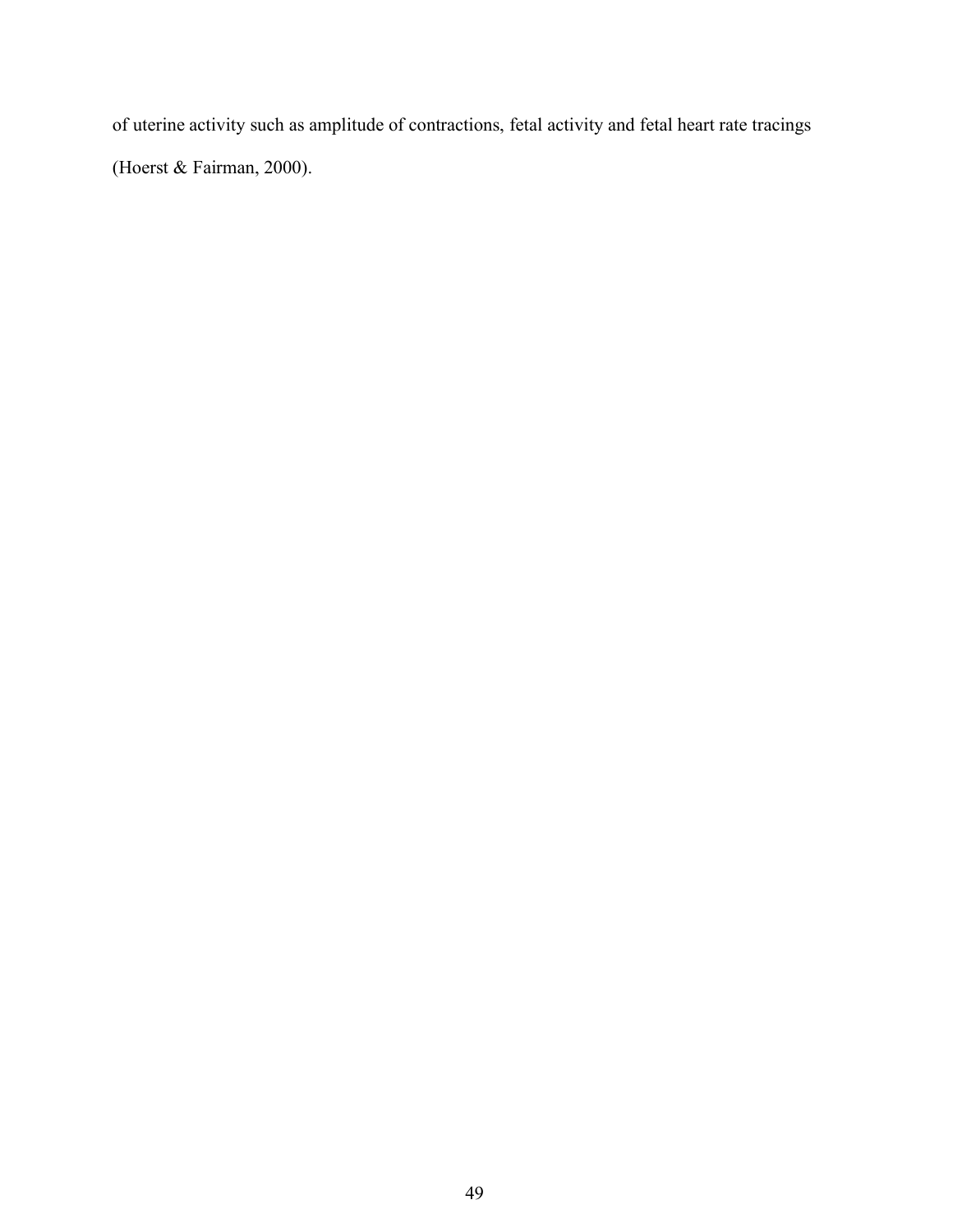of uterine activity such as amplitude of contractions, fetal activity and fetal heart rate tracings (Hoerst & Fairman, 2000).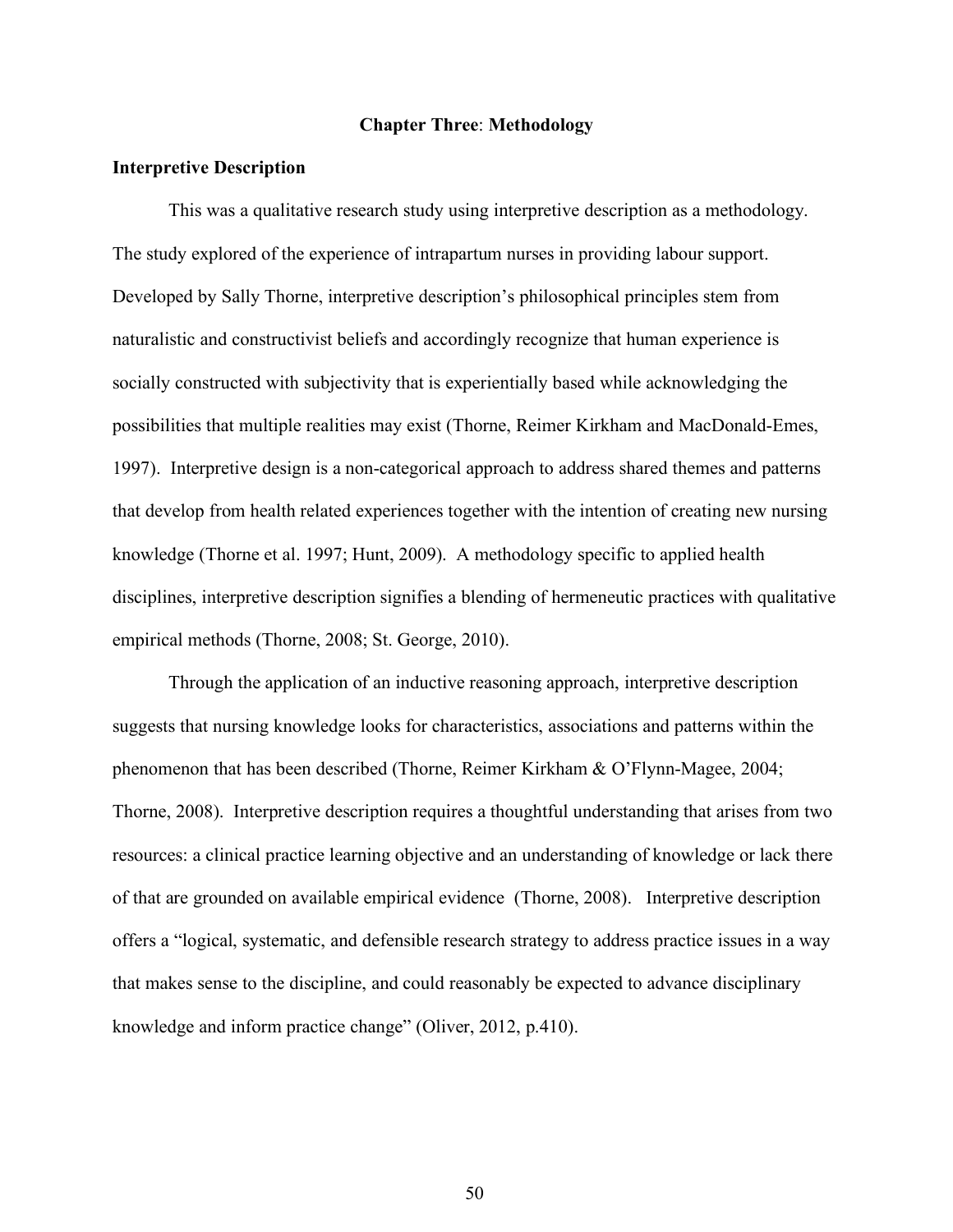# Chapter Three: Methodology

## Interpretive Description

This was a qualitative research study using interpretive description as a methodology. The study explored of the experience of intrapartum nurses in providing labour support. Developed by Sally Thorne, interpretive description's philosophical principles stem from naturalistic and constructivist beliefs and accordingly recognize that human experience is socially constructed with subjectivity that is experientially based while acknowledging the possibilities that multiple realities may exist (Thorne, Reimer Kirkham and MacDonald-Emes, 1997). Interpretive design is a non-categorical approach to address shared themes and patterns that develop from health related experiences together with the intention of creating new nursing knowledge (Thorne et al. 1997; Hunt, 2009). A methodology specific to applied health disciplines, interpretive description signifies a blending of hermeneutic practices with qualitative empirical methods (Thorne, 2008; St. George, 2010).

Through the application of an inductive reasoning approach, interpretive description suggests that nursing knowledge looks for characteristics, associations and patterns within the phenomenon that has been described (Thorne, Reimer Kirkham & O'Flynn-Magee, 2004; Thorne, 2008). Interpretive description requires a thoughtful understanding that arises from two resources: a clinical practice learning objective and an understanding of knowledge or lack there of that are grounded on available empirical evidence (Thorne, 2008). Interpretive description offers a "logical, systematic, and defensible research strategy to address practice issues in a way that makes sense to the discipline, and could reasonably be expected to advance disciplinary knowledge and inform practice change" (Oliver, 2012, p.410).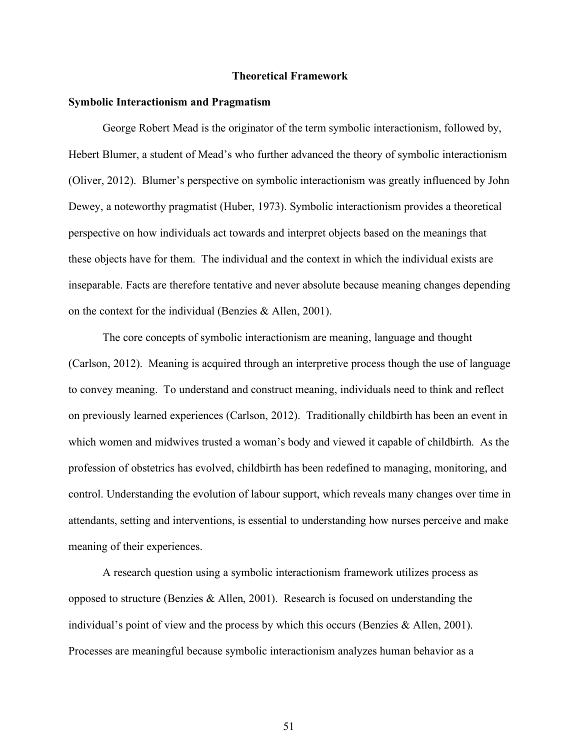## Theoretical Framework

### Symbolic Interactionism and Pragmatism

George Robert Mead is the originator of the term symbolic interactionism, followed by, Hebert Blumer, a student of Mead's who further advanced the theory of symbolic interactionism (Oliver, 2012). Blumer's perspective on symbolic interactionism was greatly influenced by John Dewey, a noteworthy pragmatist (Huber, 1973). Symbolic interactionism provides a theoretical perspective on how individuals act towards and interpret objects based on the meanings that these objects have for them. The individual and the context in which the individual exists are inseparable. Facts are therefore tentative and never absolute because meaning changes depending on the context for the individual (Benzies & Allen, 2001).

The core concepts of symbolic interactionism are meaning, language and thought (Carlson, 2012). Meaning is acquired through an interpretive process though the use of language to convey meaning. To understand and construct meaning, individuals need to think and reflect on previously learned experiences (Carlson, 2012). Traditionally childbirth has been an event in which women and midwives trusted a woman's body and viewed it capable of childbirth. As the profession of obstetrics has evolved, childbirth has been redefined to managing, monitoring, and control. Understanding the evolution of labour support, which reveals many changes over time in attendants, setting and interventions, is essential to understanding how nurses perceive and make meaning of their experiences.

A research question using a symbolic interactionism framework utilizes process as opposed to structure (Benzies & Allen, 2001). Research is focused on understanding the individual's point of view and the process by which this occurs (Benzies & Allen, 2001). Processes are meaningful because symbolic interactionism analyzes human behavior as a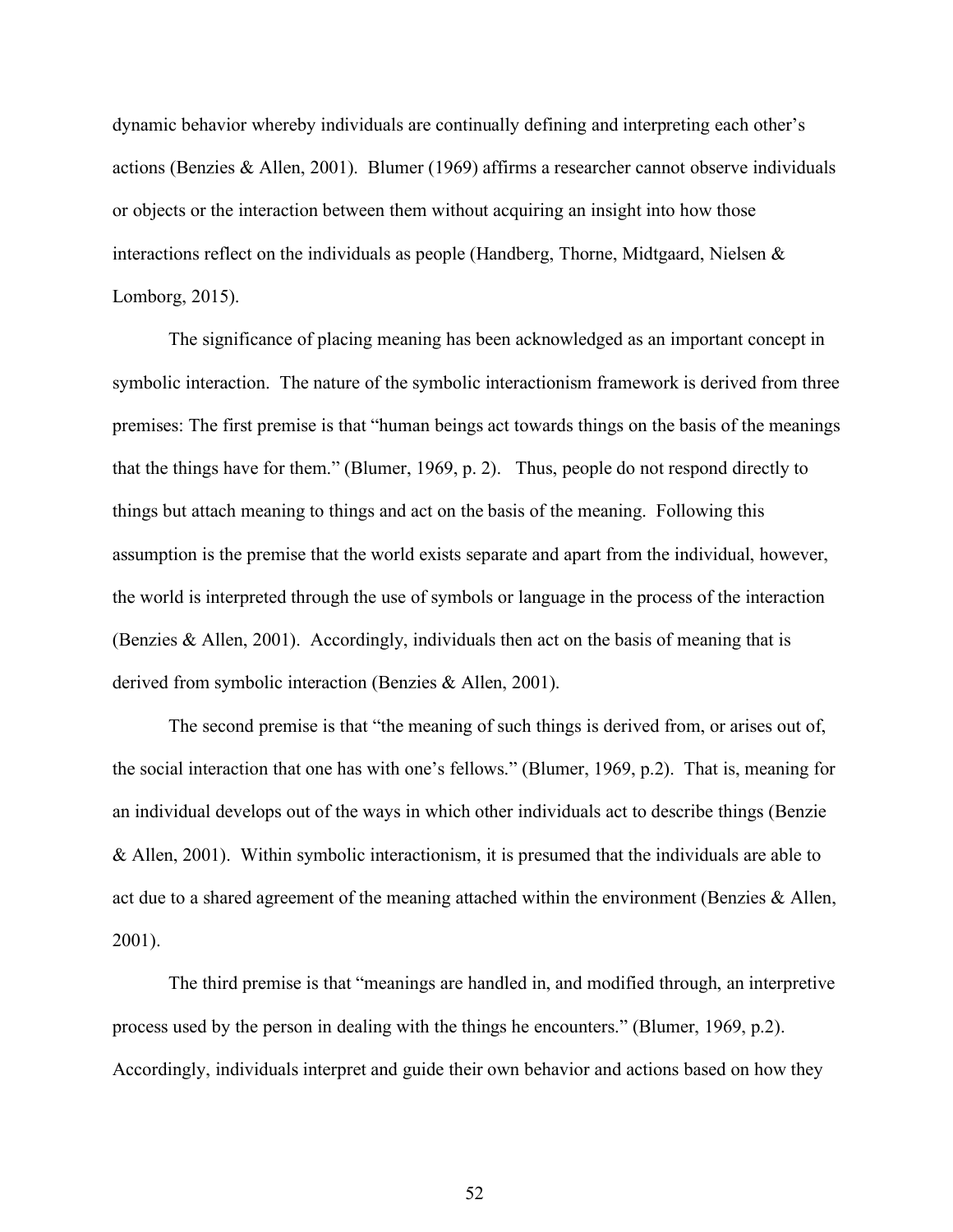dynamic behavior whereby individuals are continually defining and interpreting each other's actions (Benzies & Allen, 2001). Blumer (1969) affirms a researcher cannot observe individuals or objects or the interaction between them without acquiring an insight into how those interactions reflect on the individuals as people (Handberg, Thorne, Midtgaard, Nielsen & Lomborg, 2015).

The significance of placing meaning has been acknowledged as an important concept in symbolic interaction. The nature of the symbolic interactionism framework is derived from three premises: The first premise is that "human beings act towards things on the basis of the meanings that the things have for them." (Blumer, 1969, p. 2). Thus, people do not respond directly to things but attach meaning to things and act on the basis of the meaning. Following this assumption is the premise that the world exists separate and apart from the individual, however, the world is interpreted through the use of symbols or language in the process of the interaction (Benzies & Allen, 2001). Accordingly, individuals then act on the basis of meaning that is derived from symbolic interaction (Benzies & Allen, 2001).

The second premise is that "the meaning of such things is derived from, or arises out of, the social interaction that one has with one's fellows." (Blumer, 1969, p.2). That is, meaning for an individual develops out of the ways in which other individuals act to describe things (Benzie & Allen, 2001). Within symbolic interactionism, it is presumed that the individuals are able to act due to a shared agreement of the meaning attached within the environment (Benzies & Allen, 2001).

The third premise is that "meanings are handled in, and modified through, an interpretive process used by the person in dealing with the things he encounters." (Blumer, 1969, p.2). Accordingly, individuals interpret and guide their own behavior and actions based on how they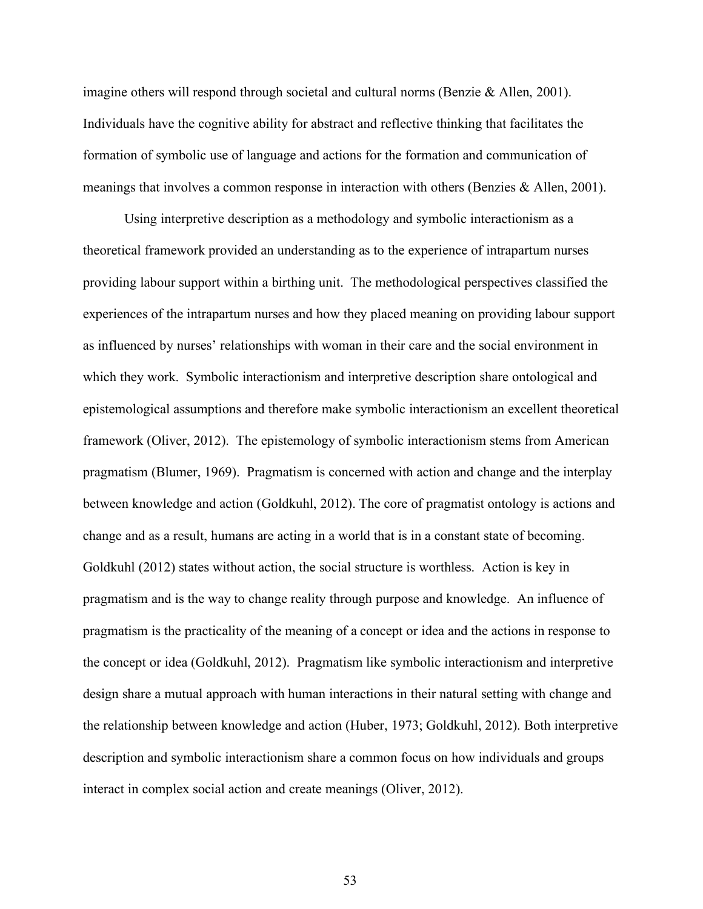imagine others will respond through societal and cultural norms (Benzie & Allen, 2001). Individuals have the cognitive ability for abstract and reflective thinking that facilitates the formation of symbolic use of language and actions for the formation and communication of meanings that involves a common response in interaction with others (Benzies & Allen, 2001).

Using interpretive description as a methodology and symbolic interactionism as a theoretical framework provided an understanding as to the experience of intrapartum nurses providing labour support within a birthing unit. The methodological perspectives classified the experiences of the intrapartum nurses and how they placed meaning on providing labour support as influenced by nurses' relationships with woman in their care and the social environment in which they work. Symbolic interactionism and interpretive description share ontological and epistemological assumptions and therefore make symbolic interactionism an excellent theoretical framework (Oliver, 2012). The epistemology of symbolic interactionism stems from American pragmatism (Blumer, 1969). Pragmatism is concerned with action and change and the interplay between knowledge and action (Goldkuhl, 2012). The core of pragmatist ontology is actions and change and as a result, humans are acting in a world that is in a constant state of becoming. Goldkuhl (2012) states without action, the social structure is worthless. Action is key in pragmatism and is the way to change reality through purpose and knowledge. An influence of pragmatism is the practicality of the meaning of a concept or idea and the actions in response to the concept or idea (Goldkuhl, 2012). Pragmatism like symbolic interactionism and interpretive design share a mutual approach with human interactions in their natural setting with change and the relationship between knowledge and action (Huber, 1973; Goldkuhl, 2012). Both interpretive description and symbolic interactionism share a common focus on how individuals and groups interact in complex social action and create meanings (Oliver, 2012).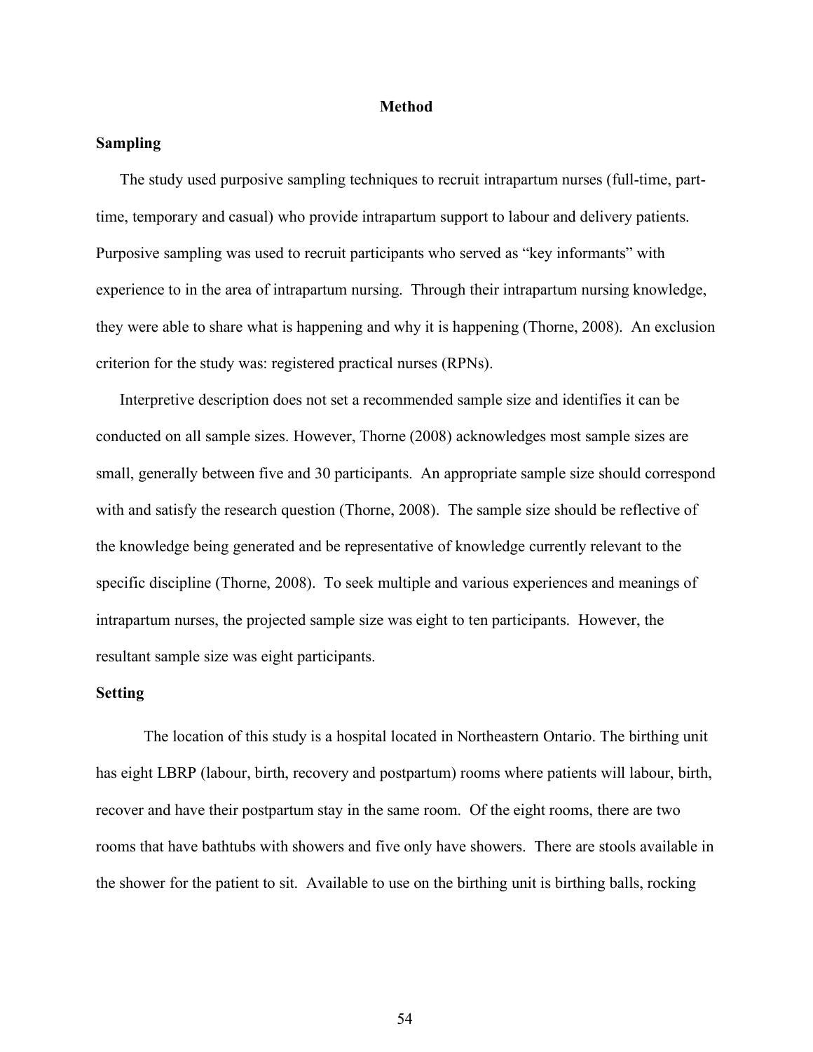# Method

## Sampling

The study used purposive sampling techniques to recruit intrapartum nurses (full-time, part-time, temporary and casual) who provide intrapartum support to labour and delivery patients. Purposive sampling was used to recruit participants who served as "key informants" with experience to in the area of intrapartum nursing. Through their intrapartum nursing knowledge, they were able to share what is happening and why it is happening (Thorne, 2008). An exclusion criterion for the study was: registered practical nurses (RPNs).

Interpretive description does not set a recommended sample size and identifies it can be conducted on all sample sizes. However, Thorne (2008) acknowledges most sample sizes are small, generally between five and 30 participants. An appropriate sample size should correspond with and satisfy the research question (Thorne, 2008). The sample size should be reflective of the knowledge being generated and be representative of knowledge currently relevant to the specific discipline (Thorne, 2008). To seek multiple and various experiences and meanings of intrapartum nurses, the projected sample size was eight to ten participants. However, the resultant sample size was eight participants.

## Setting

The location of this study is a hospital located in Northeastern Ontario. The birthing unit has eight LBRP (labour, birth, recovery and postpartum) rooms where patients will labour, birth, recover and have their postpartum stay in the same room. Of the eight rooms, there are two rooms that have bathtubs with showers and five only have showers. There are stools available in the shower for the patient to sit. Available to use on the birthing unit is birthing balls, rocking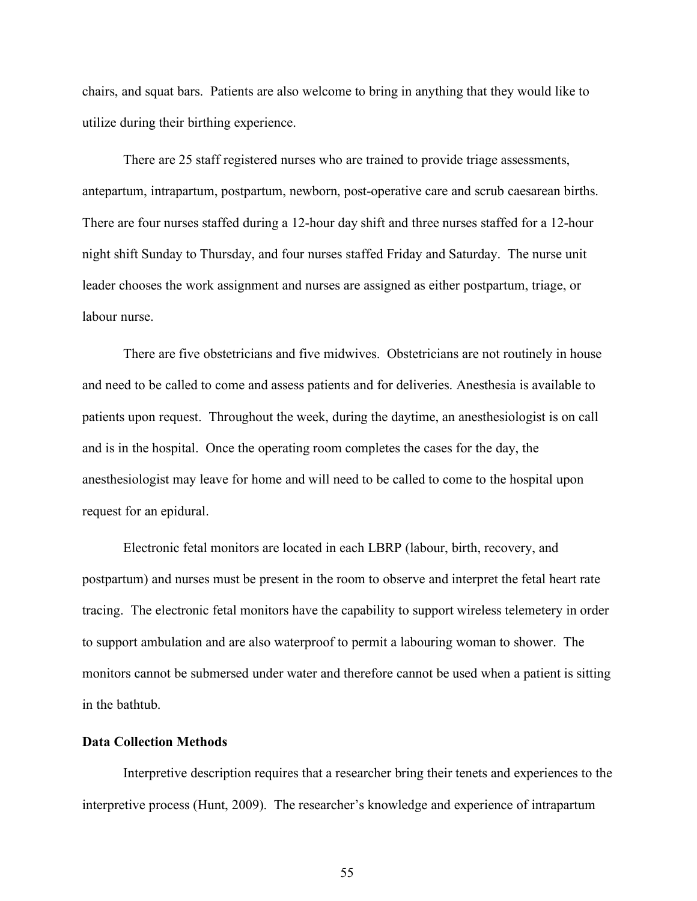chairs, and squat bars. Patients are also welcome to bring in anything that they would like to utilize during their birthing experience.

There are 25 staff registered nurses who are trained to provide triage assessments, antepartum, intrapartum, postpartum, newborn, post-operative care and scrub caesarean births. There are four nurses staffed during a 12-hour day shift and three nurses staffed for a 12-hour night shift Sunday to Thursday, and four nurses staffed Friday and Saturday. The nurse unit leader chooses the work assignment and nurses are assigned as either postpartum, triage, or labour nurse.

There are five obstetricians and five midwives. Obstetricians are not routinely in house and need to be called to come and assess patients and for deliveries. Anesthesia is available to patients upon request. Throughout the week, during the daytime, an anesthesiologist is on call and is in the hospital. Once the operating room completes the cases for the day, the anesthesiologist may leave for home and will need to be called to come to the hospital upon request for an epidural.

Electronic fetal monitors are located in each LBRP (labour, birth, recovery, and postpartum) and nurses must be present in the room to observe and interpret the fetal heart rate tracing. The electronic fetal monitors have the capability to support wireless telemetery in order to support ambulation and are also waterproof to permit a labouring woman to shower. The monitors cannot be submersed under water and therefore cannot be used when a patient is sitting in the bathtub.

**Data Collection Methods**

Interpretive description requires that a researcher bring their tenets and experiences to the interpretive process (Hunt, 2009). The researcher's knowledge and experience of intrapartum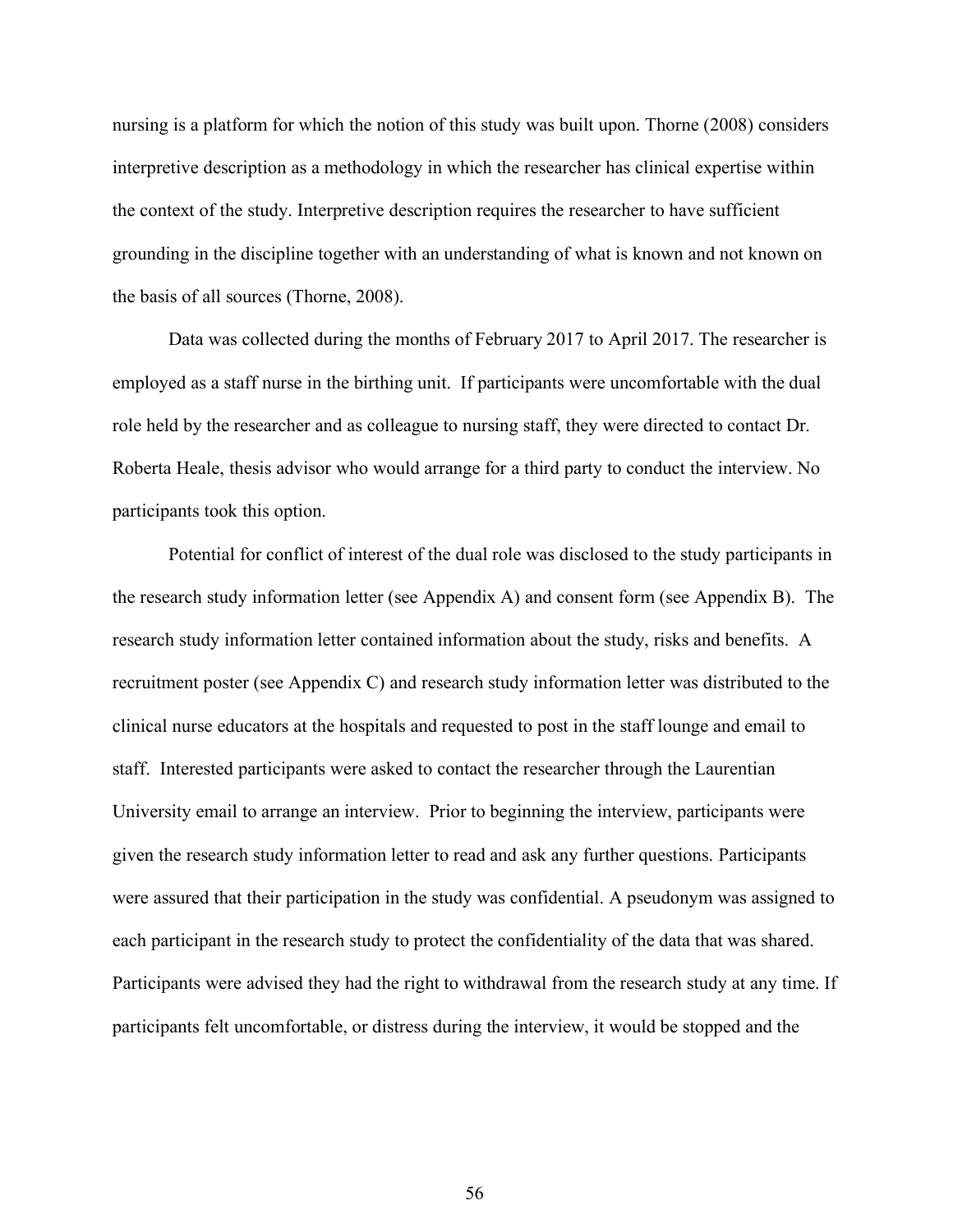nursing is a platform for which the notion of this study was built upon. Thorne (2008) considers interpretive description as a methodology in which the researcher has clinical expertise within the context of the study. Interpretive description requires the researcher to have sufficient grounding in the discipline together with an understanding of what is known and not known on the basis of all sources (Thorne, 2008).

Data was collected during the months of February 2017 to April 2017. The researcher is employed as a staff nurse in the birthing unit. If participants were uncomfortable with the dual role held by the researcher and as colleague to nursing staff, they were directed to contact Dr. Roberta Heale, thesis advisor who would arrange for a third party to conduct the interview. No participants took this option.

Potential for conflict of interest of the dual role was disclosed to the study participants in the research study information letter (see Appendix A) and consent form (see Appendix B). The research study information letter contained information about the study, risks and benefits. A recruitment poster (see Appendix C) and research study information letter was distributed to the clinical nurse educators at the hospitals and requested to post in the staff lounge and email to staff. Interested participants were asked to contact the researcher through the Laurentian University email to arrange an interview. Prior to beginning the interview, participants were given the research study information letter to read and ask any further questions. Participants were assured that their participation in the study was confidential. A pseudonym was assigned to each participant in the research study to protect the confidentiality of the data that was shared. Participants were advised they had the right to withdrawal from the research study at any time. If participants felt uncomfortable, or distress during the interview, it would be stopped and the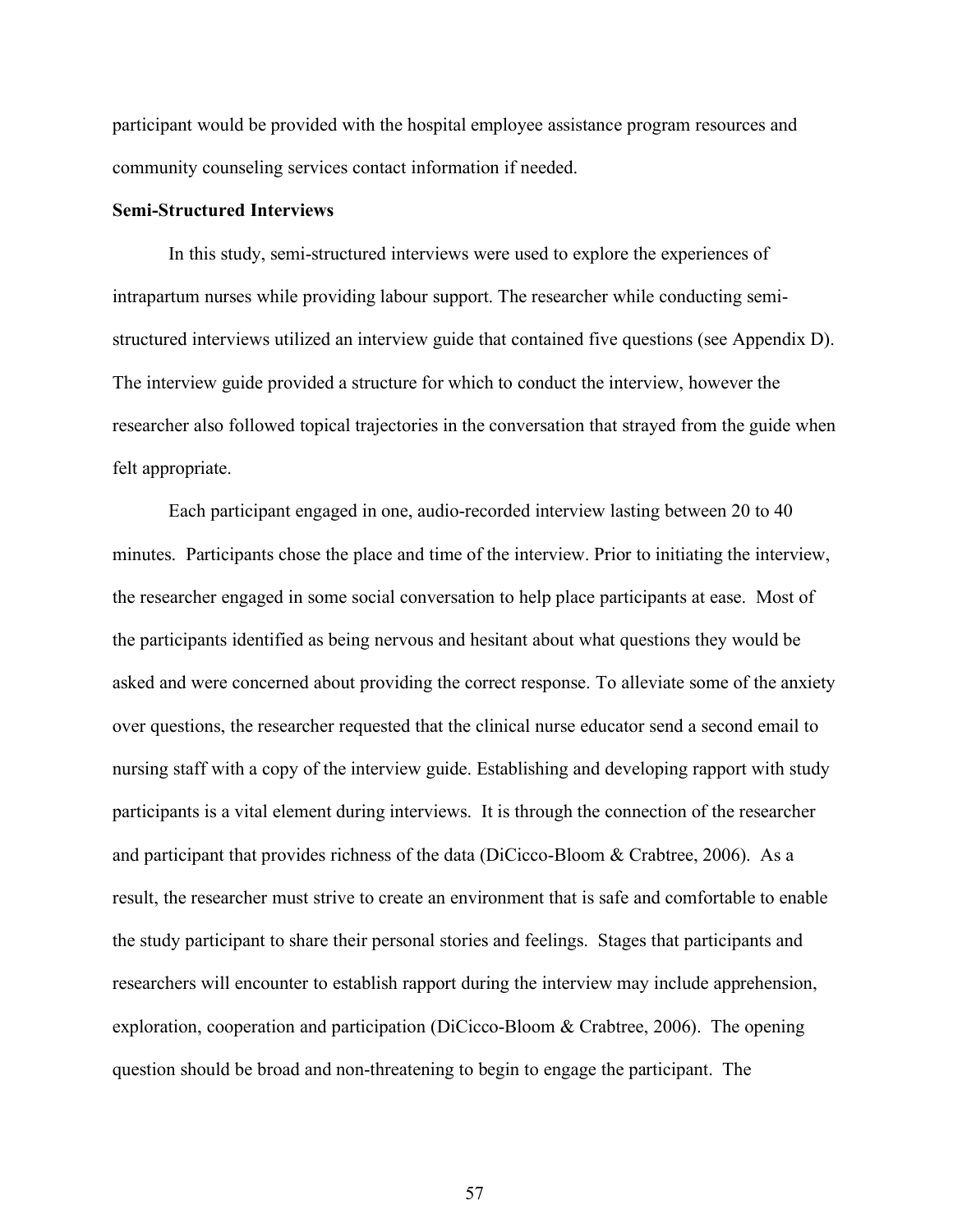participant would be provided with the hospital employee assistance program resources and community counseling services contact information if needed.

**Semi-Structured Interviews**

In this study, semi-structured interviews were used to explore the experiences of intrapartum nurses while providing labour support. The researcher while conducting semi-structured interviews utilized an interview guide that contained five questions (see Appendix D). The interview guide provided a structure for which to conduct the interview, however the researcher also followed topical trajectories in the conversation that strayed from the guide when felt appropriate.

Each participant engaged in one, audio-recorded interview lasting between 20 to 40 minutes. Participants chose the place and time of the interview. Prior to initiating the interview, the researcher engaged in some social conversation to help place participants at ease. Most of the participants identified as being nervous and hesitant about what questions they would be asked and were concerned about providing the correct response. To alleviate some of the anxiety over questions, the researcher requested that the clinical nurse educator send a second email to nursing staff with a copy of the interview guide. Establishing and developing rapport with study participants is a vital element during interviews. It is through the connection of the researcher and participant that provides richness of the data (DiCicco-Bloom & Crabtree, 2006). As a result, the researcher must strive to create an environment that is safe and comfortable to enable the study participant to share their personal stories and feelings. Stages that participants and researchers will encounter to establish rapport during the interview may include apprehension, exploration, cooperation and participation (DiCicco-Bloom & Crabtree, 2006). The opening question should be broad and non-threatening to begin to engage the participant. The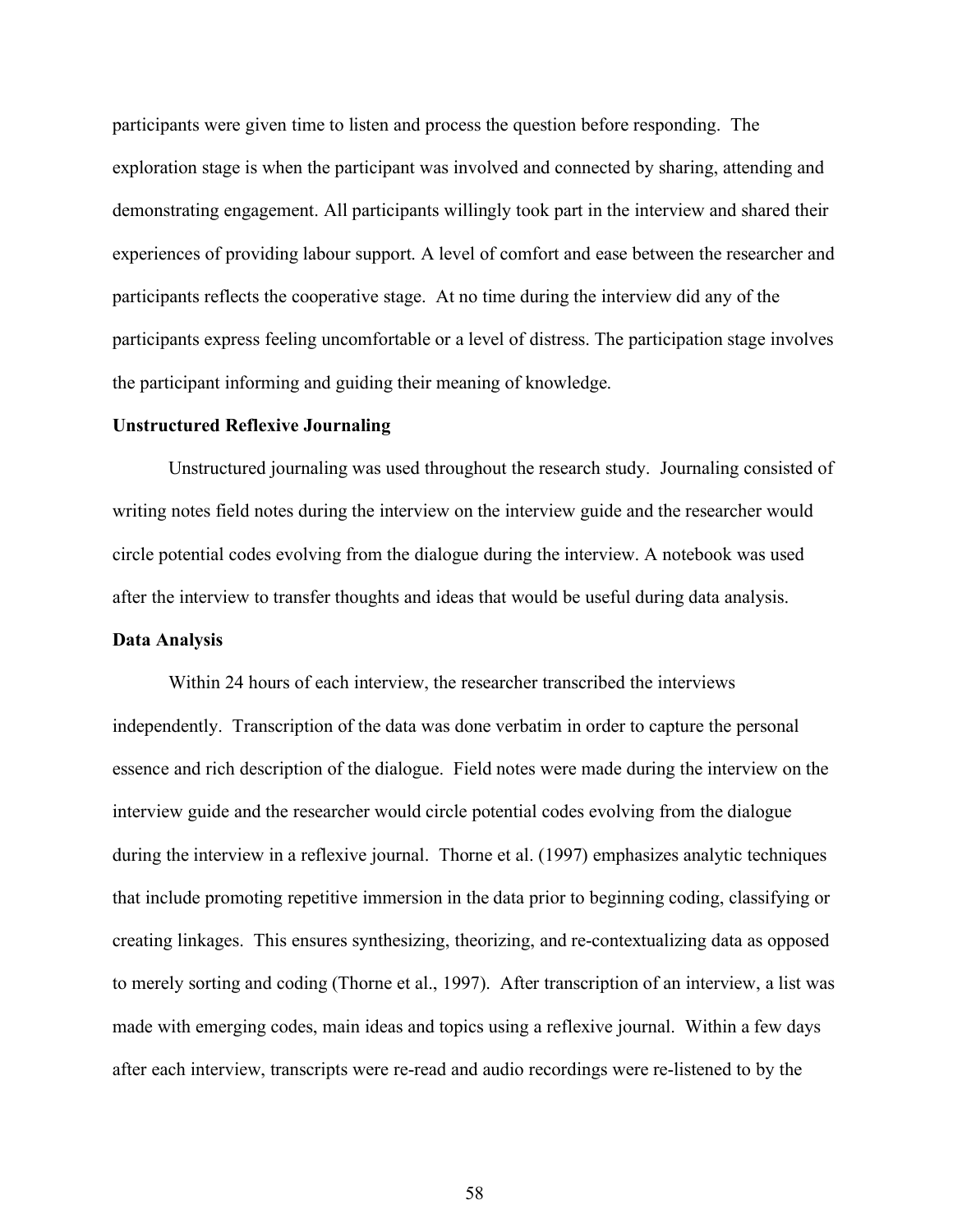participants were given time to listen and process the question before responding. The exploration stage is when the participant was involved and connected by sharing, attending and demonstrating engagement. All participants willingly took part in the interview and shared their experiences of providing labour support. A level of comfort and ease between the researcher and participants reflects the cooperative stage. At no time during the interview did any of the participants express feeling uncomfortable or a level of distress. The participation stage involves the participant informing and guiding their meaning of knowledge.

**Unstructured Reflexive Journaling**

Unstructured journaling was used throughout the research study. Journaling consisted of writing notes field notes during the interview on the interview guide and the researcher would circle potential codes evolving from the dialogue during the interview. A notebook was used after the interview to transfer thoughts and ideas that would be useful during data analysis.

**Data Analysis**

Within 24 hours of each interview, the researcher transcribed the interviews independently. Transcription of the data was done verbatim in order to capture the personal essence and rich description of the dialogue. Field notes were made during the interview on the interview guide and the researcher would circle potential codes evolving from the dialogue during the interview in a reflexive journal. Thorne et al. (1997) emphasizes analytic techniques that include promoting repetitive immersion in the data prior to beginning coding, classifying or creating linkages. This ensures synthesizing, theorizing, and re-contextualizing data as opposed to merely sorting and coding (Thorne et al., 1997). After transcription of an interview, a list was made with emerging codes, main ideas and topics using a reflexive journal. Within a few days after each interview, transcripts were re-read and audio recordings were re-listened to by the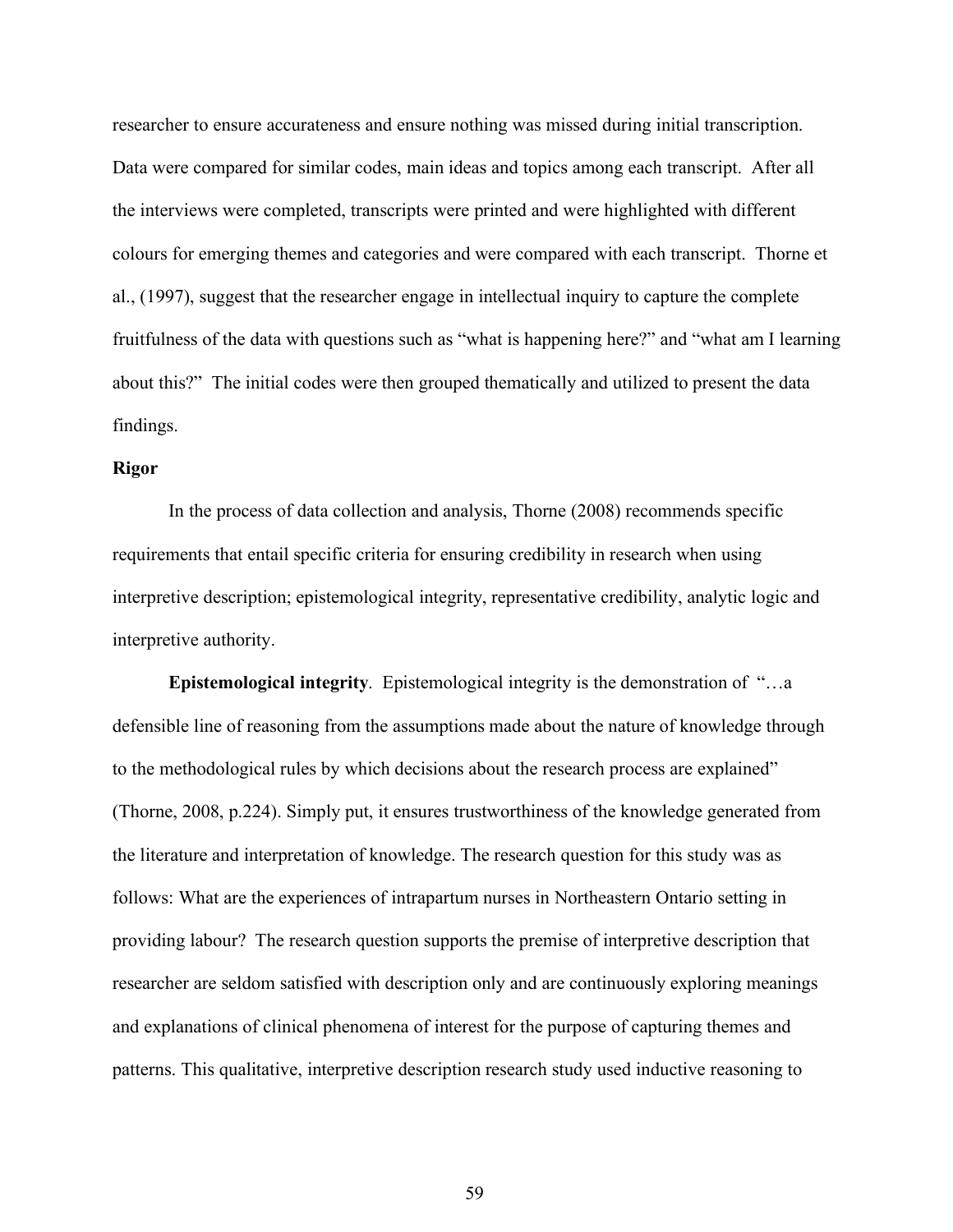researcher to ensure accurateness and ensure nothing was missed during initial transcription. Data were compared for similar codes, main ideas and topics among each transcript. After all the interviews were completed, transcripts were printed and were highlighted with different colours for emerging themes and categories and were compared with each transcript. Thorne et al., (1997), suggest that the researcher engage in intellectual inquiry to capture the complete fruitfulness of the data with questions such as "what is happening here?" and "what am I learning about this?" The initial codes were then grouped thematically and utilized to present the data findings.

**Rigor**

In the process of data collection and analysis, Thorne (2008) recommends specific requirements that entail specific criteria for ensuring credibility in research when using interpretive description; epistemological integrity, representative credibility, analytic logic and interpretive authority.

**Epistemological integrity**. Epistemological integrity is the demonstration of "…a defensible line of reasoning from the assumptions made about the nature of knowledge through to the methodological rules by which decisions about the research process are explained" (Thorne, 2008, p.224). Simply put, it ensures trustworthiness of the knowledge generated from the literature and interpretation of knowledge. The research question for this study was as follows: What are the experiences of intrapartum nurses in Northeastern Ontario setting in providing labour? The research question supports the premise of interpretive description that researcher are seldom satisfied with description only and are continuously exploring meanings and explanations of clinical phenomena of interest for the purpose of capturing themes and patterns. This qualitative, interpretive description research study used inductive reasoning to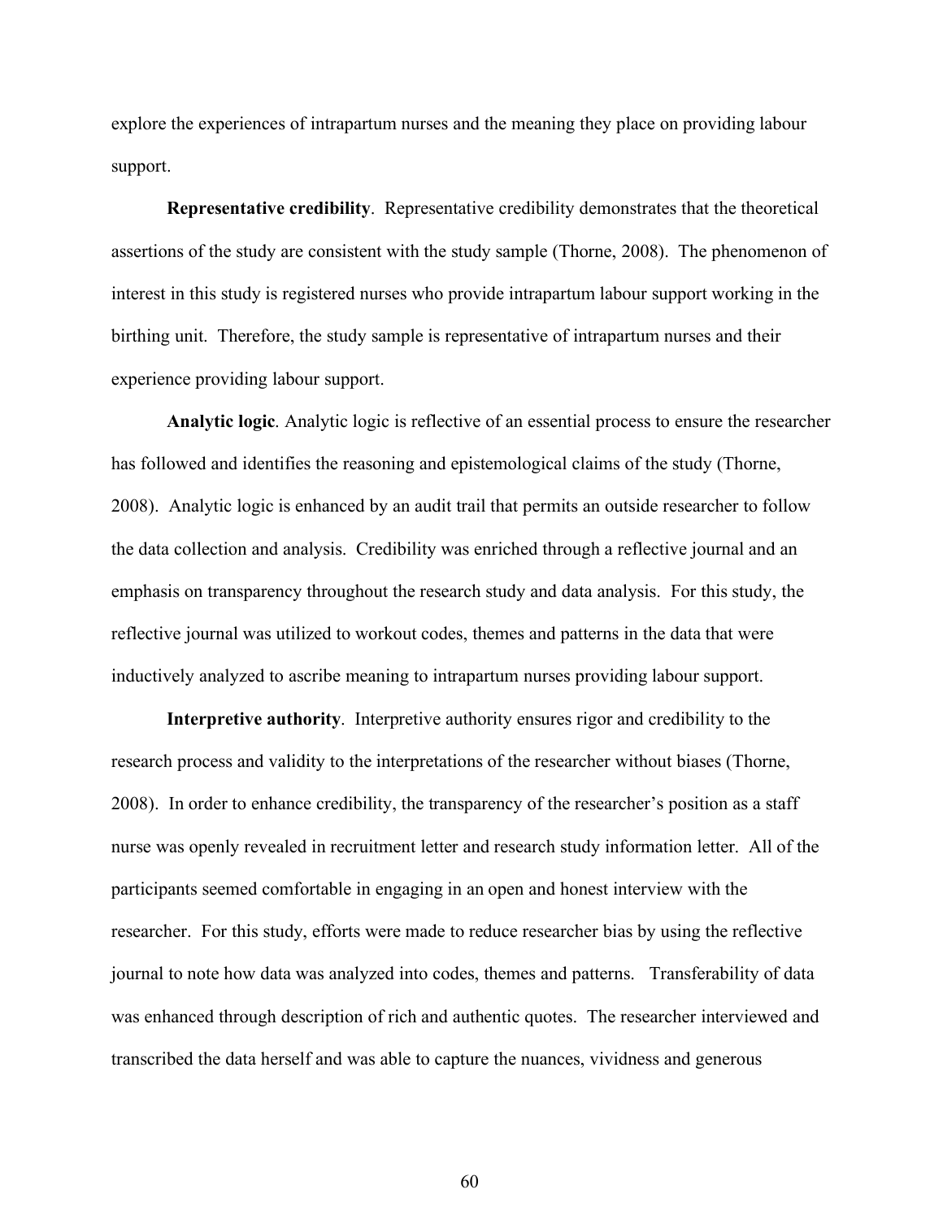explore the experiences of intrapartum nurses and the meaning they place on providing labour support.

**Representative credibility**. Representative credibility demonstrates that the theoretical assertions of the study are consistent with the study sample (Thorne, 2008). The phenomenon of interest in this study is registered nurses who provide intrapartum labour support working in the birthing unit. Therefore, the study sample is representative of intrapartum nurses and their experience providing labour support.

**Analytic logic**. Analytic logic is reflective of an essential process to ensure the researcher has followed and identifies the reasoning and epistemological claims of the study (Thorne, 2008). Analytic logic is enhanced by an audit trail that permits an outside researcher to follow the data collection and analysis. Credibility was enriched through a reflective journal and an emphasis on transparency throughout the research study and data analysis. For this study, the reflective journal was utilized to workout codes, themes and patterns in the data that were inductively analyzed to ascribe meaning to intrapartum nurses providing labour support.

**Interpretive authority**. Interpretive authority ensures rigor and credibility to the research process and validity to the interpretations of the researcher without biases (Thorne, 2008). In order to enhance credibility, the transparency of the researcher's position as a staff nurse was openly revealed in recruitment letter and research study information letter. All of the participants seemed comfortable in engaging in an open and honest interview with the researcher. For this study, efforts were made to reduce researcher bias by using the reflective journal to note how data was analyzed into codes, themes and patterns. Transferability of data was enhanced through description of rich and authentic quotes. The researcher interviewed and transcribed the data herself and was able to capture the nuances, vividness and generous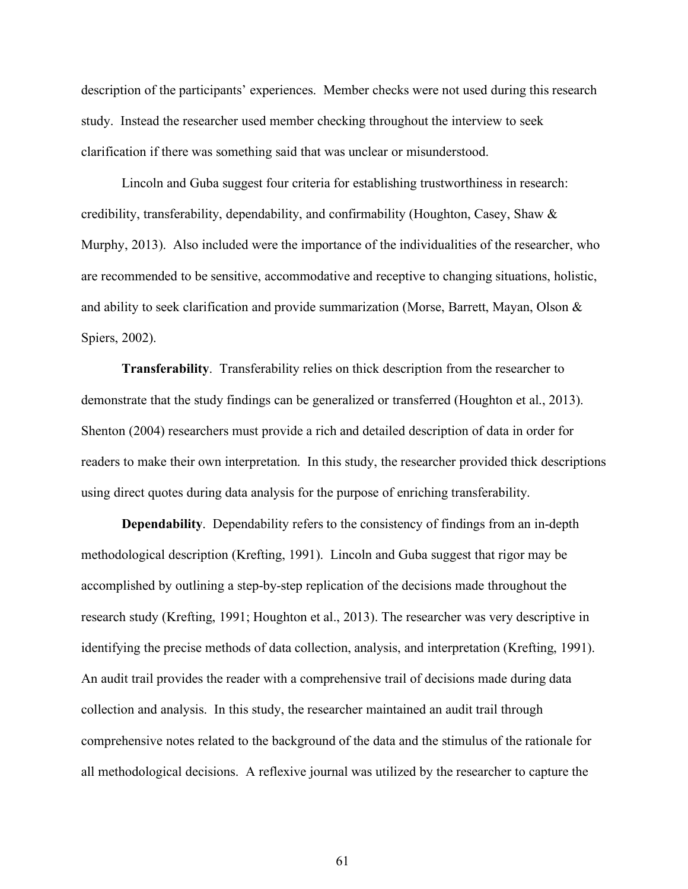description of the participants' experiences. Member checks were not used during this research study. Instead the researcher used member checking throughout the interview to seek clarification if there was something said that was unclear or misunderstood.

Lincoln and Guba suggest four criteria for establishing trustworthiness in research: credibility, transferability, dependability, and confirmability (Houghton, Casey, Shaw & Murphy, 2013). Also included were the importance of the individualities of the researcher, who are recommended to be sensitive, accommodative and receptive to changing situations, holistic, and ability to seek clarification and provide summarization (Morse, Barrett, Mayan, Olson & Spiers, 2002).

**Transferability**. Transferability relies on thick description from the researcher to demonstrate that the study findings can be generalized or transferred (Houghton et al., 2013). Shenton (2004) researchers must provide a rich and detailed description of data in order for readers to make their own interpretation. In this study, the researcher provided thick descriptions using direct quotes during data analysis for the purpose of enriching transferability.

**Dependability**. Dependability refers to the consistency of findings from an in-depth methodological description (Krefting, 1991). Lincoln and Guba suggest that rigor may be accomplished by outlining a step-by-step replication of the decisions made throughout the research study (Krefting, 1991; Houghton et al., 2013). The researcher was very descriptive in identifying the precise methods of data collection, analysis, and interpretation (Krefting, 1991). An audit trail provides the reader with a comprehensive trail of decisions made during data collection and analysis. In this study, the researcher maintained an audit trail through comprehensive notes related to the background of the data and the stimulus of the rationale for all methodological decisions. A reflexive journal was utilized by the researcher to capture the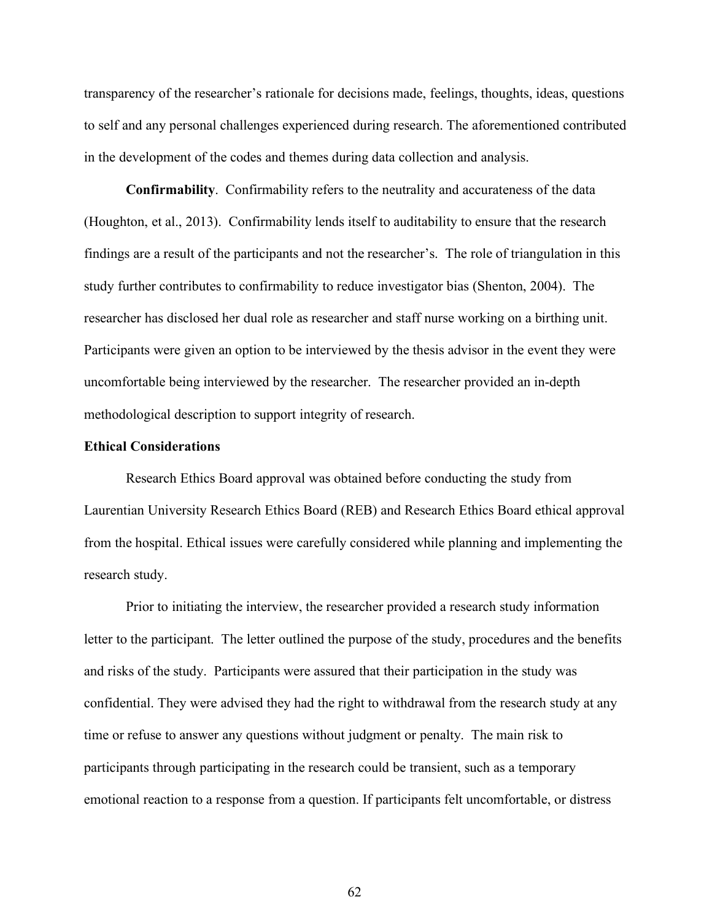transparency of the researcher's rationale for decisions made, feelings, thoughts, ideas, questions to self and any personal challenges experienced during research. The aforementioned contributed in the development of the codes and themes during data collection and analysis.

**Confirmability**. Confirmability refers to the neutrality and accurateness of the data (Houghton, et al., 2013). Confirmability lends itself to auditability to ensure that the research findings are a result of the participants and not the researcher's. The role of triangulation in this study further contributes to confirmability to reduce investigator bias (Shenton, 2004). The researcher has disclosed her dual role as researcher and staff nurse working on a birthing unit. Participants were given an option to be interviewed by the thesis advisor in the event they were uncomfortable being interviewed by the researcher. The researcher provided an in-depth methodological description to support integrity of research.

### Ethical Considerations

Research Ethics Board approval was obtained before conducting the study from Laurentian University Research Ethics Board (REB) and Research Ethics Board ethical approval from the hospital. Ethical issues were carefully considered while planning and implementing the research study.

Prior to initiating the interview, the researcher provided a research study information letter to the participant. The letter outlined the purpose of the study, procedures and the benefits and risks of the study. Participants were assured that their participation in the study was confidential. They were advised they had the right to withdrawal from the research study at any time or refuse to answer any questions without judgment or penalty. The main risk to participants through participating in the research could be transient, such as a temporary emotional reaction to a response from a question. If participants felt uncomfortable, or distress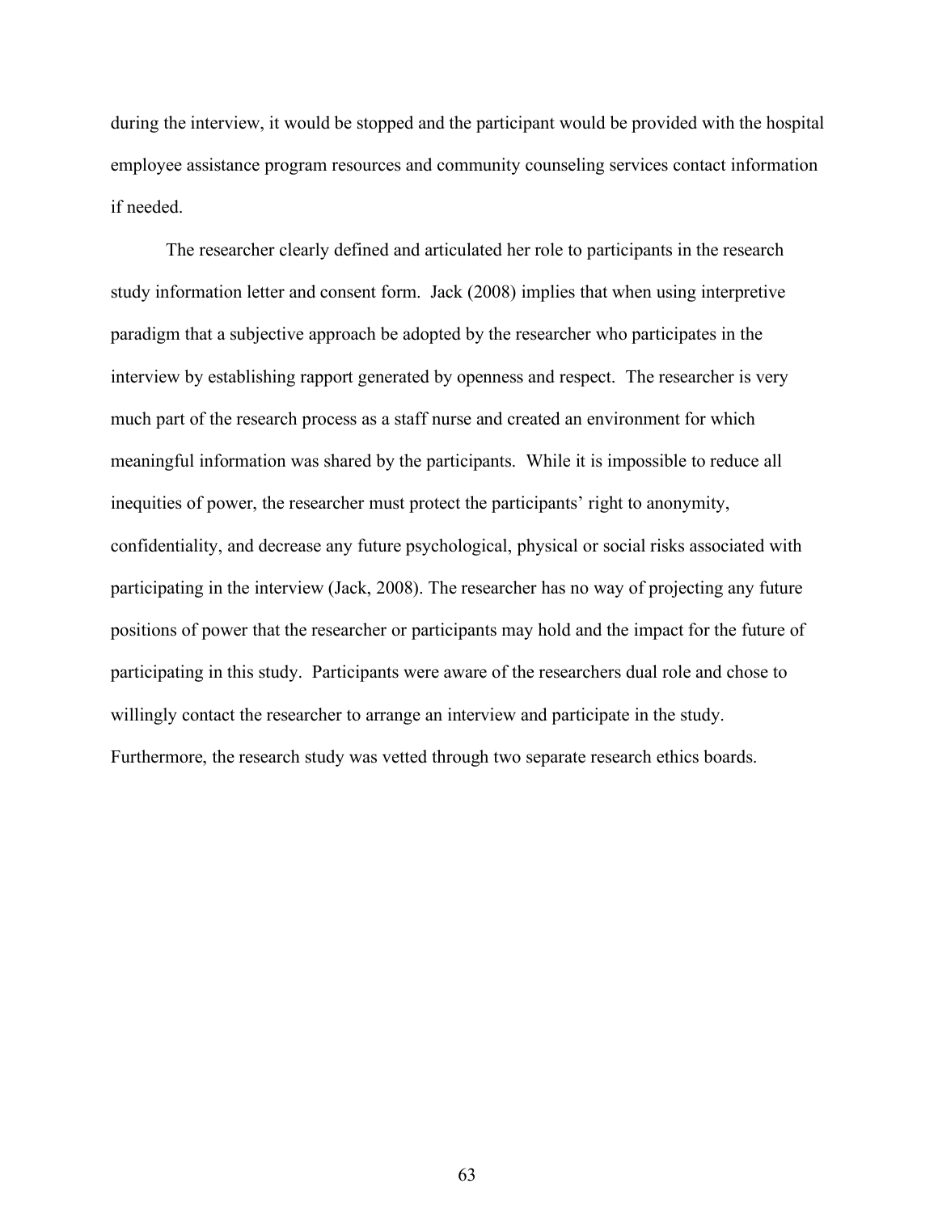during the interview, it would be stopped and the participant would be provided with the hospital employee assistance program resources and community counseling services contact information if needed.

The researcher clearly defined and articulated her role to participants in the research study information letter and consent form. Jack (2008) implies that when using interpretive paradigm that a subjective approach be adopted by the researcher who participates in the interview by establishing rapport generated by openness and respect. The researcher is very much part of the research process as a staff nurse and created an environment for which meaningful information was shared by the participants. While it is impossible to reduce all inequities of power, the researcher must protect the participants' right to anonymity, confidentiality, and decrease any future psychological, physical or social risks associated with participating in the interview (Jack, 2008). The researcher has no way of projecting any future positions of power that the researcher or participants may hold and the impact for the future of participating in this study. Participants were aware of the researchers dual role and chose to willingly contact the researcher to arrange an interview and participate in the study. Furthermore, the research study was vetted through two separate research ethics boards.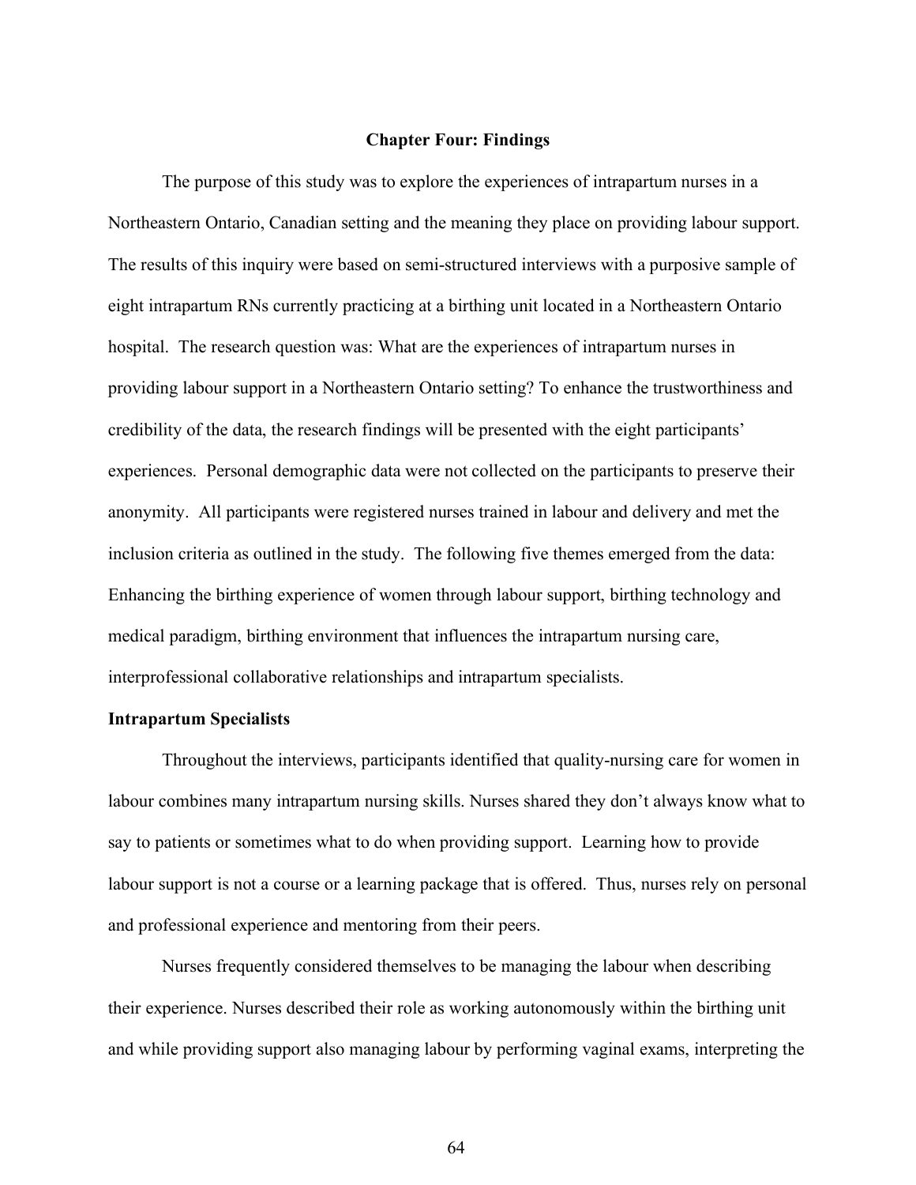# Chapter Four: Findings

The purpose of this study was to explore the experiences of intrapartum nurses in a Northeastern Ontario, Canadian setting and the meaning they place on providing labour support. The results of this inquiry were based on semi-structured interviews with a purposive sample of eight intrapartum RNs currently practicing at a birthing unit located in a Northeastern Ontario hospital. The research question was: What are the experiences of intrapartum nurses in providing labour support in a Northeastern Ontario setting? To enhance the trustworthiness and credibility of the data, the research findings will be presented with the eight participants' experiences. Personal demographic data were not collected on the participants to preserve their anonymity. All participants were registered nurses trained in labour and delivery and met the inclusion criteria as outlined in the study. The following five themes emerged from the data: Enhancing the birthing experience of women through labour support, birthing technology and medical paradigm, birthing environment that influences the intrapartum nursing care, interprofessional collaborative relationships and intrapartum specialists.

## Intrapartum Specialists

Throughout the interviews, participants identified that quality-nursing care for women in labour combines many intrapartum nursing skills. Nurses shared they don't always know what to say to patients or sometimes what to do when providing support. Learning how to provide labour support is not a course or a learning package that is offered. Thus, nurses rely on personal and professional experience and mentoring from their peers.

Nurses frequently considered themselves to be managing the labour when describing their experience. Nurses described their role as working autonomously within the birthing unit and while providing support also managing labour by performing vaginal exams, interpreting the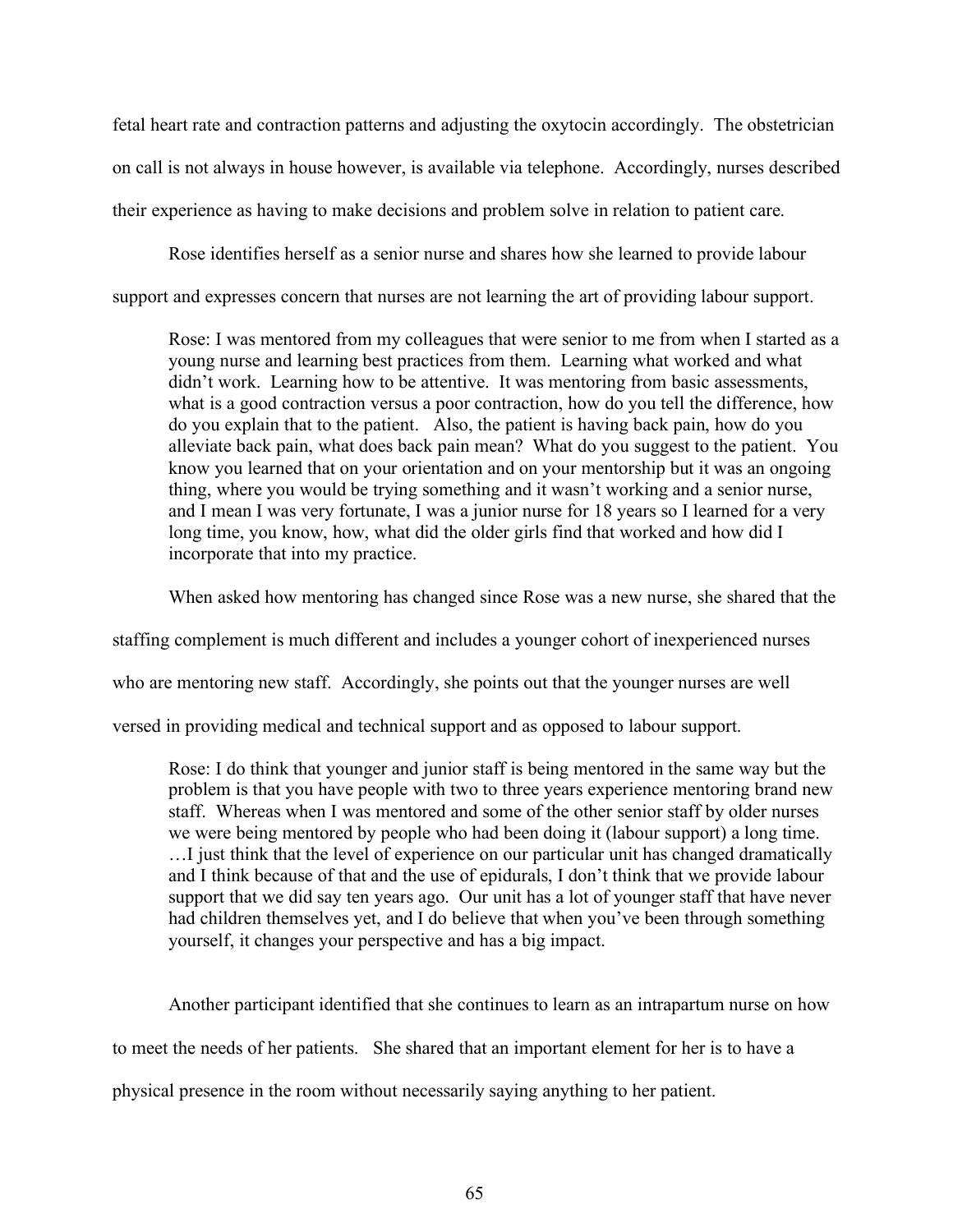fetal heart rate and contraction patterns and adjusting the oxytocin accordingly. The obstetrician on call is not always in house however, is available via telephone. Accordingly, nurses described their experience as having to make decisions and problem solve in relation to patient care.

Rose identifies herself as a senior nurse and shares how she learned to provide labour support and expresses concern that nurses are not learning the art of providing labour support.

> Rose: I was mentored from my colleagues that were senior to me from when I started as a young nurse and learning best practices from them. Learning what worked and what didn't work. Learning how to be attentive. It was mentoring from basic assessments, what is a good contraction versus a poor contraction, how do you tell the difference, how do you explain that to the patient. Also, the patient is having back pain, how do you alleviate back pain, what does back pain mean? What do you suggest to the patient. You know you learned that on your orientation and on your mentorship but it was an ongoing thing, where you would be trying something and it wasn't working and a senior nurse, and I mean I was very fortunate, I was a junior nurse for 18 years so I learned for a very long time, you know, how, what did the older girls find that worked and how did I incorporate that into my practice.

When asked how mentoring has changed since Rose was a new nurse, she shared that the staffing complement is much different and includes a younger cohort of inexperienced nurses who are mentoring new staff. Accordingly, she points out that the younger nurses are well versed in providing medical and technical support and as opposed to labour support.

> Rose: I do think that younger and junior staff is being mentored in the same way but the problem is that you have people with two to three years experience mentoring brand new staff. Whereas when I was mentored and some of the other senior staff by older nurses we were being mentored by people who had been doing it (labour support) a long time. …I just think that the level of experience on our particular unit has changed dramatically and I think because of that and the use of epidurals, I don't think that we provide labour support that we did say ten years ago. Our unit has a lot of younger staff that have never had children themselves yet, and I do believe that when you've been through something yourself, it changes your perspective and has a big impact.

Another participant identified that she continues to learn as an intrapartum nurse on how to meet the needs of her patients. She shared that an important element for her is to have a physical presence in the room without necessarily saying anything to her patient.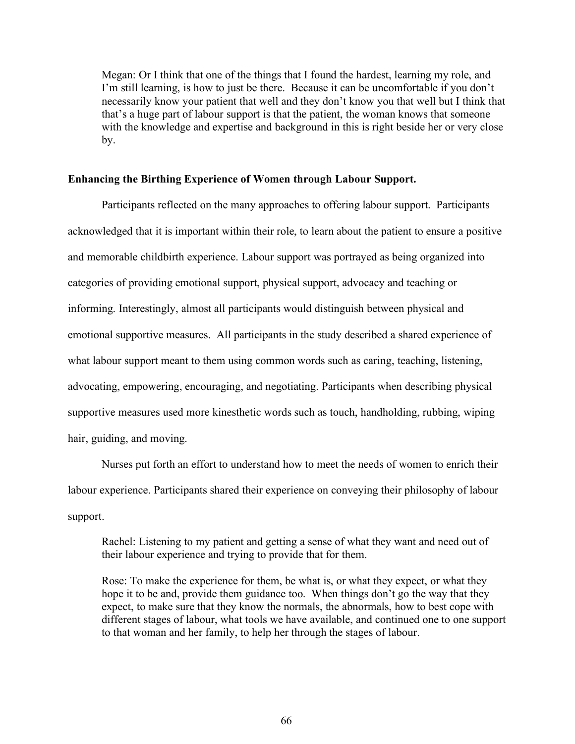> Megan: Or I think that one of the things that I found the hardest, learning my role, and I'm still learning, is how to just be there. Because it can be uncomfortable if you don't necessarily know your patient that well and they don't know you that well but I think that that's a huge part of labour support is that the patient, the woman knows that someone with the knowledge and expertise and background in this is right beside her or very close by.

**Enhancing the Birthing Experience of Women through Labour Support.**

Participants reflected on the many approaches to offering labour support. Participants acknowledged that it is important within their role, to learn about the patient to ensure a positive and memorable childbirth experience. Labour support was portrayed as being organized into categories of providing emotional support, physical support, advocacy and teaching or informing. Interestingly, almost all participants would distinguish between physical and emotional supportive measures. All participants in the study described a shared experience of what labour support meant to them using common words such as caring, teaching, listening, advocating, empowering, encouraging, and negotiating. Participants when describing physical supportive measures used more kinesthetic words such as touch, handholding, rubbing, wiping hair, guiding, and moving.

Nurses put forth an effort to understand how to meet the needs of women to enrich their labour experience. Participants shared their experience on conveying their philosophy of labour support.

> Rachel: Listening to my patient and getting a sense of what they want and need out of their labour experience and trying to provide that for them.
>
> Rose: To make the experience for them, be what is, or what they expect, or what they hope it to be and, provide them guidance too. When things don't go the way that they expect, to make sure that they know the normals, the abnormals, how to best cope with different stages of labour, what tools we have available, and continued one to one support to that woman and her family, to help her through the stages of labour.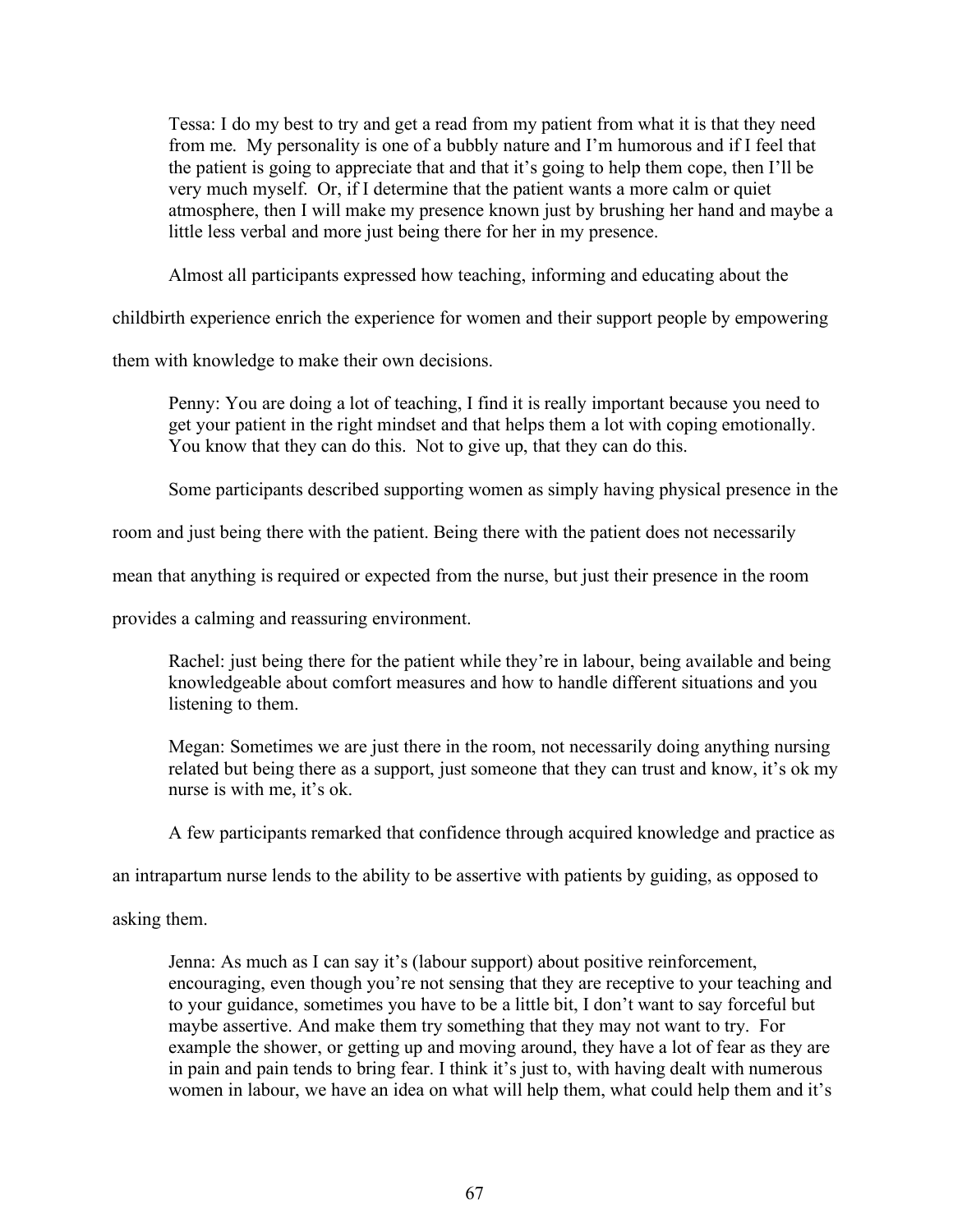> Tessa: I do my best to try and get a read from my patient from what it is that they need from me. My personality is one of a bubbly nature and I'm humorous and if I feel that the patient is going to appreciate that and that it's going to help them cope, then I'll be very much myself. Or, if I determine that the patient wants a more calm or quiet atmosphere, then I will make my presence known just by brushing her hand and maybe a little less verbal and more just being there for her in my presence.

Almost all participants expressed how teaching, informing and educating about the childbirth experience enrich the experience for women and their support people by empowering them with knowledge to make their own decisions.

> Penny: You are doing a lot of teaching, I find it is really important because you need to get your patient in the right mindset and that helps them a lot with coping emotionally. You know that they can do this. Not to give up, that they can do this.

Some participants described supporting women as simply having physical presence in the room and just being there with the patient. Being there with the patient does not necessarily mean that anything is required or expected from the nurse, but just their presence in the room provides a calming and reassuring environment.

> Rachel: just being there for the patient while they're in labour, being available and being knowledgeable about comfort measures and how to handle different situations and you listening to them.

> Megan: Sometimes we are just there in the room, not necessarily doing anything nursing related but being there as a support, just someone that they can trust and know, it's ok my nurse is with me, it's ok.

A few participants remarked that confidence through acquired knowledge and practice as an intrapartum nurse lends to the ability to be assertive with patients by guiding, as opposed to asking them.

> Jenna: As much as I can say it's (labour support) about positive reinforcement, encouraging, even though you're not sensing that they are receptive to your teaching and to your guidance, sometimes you have to be a little bit, I don't want to say forceful but maybe assertive. And make them try something that they may not want to try. For example the shower, or getting up and moving around, they have a lot of fear as they are in pain and pain tends to bring fear. I think it's just to, with having dealt with numerous women in labour, we have an idea on what will help them, what could help them and it's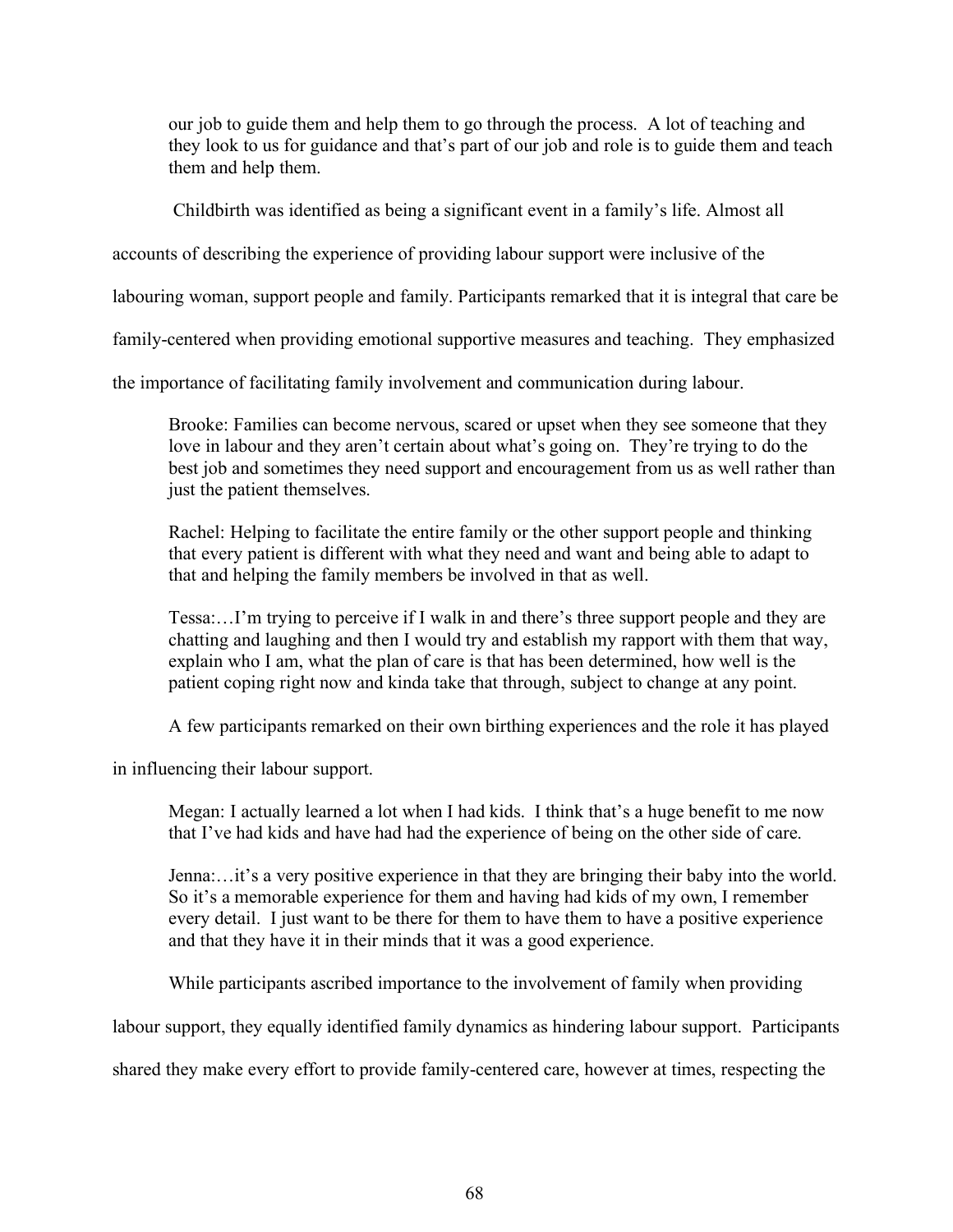> our job to guide them and help them to go through the process. A lot of teaching and they look to us for guidance and that's part of our job and role is to guide them and teach them and help them.

Childbirth was identified as being a significant event in a family's life. Almost all accounts of describing the experience of providing labour support were inclusive of the labouring woman, support people and family. Participants remarked that it is integral that care be family-centered when providing emotional supportive measures and teaching. They emphasized the importance of facilitating family involvement and communication during labour.

> Brooke: Families can become nervous, scared or upset when they see someone that they love in labour and they aren't certain about what's going on. They're trying to do the best job and sometimes they need support and encouragement from us as well rather than just the patient themselves.

> Rachel: Helping to facilitate the entire family or the other support people and thinking that every patient is different with what they need and want and being able to adapt to that and helping the family members be involved in that as well.

> Tessa:…I'm trying to perceive if I walk in and there's three support people and they are chatting and laughing and then I would try and establish my rapport with them that way, explain who I am, what the plan of care is that has been determined, how well is the patient coping right now and kinda take that through, subject to change at any point.

A few participants remarked on their own birthing experiences and the role it has played in influencing their labour support.

> Megan: I actually learned a lot when I had kids. I think that's a huge benefit to me now that I've had kids and have had had the experience of being on the other side of care.

> Jenna:…it's a very positive experience in that they are bringing their baby into the world. So it's a memorable experience for them and having had kids of my own, I remember every detail. I just want to be there for them to have them to have a positive experience and that they have it in their minds that it was a good experience.

While participants ascribed importance to the involvement of family when providing labour support, they equally identified family dynamics as hindering labour support. Participants shared they make every effort to provide family-centered care, however at times, respecting the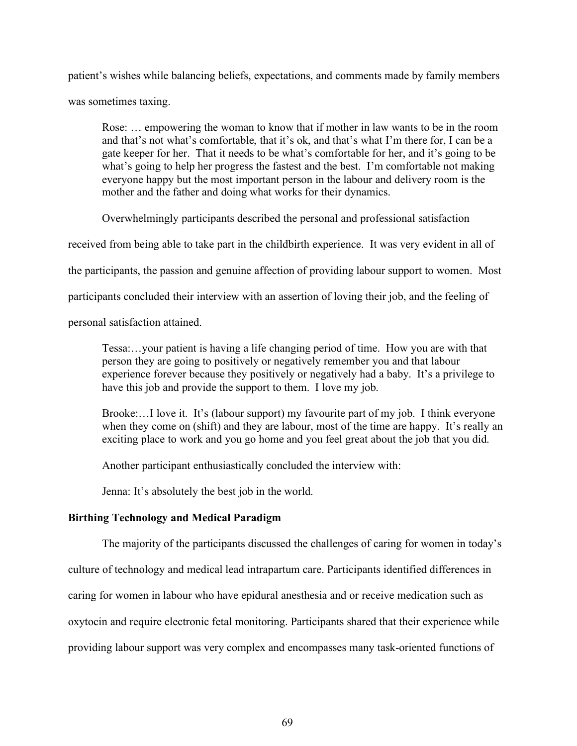patient's wishes while balancing beliefs, expectations, and comments made by family members was sometimes taxing.

> Rose: … empowering the woman to know that if mother in law wants to be in the room and that's not what's comfortable, that it's ok, and that's what I'm there for, I can be a gate keeper for her. That it needs to be what's comfortable for her, and it's going to be what's going to help her progress the fastest and the best. I'm comfortable not making everyone happy but the most important person in the labour and delivery room is the mother and the father and doing what works for their dynamics.

Overwhelmingly participants described the personal and professional satisfaction received from being able to take part in the childbirth experience. It was very evident in all of the participants, the passion and genuine affection of providing labour support to women. Most participants concluded their interview with an assertion of loving their job, and the feeling of personal satisfaction attained.

> Tessa:…your patient is having a life changing period of time. How you are with that person they are going to positively or negatively remember you and that labour experience forever because they positively or negatively had a baby. It's a privilege to have this job and provide the support to them. I love my job.

> Brooke:…I love it. It's (labour support) my favourite part of my job. I think everyone when they come on (shift) and they are labour, most of the time are happy. It's really an exciting place to work and you go home and you feel great about the job that you did.

> Another participant enthusiastically concluded the interview with:

> Jenna: It's absolutely the best job in the world.

**Birthing Technology and Medical Paradigm**

The majority of the participants discussed the challenges of caring for women in today's culture of technology and medical lead intrapartum care. Participants identified differences in caring for women in labour who have epidural anesthesia and or receive medication such as oxytocin and require electronic fetal monitoring. Participants shared that their experience while providing labour support was very complex and encompasses many task-oriented functions of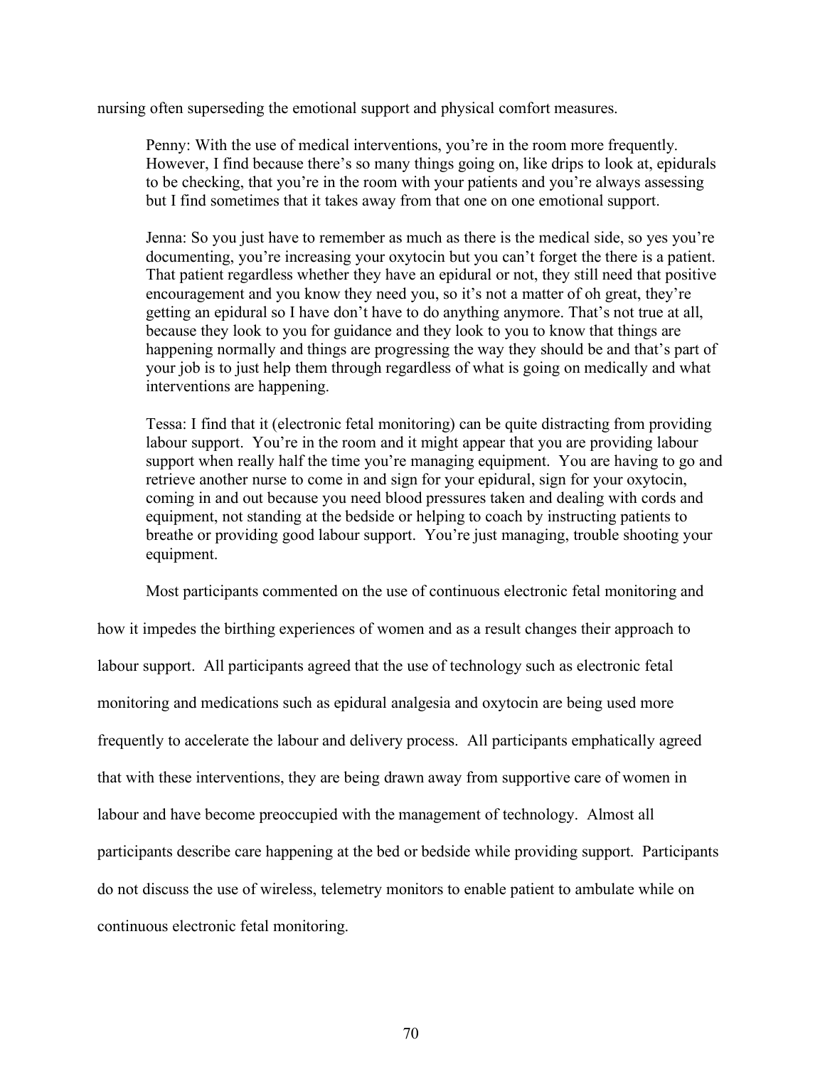nursing often superseding the emotional support and physical comfort measures.

> Penny: With the use of medical interventions, you're in the room more frequently. However, I find because there's so many things going on, like drips to look at, epidurals to be checking, that you're in the room with your patients and you're always assessing but I find sometimes that it takes away from that one on one emotional support.

> Jenna: So you just have to remember as much as there is the medical side, so yes you're documenting, you're increasing your oxytocin but you can't forget the there is a patient. That patient regardless whether they have an epidural or not, they still need that positive encouragement and you know they need you, so it's not a matter of oh great, they're getting an epidural so I have don't have to do anything anymore. That's not true at all, because they look to you for guidance and they look to you to know that things are happening normally and things are progressing the way they should be and that's part of your job is to just help them through regardless of what is going on medically and what interventions are happening.

> Tessa: I find that it (electronic fetal monitoring) can be quite distracting from providing labour support. You're in the room and it might appear that you are providing labour support when really half the time you're managing equipment. You are having to go and retrieve another nurse to come in and sign for your epidural, sign for your oxytocin, coming in and out because you need blood pressures taken and dealing with cords and equipment, not standing at the bedside or helping to coach by instructing patients to breathe or providing good labour support. You're just managing, trouble shooting your equipment.

Most participants commented on the use of continuous electronic fetal monitoring and how it impedes the birthing experiences of women and as a result changes their approach to labour support. All participants agreed that the use of technology such as electronic fetal monitoring and medications such as epidural analgesia and oxytocin are being used more frequently to accelerate the labour and delivery process. All participants emphatically agreed that with these interventions, they are being drawn away from supportive care of women in labour and have become preoccupied with the management of technology. Almost all participants describe care happening at the bed or bedside while providing support. Participants do not discuss the use of wireless, telemetry monitors to enable patient to ambulate while on continuous electronic fetal monitoring.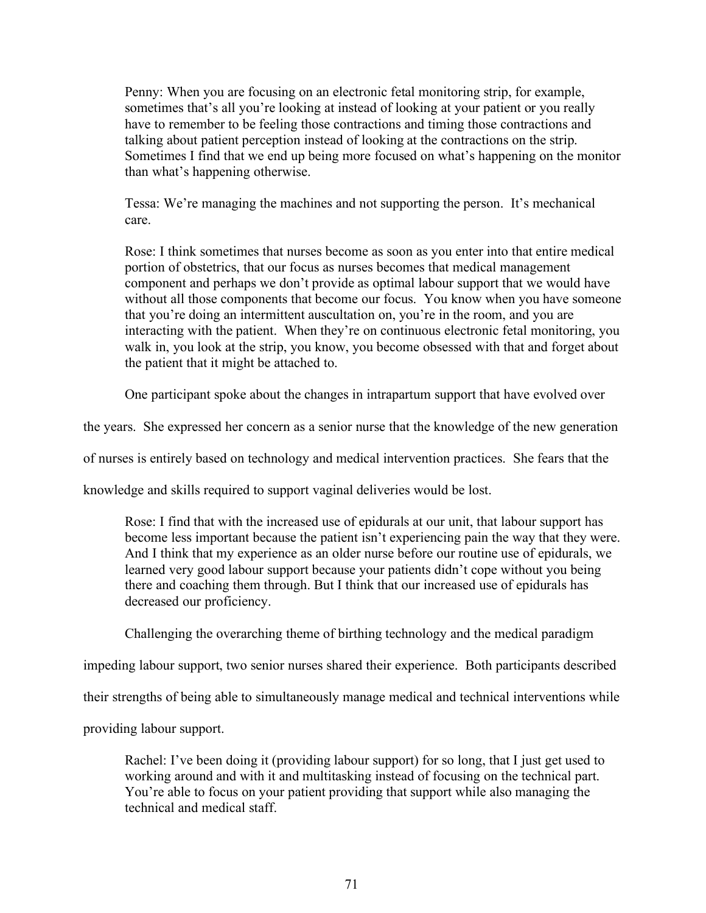> Penny: When you are focusing on an electronic fetal monitoring strip, for example, sometimes that's all you're looking at instead of looking at your patient or you really have to remember to be feeling those contractions and timing those contractions and talking about patient perception instead of looking at the contractions on the strip. Sometimes I find that we end up being more focused on what's happening on the monitor than what's happening otherwise.

> Tessa: We're managing the machines and not supporting the person. It's mechanical care.

> Rose: I think sometimes that nurses become as soon as you enter into that entire medical portion of obstetrics, that our focus as nurses becomes that medical management component and perhaps we don't provide as optimal labour support that we would have without all those components that become our focus. You know when you have someone that you're doing an intermittent auscultation on, you're in the room, and you are interacting with the patient. When they're on continuous electronic fetal monitoring, you walk in, you look at the strip, you know, you become obsessed with that and forget about the patient that it might be attached to.

One participant spoke about the changes in intrapartum support that have evolved over the years. She expressed her concern as a senior nurse that the knowledge of the new generation of nurses is entirely based on technology and medical intervention practices. She fears that the knowledge and skills required to support vaginal deliveries would be lost.

> Rose: I find that with the increased use of epidurals at our unit, that labour support has become less important because the patient isn't experiencing pain the way that they were. And I think that my experience as an older nurse before our routine use of epidurals, we learned very good labour support because your patients didn't cope without you being there and coaching them through. But I think that our increased use of epidurals has decreased our proficiency.

Challenging the overarching theme of birthing technology and the medical paradigm impeding labour support, two senior nurses shared their experience. Both participants described their strengths of being able to simultaneously manage medical and technical interventions while providing labour support.

> Rachel: I've been doing it (providing labour support) for so long, that I just get used to working around and with it and multitasking instead of focusing on the technical part. You're able to focus on your patient providing that support while also managing the technical and medical staff.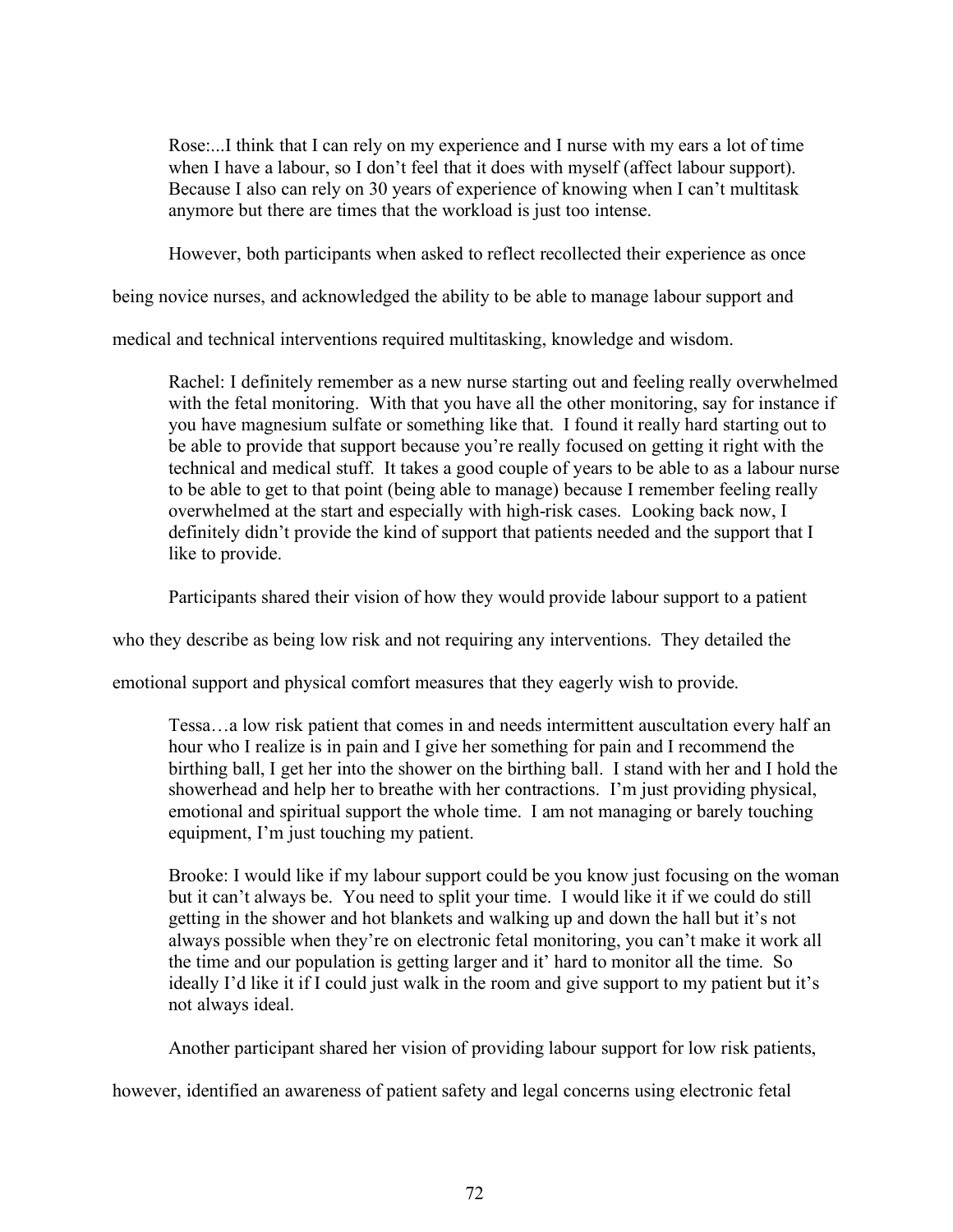> Rose:...I think that I can rely on my experience and I nurse with my ears a lot of time when I have a labour, so I don't feel that it does with myself (affect labour support). Because I also can rely on 30 years of experience of knowing when I can't multitask anymore but there are times that the workload is just too intense.

However, both participants when asked to reflect recollected their experience as once being novice nurses, and acknowledged the ability to be able to manage labour support and medical and technical interventions required multitasking, knowledge and wisdom.

> Rachel: I definitely remember as a new nurse starting out and feeling really overwhelmed with the fetal monitoring. With that you have all the other monitoring, say for instance if you have magnesium sulfate or something like that. I found it really hard starting out to be able to provide that support because you're really focused on getting it right with the technical and medical stuff. It takes a good couple of years to be able to as a labour nurse to be able to get to that point (being able to manage) because I remember feeling really overwhelmed at the start and especially with high-risk cases. Looking back now, I definitely didn't provide the kind of support that patients needed and the support that I like to provide.

Participants shared their vision of how they would provide labour support to a patient who they describe as being low risk and not requiring any interventions. They detailed the emotional support and physical comfort measures that they eagerly wish to provide.

> Tessa…a low risk patient that comes in and needs intermittent auscultation every half an hour who I realize is in pain and I give her something for pain and I recommend the birthing ball, I get her into the shower on the birthing ball. I stand with her and I hold the showerhead and help her to breathe with her contractions. I'm just providing physical, emotional and spiritual support the whole time. I am not managing or barely touching equipment, I'm just touching my patient.

> Brooke: I would like if my labour support could be you know just focusing on the woman but it can't always be. You need to split your time. I would like it if we could do still getting in the shower and hot blankets and walking up and down the hall but it's not always possible when they're on electronic fetal monitoring, you can't make it work all the time and our population is getting larger and it' hard to monitor all the time. So ideally I'd like it if I could just walk in the room and give support to my patient but it's not always ideal.

Another participant shared her vision of providing labour support for low risk patients, however, identified an awareness of patient safety and legal concerns using electronic fetal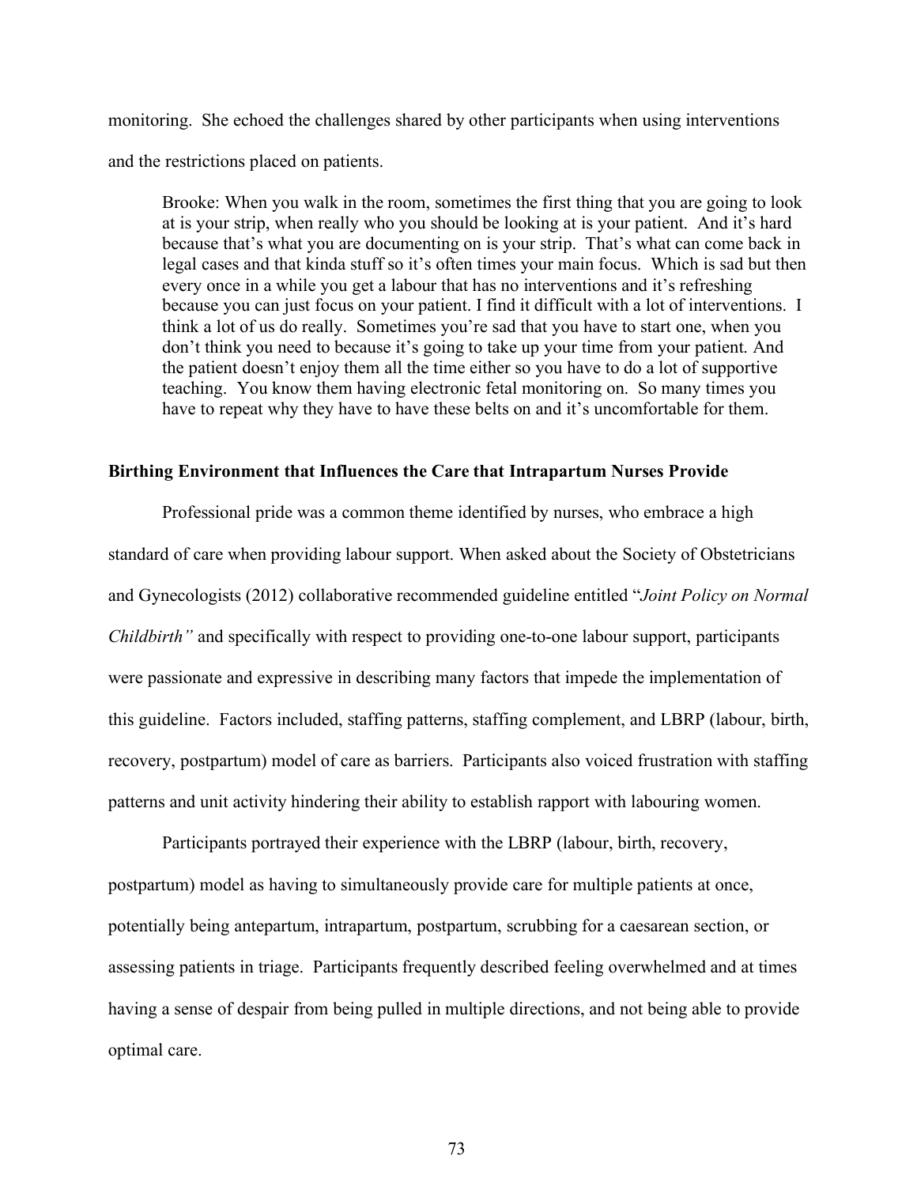monitoring. She echoed the challenges shared by other participants when using interventions and the restrictions placed on patients.

> Brooke: When you walk in the room, sometimes the first thing that you are going to look at is your strip, when really who you should be looking at is your patient. And it's hard because that's what you are documenting on is your strip. That's what can come back in legal cases and that kinda stuff so it's often times your main focus. Which is sad but then every once in a while you get a labour that has no interventions and it's refreshing because you can just focus on your patient. I find it difficult with a lot of interventions. I think a lot of us do really. Sometimes you're sad that you have to start one, when you don't think you need to because it's going to take up your time from your patient. And the patient doesn't enjoy them all the time either so you have to do a lot of supportive teaching. You know them having electronic fetal monitoring on. So many times you have to repeat why they have to have these belts on and it's uncomfortable for them.

**Birthing Environment that Influences the Care that Intrapartum Nurses Provide**

Professional pride was a common theme identified by nurses, who embrace a high standard of care when providing labour support. When asked about the Society of Obstetricians and Gynecologists (2012) collaborative recommended guideline entitled "*Joint Policy on Normal Childbirth"* and specifically with respect to providing one-to-one labour support, participants were passionate and expressive in describing many factors that impede the implementation of this guideline. Factors included, staffing patterns, staffing complement, and LBRP (labour, birth, recovery, postpartum) model of care as barriers. Participants also voiced frustration with staffing patterns and unit activity hindering their ability to establish rapport with labouring women.

Participants portrayed their experience with the LBRP (labour, birth, recovery, postpartum) model as having to simultaneously provide care for multiple patients at once, potentially being antepartum, intrapartum, postpartum, scrubbing for a caesarean section, or assessing patients in triage. Participants frequently described feeling overwhelmed and at times having a sense of despair from being pulled in multiple directions, and not being able to provide optimal care.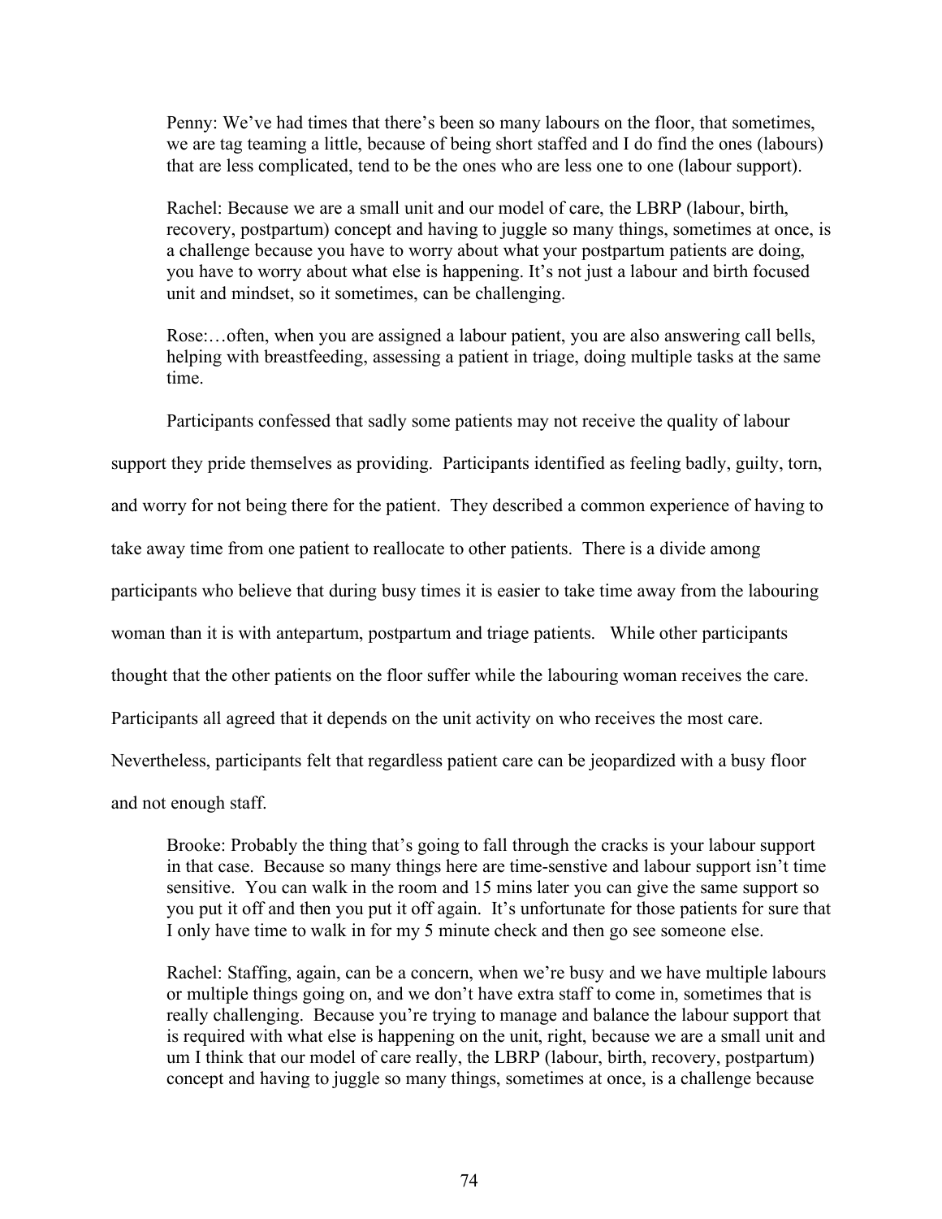> Penny: We've had times that there's been so many labours on the floor, that sometimes, we are tag teaming a little, because of being short staffed and I do find the ones (labours) that are less complicated, tend to be the ones who are less one to one (labour support).

> Rachel: Because we are a small unit and our model of care, the LBRP (labour, birth, recovery, postpartum) concept and having to juggle so many things, sometimes at once, is a challenge because you have to worry about what your postpartum patients are doing, you have to worry about what else is happening. It's not just a labour and birth focused unit and mindset, so it sometimes, can be challenging.

> Rose:…often, when you are assigned a labour patient, you are also answering call bells, helping with breastfeeding, assessing a patient in triage, doing multiple tasks at the same time.

Participants confessed that sadly some patients may not receive the quality of labour support they pride themselves as providing. Participants identified as feeling badly, guilty, torn, and worry for not being there for the patient. They described a common experience of having to take away time from one patient to reallocate to other patients. There is a divide among participants who believe that during busy times it is easier to take time away from the labouring woman than it is with antepartum, postpartum and triage patients. While other participants thought that the other patients on the floor suffer while the labouring woman receives the care. Participants all agreed that it depends on the unit activity on who receives the most care. Nevertheless, participants felt that regardless patient care can be jeopardized with a busy floor and not enough staff.

> Brooke: Probably the thing that's going to fall through the cracks is your labour support in that case. Because so many things here are time-senstive and labour support isn't time sensitive. You can walk in the room and 15 mins later you can give the same support so you put it off and then you put it off again. It's unfortunate for those patients for sure that I only have time to walk in for my 5 minute check and then go see someone else.

> Rachel: Staffing, again, can be a concern, when we're busy and we have multiple labours or multiple things going on, and we don't have extra staff to come in, sometimes that is really challenging. Because you're trying to manage and balance the labour support that is required with what else is happening on the unit, right, because we are a small unit and um I think that our model of care really, the LBRP (labour, birth, recovery, postpartum) concept and having to juggle so many things, sometimes at once, is a challenge because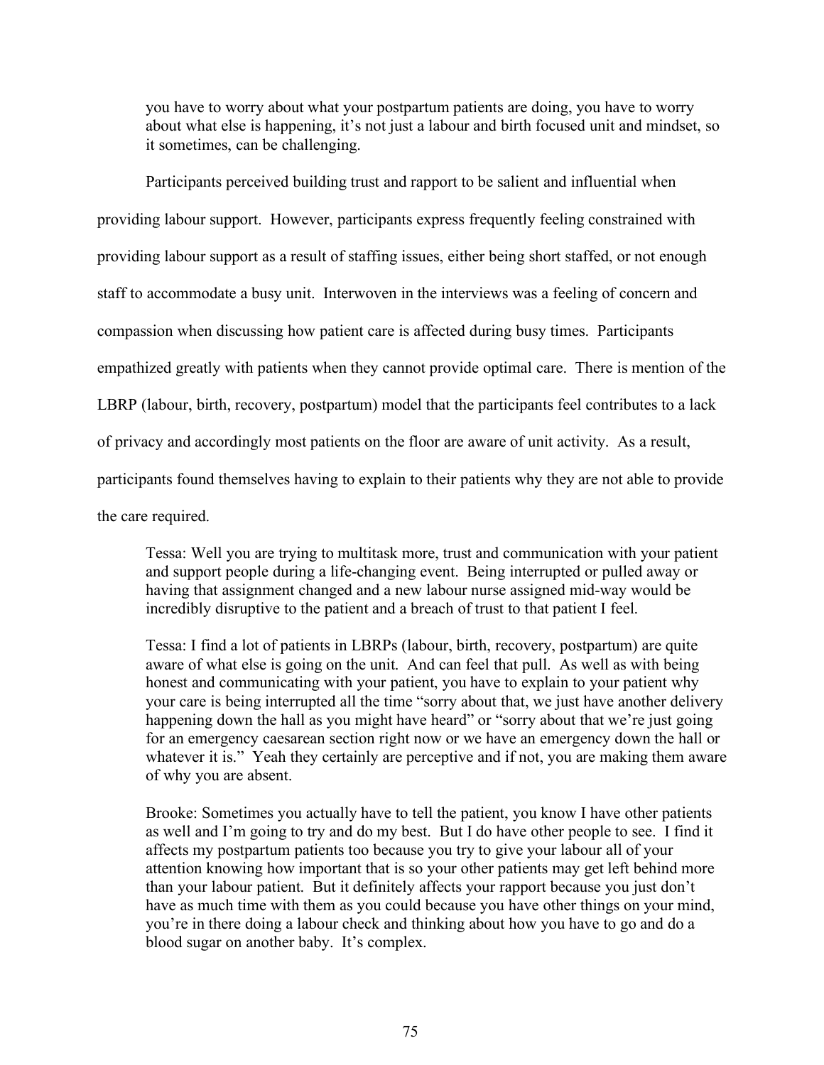> you have to worry about what your postpartum patients are doing, you have to worry about what else is happening, it's not just a labour and birth focused unit and mindset, so it sometimes, can be challenging.

Participants perceived building trust and rapport to be salient and influential when providing labour support. However, participants express frequently feeling constrained with providing labour support as a result of staffing issues, either being short staffed, or not enough staff to accommodate a busy unit. Interwoven in the interviews was a feeling of concern and compassion when discussing how patient care is affected during busy times. Participants empathized greatly with patients when they cannot provide optimal care. There is mention of the LBRP (labour, birth, recovery, postpartum) model that the participants feel contributes to a lack of privacy and accordingly most patients on the floor are aware of unit activity. As a result, participants found themselves having to explain to their patients why they are not able to provide the care required.

> Tessa: Well you are trying to multitask more, trust and communication with your patient and support people during a life-changing event. Being interrupted or pulled away or having that assignment changed and a new labour nurse assigned mid-way would be incredibly disruptive to the patient and a breach of trust to that patient I feel.

> Tessa: I find a lot of patients in LBRPs (labour, birth, recovery, postpartum) are quite aware of what else is going on the unit. And can feel that pull. As well as with being honest and communicating with your patient, you have to explain to your patient why your care is being interrupted all the time "sorry about that, we just have another delivery happening down the hall as you might have heard" or "sorry about that we're just going for an emergency caesarean section right now or we have an emergency down the hall or whatever it is." Yeah they certainly are perceptive and if not, you are making them aware of why you are absent.

> Brooke: Sometimes you actually have to tell the patient, you know I have other patients as well and I'm going to try and do my best. But I do have other people to see. I find it affects my postpartum patients too because you try to give your labour all of your attention knowing how important that is so your other patients may get left behind more than your labour patient. But it definitely affects your rapport because you just don't have as much time with them as you could because you have other things on your mind, you're in there doing a labour check and thinking about how you have to go and do a blood sugar on another baby. It's complex.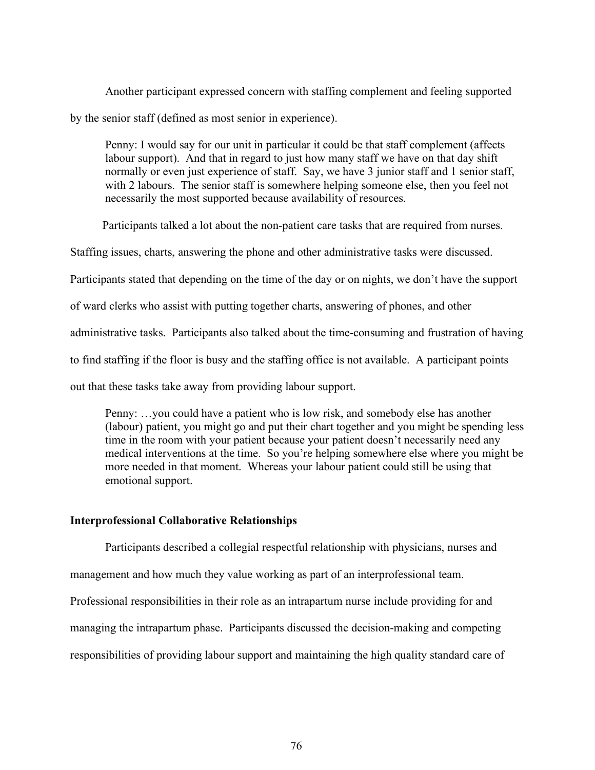Another participant expressed concern with staffing complement and feeling supported by the senior staff (defined as most senior in experience).

> Penny: I would say for our unit in particular it could be that staff complement (affects labour support). And that in regard to just how many staff we have on that day shift normally or even just experience of staff. Say, we have 3 junior staff and 1 senior staff, with 2 labours. The senior staff is somewhere helping someone else, then you feel not necessarily the most supported because availability of resources.

Participants talked a lot about the non-patient care tasks that are required from nurses. Staffing issues, charts, answering the phone and other administrative tasks were discussed. Participants stated that depending on the time of the day or on nights, we don't have the support of ward clerks who assist with putting together charts, answering of phones, and other administrative tasks. Participants also talked about the time-consuming and frustration of having to find staffing if the floor is busy and the staffing office is not available. A participant points out that these tasks take away from providing labour support.

> Penny: …you could have a patient who is low risk, and somebody else has another (labour) patient, you might go and put their chart together and you might be spending less time in the room with your patient because your patient doesn't necessarily need any medical interventions at the time. So you're helping somewhere else where you might be more needed in that moment. Whereas your labour patient could still be using that emotional support.

**Interprofessional Collaborative Relationships**

Participants described a collegial respectful relationship with physicians, nurses and management and how much they value working as part of an interprofessional team. Professional responsibilities in their role as an intrapartum nurse include providing for and managing the intrapartum phase. Participants discussed the decision-making and competing responsibilities of providing labour support and maintaining the high quality standard care of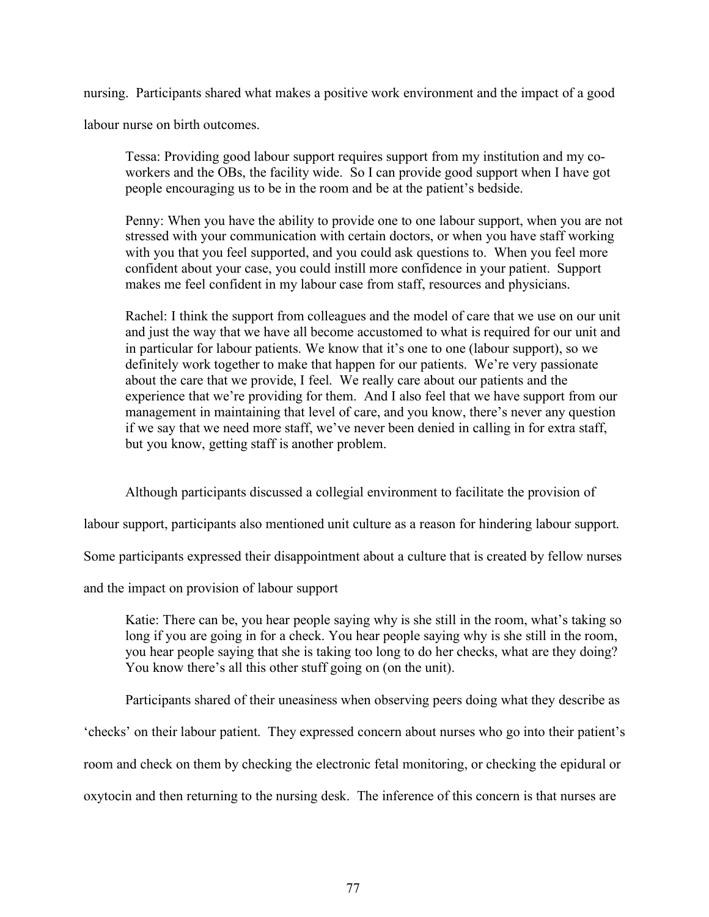nursing. Participants shared what makes a positive work environment and the impact of a good labour nurse on birth outcomes.

> Tessa: Providing good labour support requires support from my institution and my co-workers and the OBs, the facility wide. So I can provide good support when I have got people encouraging us to be in the room and be at the patient's bedside.

> Penny: When you have the ability to provide one to one labour support, when you are not stressed with your communication with certain doctors, or when you have staff working with you that you feel supported, and you could ask questions to. When you feel more confident about your case, you could instill more confidence in your patient. Support makes me feel confident in my labour case from staff, resources and physicians.

> Rachel: I think the support from colleagues and the model of care that we use on our unit and just the way that we have all become accustomed to what is required for our unit and in particular for labour patients. We know that it's one to one (labour support), so we definitely work together to make that happen for our patients. We're very passionate about the care that we provide, I feel. We really care about our patients and the experience that we're providing for them. And I also feel that we have support from our management in maintaining that level of care, and you know, there's never any question if we say that we need more staff, we've never been denied in calling in for extra staff, but you know, getting staff is another problem.

Although participants discussed a collegial environment to facilitate the provision of labour support, participants also mentioned unit culture as a reason for hindering labour support. Some participants expressed their disappointment about a culture that is created by fellow nurses and the impact on provision of labour support

> Katie: There can be, you hear people saying why is she still in the room, what's taking so long if you are going in for a check. You hear people saying why is she still in the room, you hear people saying that she is taking too long to do her checks, what are they doing? You know there's all this other stuff going on (on the unit).

Participants shared of their uneasiness when observing peers doing what they describe as 'checks' on their labour patient. They expressed concern about nurses who go into their patient's room and check on them by checking the electronic fetal monitoring, or checking the epidural or oxytocin and then returning to the nursing desk. The inference of this concern is that nurses are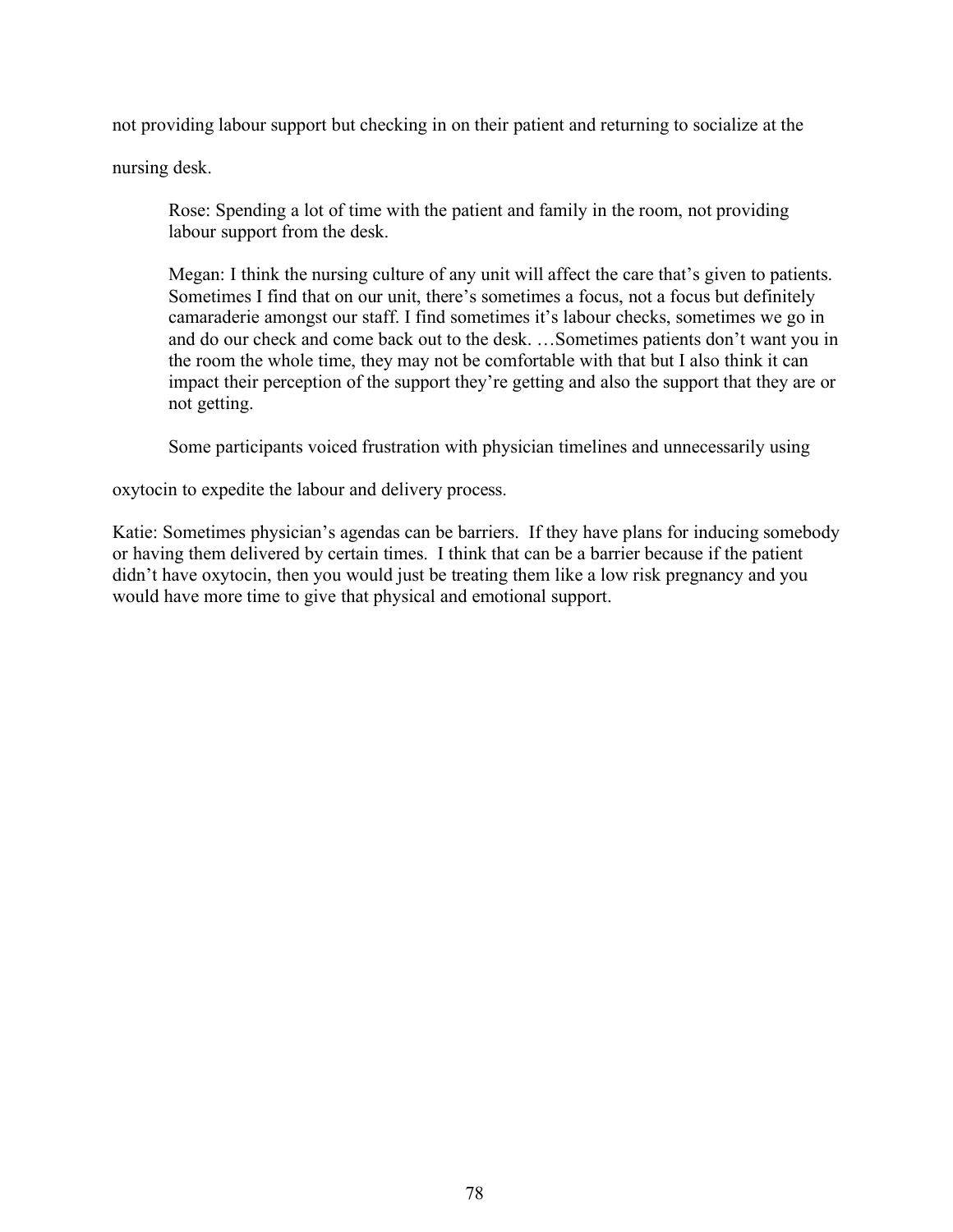not providing labour support but checking in on their patient and returning to socialize at the nursing desk.

> Rose: Spending a lot of time with the patient and family in the room, not providing labour support from the desk.
>
> Megan: I think the nursing culture of any unit will affect the care that's given to patients. Sometimes I find that on our unit, there's sometimes a focus, not a focus but definitely camaraderie amongst our staff. I find sometimes it's labour checks, sometimes we go in and do our check and come back out to the desk. …Sometimes patients don't want you in the room the whole time, they may not be comfortable with that but I also think it can impact their perception of the support they're getting and also the support that they are or not getting.

Some participants voiced frustration with physician timelines and unnecessarily using oxytocin to expedite the labour and delivery process.

Katie: Sometimes physician's agendas can be barriers. If they have plans for inducing somebody or having them delivered by certain times. I think that can be a barrier because if the patient didn't have oxytocin, then you would just be treating them like a low risk pregnancy and you would have more time to give that physical and emotional support.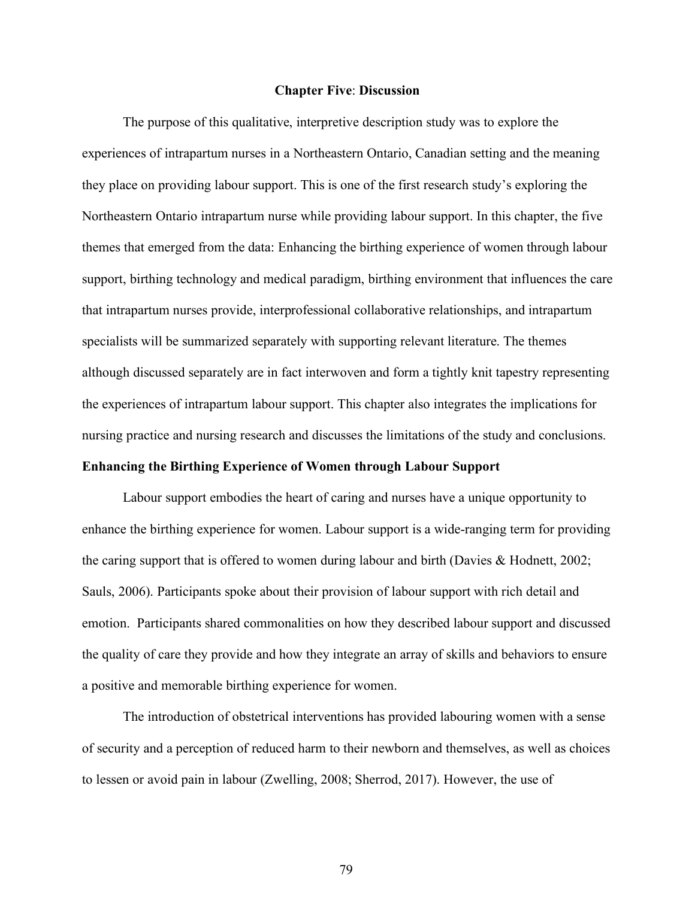# Chapter Five: Discussion

The purpose of this qualitative, interpretive description study was to explore the experiences of intrapartum nurses in a Northeastern Ontario, Canadian setting and the meaning they place on providing labour support. This is one of the first research study's exploring the Northeastern Ontario intrapartum nurse while providing labour support. In this chapter, the five themes that emerged from the data: Enhancing the birthing experience of women through labour support, birthing technology and medical paradigm, birthing environment that influences the care that intrapartum nurses provide, interprofessional collaborative relationships, and intrapartum specialists will be summarized separately with supporting relevant literature. The themes although discussed separately are in fact interwoven and form a tightly knit tapestry representing the experiences of intrapartum labour support. This chapter also integrates the implications for nursing practice and nursing research and discusses the limitations of the study and conclusions.

## Enhancing the Birthing Experience of Women through Labour Support

Labour support embodies the heart of caring and nurses have a unique opportunity to enhance the birthing experience for women. Labour support is a wide-ranging term for providing the caring support that is offered to women during labour and birth (Davies & Hodnett, 2002; Sauls, 2006). Participants spoke about their provision of labour support with rich detail and emotion. Participants shared commonalities on how they described labour support and discussed the quality of care they provide and how they integrate an array of skills and behaviors to ensure a positive and memorable birthing experience for women.

The introduction of obstetrical interventions has provided labouring women with a sense of security and a perception of reduced harm to their newborn and themselves, as well as choices to lessen or avoid pain in labour (Zwelling, 2008; Sherrod, 2017). However, the use of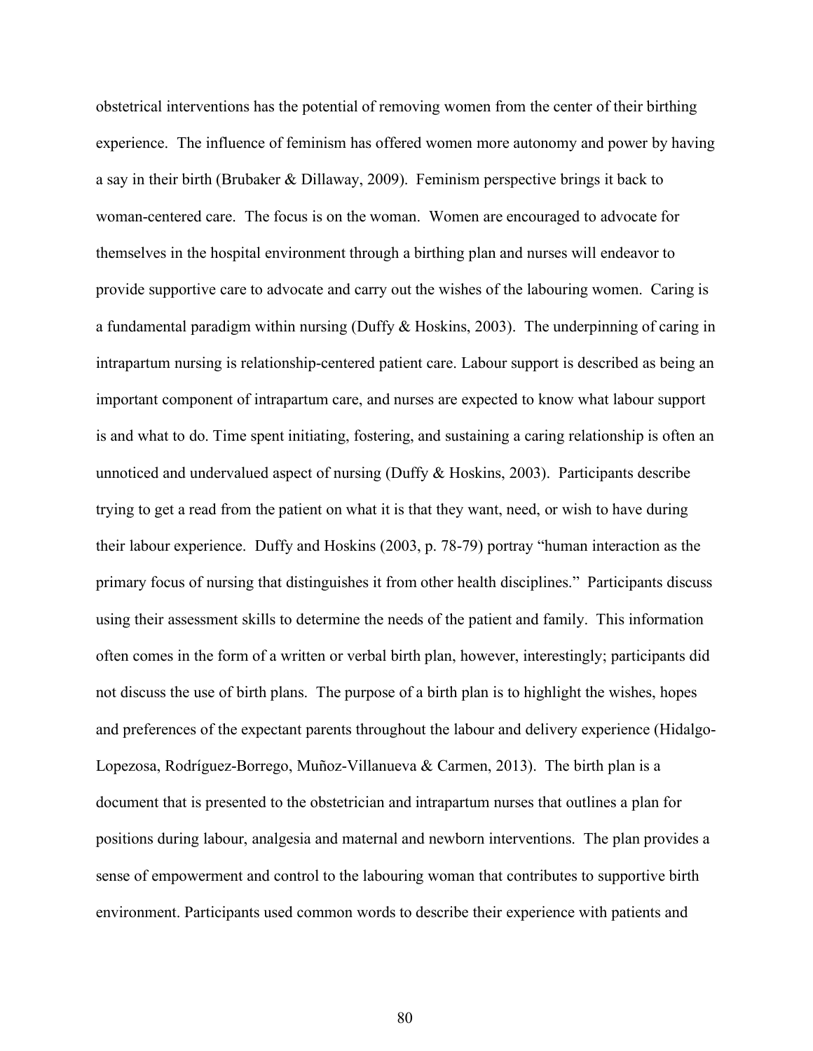obstetrical interventions has the potential of removing women from the center of their birthing experience. The influence of feminism has offered women more autonomy and power by having a say in their birth (Brubaker & Dillaway, 2009). Feminism perspective brings it back to woman-centered care. The focus is on the woman. Women are encouraged to advocate for themselves in the hospital environment through a birthing plan and nurses will endeavor to provide supportive care to advocate and carry out the wishes of the labouring women. Caring is a fundamental paradigm within nursing (Duffy & Hoskins, 2003). The underpinning of caring in intrapartum nursing is relationship-centered patient care. Labour support is described as being an important component of intrapartum care, and nurses are expected to know what labour support is and what to do. Time spent initiating, fostering, and sustaining a caring relationship is often an unnoticed and undervalued aspect of nursing (Duffy & Hoskins, 2003). Participants describe trying to get a read from the patient on what it is that they want, need, or wish to have during their labour experience. Duffy and Hoskins (2003, p. 78-79) portray "human interaction as the primary focus of nursing that distinguishes it from other health disciplines." Participants discuss using their assessment skills to determine the needs of the patient and family. This information often comes in the form of a written or verbal birth plan, however, interestingly; participants did not discuss the use of birth plans. The purpose of a birth plan is to highlight the wishes, hopes and preferences of the expectant parents throughout the labour and delivery experience (Hidalgo-Lopezosa, Rodríguez-Borrego, Muñoz-Villanueva & Carmen, 2013). The birth plan is a document that is presented to the obstetrician and intrapartum nurses that outlines a plan for positions during labour, analgesia and maternal and newborn interventions. The plan provides a sense of empowerment and control to the labouring woman that contributes to supportive birth environment. Participants used common words to describe their experience with patients and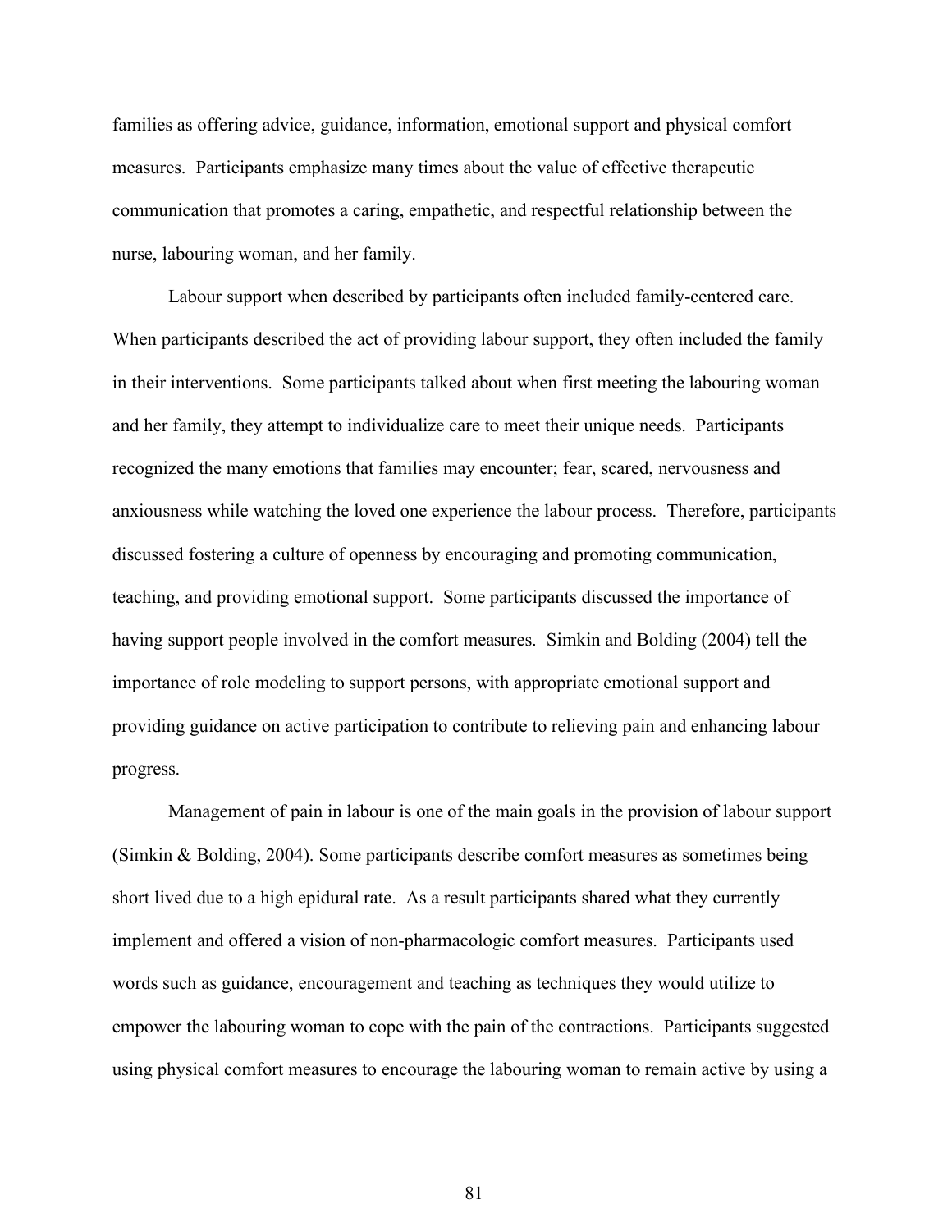families as offering advice, guidance, information, emotional support and physical comfort measures. Participants emphasize many times about the value of effective therapeutic communication that promotes a caring, empathetic, and respectful relationship between the nurse, labouring woman, and her family.

Labour support when described by participants often included family-centered care. When participants described the act of providing labour support, they often included the family in their interventions. Some participants talked about when first meeting the labouring woman and her family, they attempt to individualize care to meet their unique needs. Participants recognized the many emotions that families may encounter; fear, scared, nervousness and anxiousness while watching the loved one experience the labour process. Therefore, participants discussed fostering a culture of openness by encouraging and promoting communication, teaching, and providing emotional support. Some participants discussed the importance of having support people involved in the comfort measures. Simkin and Bolding (2004) tell the importance of role modeling to support persons, with appropriate emotional support and providing guidance on active participation to contribute to relieving pain and enhancing labour progress.

Management of pain in labour is one of the main goals in the provision of labour support (Simkin & Bolding, 2004). Some participants describe comfort measures as sometimes being short lived due to a high epidural rate. As a result participants shared what they currently implement and offered a vision of non-pharmacologic comfort measures. Participants used words such as guidance, encouragement and teaching as techniques they would utilize to empower the labouring woman to cope with the pain of the contractions. Participants suggested using physical comfort measures to encourage the labouring woman to remain active by using a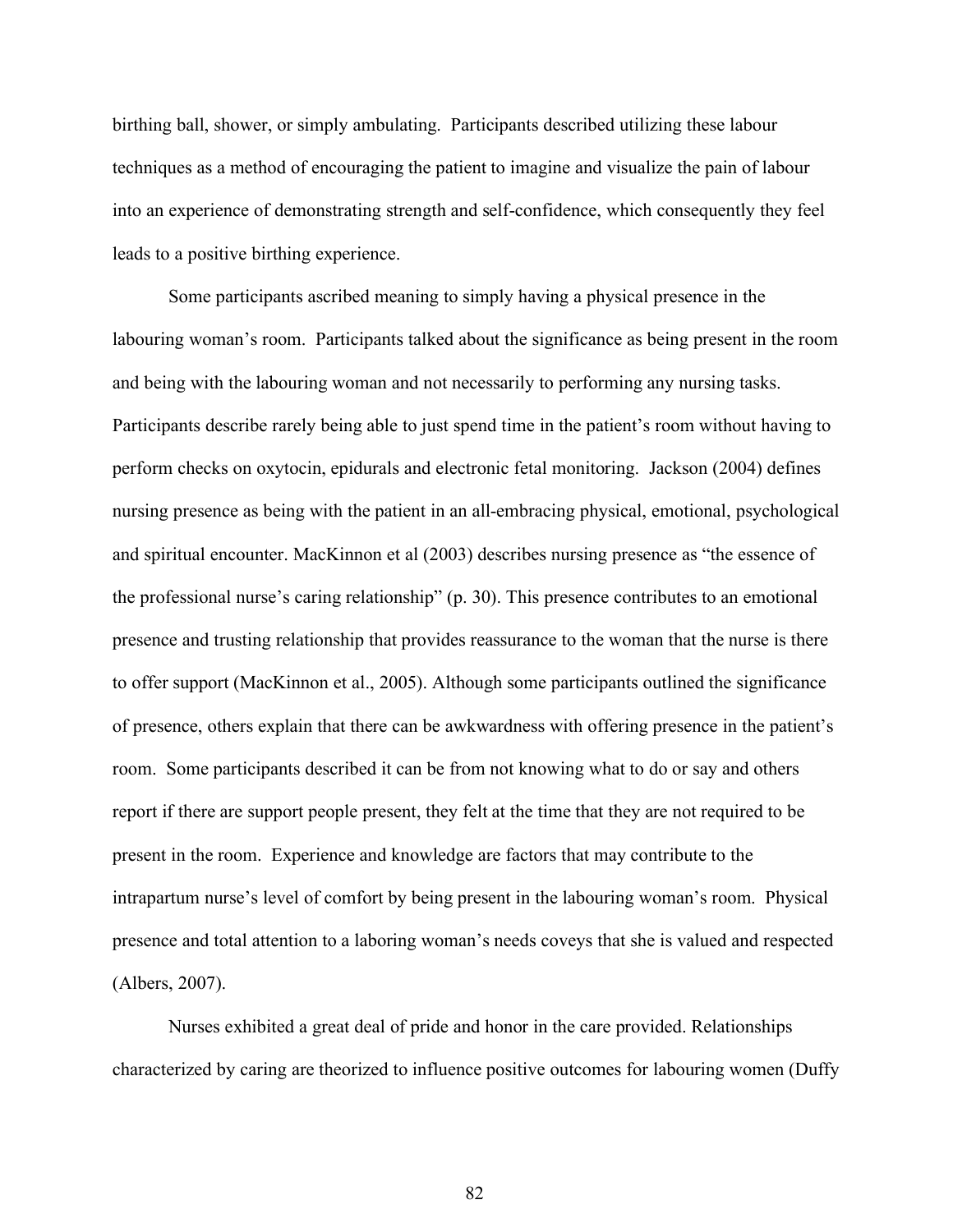birthing ball, shower, or simply ambulating. Participants described utilizing these labour techniques as a method of encouraging the patient to imagine and visualize the pain of labour into an experience of demonstrating strength and self-confidence, which consequently they feel leads to a positive birthing experience.

Some participants ascribed meaning to simply having a physical presence in the labouring woman's room. Participants talked about the significance as being present in the room and being with the labouring woman and not necessarily to performing any nursing tasks. Participants describe rarely being able to just spend time in the patient's room without having to perform checks on oxytocin, epidurals and electronic fetal monitoring. Jackson (2004) defines nursing presence as being with the patient in an all-embracing physical, emotional, psychological and spiritual encounter. MacKinnon et al (2003) describes nursing presence as "the essence of the professional nurse's caring relationship" (p. 30). This presence contributes to an emotional presence and trusting relationship that provides reassurance to the woman that the nurse is there to offer support (MacKinnon et al., 2005). Although some participants outlined the significance of presence, others explain that there can be awkwardness with offering presence in the patient's room. Some participants described it can be from not knowing what to do or say and others report if there are support people present, they felt at the time that they are not required to be present in the room. Experience and knowledge are factors that may contribute to the intrapartum nurse's level of comfort by being present in the labouring woman's room. Physical presence and total attention to a laboring woman's needs coveys that she is valued and respected (Albers, 2007).

Nurses exhibited a great deal of pride and honor in the care provided. Relationships characterized by caring are theorized to influence positive outcomes for labouring women (Duffy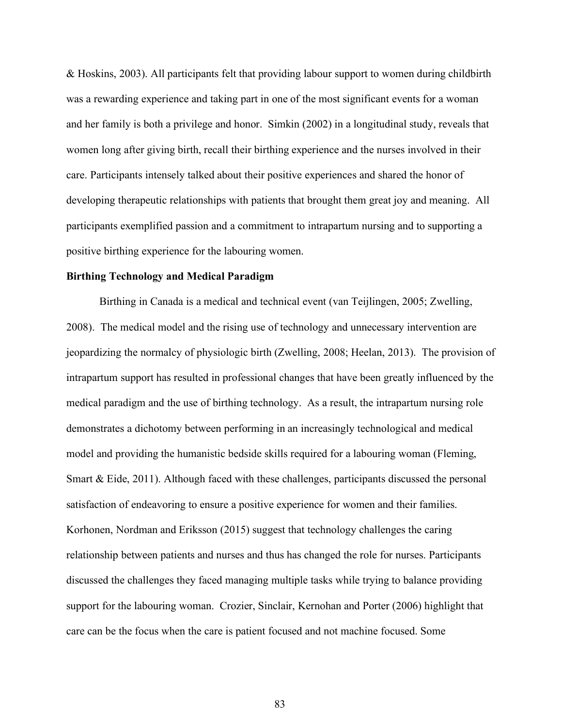& Hoskins, 2003). All participants felt that providing labour support to women during childbirth was a rewarding experience and taking part in one of the most significant events for a woman and her family is both a privilege and honor. Simkin (2002) in a longitudinal study, reveals that women long after giving birth, recall their birthing experience and the nurses involved in their care. Participants intensely talked about their positive experiences and shared the honor of developing therapeutic relationships with patients that brought them great joy and meaning. All participants exemplified passion and a commitment to intrapartum nursing and to supporting a positive birthing experience for the labouring women.

**Birthing Technology and Medical Paradigm**

Birthing in Canada is a medical and technical event (van Teijlingen, 2005; Zwelling, 2008). The medical model and the rising use of technology and unnecessary intervention are jeopardizing the normalcy of physiologic birth (Zwelling, 2008; Heelan, 2013). The provision of intrapartum support has resulted in professional changes that have been greatly influenced by the medical paradigm and the use of birthing technology. As a result, the intrapartum nursing role demonstrates a dichotomy between performing in an increasingly technological and medical model and providing the humanistic bedside skills required for a labouring woman (Fleming, Smart & Eide, 2011). Although faced with these challenges, participants discussed the personal satisfaction of endeavoring to ensure a positive experience for women and their families. Korhonen, Nordman and Eriksson (2015) suggest that technology challenges the caring relationship between patients and nurses and thus has changed the role for nurses. Participants discussed the challenges they faced managing multiple tasks while trying to balance providing support for the labouring woman. Crozier, Sinclair, Kernohan and Porter (2006) highlight that care can be the focus when the care is patient focused and not machine focused. Some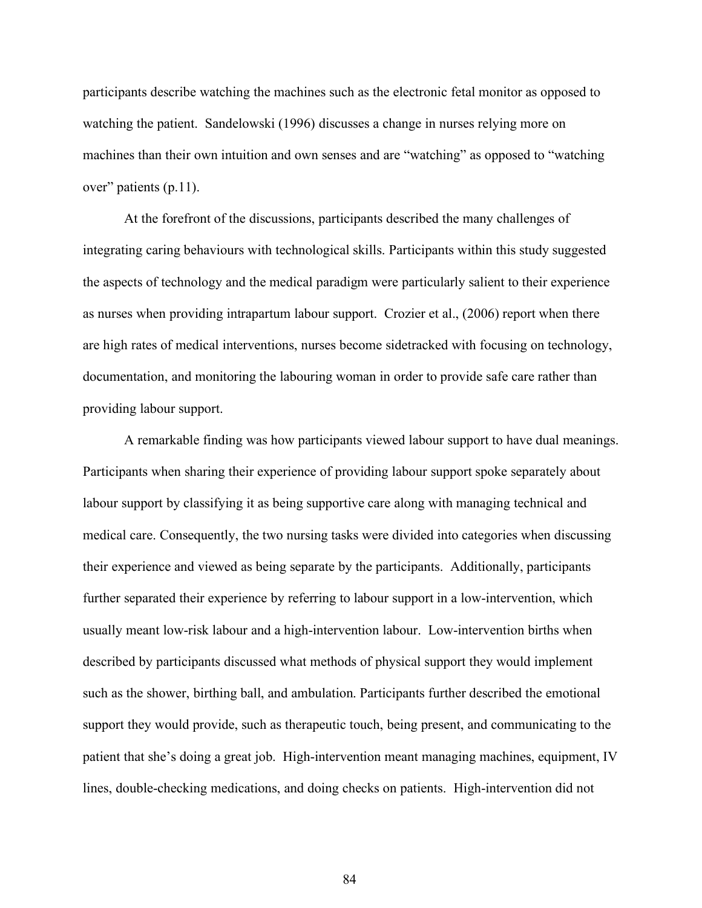participants describe watching the machines such as the electronic fetal monitor as opposed to watching the patient. Sandelowski (1996) discusses a change in nurses relying more on machines than their own intuition and own senses and are "watching" as opposed to "watching over" patients (p.11).

At the forefront of the discussions, participants described the many challenges of integrating caring behaviours with technological skills. Participants within this study suggested the aspects of technology and the medical paradigm were particularly salient to their experience as nurses when providing intrapartum labour support. Crozier et al., (2006) report when there are high rates of medical interventions, nurses become sidetracked with focusing on technology, documentation, and monitoring the labouring woman in order to provide safe care rather than providing labour support.

A remarkable finding was how participants viewed labour support to have dual meanings. Participants when sharing their experience of providing labour support spoke separately about labour support by classifying it as being supportive care along with managing technical and medical care. Consequently, the two nursing tasks were divided into categories when discussing their experience and viewed as being separate by the participants. Additionally, participants further separated their experience by referring to labour support in a low-intervention, which usually meant low-risk labour and a high-intervention labour. Low-intervention births when described by participants discussed what methods of physical support they would implement such as the shower, birthing ball, and ambulation. Participants further described the emotional support they would provide, such as therapeutic touch, being present, and communicating to the patient that she's doing a great job. High-intervention meant managing machines, equipment, IV lines, double-checking medications, and doing checks on patients. High-intervention did not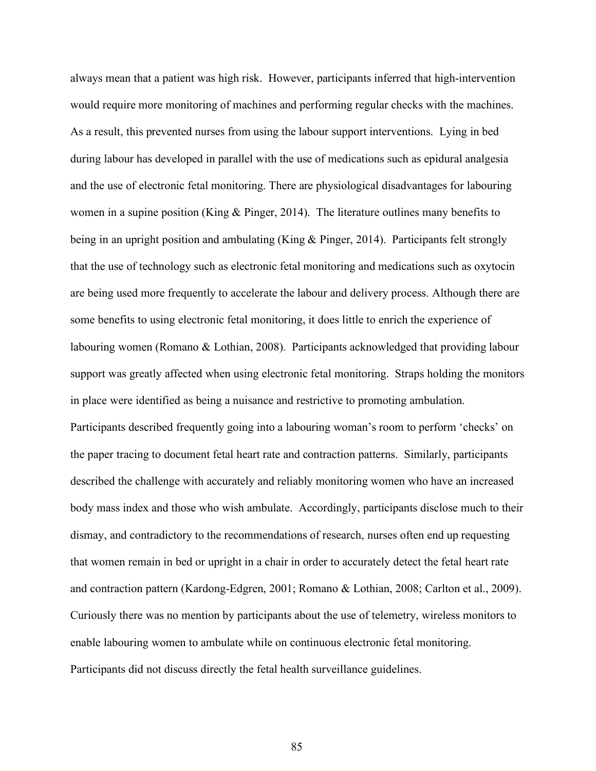always mean that a patient was high risk. However, participants inferred that high-intervention would require more monitoring of machines and performing regular checks with the machines. As a result, this prevented nurses from using the labour support interventions. Lying in bed during labour has developed in parallel with the use of medications such as epidural analgesia and the use of electronic fetal monitoring. There are physiological disadvantages for labouring women in a supine position (King & Pinger, 2014). The literature outlines many benefits to being in an upright position and ambulating (King & Pinger, 2014). Participants felt strongly that the use of technology such as electronic fetal monitoring and medications such as oxytocin are being used more frequently to accelerate the labour and delivery process. Although there are some benefits to using electronic fetal monitoring, it does little to enrich the experience of labouring women (Romano & Lothian, 2008). Participants acknowledged that providing labour support was greatly affected when using electronic fetal monitoring. Straps holding the monitors in place were identified as being a nuisance and restrictive to promoting ambulation. Participants described frequently going into a labouring woman's room to perform 'checks' on the paper tracing to document fetal heart rate and contraction patterns. Similarly, participants described the challenge with accurately and reliably monitoring women who have an increased body mass index and those who wish ambulate. Accordingly, participants disclose much to their dismay, and contradictory to the recommendations of research, nurses often end up requesting that women remain in bed or upright in a chair in order to accurately detect the fetal heart rate and contraction pattern (Kardong-Edgren, 2001; Romano & Lothian, 2008; Carlton et al., 2009). Curiously there was no mention by participants about the use of telemetry, wireless monitors to enable labouring women to ambulate while on continuous electronic fetal monitoring. Participants did not discuss directly the fetal health surveillance guidelines.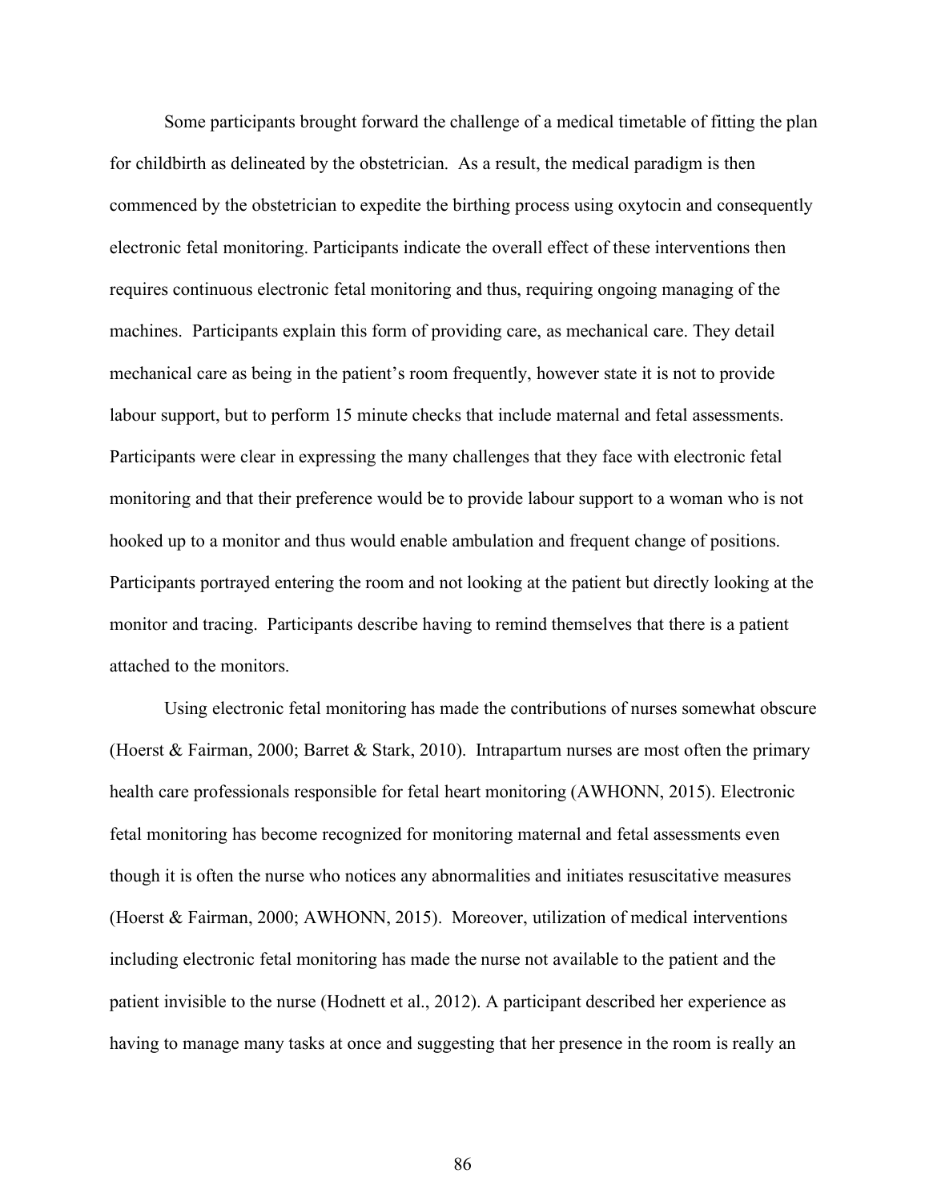Some participants brought forward the challenge of a medical timetable of fitting the plan for childbirth as delineated by the obstetrician. As a result, the medical paradigm is then commenced by the obstetrician to expedite the birthing process using oxytocin and consequently electronic fetal monitoring. Participants indicate the overall effect of these interventions then requires continuous electronic fetal monitoring and thus, requiring ongoing managing of the machines. Participants explain this form of providing care, as mechanical care. They detail mechanical care as being in the patient's room frequently, however state it is not to provide labour support, but to perform 15 minute checks that include maternal and fetal assessments. Participants were clear in expressing the many challenges that they face with electronic fetal monitoring and that their preference would be to provide labour support to a woman who is not hooked up to a monitor and thus would enable ambulation and frequent change of positions. Participants portrayed entering the room and not looking at the patient but directly looking at the monitor and tracing. Participants describe having to remind themselves that there is a patient attached to the monitors.

Using electronic fetal monitoring has made the contributions of nurses somewhat obscure (Hoerst & Fairman, 2000; Barret & Stark, 2010). Intrapartum nurses are most often the primary health care professionals responsible for fetal heart monitoring (AWHONN, 2015). Electronic fetal monitoring has become recognized for monitoring maternal and fetal assessments even though it is often the nurse who notices any abnormalities and initiates resuscitative measures (Hoerst & Fairman, 2000; AWHONN, 2015). Moreover, utilization of medical interventions including electronic fetal monitoring has made the nurse not available to the patient and the patient invisible to the nurse (Hodnett et al., 2012). A participant described her experience as having to manage many tasks at once and suggesting that her presence in the room is really an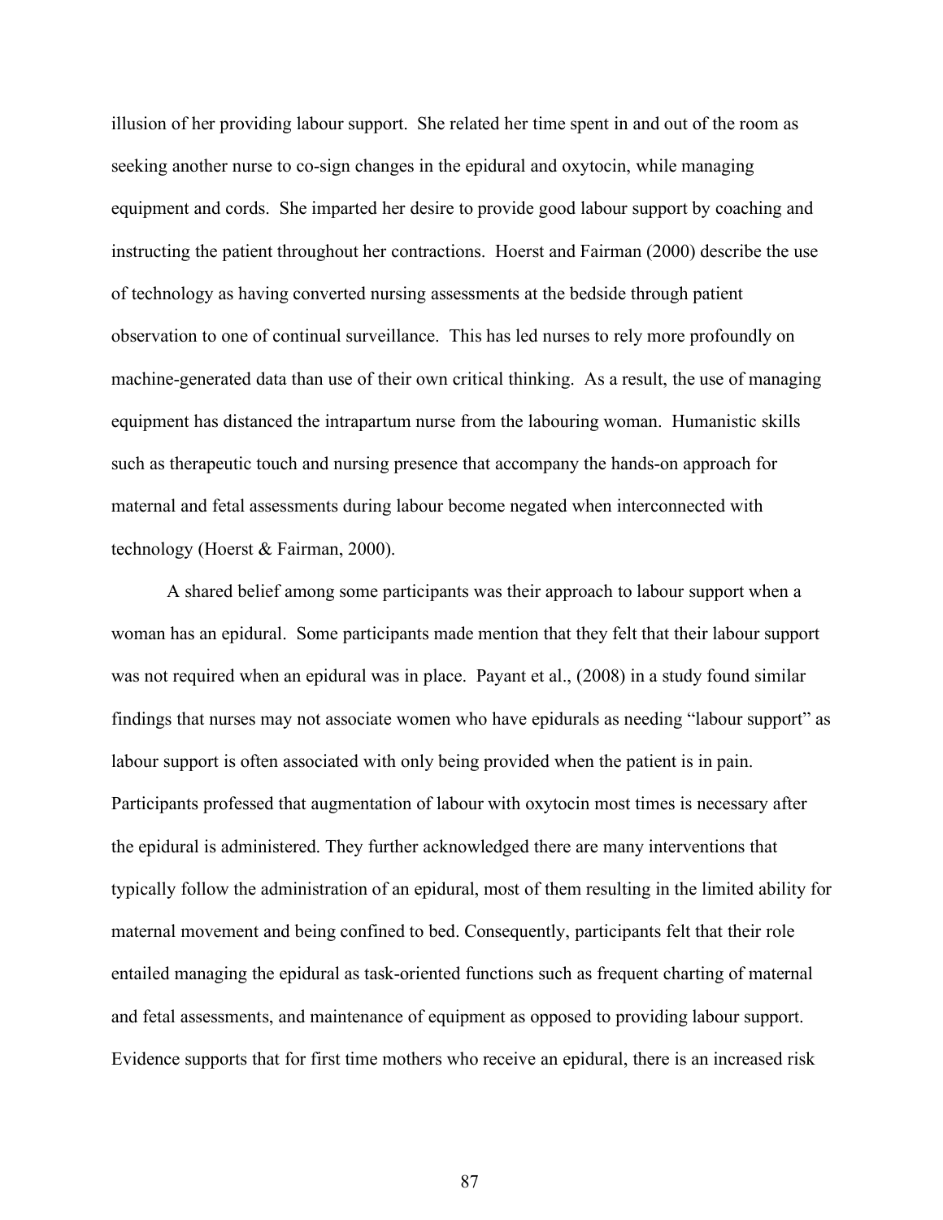illusion of her providing labour support. She related her time spent in and out of the room as seeking another nurse to co-sign changes in the epidural and oxytocin, while managing equipment and cords. She imparted her desire to provide good labour support by coaching and instructing the patient throughout her contractions. Hoerst and Fairman (2000) describe the use of technology as having converted nursing assessments at the bedside through patient observation to one of continual surveillance. This has led nurses to rely more profoundly on machine-generated data than use of their own critical thinking. As a result, the use of managing equipment has distanced the intrapartum nurse from the labouring woman. Humanistic skills such as therapeutic touch and nursing presence that accompany the hands-on approach for maternal and fetal assessments during labour become negated when interconnected with technology (Hoerst & Fairman, 2000).

A shared belief among some participants was their approach to labour support when a woman has an epidural. Some participants made mention that they felt that their labour support was not required when an epidural was in place. Payant et al., (2008) in a study found similar findings that nurses may not associate women who have epidurals as needing "labour support" as labour support is often associated with only being provided when the patient is in pain. Participants professed that augmentation of labour with oxytocin most times is necessary after the epidural is administered. They further acknowledged there are many interventions that typically follow the administration of an epidural, most of them resulting in the limited ability for maternal movement and being confined to bed. Consequently, participants felt that their role entailed managing the epidural as task-oriented functions such as frequent charting of maternal and fetal assessments, and maintenance of equipment as opposed to providing labour support. Evidence supports that for first time mothers who receive an epidural, there is an increased risk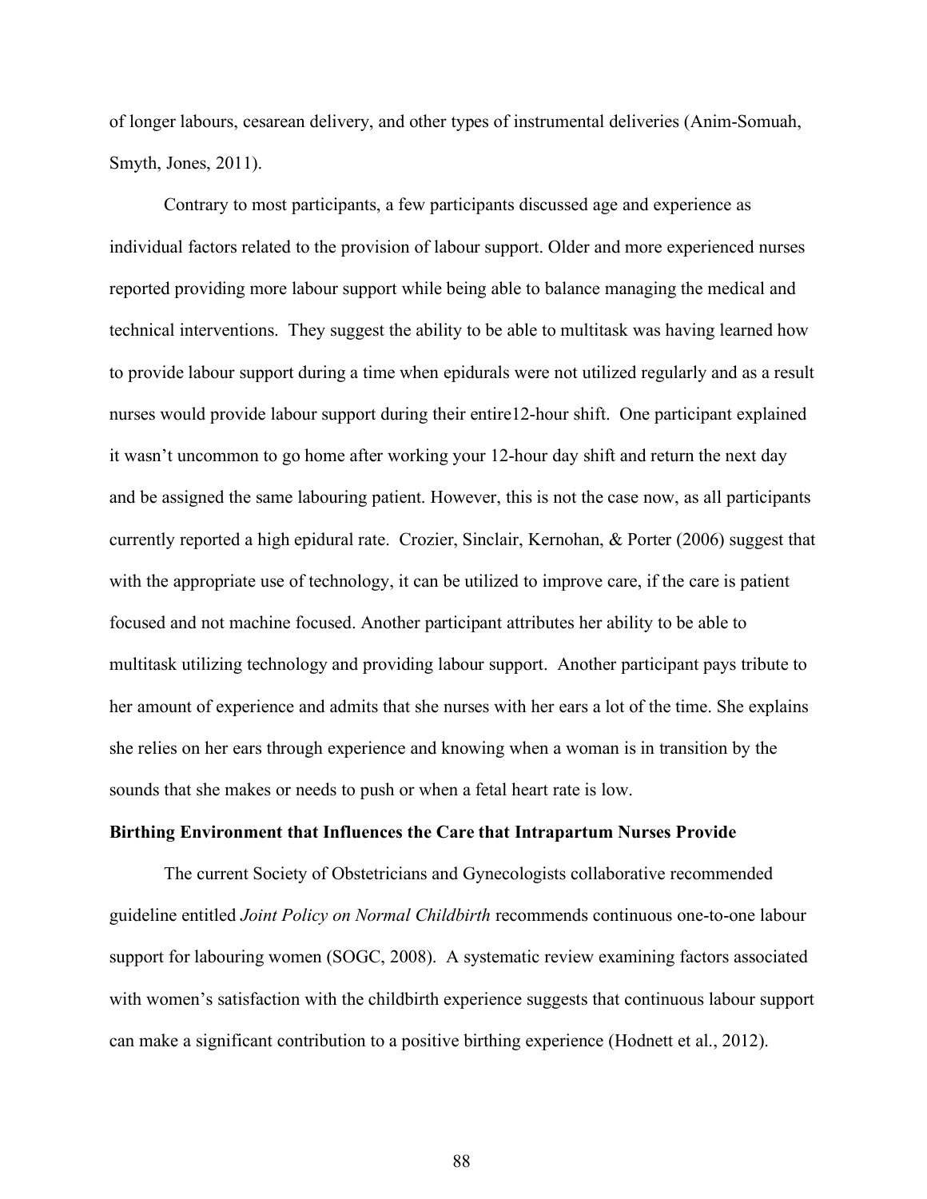of longer labours, cesarean delivery, and other types of instrumental deliveries (Anim-Somuah, Smyth, Jones, 2011).

Contrary to most participants, a few participants discussed age and experience as individual factors related to the provision of labour support. Older and more experienced nurses reported providing more labour support while being able to balance managing the medical and technical interventions. They suggest the ability to be able to multitask was having learned how to provide labour support during a time when epidurals were not utilized regularly and as a result nurses would provide labour support during their entire12-hour shift. One participant explained it wasn't uncommon to go home after working your 12-hour day shift and return the next day and be assigned the same labouring patient. However, this is not the case now, as all participants currently reported a high epidural rate. Crozier, Sinclair, Kernohan, & Porter (2006) suggest that with the appropriate use of technology, it can be utilized to improve care, if the care is patient focused and not machine focused. Another participant attributes her ability to be able to multitask utilizing technology and providing labour support. Another participant pays tribute to her amount of experience and admits that she nurses with her ears a lot of the time. She explains she relies on her ears through experience and knowing when a woman is in transition by the sounds that she makes or needs to push or when a fetal heart rate is low.

**Birthing Environment that Influences the Care that Intrapartum Nurses Provide**

The current Society of Obstetricians and Gynecologists collaborative recommended guideline entitled *Joint Policy on Normal Childbirth* recommends continuous one-to-one labour support for labouring women (SOGC, 2008). A systematic review examining factors associated with women's satisfaction with the childbirth experience suggests that continuous labour support can make a significant contribution to a positive birthing experience (Hodnett et al., 2012).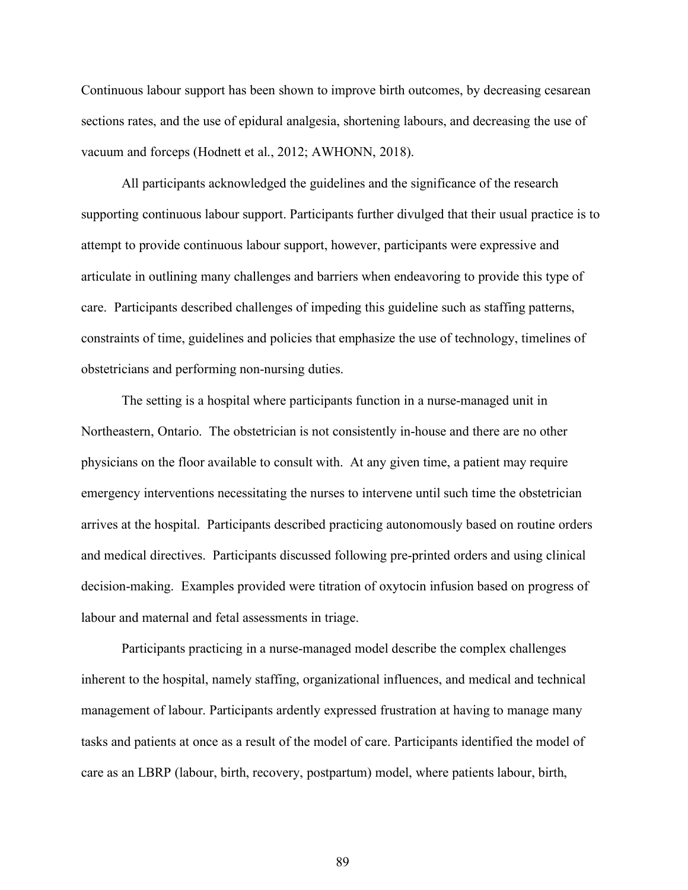Continuous labour support has been shown to improve birth outcomes, by decreasing cesarean sections rates, and the use of epidural analgesia, shortening labours, and decreasing the use of vacuum and forceps (Hodnett et al., 2012; AWHONN, 2018).

All participants acknowledged the guidelines and the significance of the research supporting continuous labour support. Participants further divulged that their usual practice is to attempt to provide continuous labour support, however, participants were expressive and articulate in outlining many challenges and barriers when endeavoring to provide this type of care. Participants described challenges of impeding this guideline such as staffing patterns, constraints of time, guidelines and policies that emphasize the use of technology, timelines of obstetricians and performing non-nursing duties.

The setting is a hospital where participants function in a nurse-managed unit in Northeastern, Ontario. The obstetrician is not consistently in-house and there are no other physicians on the floor available to consult with. At any given time, a patient may require emergency interventions necessitating the nurses to intervene until such time the obstetrician arrives at the hospital. Participants described practicing autonomously based on routine orders and medical directives. Participants discussed following pre-printed orders and using clinical decision-making. Examples provided were titration of oxytocin infusion based on progress of labour and maternal and fetal assessments in triage.

Participants practicing in a nurse-managed model describe the complex challenges inherent to the hospital, namely staffing, organizational influences, and medical and technical management of labour. Participants ardently expressed frustration at having to manage many tasks and patients at once as a result of the model of care. Participants identified the model of care as an LBRP (labour, birth, recovery, postpartum) model, where patients labour, birth,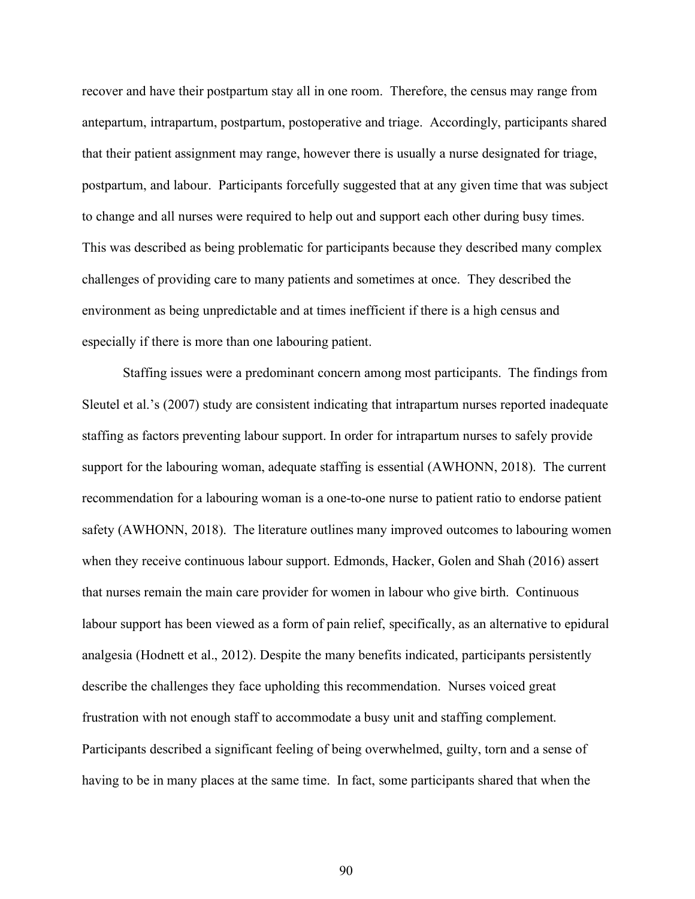recover and have their postpartum stay all in one room. Therefore, the census may range from antepartum, intrapartum, postpartum, postoperative and triage. Accordingly, participants shared that their patient assignment may range, however there is usually a nurse designated for triage, postpartum, and labour. Participants forcefully suggested that at any given time that was subject to change and all nurses were required to help out and support each other during busy times. This was described as being problematic for participants because they described many complex challenges of providing care to many patients and sometimes at once. They described the environment as being unpredictable and at times inefficient if there is a high census and especially if there is more than one labouring patient.

Staffing issues were a predominant concern among most participants. The findings from Sleutel et al.'s (2007) study are consistent indicating that intrapartum nurses reported inadequate staffing as factors preventing labour support. In order for intrapartum nurses to safely provide support for the labouring woman, adequate staffing is essential (AWHONN, 2018). The current recommendation for a labouring woman is a one-to-one nurse to patient ratio to endorse patient safety (AWHONN, 2018). The literature outlines many improved outcomes to labouring women when they receive continuous labour support. Edmonds, Hacker, Golen and Shah (2016) assert that nurses remain the main care provider for women in labour who give birth. Continuous labour support has been viewed as a form of pain relief, specifically, as an alternative to epidural analgesia (Hodnett et al., 2012). Despite the many benefits indicated, participants persistently describe the challenges they face upholding this recommendation. Nurses voiced great frustration with not enough staff to accommodate a busy unit and staffing complement. Participants described a significant feeling of being overwhelmed, guilty, torn and a sense of having to be in many places at the same time. In fact, some participants shared that when the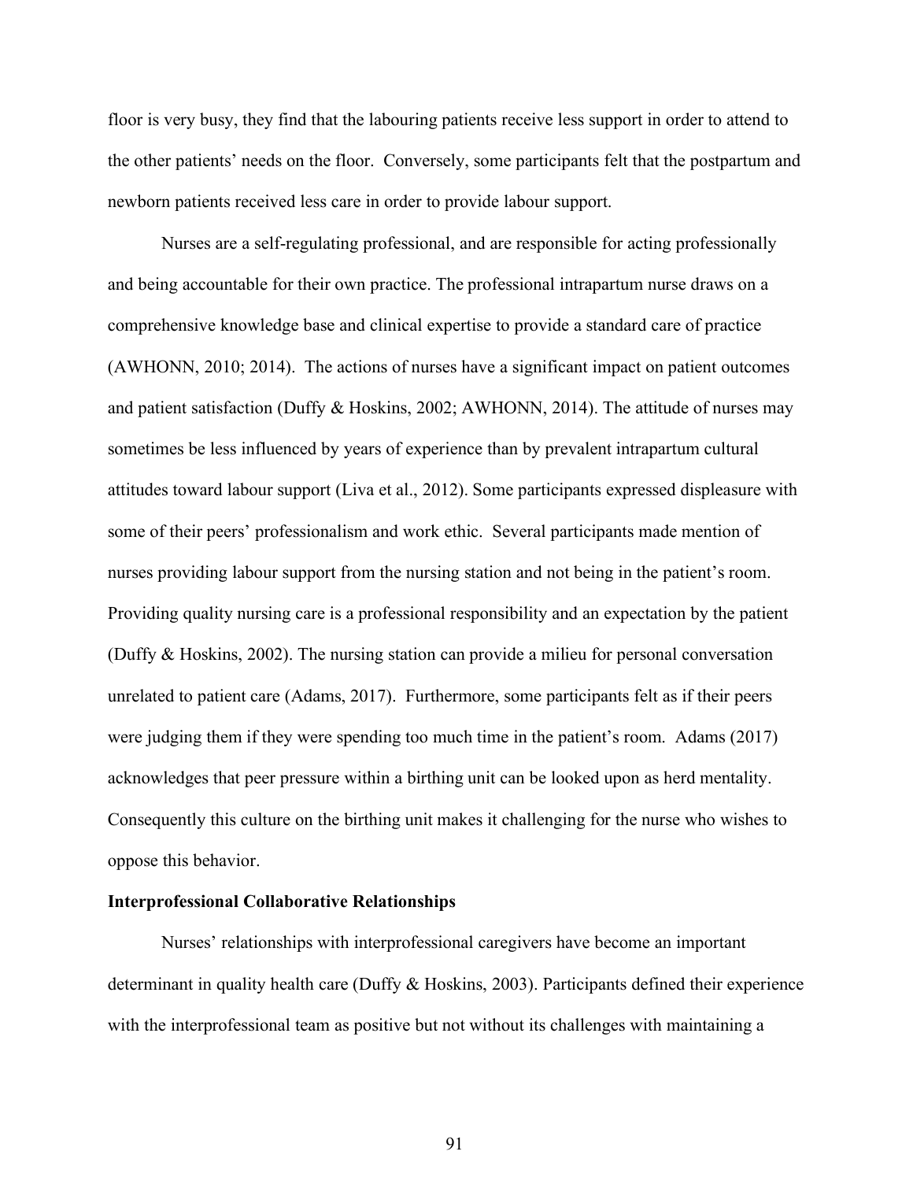floor is very busy, they find that the labouring patients receive less support in order to attend to the other patients' needs on the floor. Conversely, some participants felt that the postpartum and newborn patients received less care in order to provide labour support.

Nurses are a self-regulating professional, and are responsible for acting professionally and being accountable for their own practice. The professional intrapartum nurse draws on a comprehensive knowledge base and clinical expertise to provide a standard care of practice (AWHONN, 2010; 2014). The actions of nurses have a significant impact on patient outcomes and patient satisfaction (Duffy & Hoskins, 2002; AWHONN, 2014). The attitude of nurses may sometimes be less influenced by years of experience than by prevalent intrapartum cultural attitudes toward labour support (Liva et al., 2012). Some participants expressed displeasure with some of their peers' professionalism and work ethic. Several participants made mention of nurses providing labour support from the nursing station and not being in the patient's room. Providing quality nursing care is a professional responsibility and an expectation by the patient (Duffy & Hoskins, 2002). The nursing station can provide a milieu for personal conversation unrelated to patient care (Adams, 2017). Furthermore, some participants felt as if their peers were judging them if they were spending too much time in the patient's room. Adams (2017) acknowledges that peer pressure within a birthing unit can be looked upon as herd mentality. Consequently this culture on the birthing unit makes it challenging for the nurse who wishes to oppose this behavior.

**Interprofessional Collaborative Relationships**

Nurses' relationships with interprofessional caregivers have become an important determinant in quality health care (Duffy & Hoskins, 2003). Participants defined their experience with the interprofessional team as positive but not without its challenges with maintaining a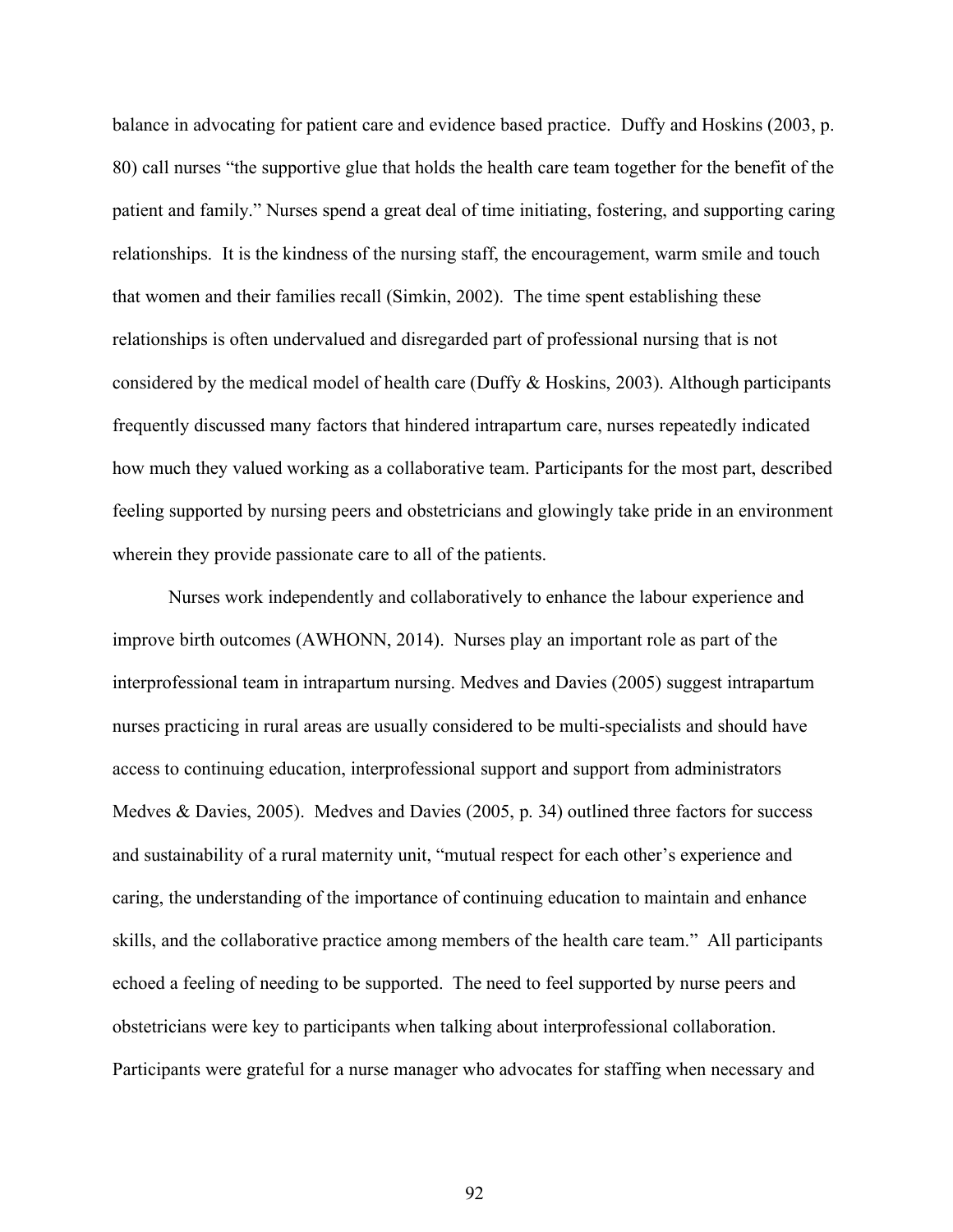balance in advocating for patient care and evidence based practice. Duffy and Hoskins (2003, p. 80) call nurses "the supportive glue that holds the health care team together for the benefit of the patient and family." Nurses spend a great deal of time initiating, fostering, and supporting caring relationships. It is the kindness of the nursing staff, the encouragement, warm smile and touch that women and their families recall (Simkin, 2002). The time spent establishing these relationships is often undervalued and disregarded part of professional nursing that is not considered by the medical model of health care (Duffy & Hoskins, 2003). Although participants frequently discussed many factors that hindered intrapartum care, nurses repeatedly indicated how much they valued working as a collaborative team. Participants for the most part, described feeling supported by nursing peers and obstetricians and glowingly take pride in an environment wherein they provide passionate care to all of the patients.

Nurses work independently and collaboratively to enhance the labour experience and improve birth outcomes (AWHONN, 2014). Nurses play an important role as part of the interprofessional team in intrapartum nursing. Medves and Davies (2005) suggest intrapartum nurses practicing in rural areas are usually considered to be multi-specialists and should have access to continuing education, interprofessional support and support from administrators Medves & Davies, 2005). Medves and Davies (2005, p. 34) outlined three factors for success and sustainability of a rural maternity unit, "mutual respect for each other's experience and caring, the understanding of the importance of continuing education to maintain and enhance skills, and the collaborative practice among members of the health care team." All participants echoed a feeling of needing to be supported. The need to feel supported by nurse peers and obstetricians were key to participants when talking about interprofessional collaboration. Participants were grateful for a nurse manager who advocates for staffing when necessary and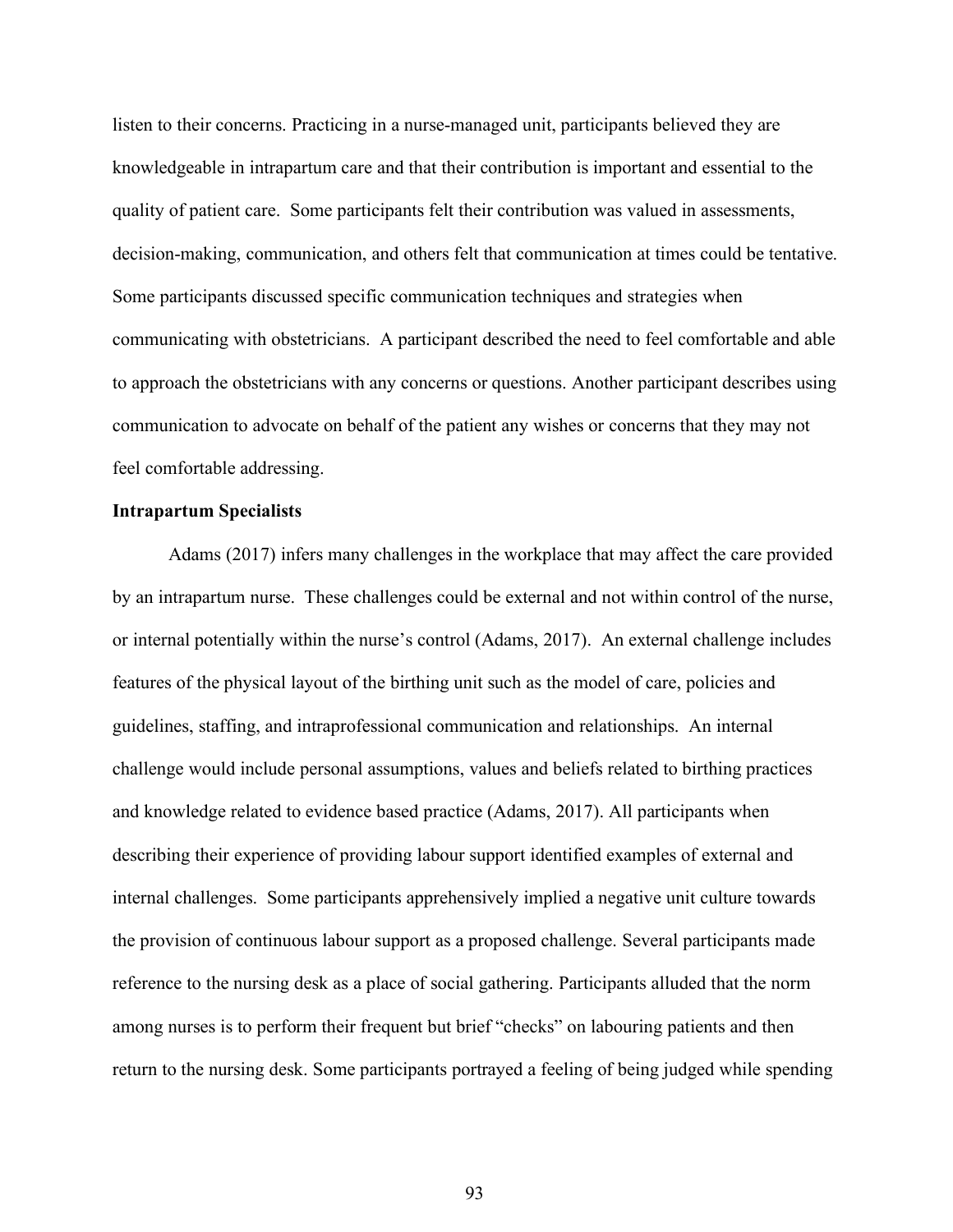listen to their concerns. Practicing in a nurse-managed unit, participants believed they are knowledgeable in intrapartum care and that their contribution is important and essential to the quality of patient care. Some participants felt their contribution was valued in assessments, decision-making, communication, and others felt that communication at times could be tentative. Some participants discussed specific communication techniques and strategies when communicating with obstetricians. A participant described the need to feel comfortable and able to approach the obstetricians with any concerns or questions. Another participant describes using communication to advocate on behalf of the patient any wishes or concerns that they may not feel comfortable addressing.

**Intrapartum Specialists**

Adams (2017) infers many challenges in the workplace that may affect the care provided by an intrapartum nurse. These challenges could be external and not within control of the nurse, or internal potentially within the nurse's control (Adams, 2017). An external challenge includes features of the physical layout of the birthing unit such as the model of care, policies and guidelines, staffing, and intraprofessional communication and relationships. An internal challenge would include personal assumptions, values and beliefs related to birthing practices and knowledge related to evidence based practice (Adams, 2017). All participants when describing their experience of providing labour support identified examples of external and internal challenges. Some participants apprehensively implied a negative unit culture towards the provision of continuous labour support as a proposed challenge. Several participants made reference to the nursing desk as a place of social gathering. Participants alluded that the norm among nurses is to perform their frequent but brief "checks" on labouring patients and then return to the nursing desk. Some participants portrayed a feeling of being judged while spending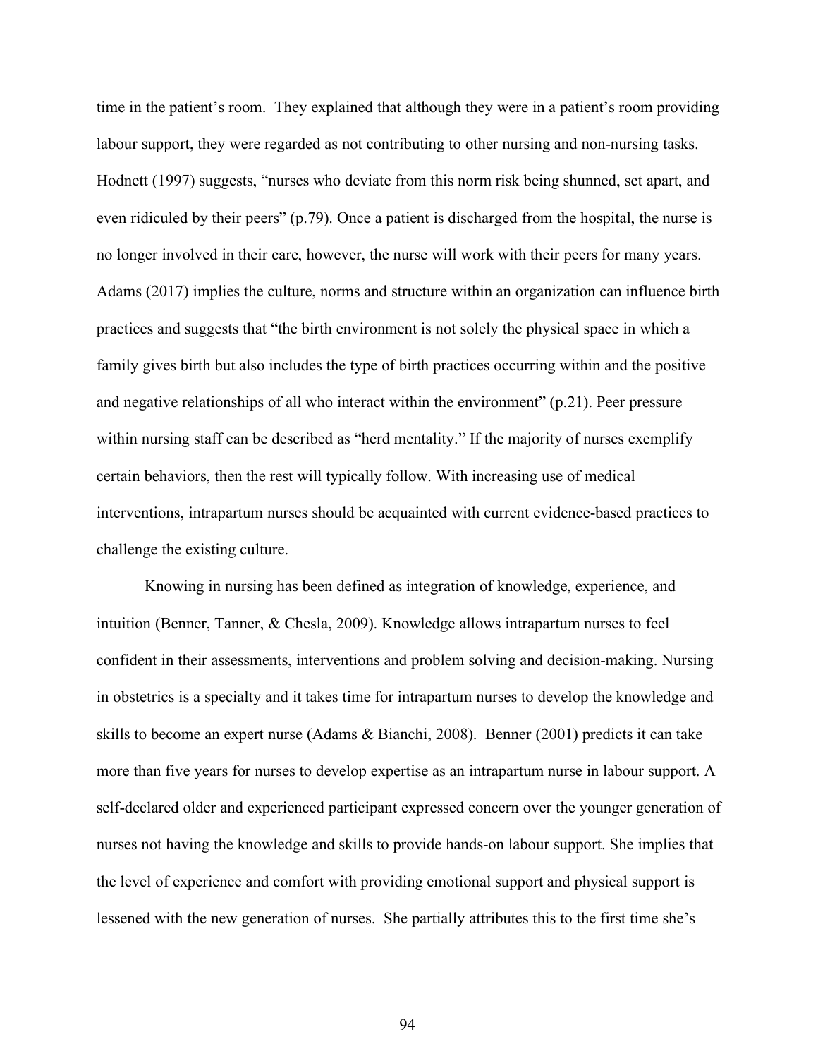time in the patient's room. They explained that although they were in a patient's room providing labour support, they were regarded as not contributing to other nursing and non-nursing tasks. Hodnett (1997) suggests, "nurses who deviate from this norm risk being shunned, set apart, and even ridiculed by their peers" (p.79). Once a patient is discharged from the hospital, the nurse is no longer involved in their care, however, the nurse will work with their peers for many years. Adams (2017) implies the culture, norms and structure within an organization can influence birth practices and suggests that "the birth environment is not solely the physical space in which a family gives birth but also includes the type of birth practices occurring within and the positive and negative relationships of all who interact within the environment" (p.21). Peer pressure within nursing staff can be described as "herd mentality." If the majority of nurses exemplify certain behaviors, then the rest will typically follow. With increasing use of medical interventions, intrapartum nurses should be acquainted with current evidence-based practices to challenge the existing culture.

Knowing in nursing has been defined as integration of knowledge, experience, and intuition (Benner, Tanner, & Chesla, 2009). Knowledge allows intrapartum nurses to feel confident in their assessments, interventions and problem solving and decision-making. Nursing in obstetrics is a specialty and it takes time for intrapartum nurses to develop the knowledge and skills to become an expert nurse (Adams & Bianchi, 2008). Benner (2001) predicts it can take more than five years for nurses to develop expertise as an intrapartum nurse in labour support. A self-declared older and experienced participant expressed concern over the younger generation of nurses not having the knowledge and skills to provide hands-on labour support. She implies that the level of experience and comfort with providing emotional support and physical support is lessened with the new generation of nurses. She partially attributes this to the first time she's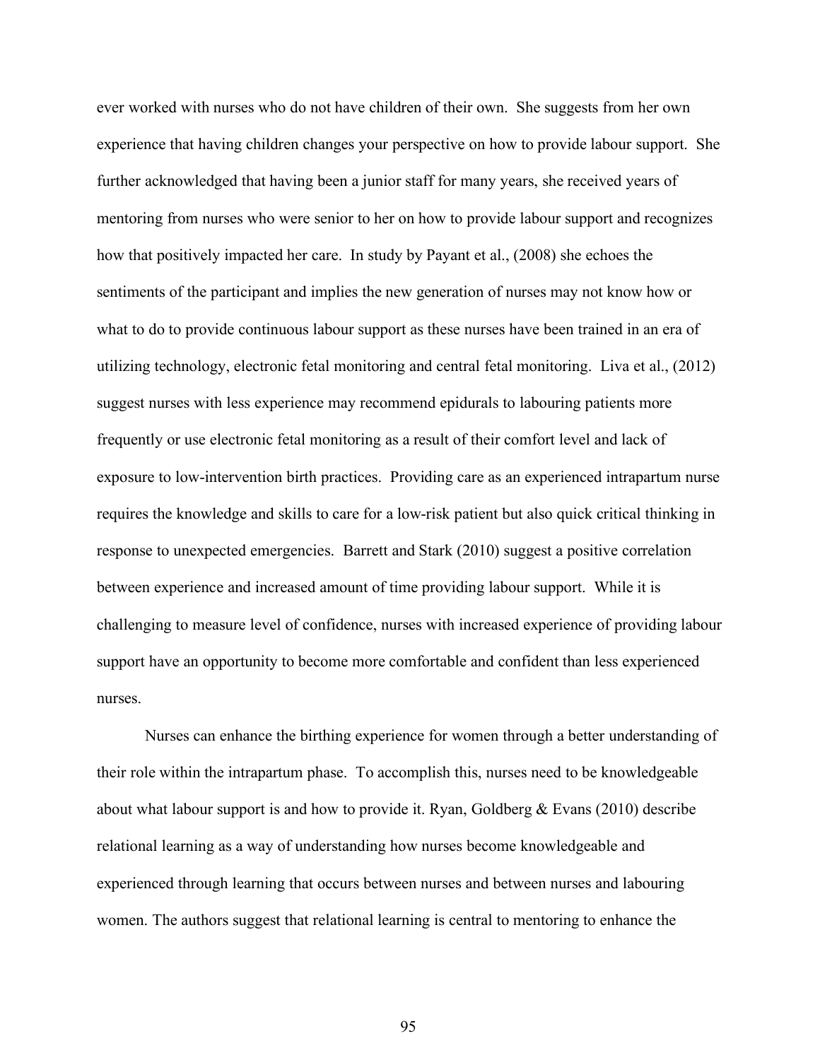ever worked with nurses who do not have children of their own. She suggests from her own experience that having children changes your perspective on how to provide labour support. She further acknowledged that having been a junior staff for many years, she received years of mentoring from nurses who were senior to her on how to provide labour support and recognizes how that positively impacted her care. In study by Payant et al., (2008) she echoes the sentiments of the participant and implies the new generation of nurses may not know how or what to do to provide continuous labour support as these nurses have been trained in an era of utilizing technology, electronic fetal monitoring and central fetal monitoring. Liva et al., (2012) suggest nurses with less experience may recommend epidurals to labouring patients more frequently or use electronic fetal monitoring as a result of their comfort level and lack of exposure to low-intervention birth practices. Providing care as an experienced intrapartum nurse requires the knowledge and skills to care for a low-risk patient but also quick critical thinking in response to unexpected emergencies. Barrett and Stark (2010) suggest a positive correlation between experience and increased amount of time providing labour support. While it is challenging to measure level of confidence, nurses with increased experience of providing labour support have an opportunity to become more comfortable and confident than less experienced nurses.

Nurses can enhance the birthing experience for women through a better understanding of their role within the intrapartum phase. To accomplish this, nurses need to be knowledgeable about what labour support is and how to provide it. Ryan, Goldberg & Evans (2010) describe relational learning as a way of understanding how nurses become knowledgeable and experienced through learning that occurs between nurses and between nurses and labouring women. The authors suggest that relational learning is central to mentoring to enhance the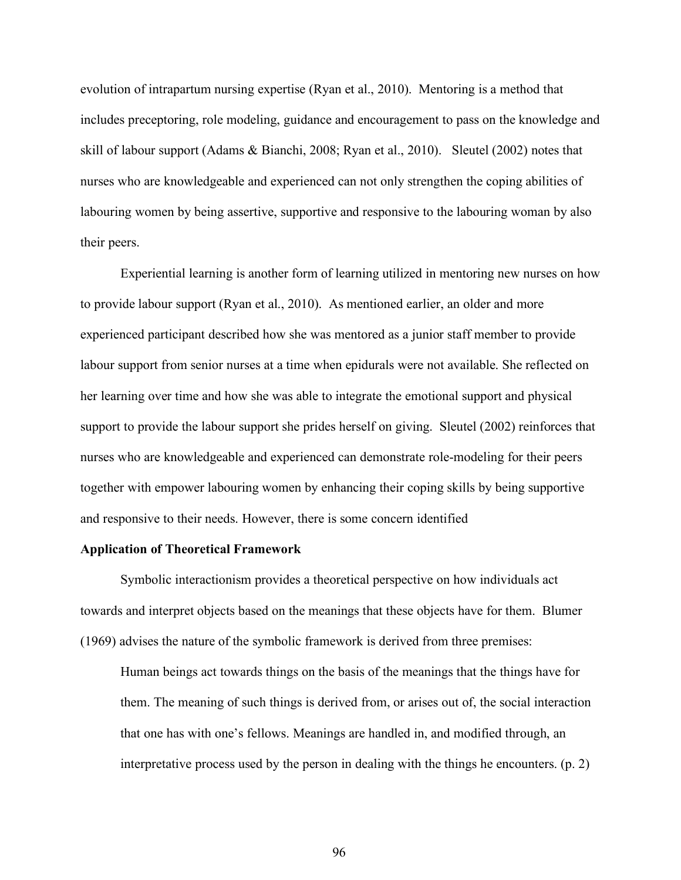evolution of intrapartum nursing expertise (Ryan et al., 2010). Mentoring is a method that includes preceptoring, role modeling, guidance and encouragement to pass on the knowledge and skill of labour support (Adams & Bianchi, 2008; Ryan et al., 2010). Sleutel (2002) notes that nurses who are knowledgeable and experienced can not only strengthen the coping abilities of labouring women by being assertive, supportive and responsive to the labouring woman by also their peers.

Experiential learning is another form of learning utilized in mentoring new nurses on how to provide labour support (Ryan et al., 2010). As mentioned earlier, an older and more experienced participant described how she was mentored as a junior staff member to provide labour support from senior nurses at a time when epidurals were not available. She reflected on her learning over time and how she was able to integrate the emotional support and physical support to provide the labour support she prides herself on giving. Sleutel (2002) reinforces that nurses who are knowledgeable and experienced can demonstrate role-modeling for their peers together with empower labouring women by enhancing their coping skills by being supportive and responsive to their needs. However, there is some concern identified

**Application of Theoretical Framework**

Symbolic interactionism provides a theoretical perspective on how individuals act towards and interpret objects based on the meanings that these objects have for them. Blumer (1969) advises the nature of the symbolic framework is derived from three premises:

> Human beings act towards things on the basis of the meanings that the things have for them. The meaning of such things is derived from, or arises out of, the social interaction that one has with one's fellows. Meanings are handled in, and modified through, an interpretative process used by the person in dealing with the things he encounters. (p. 2)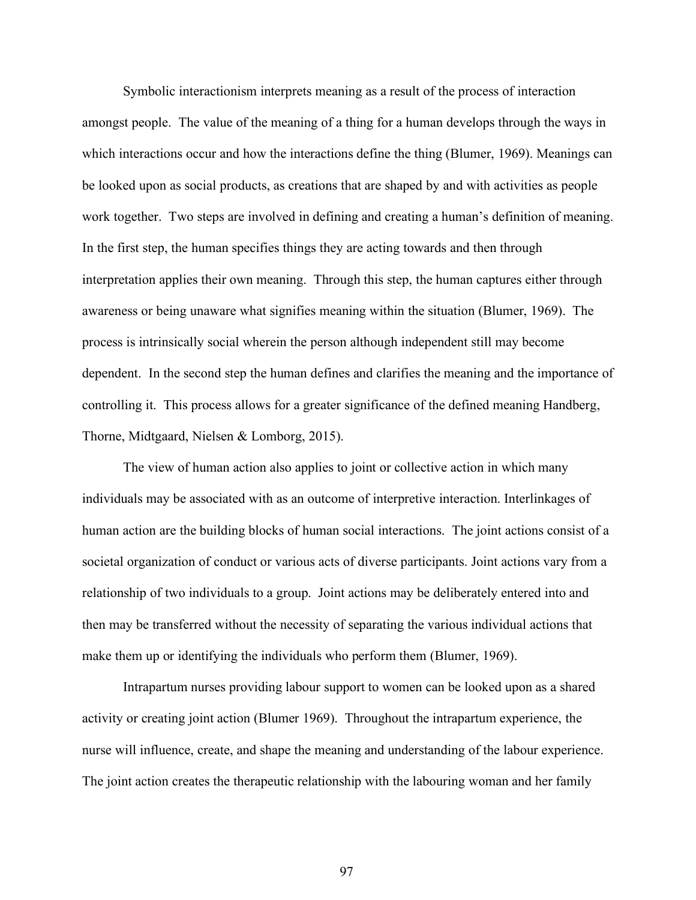Symbolic interactionism interprets meaning as a result of the process of interaction amongst people. The value of the meaning of a thing for a human develops through the ways in which interactions occur and how the interactions define the thing (Blumer, 1969). Meanings can be looked upon as social products, as creations that are shaped by and with activities as people work together. Two steps are involved in defining and creating a human's definition of meaning. In the first step, the human specifies things they are acting towards and then through interpretation applies their own meaning. Through this step, the human captures either through awareness or being unaware what signifies meaning within the situation (Blumer, 1969). The process is intrinsically social wherein the person although independent still may become dependent. In the second step the human defines and clarifies the meaning and the importance of controlling it. This process allows for a greater significance of the defined meaning Handberg, Thorne, Midtgaard, Nielsen & Lomborg, 2015).

The view of human action also applies to joint or collective action in which many individuals may be associated with as an outcome of interpretive interaction. Interlinkages of human action are the building blocks of human social interactions. The joint actions consist of a societal organization of conduct or various acts of diverse participants. Joint actions vary from a relationship of two individuals to a group. Joint actions may be deliberately entered into and then may be transferred without the necessity of separating the various individual actions that make them up or identifying the individuals who perform them (Blumer, 1969).

Intrapartum nurses providing labour support to women can be looked upon as a shared activity or creating joint action (Blumer 1969). Throughout the intrapartum experience, the nurse will influence, create, and shape the meaning and understanding of the labour experience. The joint action creates the therapeutic relationship with the labouring woman and her family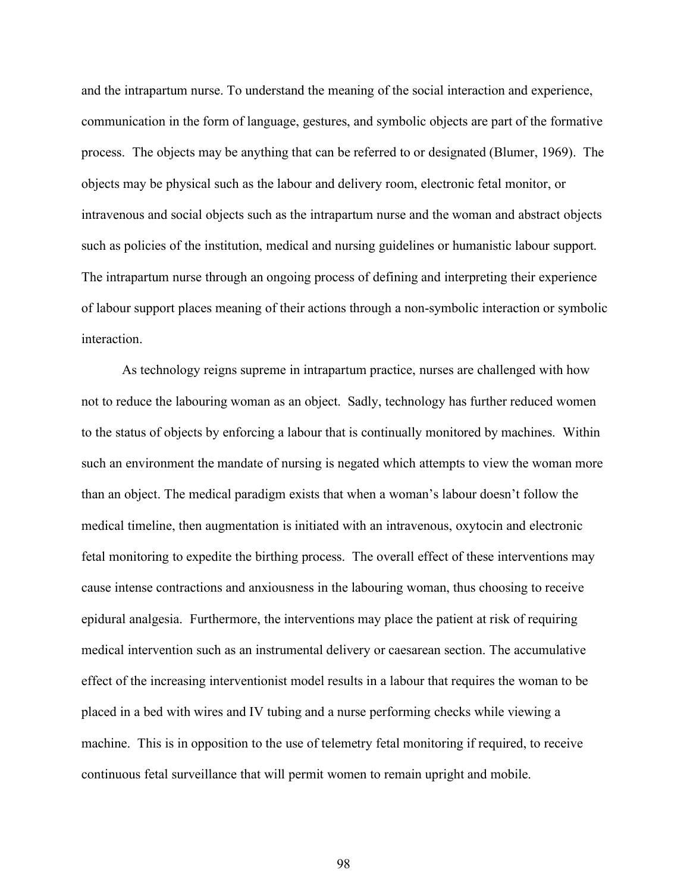and the intrapartum nurse. To understand the meaning of the social interaction and experience, communication in the form of language, gestures, and symbolic objects are part of the formative process. The objects may be anything that can be referred to or designated (Blumer, 1969). The objects may be physical such as the labour and delivery room, electronic fetal monitor, or intravenous and social objects such as the intrapartum nurse and the woman and abstract objects such as policies of the institution, medical and nursing guidelines or humanistic labour support. The intrapartum nurse through an ongoing process of defining and interpreting their experience of labour support places meaning of their actions through a non-symbolic interaction or symbolic interaction.

As technology reigns supreme in intrapartum practice, nurses are challenged with how not to reduce the labouring woman as an object. Sadly, technology has further reduced women to the status of objects by enforcing a labour that is continually monitored by machines. Within such an environment the mandate of nursing is negated which attempts to view the woman more than an object. The medical paradigm exists that when a woman's labour doesn't follow the medical timeline, then augmentation is initiated with an intravenous, oxytocin and electronic fetal monitoring to expedite the birthing process. The overall effect of these interventions may cause intense contractions and anxiousness in the labouring woman, thus choosing to receive epidural analgesia. Furthermore, the interventions may place the patient at risk of requiring medical intervention such as an instrumental delivery or caesarean section. The accumulative effect of the increasing interventionist model results in a labour that requires the woman to be placed in a bed with wires and IV tubing and a nurse performing checks while viewing a machine. This is in opposition to the use of telemetry fetal monitoring if required, to receive continuous fetal surveillance that will permit women to remain upright and mobile.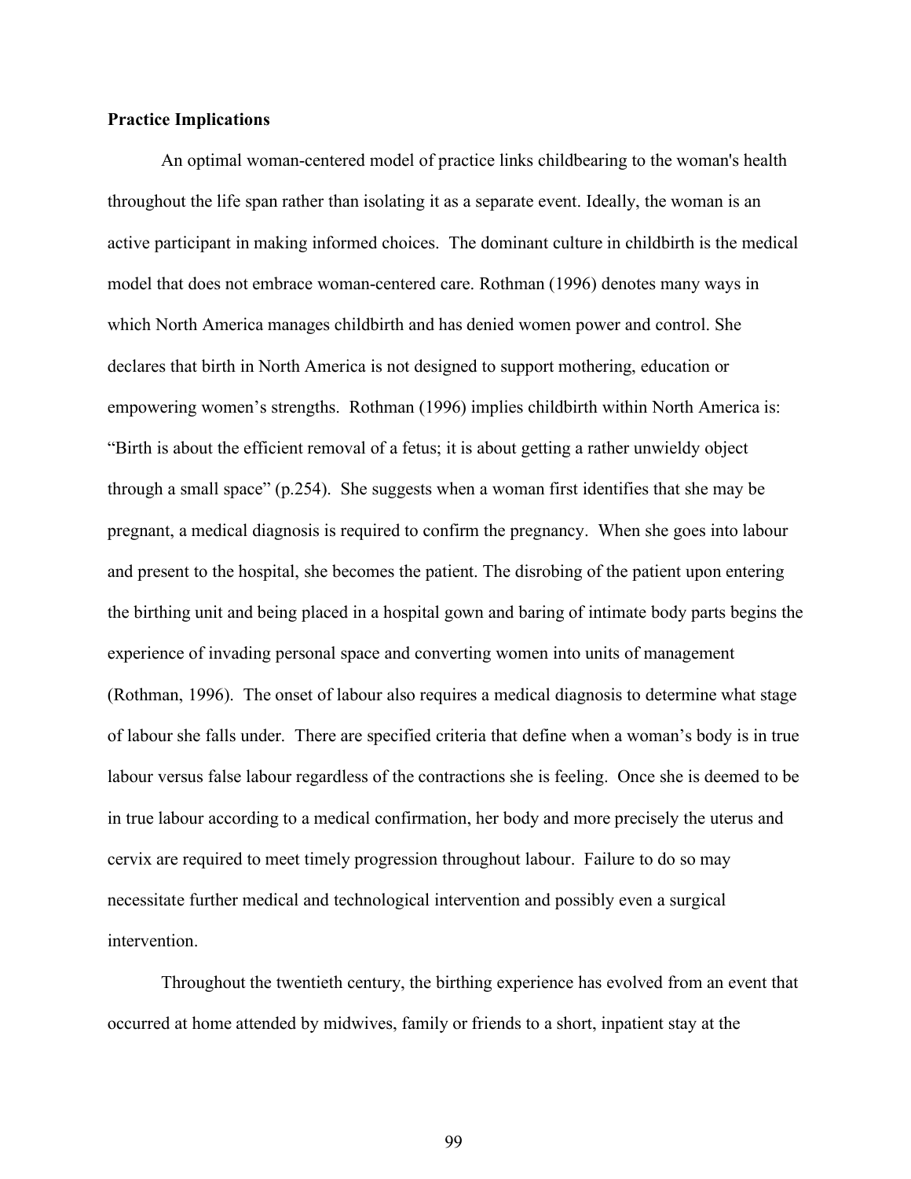**Practice Implications**

An optimal woman-centered model of practice links childbearing to the woman's health throughout the life span rather than isolating it as a separate event. Ideally, the woman is an active participant in making informed choices. The dominant culture in childbirth is the medical model that does not embrace woman-centered care. Rothman (1996) denotes many ways in which North America manages childbirth and has denied women power and control. She declares that birth in North America is not designed to support mothering, education or empowering women's strengths. Rothman (1996) implies childbirth within North America is: "Birth is about the efficient removal of a fetus; it is about getting a rather unwieldy object through a small space" (p.254). She suggests when a woman first identifies that she may be pregnant, a medical diagnosis is required to confirm the pregnancy. When she goes into labour and present to the hospital, she becomes the patient. The disrobing of the patient upon entering the birthing unit and being placed in a hospital gown and baring of intimate body parts begins the experience of invading personal space and converting women into units of management (Rothman, 1996). The onset of labour also requires a medical diagnosis to determine what stage of labour she falls under. There are specified criteria that define when a woman's body is in true labour versus false labour regardless of the contractions she is feeling. Once she is deemed to be in true labour according to a medical confirmation, her body and more precisely the uterus and cervix are required to meet timely progression throughout labour. Failure to do so may necessitate further medical and technological intervention and possibly even a surgical intervention.

Throughout the twentieth century, the birthing experience has evolved from an event that occurred at home attended by midwives, family or friends to a short, inpatient stay at the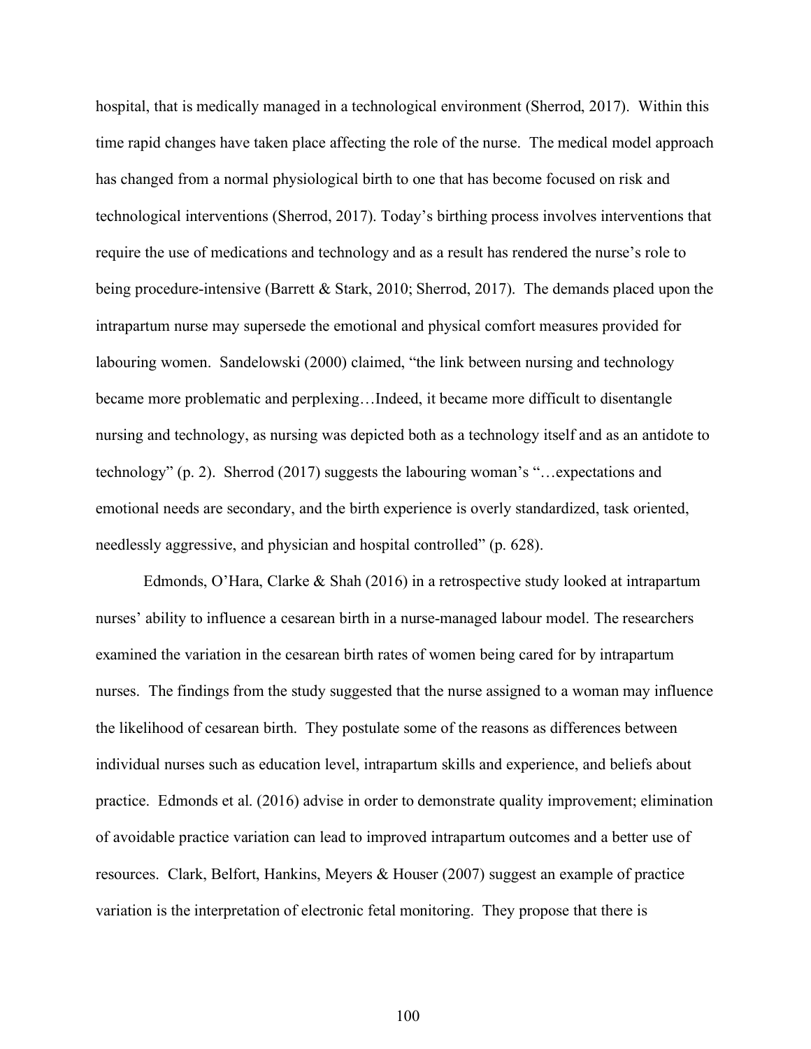hospital, that is medically managed in a technological environment (Sherrod, 2017). Within this time rapid changes have taken place affecting the role of the nurse. The medical model approach has changed from a normal physiological birth to one that has become focused on risk and technological interventions (Sherrod, 2017). Today's birthing process involves interventions that require the use of medications and technology and as a result has rendered the nurse's role to being procedure-intensive (Barrett & Stark, 2010; Sherrod, 2017). The demands placed upon the intrapartum nurse may supersede the emotional and physical comfort measures provided for labouring women. Sandelowski (2000) claimed, "the link between nursing and technology became more problematic and perplexing…Indeed, it became more difficult to disentangle nursing and technology, as nursing was depicted both as a technology itself and as an antidote to technology" (p. 2). Sherrod (2017) suggests the labouring woman's "…expectations and emotional needs are secondary, and the birth experience is overly standardized, task oriented, needlessly aggressive, and physician and hospital controlled" (p. 628).

Edmonds, O'Hara, Clarke & Shah (2016) in a retrospective study looked at intrapartum nurses' ability to influence a cesarean birth in a nurse-managed labour model. The researchers examined the variation in the cesarean birth rates of women being cared for by intrapartum nurses. The findings from the study suggested that the nurse assigned to a woman may influence the likelihood of cesarean birth. They postulate some of the reasons as differences between individual nurses such as education level, intrapartum skills and experience, and beliefs about practice. Edmonds et al. (2016) advise in order to demonstrate quality improvement; elimination of avoidable practice variation can lead to improved intrapartum outcomes and a better use of resources. Clark, Belfort, Hankins, Meyers & Houser (2007) suggest an example of practice variation is the interpretation of electronic fetal monitoring. They propose that there is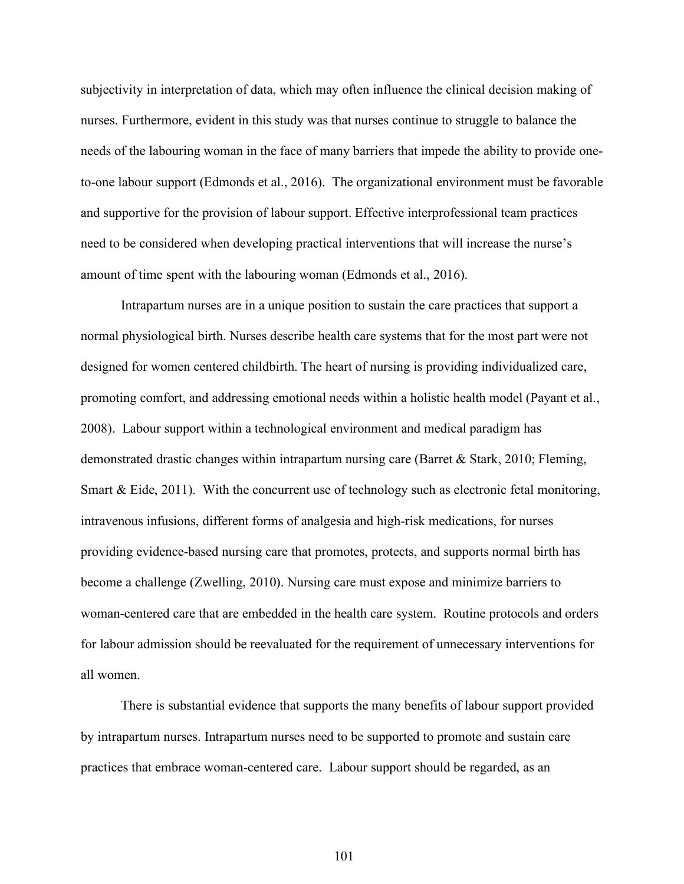subjectivity in interpretation of data, which may often influence the clinical decision making of nurses. Furthermore, evident in this study was that nurses continue to struggle to balance the needs of the labouring woman in the face of many barriers that impede the ability to provide one-to-one labour support (Edmonds et al., 2016). The organizational environment must be favorable and supportive for the provision of labour support. Effective interprofessional team practices need to be considered when developing practical interventions that will increase the nurse's amount of time spent with the labouring woman (Edmonds et al., 2016).

Intrapartum nurses are in a unique position to sustain the care practices that support a normal physiological birth. Nurses describe health care systems that for the most part were not designed for women centered childbirth. The heart of nursing is providing individualized care, promoting comfort, and addressing emotional needs within a holistic health model (Payant et al., 2008). Labour support within a technological environment and medical paradigm has demonstrated drastic changes within intrapartum nursing care (Barret & Stark, 2010; Fleming, Smart & Eide, 2011). With the concurrent use of technology such as electronic fetal monitoring, intravenous infusions, different forms of analgesia and high-risk medications, for nurses providing evidence-based nursing care that promotes, protects, and supports normal birth has become a challenge (Zwelling, 2010). Nursing care must expose and minimize barriers to woman-centered care that are embedded in the health care system. Routine protocols and orders for labour admission should be reevaluated for the requirement of unnecessary interventions for all women.

There is substantial evidence that supports the many benefits of labour support provided by intrapartum nurses. Intrapartum nurses need to be supported to promote and sustain care practices that embrace woman-centered care. Labour support should be regarded, as an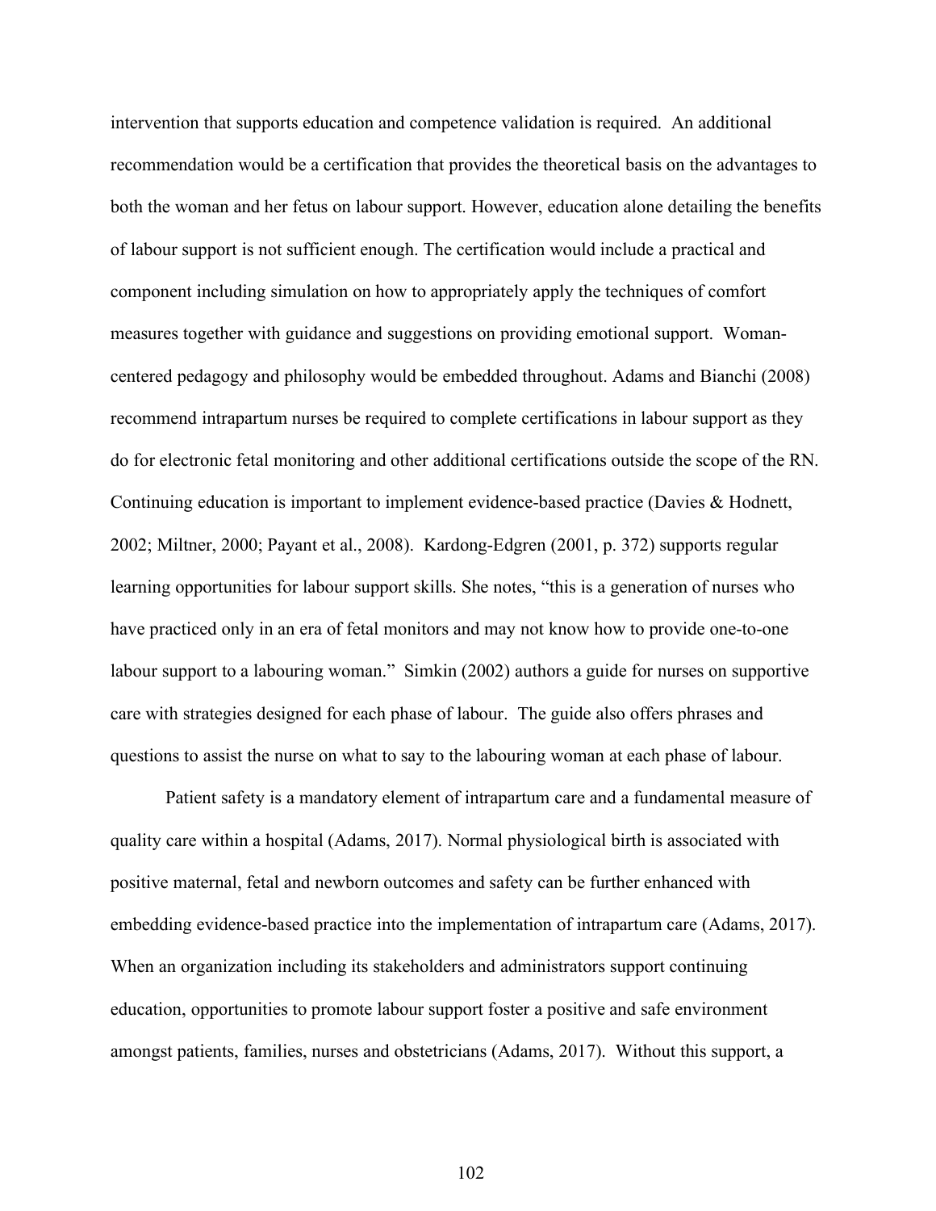intervention that supports education and competence validation is required. An additional recommendation would be a certification that provides the theoretical basis on the advantages to both the woman and her fetus on labour support. However, education alone detailing the benefits of labour support is not sufficient enough. The certification would include a practical and component including simulation on how to appropriately apply the techniques of comfort measures together with guidance and suggestions on providing emotional support. Woman-centered pedagogy and philosophy would be embedded throughout. Adams and Bianchi (2008) recommend intrapartum nurses be required to complete certifications in labour support as they do for electronic fetal monitoring and other additional certifications outside the scope of the RN. Continuing education is important to implement evidence-based practice (Davies & Hodnett, 2002; Miltner, 2000; Payant et al., 2008). Kardong-Edgren (2001, p. 372) supports regular learning opportunities for labour support skills. She notes, "this is a generation of nurses who have practiced only in an era of fetal monitors and may not know how to provide one-to-one labour support to a labouring woman." Simkin (2002) authors a guide for nurses on supportive care with strategies designed for each phase of labour. The guide also offers phrases and questions to assist the nurse on what to say to the labouring woman at each phase of labour.

Patient safety is a mandatory element of intrapartum care and a fundamental measure of quality care within a hospital (Adams, 2017). Normal physiological birth is associated with positive maternal, fetal and newborn outcomes and safety can be further enhanced with embedding evidence-based practice into the implementation of intrapartum care (Adams, 2017). When an organization including its stakeholders and administrators support continuing education, opportunities to promote labour support foster a positive and safe environment amongst patients, families, nurses and obstetricians (Adams, 2017). Without this support, a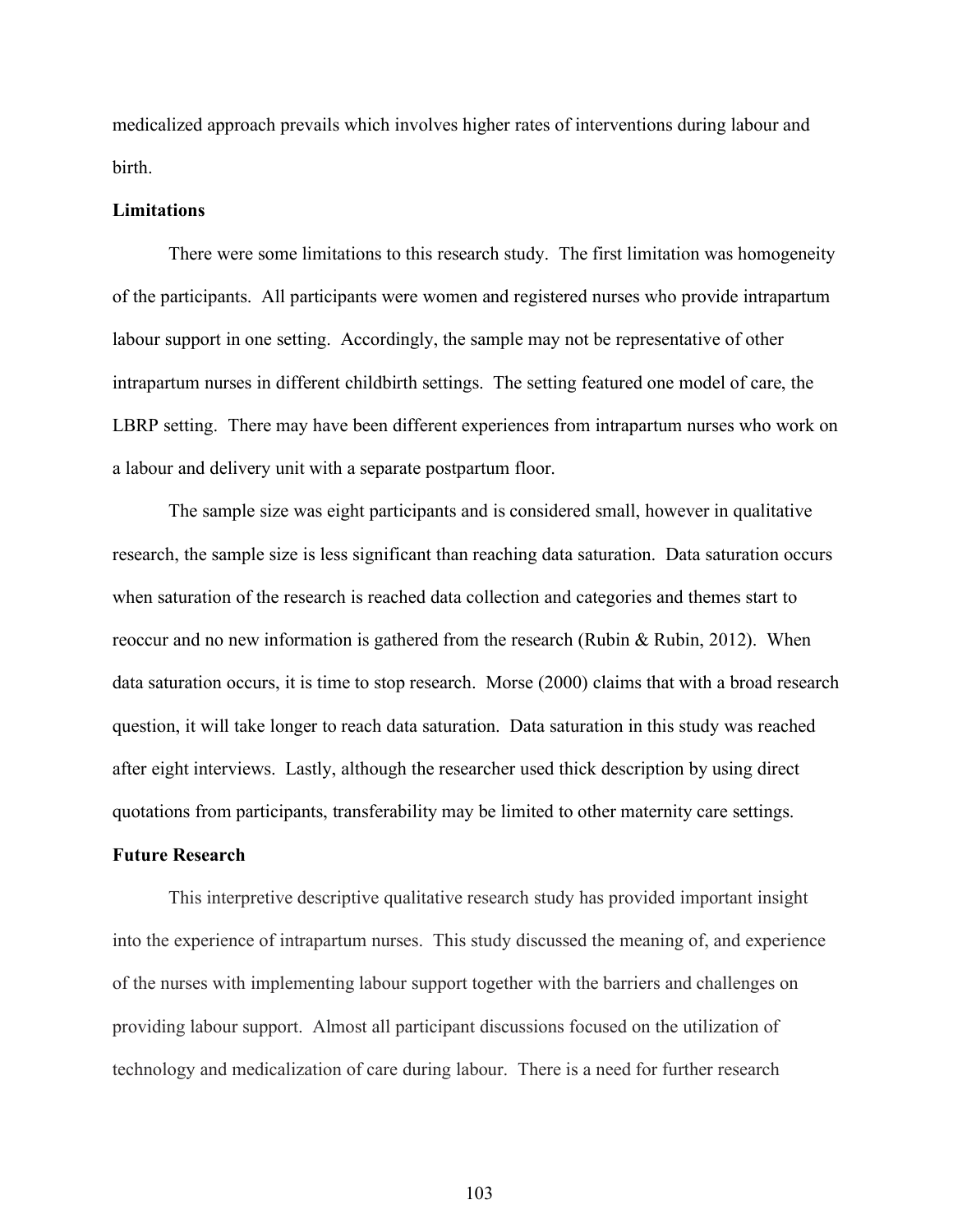medicalized approach prevails which involves higher rates of interventions during labour and birth.

### Limitations

There were some limitations to this research study. The first limitation was homogeneity of the participants. All participants were women and registered nurses who provide intrapartum labour support in one setting. Accordingly, the sample may not be representative of other intrapartum nurses in different childbirth settings. The setting featured one model of care, the LBRP setting. There may have been different experiences from intrapartum nurses who work on a labour and delivery unit with a separate postpartum floor.

The sample size was eight participants and is considered small, however in qualitative research, the sample size is less significant than reaching data saturation. Data saturation occurs when saturation of the research is reached data collection and categories and themes start to reoccur and no new information is gathered from the research (Rubin & Rubin, 2012). When data saturation occurs, it is time to stop research. Morse (2000) claims that with a broad research question, it will take longer to reach data saturation. Data saturation in this study was reached after eight interviews. Lastly, although the researcher used thick description by using direct quotations from participants, transferability may be limited to other maternity care settings.

### Future Research

This interpretive descriptive qualitative research study has provided important insight into the experience of intrapartum nurses. This study discussed the meaning of, and experience of the nurses with implementing labour support together with the barriers and challenges on providing labour support. Almost all participant discussions focused on the utilization of technology and medicalization of care during labour. There is a need for further research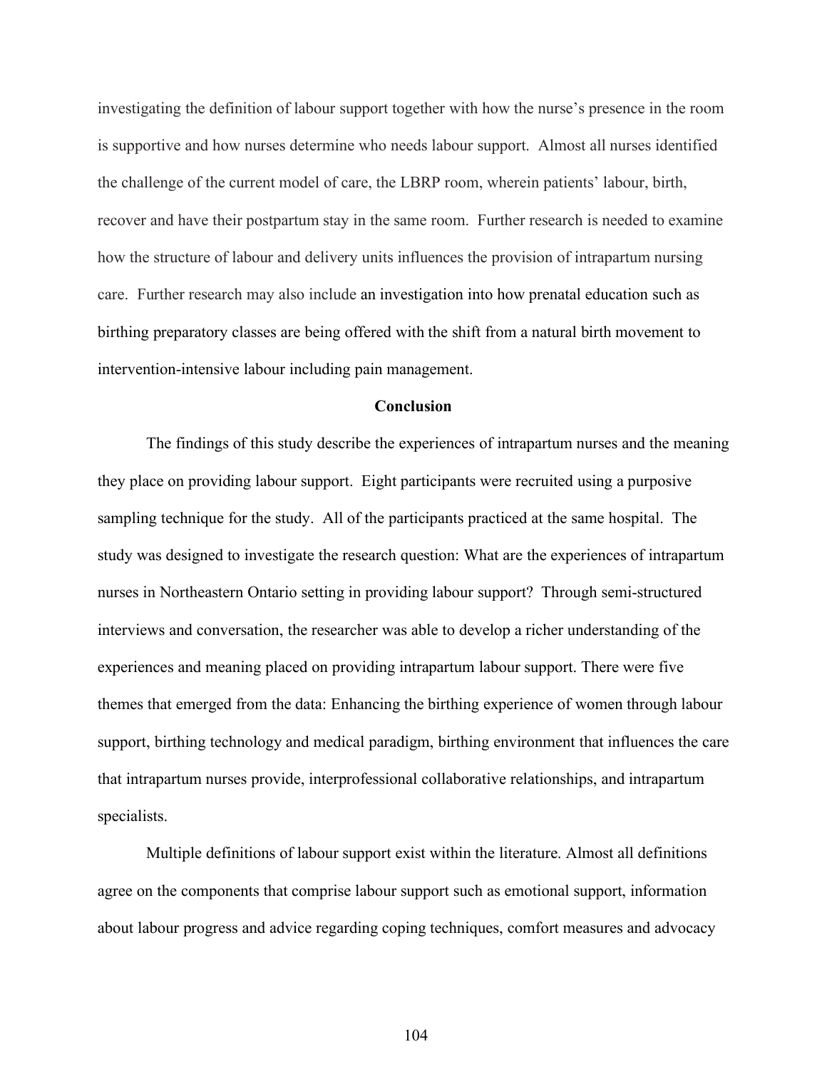investigating the definition of labour support together with how the nurse's presence in the room is supportive and how nurses determine who needs labour support. Almost all nurses identified the challenge of the current model of care, the LBRP room, wherein patients' labour, birth, recover and have their postpartum stay in the same room. Further research is needed to examine how the structure of labour and delivery units influences the provision of intrapartum nursing care. Further research may also include an investigation into how prenatal education such as birthing preparatory classes are being offered with the shift from a natural birth movement to intervention-intensive labour including pain management.

## Conclusion

The findings of this study describe the experiences of intrapartum nurses and the meaning they place on providing labour support. Eight participants were recruited using a purposive sampling technique for the study. All of the participants practiced at the same hospital. The study was designed to investigate the research question: What are the experiences of intrapartum nurses in Northeastern Ontario setting in providing labour support? Through semi-structured interviews and conversation, the researcher was able to develop a richer understanding of the experiences and meaning placed on providing intrapartum labour support. There were five themes that emerged from the data: Enhancing the birthing experience of women through labour support, birthing technology and medical paradigm, birthing environment that influences the care that intrapartum nurses provide, interprofessional collaborative relationships, and intrapartum specialists.

Multiple definitions of labour support exist within the literature. Almost all definitions agree on the components that comprise labour support such as emotional support, information about labour progress and advice regarding coping techniques, comfort measures and advocacy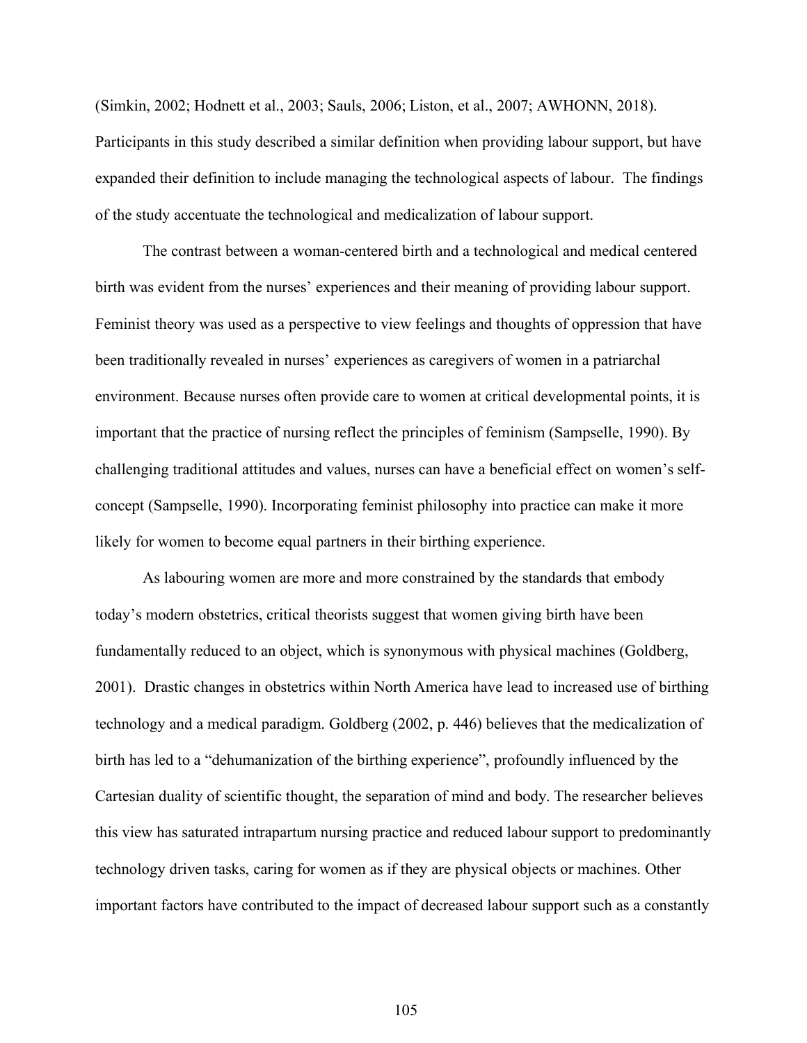(Simkin, 2002; Hodnett et al., 2003; Sauls, 2006; Liston, et al., 2007; AWHONN, 2018). Participants in this study described a similar definition when providing labour support, but have expanded their definition to include managing the technological aspects of labour. The findings of the study accentuate the technological and medicalization of labour support.

The contrast between a woman-centered birth and a technological and medical centered birth was evident from the nurses' experiences and their meaning of providing labour support. Feminist theory was used as a perspective to view feelings and thoughts of oppression that have been traditionally revealed in nurses' experiences as caregivers of women in a patriarchal environment. Because nurses often provide care to women at critical developmental points, it is important that the practice of nursing reflect the principles of feminism (Sampselle, 1990). By challenging traditional attitudes and values, nurses can have a beneficial effect on women's self-concept (Sampselle, 1990). Incorporating feminist philosophy into practice can make it more likely for women to become equal partners in their birthing experience.

As labouring women are more and more constrained by the standards that embody today's modern obstetrics, critical theorists suggest that women giving birth have been fundamentally reduced to an object, which is synonymous with physical machines (Goldberg, 2001). Drastic changes in obstetrics within North America have lead to increased use of birthing technology and a medical paradigm. Goldberg (2002, p. 446) believes that the medicalization of birth has led to a "dehumanization of the birthing experience", profoundly influenced by the Cartesian duality of scientific thought, the separation of mind and body. The researcher believes this view has saturated intrapartum nursing practice and reduced labour support to predominantly technology driven tasks, caring for women as if they are physical objects or machines. Other important factors have contributed to the impact of decreased labour support such as a constantly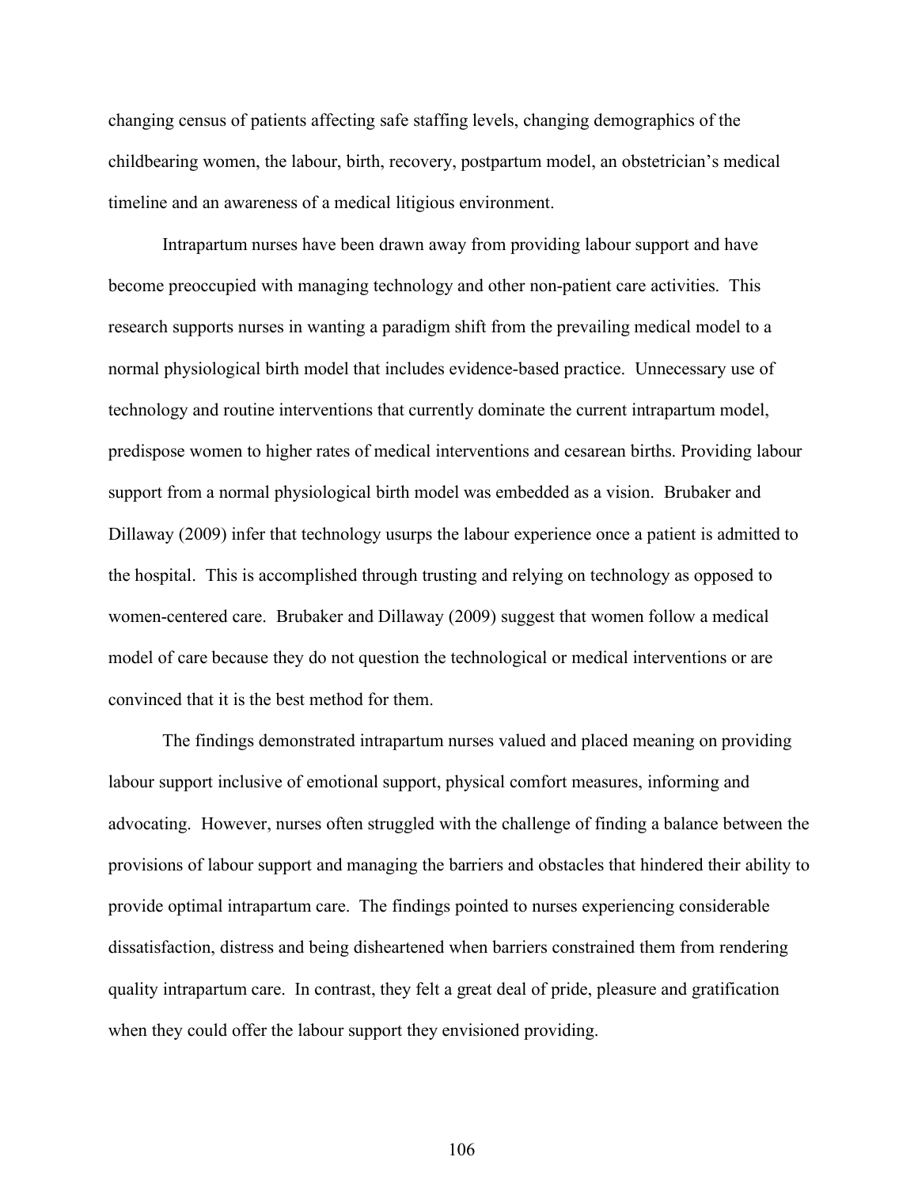changing census of patients affecting safe staffing levels, changing demographics of the childbearing women, the labour, birth, recovery, postpartum model, an obstetrician's medical timeline and an awareness of a medical litigious environment.

Intrapartum nurses have been drawn away from providing labour support and have become preoccupied with managing technology and other non-patient care activities. This research supports nurses in wanting a paradigm shift from the prevailing medical model to a normal physiological birth model that includes evidence-based practice. Unnecessary use of technology and routine interventions that currently dominate the current intrapartum model, predispose women to higher rates of medical interventions and cesarean births. Providing labour support from a normal physiological birth model was embedded as a vision. Brubaker and Dillaway (2009) infer that technology usurps the labour experience once a patient is admitted to the hospital. This is accomplished through trusting and relying on technology as opposed to women-centered care. Brubaker and Dillaway (2009) suggest that women follow a medical model of care because they do not question the technological or medical interventions or are convinced that it is the best method for them.

The findings demonstrated intrapartum nurses valued and placed meaning on providing labour support inclusive of emotional support, physical comfort measures, informing and advocating. However, nurses often struggled with the challenge of finding a balance between the provisions of labour support and managing the barriers and obstacles that hindered their ability to provide optimal intrapartum care. The findings pointed to nurses experiencing considerable dissatisfaction, distress and being disheartened when barriers constrained them from rendering quality intrapartum care. In contrast, they felt a great deal of pride, pleasure and gratification when they could offer the labour support they envisioned providing.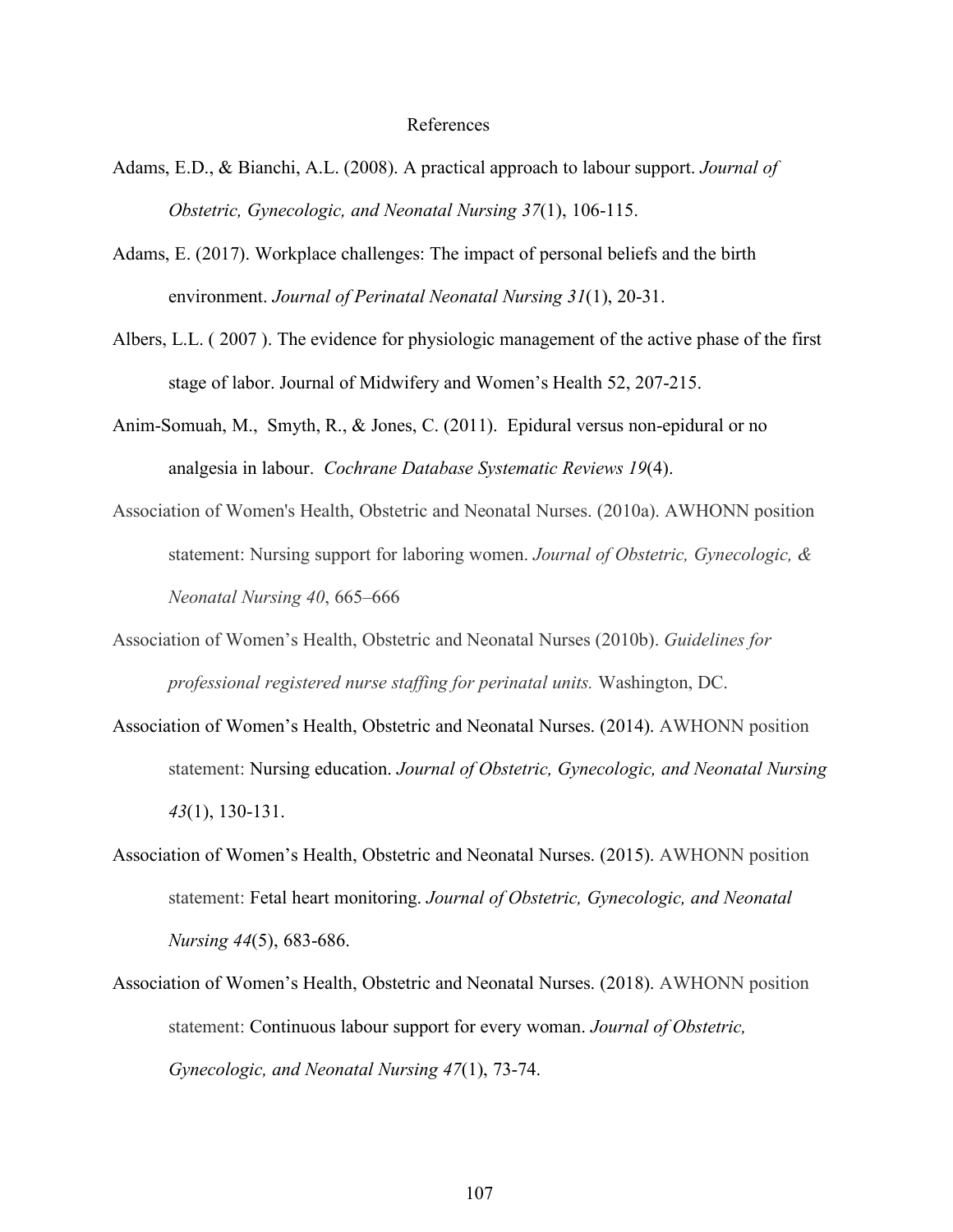# References

Adams, E.D., & Bianchi, A.L. (2008). A practical approach to labour support. *Journal of Obstetric, Gynecologic, and Neonatal Nursing 37*(1), 106-115.

Adams, E. (2017). Workplace challenges: The impact of personal beliefs and the birth environment. *Journal of Perinatal Neonatal Nursing 31*(1), 20-31.

Albers, L.L. ( 2007 ). The evidence for physiologic management of the active phase of the first stage of labor. Journal of Midwifery and Women's Health 52, 207-215.

Anim-Somuah, M., Smyth, R., & Jones, C. (2011). Epidural versus non-epidural or no analgesia in labour. *Cochrane Database Systematic Reviews 19*(4).

Association of Women's Health, Obstetric and Neonatal Nurses. (2010a). AWHONN position statement: Nursing support for laboring women. *Journal of Obstetric, Gynecologic, & Neonatal Nursing 40*, 665–666

Association of Women's Health, Obstetric and Neonatal Nurses (2010b). *Guidelines for professional registered nurse staffing for perinatal units.* Washington, DC.

Association of Women's Health, Obstetric and Neonatal Nurses. (2014). AWHONN position statement: Nursing education. *Journal of Obstetric, Gynecologic, and Neonatal Nursing 43*(1), 130-131.

Association of Women's Health, Obstetric and Neonatal Nurses. (2015). AWHONN position statement: Fetal heart monitoring. *Journal of Obstetric, Gynecologic, and Neonatal Nursing 44*(5), 683-686.

Association of Women's Health, Obstetric and Neonatal Nurses. (2018). AWHONN position statement: Continuous labour support for every woman. *Journal of Obstetric, Gynecologic, and Neonatal Nursing 47*(1), 73-74.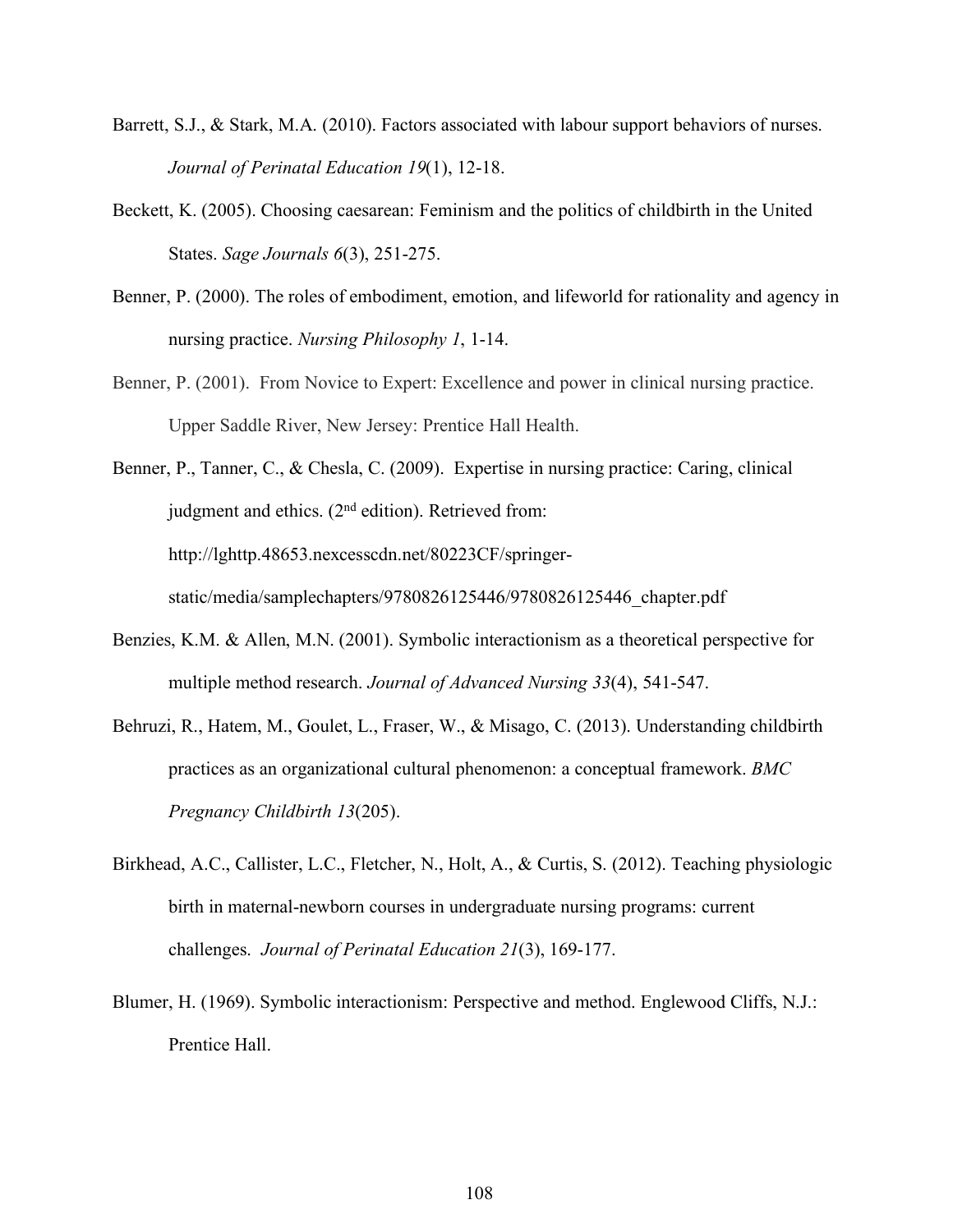Barrett, S.J., & Stark, M.A. (2010). Factors associated with labour support behaviors of nurses. *Journal of Perinatal Education 19*(1), 12-18.

Beckett, K. (2005). Choosing caesarean: Feminism and the politics of childbirth in the United States. *Sage Journals 6*(3), 251-275.

Benner, P. (2000). The roles of embodiment, emotion, and lifeworld for rationality and agency in nursing practice. *Nursing Philosophy 1*, 1-14.

Benner, P. (2001). From Novice to Expert: Excellence and power in clinical nursing practice. Upper Saddle River, New Jersey: Prentice Hall Health.

Benner, P., Tanner, C., & Chesla, C. (2009). Expertise in nursing practice: Caring, clinical judgment and ethics. (2nd edition). Retrieved from: http://lghttp.48653.nexcesscdn.net/80223CF/springer-static/media/samplechapters/9780826125446/9780826125446_chapter.pdf

Benzies, K.M. & Allen, M.N. (2001). Symbolic interactionism as a theoretical perspective for multiple method research. *Journal of Advanced Nursing 33*(4), 541-547.

Behruzi, R., Hatem, M., Goulet, L., Fraser, W., & Misago, C. (2013). Understanding childbirth practices as an organizational cultural phenomenon: a conceptual framework. *BMC Pregnancy Childbirth 13*(205).

Birkhead, A.C., Callister, L.C., Fletcher, N., Holt, A., & Curtis, S. (2012). Teaching physiologic birth in maternal-newborn courses in undergraduate nursing programs: current challenges. *Journal of Perinatal Education 21*(3), 169-177.

Blumer, H. (1969). Symbolic interactionism: Perspective and method. Englewood Cliffs, N.J.: Prentice Hall.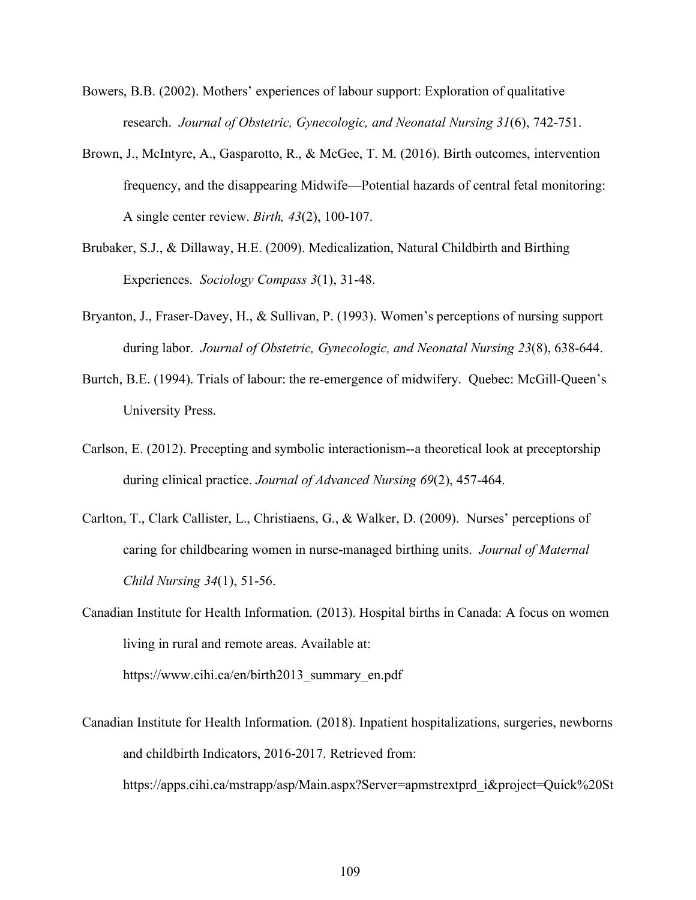Bowers, B.B. (2002). Mothers' experiences of labour support: Exploration of qualitative research. *Journal of Obstetric, Gynecologic, and Neonatal Nursing 31*(6), 742-751.

Brown, J., McIntyre, A., Gasparotto, R., & McGee, T. M. (2016). Birth outcomes, intervention frequency, and the disappearing Midwife—Potential hazards of central fetal monitoring: A single center review. *Birth, 43*(2), 100-107.

Brubaker, S.J., & Dillaway, H.E. (2009). Medicalization, Natural Childbirth and Birthing Experiences. *Sociology Compass 3*(1), 31-48.

Bryanton, J., Fraser-Davey, H., & Sullivan, P. (1993). Women's perceptions of nursing support during labor. *Journal of Obstetric, Gynecologic, and Neonatal Nursing 23*(8), 638-644.

Burtch, B.E. (1994). Trials of labour: the re-emergence of midwifery. Quebec: McGill-Queen's University Press.

Carlson, E. (2012). Precepting and symbolic interactionism--a theoretical look at preceptorship during clinical practice. *Journal of Advanced Nursing 69*(2), 457-464.

Carlton, T., Clark Callister, L., Christiaens, G., & Walker, D. (2009). Nurses' perceptions of caring for childbearing women in nurse-managed birthing units. *Journal of Maternal Child Nursing 34*(1), 51-56.

Canadian Institute for Health Information*.* (2013). Hospital births in Canada: A focus on women living in rural and remote areas. Available at: https://www.cihi.ca/en/birth2013_summary_en.pdf

Canadian Institute for Health Information*.* (2018). Inpatient hospitalizations, surgeries, newborns and childbirth Indicators, 2016-2017. Retrieved from: https://apps.cihi.ca/mstrapp/asp/Main.aspx?Server=apmstrextprd_i&project=Quick%20St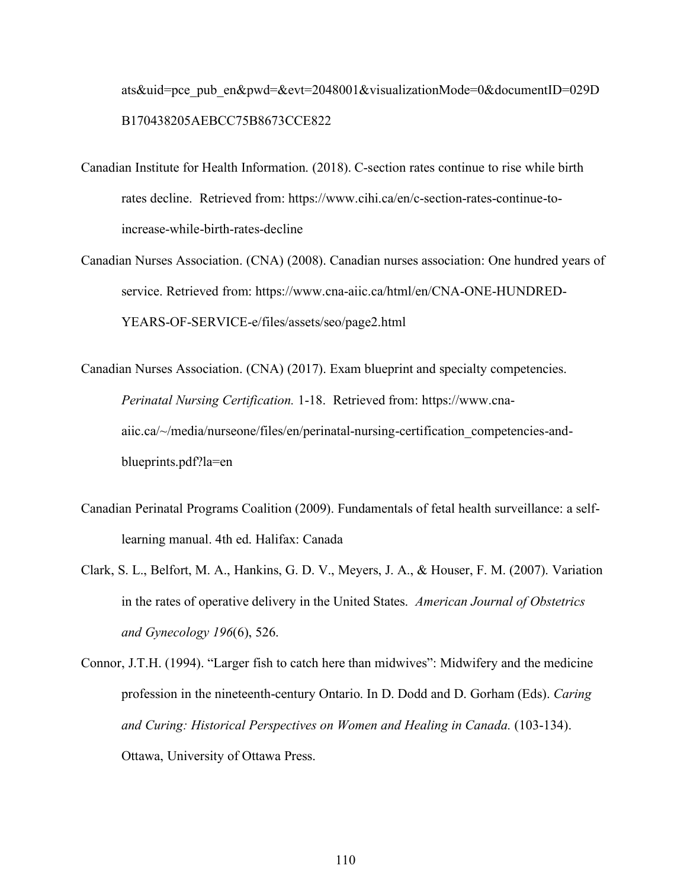ats&uid=pce_pub_en&pwd=&evt=2048001&visualizationMode=0&documentID=029DB170438205AEBCC75B8673CCE822

Canadian Institute for Health Information. (2018). C-section rates continue to rise while birth rates decline. Retrieved from: https://www.cihi.ca/en/c-section-rates-continue-to-increase-while-birth-rates-decline

Canadian Nurses Association. (CNA) (2008). Canadian nurses association: One hundred years of service. Retrieved from: https://www.cna-aiic.ca/html/en/CNA-ONE-HUNDRED-YEARS-OF-SERVICE-e/files/assets/seo/page2.html

Canadian Nurses Association. (CNA) (2017). Exam blueprint and specialty competencies. *Perinatal Nursing Certification.* 1-18. Retrieved from: https://www.cna-aiic.ca/~/media/nurseone/files/en/perinatal-nursing-certification_competencies-and-blueprints.pdf?la=en

Canadian Perinatal Programs Coalition (2009). Fundamentals of fetal health surveillance: a self-learning manual. 4th ed. Halifax: Canada

Clark, S. L., Belfort, M. A., Hankins, G. D. V., Meyers, J. A., & Houser, F. M. (2007). Variation in the rates of operative delivery in the United States. *American Journal of Obstetrics and Gynecology 196*(6), 526.

Connor, J.T.H. (1994). "Larger fish to catch here than midwives": Midwifery and the medicine profession in the nineteenth-century Ontario. In D. Dodd and D. Gorham (Eds). *Caring and Curing: Historical Perspectives on Women and Healing in Canada.* (103-134). Ottawa, University of Ottawa Press.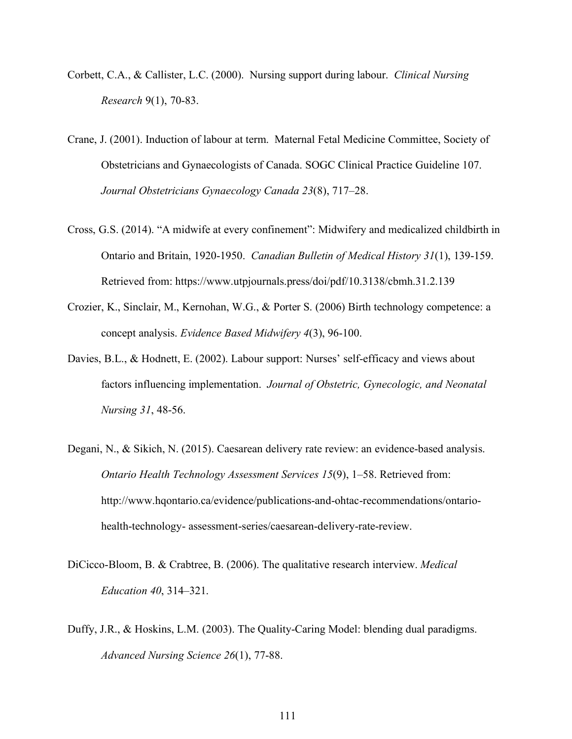Corbett, C.A., & Callister, L.C. (2000). Nursing support during labour. *Clinical Nursing Research* 9(1), 70-83.

Crane, J. (2001). Induction of labour at term. Maternal Fetal Medicine Committee, Society of Obstetricians and Gynaecologists of Canada. SOGC Clinical Practice Guideline 107. *Journal Obstetricians Gynaecology Canada 23*(8), 717–28.

Cross, G.S. (2014). "A midwife at every confinement": Midwifery and medicalized childbirth in Ontario and Britain, 1920-1950. *Canadian Bulletin of Medical History 31*(1), 139-159. Retrieved from: https://www.utpjournals.press/doi/pdf/10.3138/cbmh.31.2.139

Crozier, K., Sinclair, M., Kernohan, W.G., & Porter S. (2006) Birth technology competence: a concept analysis. *Evidence Based Midwifery 4*(3), 96-100.

Davies, B.L., & Hodnett, E. (2002). Labour support: Nurses' self-efficacy and views about factors influencing implementation. *Journal of Obstetric, Gynecologic, and Neonatal Nursing 31*, 48-56.

Degani, N., & Sikich, N. (2015). Caesarean delivery rate review: an evidence-based analysis. *Ontario Health Technology Assessment Services 15*(9), 1–58. Retrieved from: http://www.hqontario.ca/evidence/publications-and-ohtac-recommendations/ontario-health-technology- assessment-series/caesarean-delivery-rate-review.

DiCicco-Bloom, B. & Crabtree, B. (2006). The qualitative research interview. *Medical Education 40*, 314–321.

Duffy, J.R., & Hoskins, L.M. (2003). The Quality-Caring Model: blending dual paradigms. *Advanced Nursing Science 26*(1), 77-88.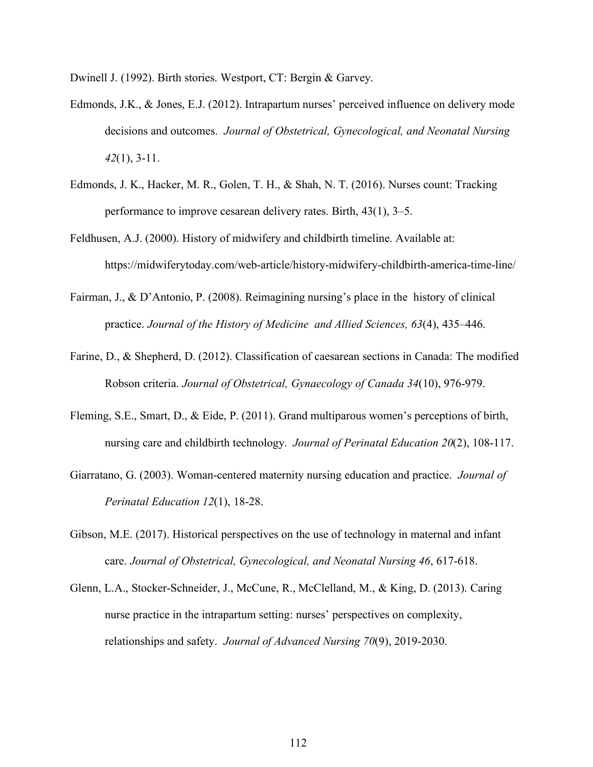Dwinell J. (1992). Birth stories. Westport, CT: Bergin & Garvey.

Edmonds, J.K., & Jones, E.J. (2012). Intrapartum nurses' perceived influence on delivery mode decisions and outcomes. *Journal of Obstetrical, Gynecological, and Neonatal Nursing 42*(1), 3-11.

Edmonds, J. K., Hacker, M. R., Golen, T. H., & Shah, N. T. (2016). Nurses count: Tracking performance to improve cesarean delivery rates. Birth, 43(1), 3–5.

Feldhusen, A.J. (2000). History of midwifery and childbirth timeline. Available at: https://midwiferytoday.com/web-article/history-midwifery-childbirth-america-time-line/

Fairman, J., & D'Antonio, P. (2008). Reimagining nursing's place in the history of clinical practice. *Journal of the History of Medicine and Allied Sciences, 63*(4), 435–446.

Farine, D., & Shepherd, D. (2012). Classification of caesarean sections in Canada: The modified Robson criteria. *Journal of Obstetrical, Gynaecology of Canada 34*(10), 976-979.

Fleming, S.E., Smart, D., & Eide, P. (2011). Grand multiparous women's perceptions of birth, nursing care and childbirth technology. *Journal of Perinatal Education 20*(2), 108-117.

Giarratano, G. (2003). Woman-centered maternity nursing education and practice. *Journal of Perinatal Education 12*(1), 18-28.

Gibson, M.E. (2017). Historical perspectives on the use of technology in maternal and infant care. *Journal of Obstetrical, Gynecological, and Neonatal Nursing 46*, 617-618.

Glenn, L.A., Stocker-Schneider, J., McCune, R., McClelland, M., & King, D. (2013). Caring nurse practice in the intrapartum setting: nurses' perspectives on complexity, relationships and safety. *Journal of Advanced Nursing 70*(9), 2019-2030.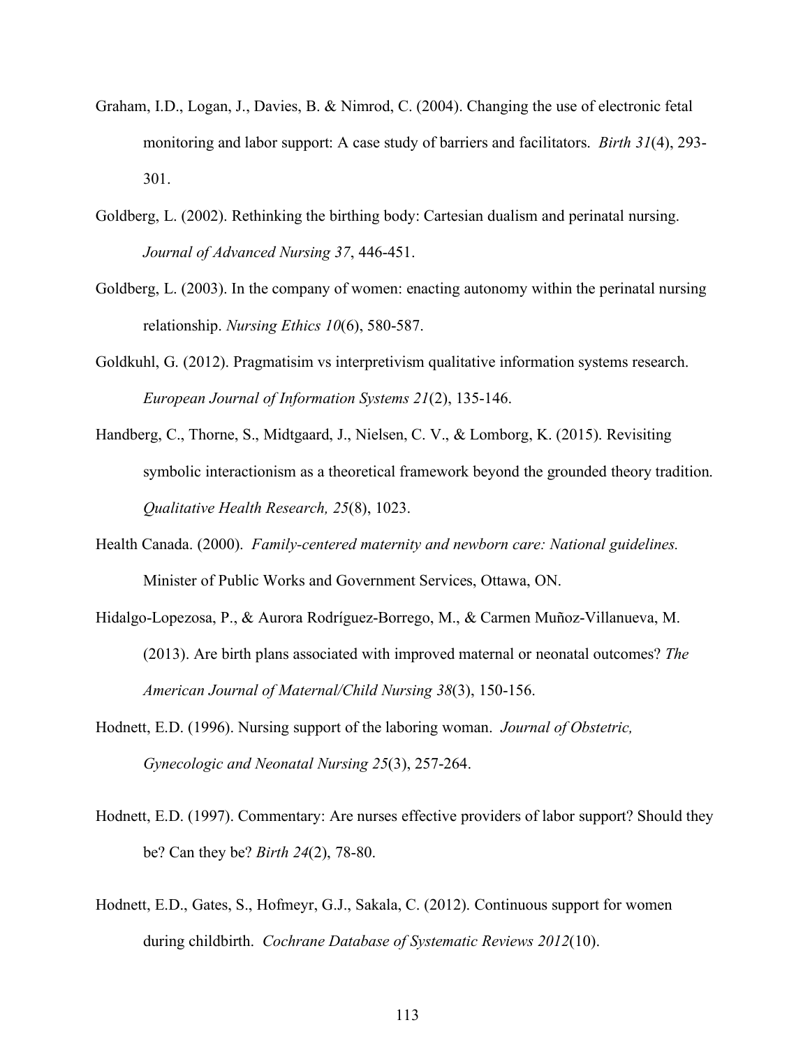Graham, I.D., Logan, J., Davies, B. & Nimrod, C. (2004). Changing the use of electronic fetal monitoring and labor support: A case study of barriers and facilitators. *Birth 31*(4), 293-301.

Goldberg, L. (2002). Rethinking the birthing body: Cartesian dualism and perinatal nursing. *Journal of Advanced Nursing 37*, 446-451.

Goldberg, L. (2003). In the company of women: enacting autonomy within the perinatal nursing relationship. *Nursing Ethics 10*(6), 580-587.

Goldkuhl, G. (2012). Pragmatisim vs interpretivism qualitative information systems research. *European Journal of Information Systems 21*(2), 135-146.

Handberg, C., Thorne, S., Midtgaard, J., Nielsen, C. V., & Lomborg, K. (2015). Revisiting symbolic interactionism as a theoretical framework beyond the grounded theory tradition. *Qualitative Health Research, 25*(8), 1023.

Health Canada. (2000). *Family-centered maternity and newborn care: National guidelines.* Minister of Public Works and Government Services, Ottawa, ON.

Hidalgo-Lopezosa, P., & Aurora Rodríguez-Borrego, M., & Carmen Muñoz-Villanueva, M. (2013). Are birth plans associated with improved maternal or neonatal outcomes? *The American Journal of Maternal/Child Nursing 38*(3), 150-156.

Hodnett, E.D. (1996). Nursing support of the laboring woman. *Journal of Obstetric, Gynecologic and Neonatal Nursing 25*(3), 257-264.

Hodnett, E.D. (1997). Commentary: Are nurses effective providers of labor support? Should they be? Can they be? *Birth 24*(2), 78-80.

Hodnett, E.D., Gates, S., Hofmeyr, G.J., Sakala, C. (2012). Continuous support for women during childbirth. *Cochrane Database of Systematic Reviews 2012*(10).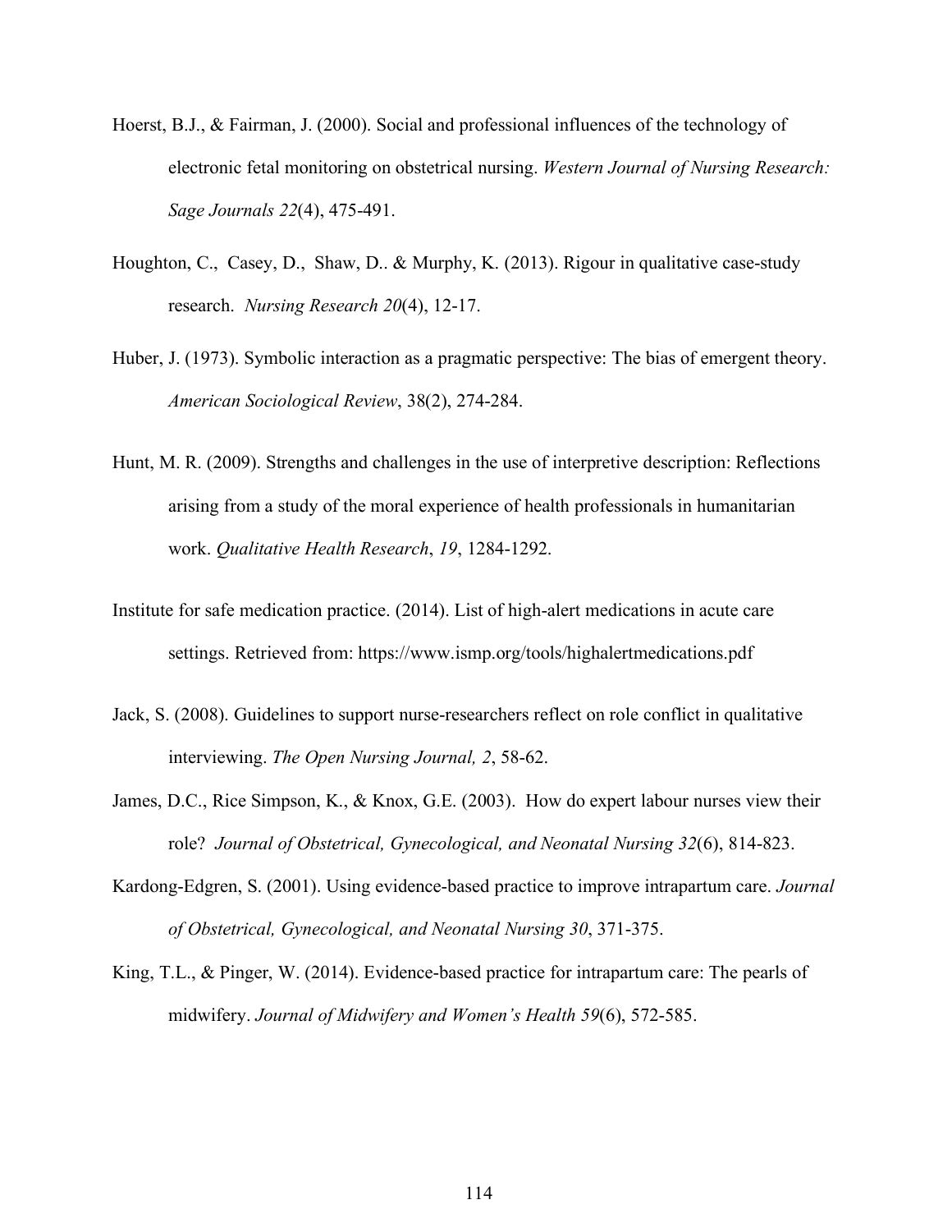Hoerst, B.J., & Fairman, J. (2000). Social and professional influences of the technology of electronic fetal monitoring on obstetrical nursing. *Western Journal of Nursing Research: Sage Journals 22*(4), 475-491.

Houghton, C., Casey, D., Shaw, D.. & Murphy, K. (2013). Rigour in qualitative case-study research. *Nursing Research 20*(4), 12-17.

Huber, J. (1973). Symbolic interaction as a pragmatic perspective: The bias of emergent theory. *American Sociological Review*, 38(2), 274-284.

Hunt, M. R. (2009). Strengths and challenges in the use of interpretive description: Reflections arising from a study of the moral experience of health professionals in humanitarian work. *Qualitative Health Research*, *19*, 1284-1292.

Institute for safe medication practice. (2014). List of high-alert medications in acute care settings. Retrieved from: https://www.ismp.org/tools/highalertmedications.pdf

Jack, S. (2008). Guidelines to support nurse-researchers reflect on role conflict in qualitative interviewing. *The Open Nursing Journal, 2*, 58-62.

James, D.C., Rice Simpson, K., & Knox, G.E. (2003). How do expert labour nurses view their role? *Journal of Obstetrical, Gynecological, and Neonatal Nursing 32*(6), 814-823.

Kardong-Edgren, S. (2001). Using evidence-based practice to improve intrapartum care. *Journal of Obstetrical, Gynecological, and Neonatal Nursing 30*, 371-375.

King, T.L., & Pinger, W. (2014). Evidence-based practice for intrapartum care: The pearls of midwifery. *Journal of Midwifery and Women's Health 59*(6), 572-585.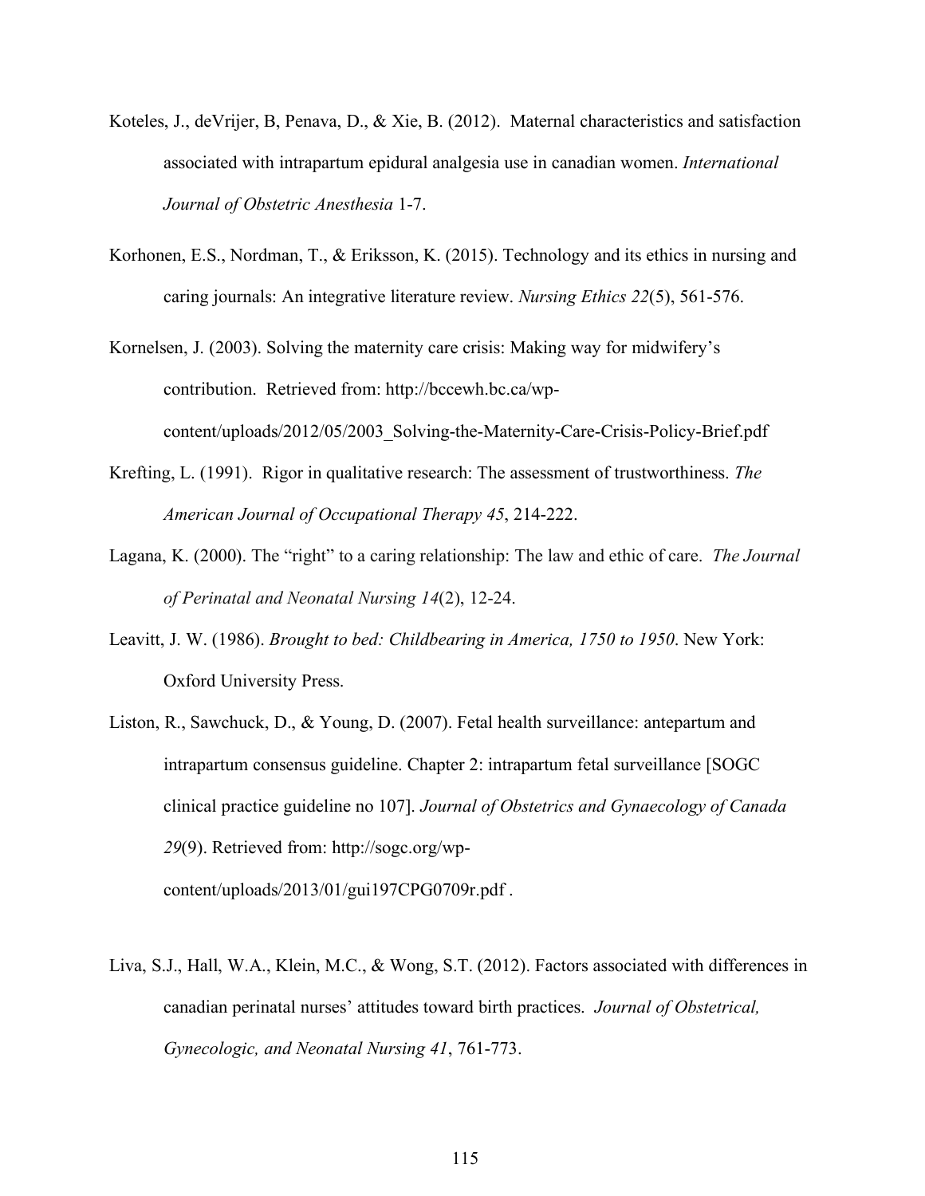Koteles, J., deVrijer, B, Penava, D., & Xie, B. (2012). Maternal characteristics and satisfaction associated with intrapartum epidural analgesia use in canadian women. *International Journal of Obstetric Anesthesia* 1-7.

Korhonen, E.S., Nordman, T., & Eriksson, K. (2015). Technology and its ethics in nursing and caring journals: An integrative literature review. *Nursing Ethics 22*(5), 561-576.

Kornelsen, J. (2003). Solving the maternity care crisis: Making way for midwifery's contribution. Retrieved from: http://bccewh.bc.ca/wp-content/uploads/2012/05/2003_Solving-the-Maternity-Care-Crisis-Policy-Brief.pdf

Krefting, L. (1991). Rigor in qualitative research: The assessment of trustworthiness. *The American Journal of Occupational Therapy 45*, 214-222.

Lagana, K. (2000). The "right" to a caring relationship: The law and ethic of care. *The Journal of Perinatal and Neonatal Nursing 14*(2), 12-24.

Leavitt, J. W. (1986). *Brought to bed: Childbearing in America, 1750 to 1950*. New York: Oxford University Press.

Liston, R., Sawchuck, D., & Young, D. (2007). Fetal health surveillance: antepartum and intrapartum consensus guideline. Chapter 2: intrapartum fetal surveillance [SOGC clinical practice guideline no 107]. *Journal of Obstetrics and Gynaecology of Canada 29*(9). Retrieved from: http://sogc.org/wp-content/uploads/2013/01/gui197CPG0709r.pdf .

Liva, S.J., Hall, W.A., Klein, M.C., & Wong, S.T. (2012). Factors associated with differences in canadian perinatal nurses' attitudes toward birth practices. *Journal of Obstetrical, Gynecologic, and Neonatal Nursing 41*, 761-773.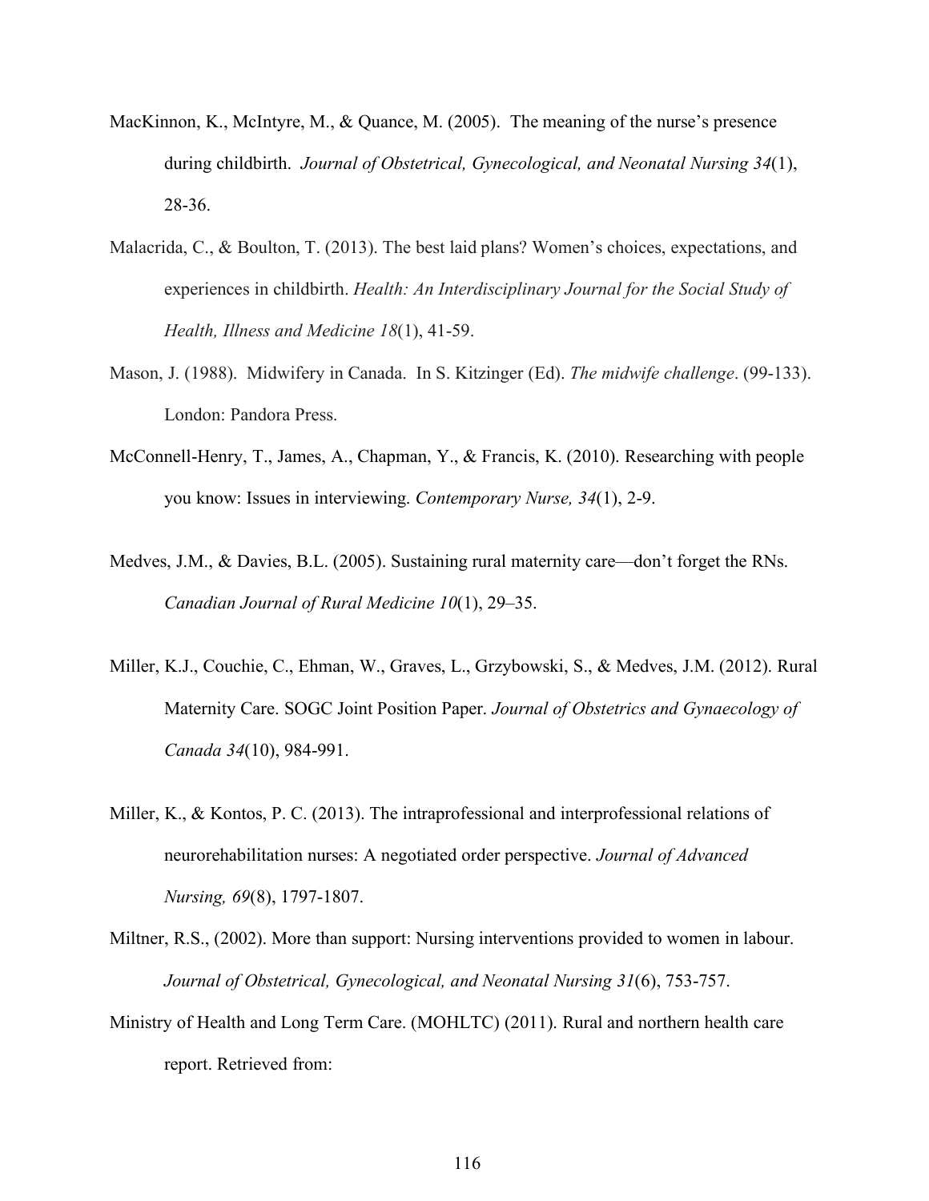MacKinnon, K., McIntyre, M., & Quance, M. (2005). The meaning of the nurse's presence during childbirth. *Journal of Obstetrical, Gynecological, and Neonatal Nursing 34*(1), 28-36.

Malacrida, C., & Boulton, T. (2013). The best laid plans? Women's choices, expectations, and experiences in childbirth. *Health: An Interdisciplinary Journal for the Social Study of Health, Illness and Medicine 18*(1), 41-59.

Mason, J. (1988). Midwifery in Canada. In S. Kitzinger (Ed). *The midwife challenge*. (99-133). London: Pandora Press.

McConnell-Henry, T., James, A., Chapman, Y., & Francis, K. (2010). Researching with people you know: Issues in interviewing. *Contemporary Nurse, 34*(1), 2-9.

Medves, J.M., & Davies, B.L. (2005). Sustaining rural maternity care—don't forget the RNs. *Canadian Journal of Rural Medicine 10*(1), 29–35.

Miller, K.J., Couchie, C., Ehman, W., Graves, L., Grzybowski, S., & Medves, J.M. (2012). Rural Maternity Care. SOGC Joint Position Paper. *Journal of Obstetrics and Gynaecology of Canada 34*(10), 984-991.

Miller, K., & Kontos, P. C. (2013). The intraprofessional and interprofessional relations of neurorehabilitation nurses: A negotiated order perspective. *Journal of Advanced Nursing, 69*(8), 1797-1807.

Miltner, R.S., (2002). More than support: Nursing interventions provided to women in labour. *Journal of Obstetrical, Gynecological, and Neonatal Nursing 31*(6), 753-757.

Ministry of Health and Long Term Care. (MOHLTC) (2011). Rural and northern health care report. Retrieved from: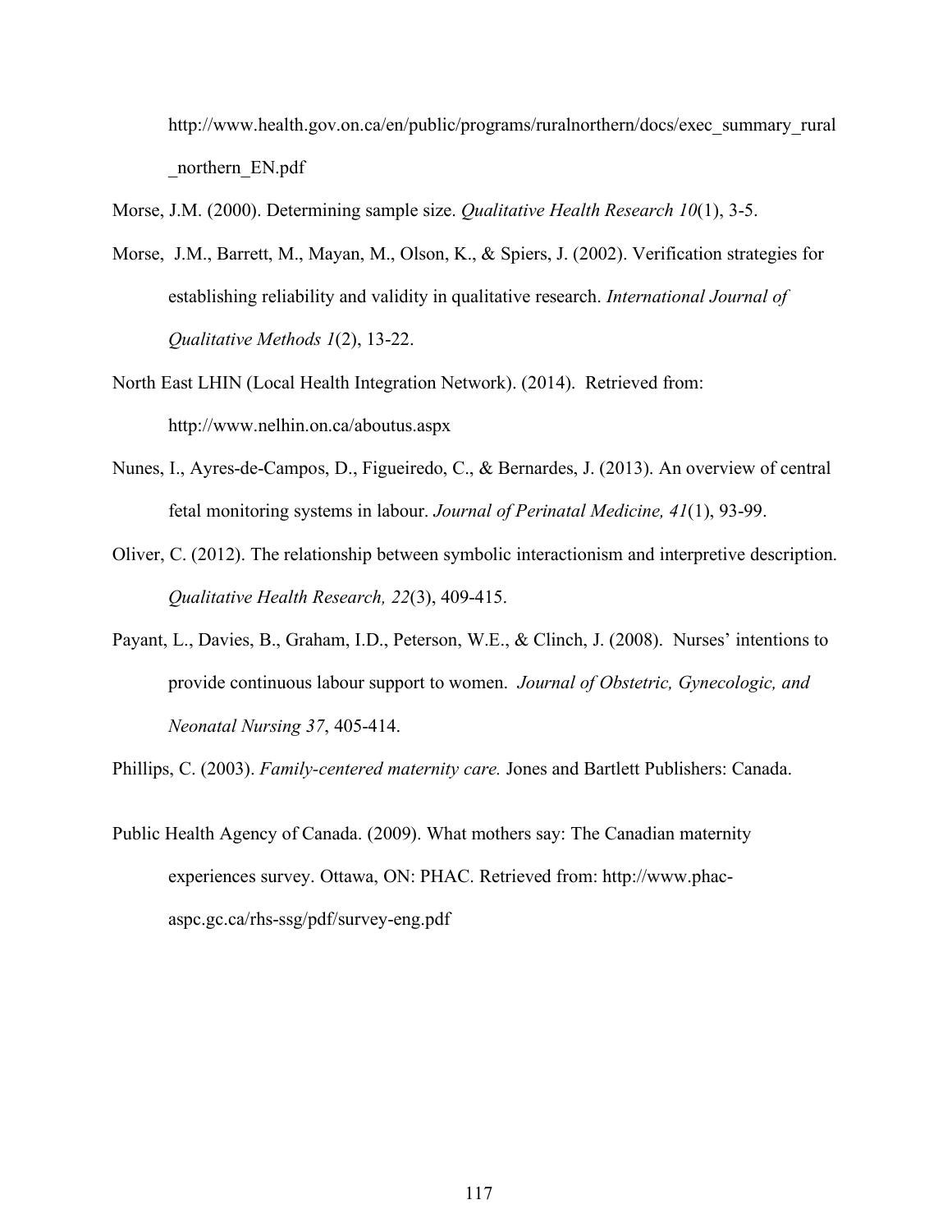http://www.health.gov.on.ca/en/public/programs/ruralnorthern/docs/exec_summary_rural_northern_EN.pdf

Morse, J.M. (2000). Determining sample size. *Qualitative Health Research 10*(1), 3-5.

Morse, J.M., Barrett, M., Mayan, M., Olson, K., & Spiers, J. (2002). Verification strategies for establishing reliability and validity in qualitative research. *International Journal of Qualitative Methods 1*(2), 13-22.

North East LHIN (Local Health Integration Network). (2014). Retrieved from: http://www.nelhin.on.ca/aboutus.aspx

Nunes, I., Ayres-de-Campos, D., Figueiredo, C., & Bernardes, J. (2013). An overview of central fetal monitoring systems in labour. *Journal of Perinatal Medicine, 41*(1), 93-99.

Oliver, C. (2012). The relationship between symbolic interactionism and interpretive description. *Qualitative Health Research, 22*(3), 409-415.

Payant, L., Davies, B., Graham, I.D., Peterson, W.E., & Clinch, J. (2008). Nurses' intentions to provide continuous labour support to women. *Journal of Obstetric, Gynecologic, and Neonatal Nursing 37*, 405-414.

Phillips, C. (2003). *Family-centered maternity care.* Jones and Bartlett Publishers: Canada.

Public Health Agency of Canada. (2009). What mothers say: The Canadian maternity experiences survey. Ottawa, ON: PHAC. Retrieved from: http://www.phac-aspc.gc.ca/rhs-ssg/pdf/survey-eng.pdf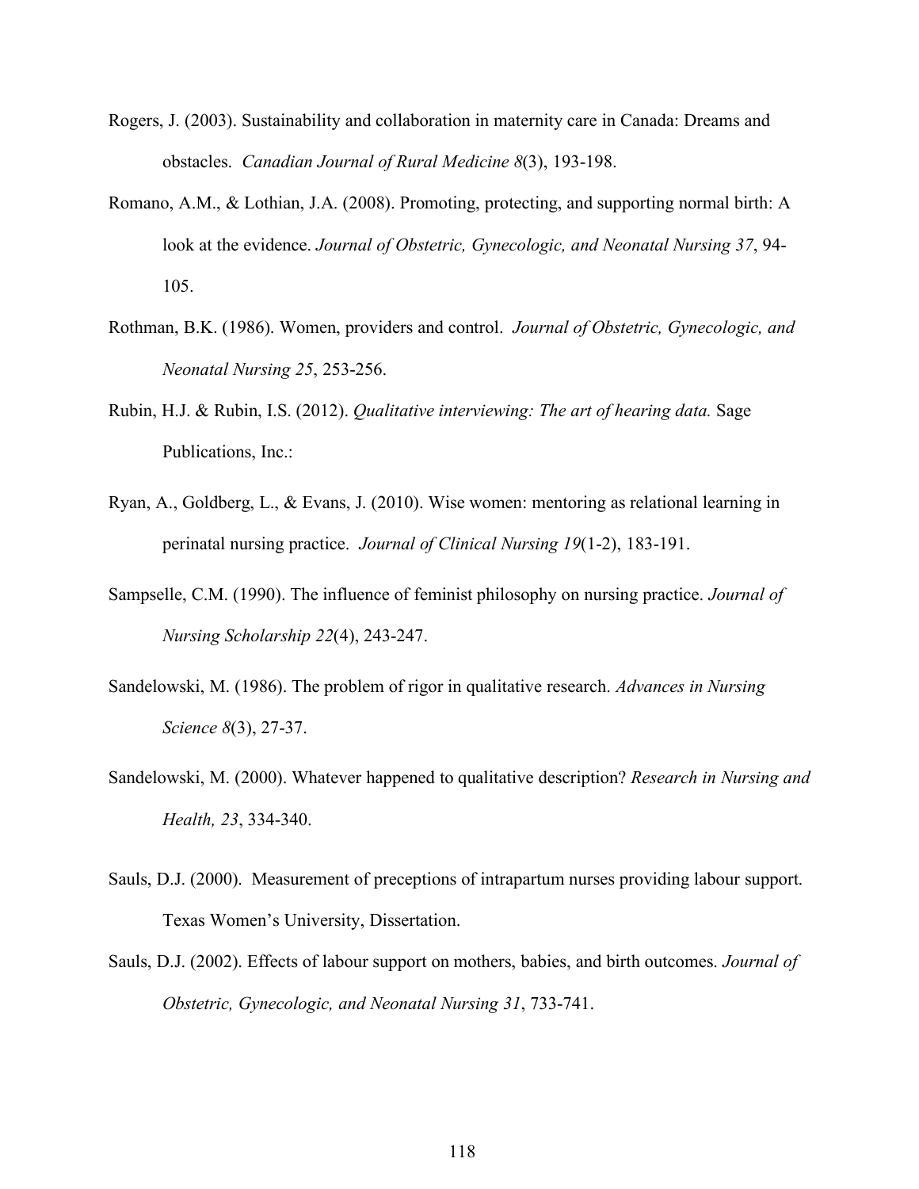Rogers, J. (2003). Sustainability and collaboration in maternity care in Canada: Dreams and obstacles. *Canadian Journal of Rural Medicine 8*(3), 193-198.

Romano, A.M., & Lothian, J.A. (2008). Promoting, protecting, and supporting normal birth: A look at the evidence. *Journal of Obstetric, Gynecologic, and Neonatal Nursing 37*, 94-105.

Rothman, B.K. (1986). Women, providers and control. *Journal of Obstetric, Gynecologic, and Neonatal Nursing 25*, 253-256.

Rubin, H.J. & Rubin, I.S. (2012). *Qualitative interviewing: The art of hearing data.* Sage Publications, Inc.:

Ryan, A., Goldberg, L., & Evans, J. (2010). Wise women: mentoring as relational learning in perinatal nursing practice. *Journal of Clinical Nursing 19*(1-2), 183-191.

Sampselle, C.M. (1990). The influence of feminist philosophy on nursing practice. *Journal of Nursing Scholarship 22*(4), 243-247.

Sandelowski, M. (1986). The problem of rigor in qualitative research. *Advances in Nursing Science 8*(3), 27-37.

Sandelowski, M. (2000). Whatever happened to qualitative description? *Research in Nursing and Health, 23*, 334-340.

Sauls, D.J. (2000). Measurement of preceptions of intrapartum nurses providing labour support. Texas Women's University, Dissertation.

Sauls, D.J. (2002). Effects of labour support on mothers, babies, and birth outcomes. *Journal of Obstetric, Gynecologic, and Neonatal Nursing 31*, 733-741.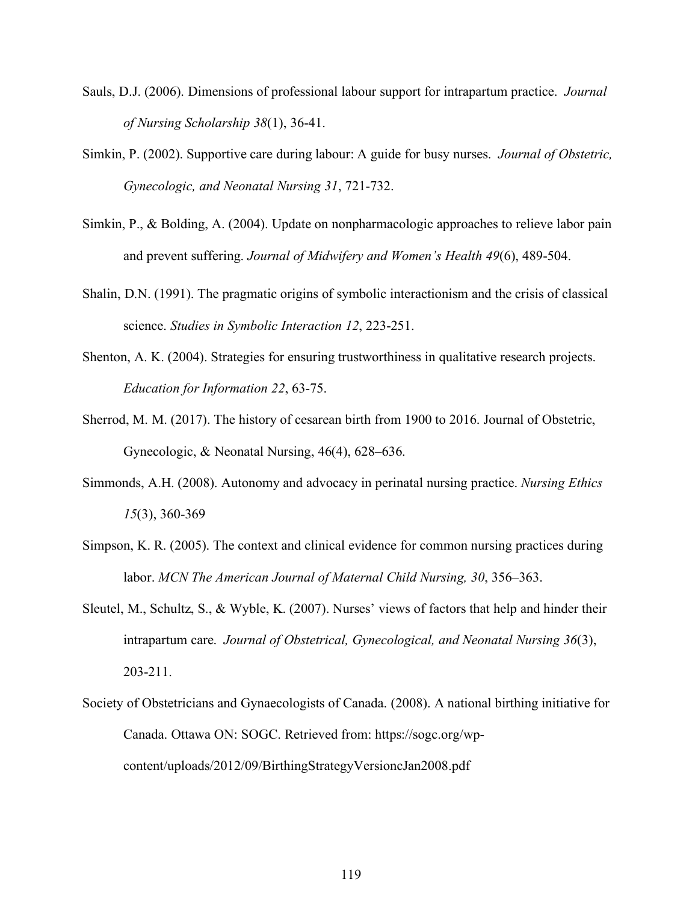Sauls, D.J. (2006). Dimensions of professional labour support for intrapartum practice. *Journal of Nursing Scholarship 38*(1), 36-41.

Simkin, P. (2002). Supportive care during labour: A guide for busy nurses. *Journal of Obstetric, Gynecologic, and Neonatal Nursing 31*, 721-732.

Simkin, P., & Bolding, A. (2004). Update on nonpharmacologic approaches to relieve labor pain and prevent suffering. *Journal of Midwifery and Women's Health 49*(6), 489-504.

Shalin, D.N. (1991). The pragmatic origins of symbolic interactionism and the crisis of classical science. *Studies in Symbolic Interaction 12*, 223-251.

Shenton, A. K. (2004). Strategies for ensuring trustworthiness in qualitative research projects. *Education for Information 22*, 63-75.

Sherrod, M. M. (2017). The history of cesarean birth from 1900 to 2016. Journal of Obstetric, Gynecologic, & Neonatal Nursing, 46(4), 628–636.

Simmonds, A.H. (2008). Autonomy and advocacy in perinatal nursing practice. *Nursing Ethics 15*(3), 360-369

Simpson, K. R. (2005). The context and clinical evidence for common nursing practices during labor. *MCN The American Journal of Maternal Child Nursing, 30*, 356–363.

Sleutel, M., Schultz, S., & Wyble, K. (2007). Nurses' views of factors that help and hinder their intrapartum care. *Journal of Obstetrical, Gynecological, and Neonatal Nursing 36*(3), 203-211.

Society of Obstetricians and Gynaecologists of Canada. (2008). A national birthing initiative for Canada. Ottawa ON: SOGC. Retrieved from: https://sogc.org/wp-content/uploads/2012/09/BirthingStrategyVersioncJan2008.pdf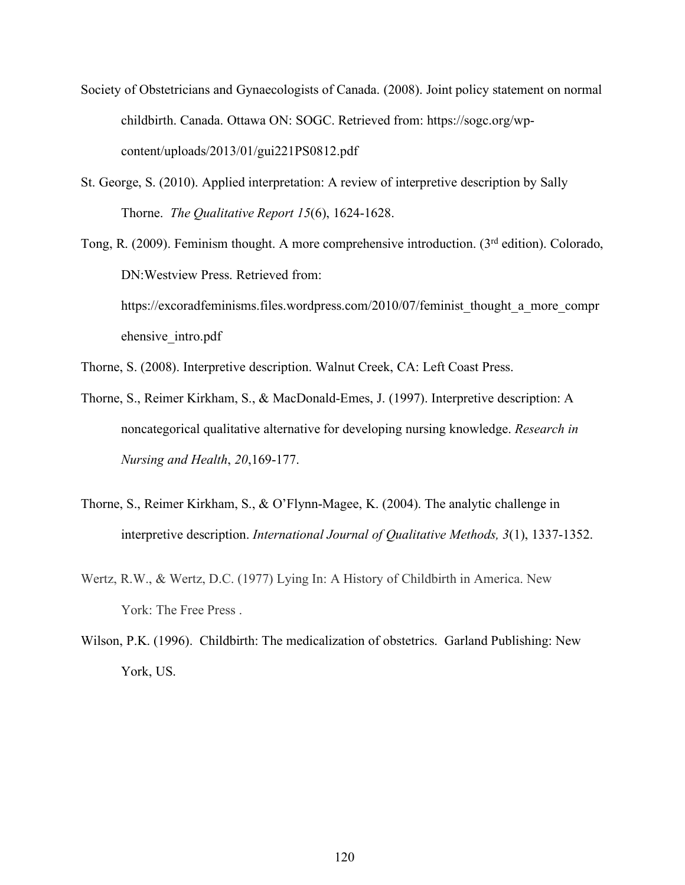Society of Obstetricians and Gynaecologists of Canada. (2008). Joint policy statement on normal childbirth. Canada. Ottawa ON: SOGC. Retrieved from: https://sogc.org/wp-content/uploads/2013/01/gui221PS0812.pdf

St. George, S. (2010). Applied interpretation: A review of interpretive description by Sally Thorne. *The Qualitative Report 15*(6), 1624-1628.

Tong, R. (2009). Feminism thought. A more comprehensive introduction. (3rd edition). Colorado, DN:Westview Press. Retrieved from: https://excoradfeminisms.files.wordpress.com/2010/07/feminist_thought_a_more_comprehensive_intro.pdf

Thorne, S. (2008). Interpretive description. Walnut Creek, CA: Left Coast Press.

Thorne, S., Reimer Kirkham, S., & MacDonald-Emes, J. (1997). Interpretive description: A noncategorical qualitative alternative for developing nursing knowledge. *Research in Nursing and Health*, *20*,169-177.

Thorne, S., Reimer Kirkham, S., & O'Flynn-Magee, K. (2004). The analytic challenge in interpretive description. *International Journal of Qualitative Methods, 3*(1), 1337-1352.

Wertz, R.W., & Wertz, D.C. (1977) Lying In: A History of Childbirth in America. New York: The Free Press .

Wilson, P.K. (1996). Childbirth: The medicalization of obstetrics. Garland Publishing: New York, US.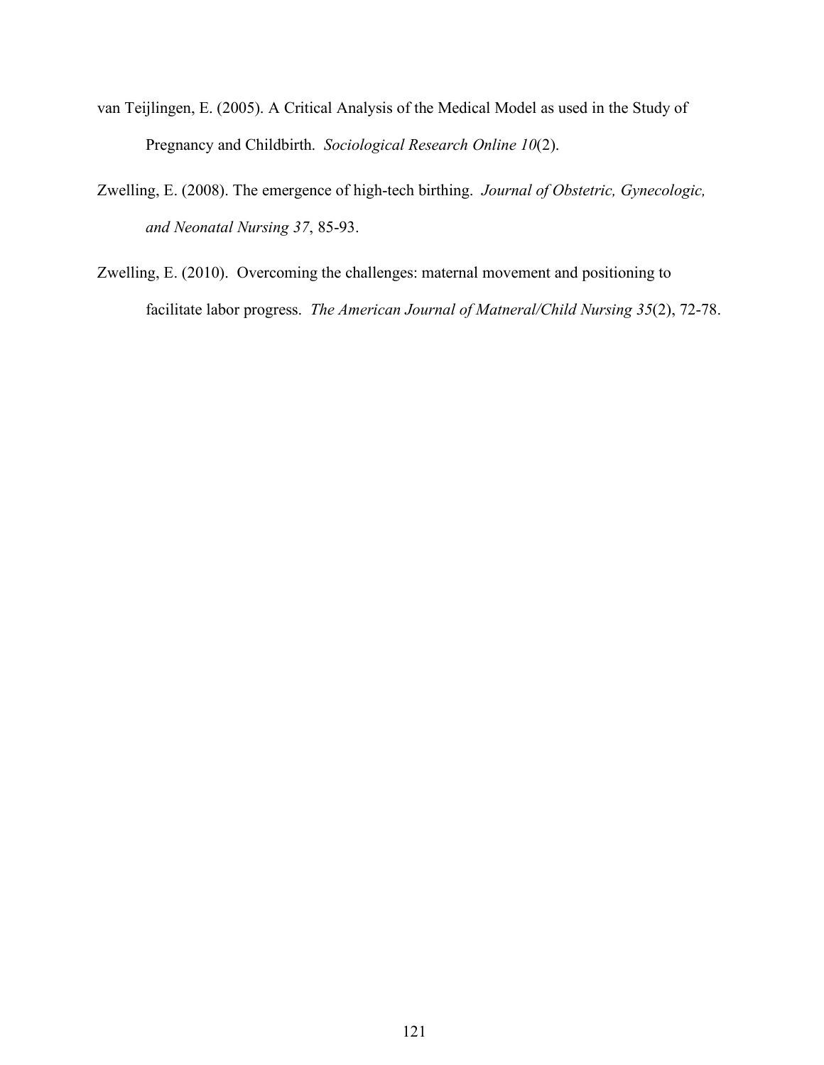van Teijlingen, E. (2005). A Critical Analysis of the Medical Model as used in the Study of Pregnancy and Childbirth. *Sociological Research Online 10*(2).

Zwelling, E. (2008). The emergence of high-tech birthing. *Journal of Obstetric, Gynecologic, and Neonatal Nursing 37*, 85-93.

Zwelling, E. (2010). Overcoming the challenges: maternal movement and positioning to facilitate labor progress. *The American Journal of Matneral/Child Nursing 35*(2), 72-78.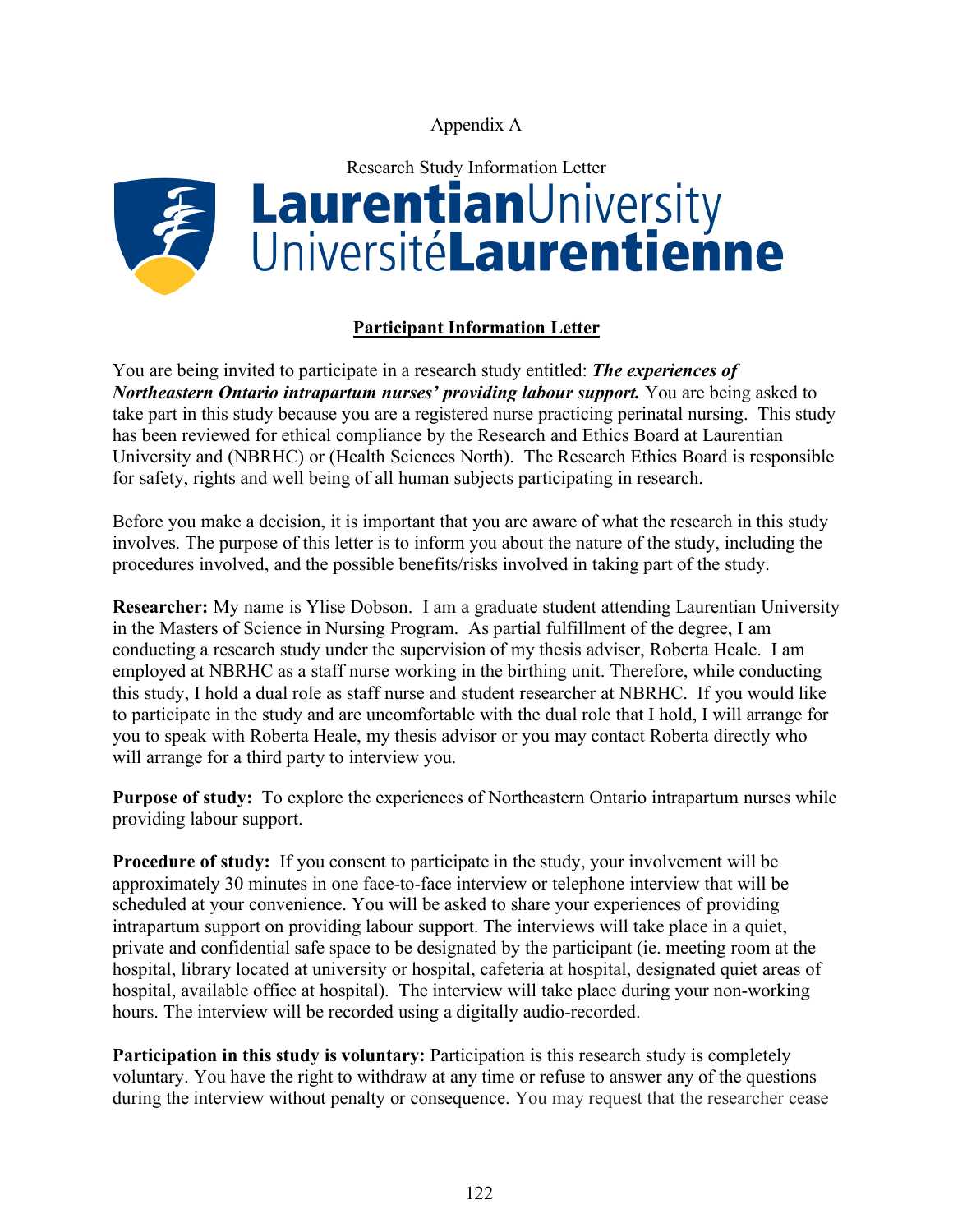Appendix A

Research Study Information Letter

Laurentian University
Université Laurentienne

**Participant Information Letter**

You are being invited to participate in a research study entitled: ***The experiences of Northeastern Ontario intrapartum nurses' providing labour support.*** You are being asked to take part in this study because you are a registered nurse practicing perinatal nursing. This study has been reviewed for ethical compliance by the Research and Ethics Board at Laurentian University and (NBRHC) or (Health Sciences North). The Research Ethics Board is responsible for safety, rights and well being of all human subjects participating in research.

Before you make a decision, it is important that you are aware of what the research in this study involves. The purpose of this letter is to inform you about the nature of the study, including the procedures involved, and the possible benefits/risks involved in taking part of the study.

**Researcher:** My name is Ylise Dobson. I am a graduate student attending Laurentian University in the Masters of Science in Nursing Program. As partial fulfillment of the degree, I am conducting a research study under the supervision of my thesis adviser, Roberta Heale. I am employed at NBRHC as a staff nurse working in the birthing unit. Therefore, while conducting this study, I hold a dual role as staff nurse and student researcher at NBRHC. If you would like to participate in the study and are uncomfortable with the dual role that I hold, I will arrange for you to speak with Roberta Heale, my thesis advisor or you may contact Roberta directly who will arrange for a third party to interview you.

**Purpose of study:** To explore the experiences of Northeastern Ontario intrapartum nurses while providing labour support.

**Procedure of study:** If you consent to participate in the study, your involvement will be approximately 30 minutes in one face-to-face interview or telephone interview that will be scheduled at your convenience. You will be asked to share your experiences of providing intrapartum support on providing labour support. The interviews will take place in a quiet, private and confidential safe space to be designated by the participant (ie. meeting room at the hospital, library located at university or hospital, cafeteria at hospital, designated quiet areas of hospital, available office at hospital). The interview will take place during your non-working hours. The interview will be recorded using a digitally audio-recorded.

**Participation in this study is voluntary:** Participation is this research study is completely voluntary. You have the right to withdraw at any time or refuse to answer any of the questions during the interview without penalty or consequence. You may request that the researcher cease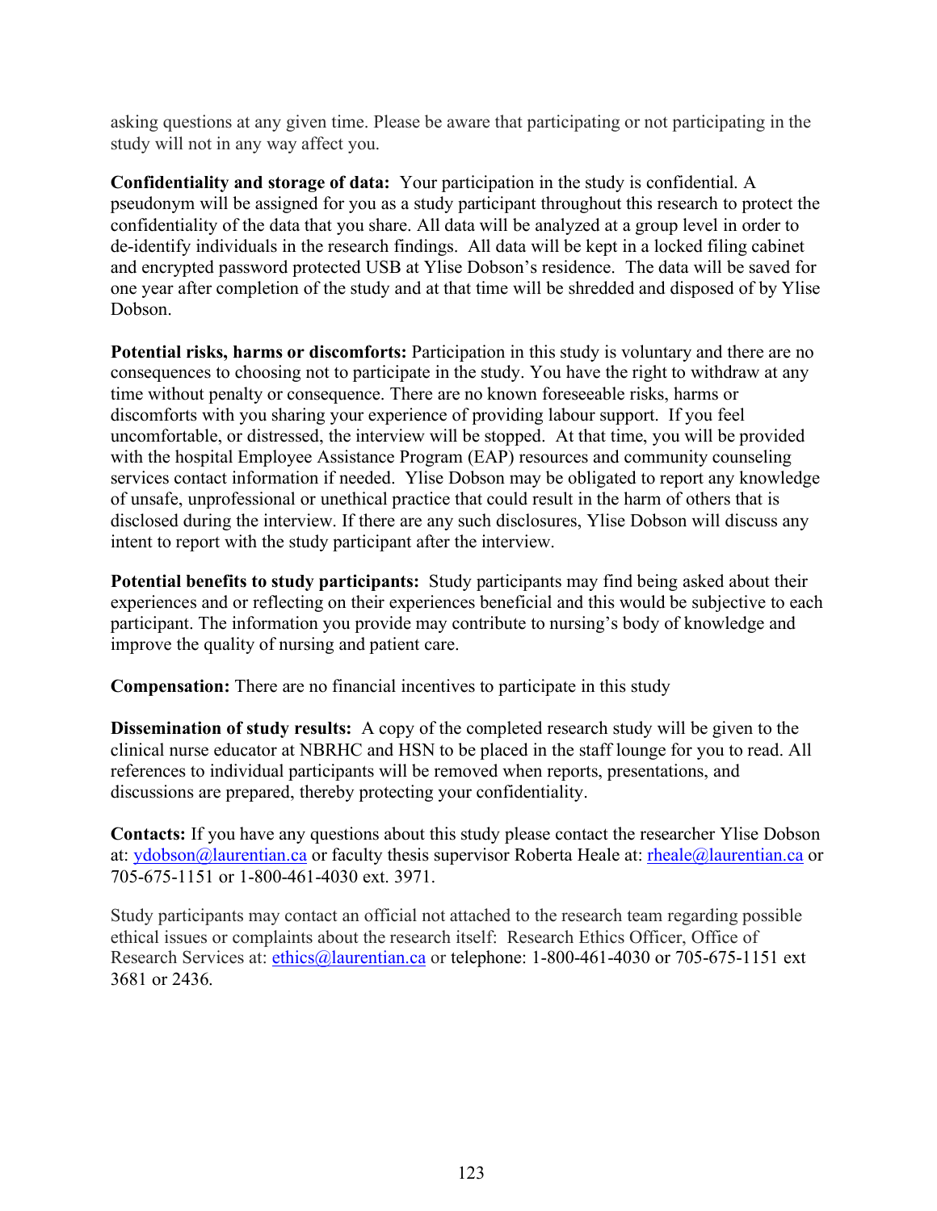asking questions at any given time. Please be aware that participating or not participating in the study will not in any way affect you.

**Confidentiality and storage of data:** Your participation in the study is confidential. A pseudonym will be assigned for you as a study participant throughout this research to protect the confidentiality of the data that you share. All data will be analyzed at a group level in order to de-identify individuals in the research findings. All data will be kept in a locked filing cabinet and encrypted password protected USB at Ylise Dobson's residence. The data will be saved for one year after completion of the study and at that time will be shredded and disposed of by Ylise Dobson.

**Potential risks, harms or discomforts:** Participation in this study is voluntary and there are no consequences to choosing not to participate in the study. You have the right to withdraw at any time without penalty or consequence. There are no known foreseeable risks, harms or discomforts with you sharing your experience of providing labour support. If you feel uncomfortable, or distressed, the interview will be stopped. At that time, you will be provided with the hospital Employee Assistance Program (EAP) resources and community counseling services contact information if needed. Ylise Dobson may be obligated to report any knowledge of unsafe, unprofessional or unethical practice that could result in the harm of others that is disclosed during the interview. If there are any such disclosures, Ylise Dobson will discuss any intent to report with the study participant after the interview.

**Potential benefits to study participants:** Study participants may find being asked about their experiences and or reflecting on their experiences beneficial and this would be subjective to each participant. The information you provide may contribute to nursing's body of knowledge and improve the quality of nursing and patient care.

**Compensation:** There are no financial incentives to participate in this study

**Dissemination of study results:** A copy of the completed research study will be given to the clinical nurse educator at NBRHC and HSN to be placed in the staff lounge for you to read. All references to individual participants will be removed when reports, presentations, and discussions are prepared, thereby protecting your confidentiality.

**Contacts:** If you have any questions about this study please contact the researcher Ylise Dobson at: ydobson@laurentian.ca or faculty thesis supervisor Roberta Heale at: rheale@laurentian.ca or 705-675-1151 or 1-800-461-4030 ext. 3971.

Study participants may contact an official not attached to the research team regarding possible ethical issues or complaints about the research itself: Research Ethics Officer, Office of Research Services at: ethics@laurentian.ca or telephone: 1-800-461-4030 or 705-675-1151 ext 3681 or 2436.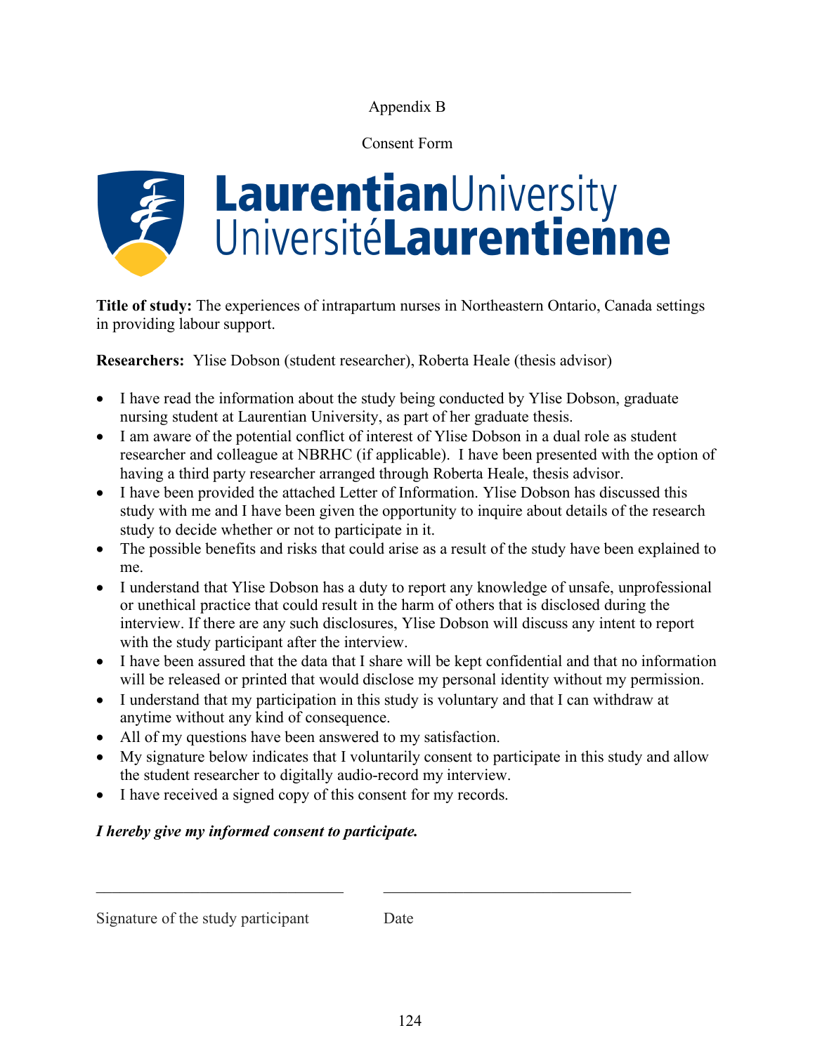Appendix B

Consent Form

**Title of study:** The experiences of intrapartum nurses in Northeastern Ontario, Canada settings in providing labour support.

**Researchers:** Ylise Dobson (student researcher), Roberta Heale (thesis advisor)

- I have read the information about the study being conducted by Ylise Dobson, graduate nursing student at Laurentian University, as part of her graduate thesis.
- I am aware of the potential conflict of interest of Ylise Dobson in a dual role as student researcher and colleague at NBRHC (if applicable). I have been presented with the option of having a third party researcher arranged through Roberta Heale, thesis advisor.
- I have been provided the attached Letter of Information. Ylise Dobson has discussed this study with me and I have been given the opportunity to inquire about details of the research study to decide whether or not to participate in it.
- The possible benefits and risks that could arise as a result of the study have been explained to me.
- I understand that Ylise Dobson has a duty to report any knowledge of unsafe, unprofessional or unethical practice that could result in the harm of others that is disclosed during the interview. If there are any such disclosures, Ylise Dobson will discuss any intent to report with the study participant after the interview.
- I have been assured that the data that I share will be kept confidential and that no information will be released or printed that would disclose my personal identity without my permission.
- I understand that my participation in this study is voluntary and that I can withdraw at anytime without any kind of consequence.
- All of my questions have been answered to my satisfaction.
- My signature below indicates that I voluntarily consent to participate in this study and allow the student researcher to digitally audio-record my interview.
- I have received a signed copy of this consent for my records.

***I hereby give my informed consent to participate.***

\_\_\_\_\_\_\_\_\_\_\_\_\_\_\_\_\_\_\_\_\_\_\_\_\_\_\_\_\_\_\_\_ \_\_\_\_\_\_\_\_\_\_\_\_\_\_\_\_\_\_\_\_\_\_\_\_\_\_\_\_\_\_\_\_

Signature of the study participant Date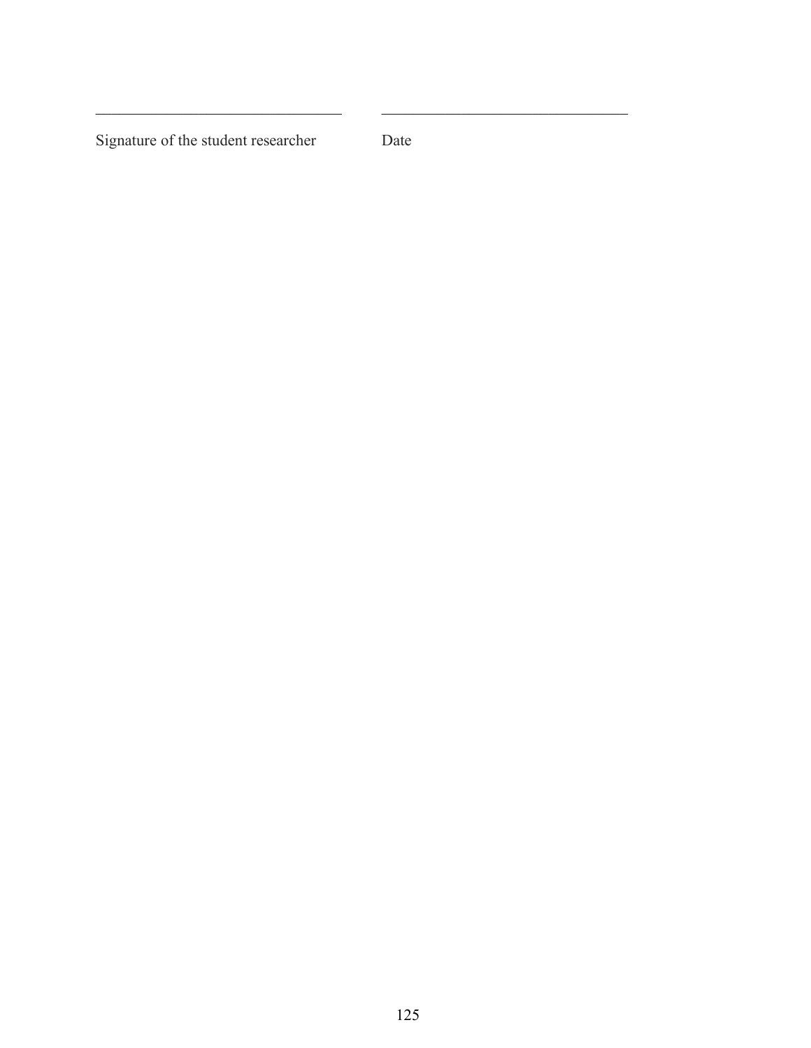\_\_\_\_\_\_\_\_\_\_\_\_\_\_\_\_\_\_\_\_\_\_\_\_\_\_\_\_\_\_\_\_\_\_ \_\_\_\_\_\_\_\_\_\_\_\_\_\_\_\_\_\_\_\_\_\_\_\_\_\_\_\_\_\_\_\_\_\_

Signature of the student researcher Date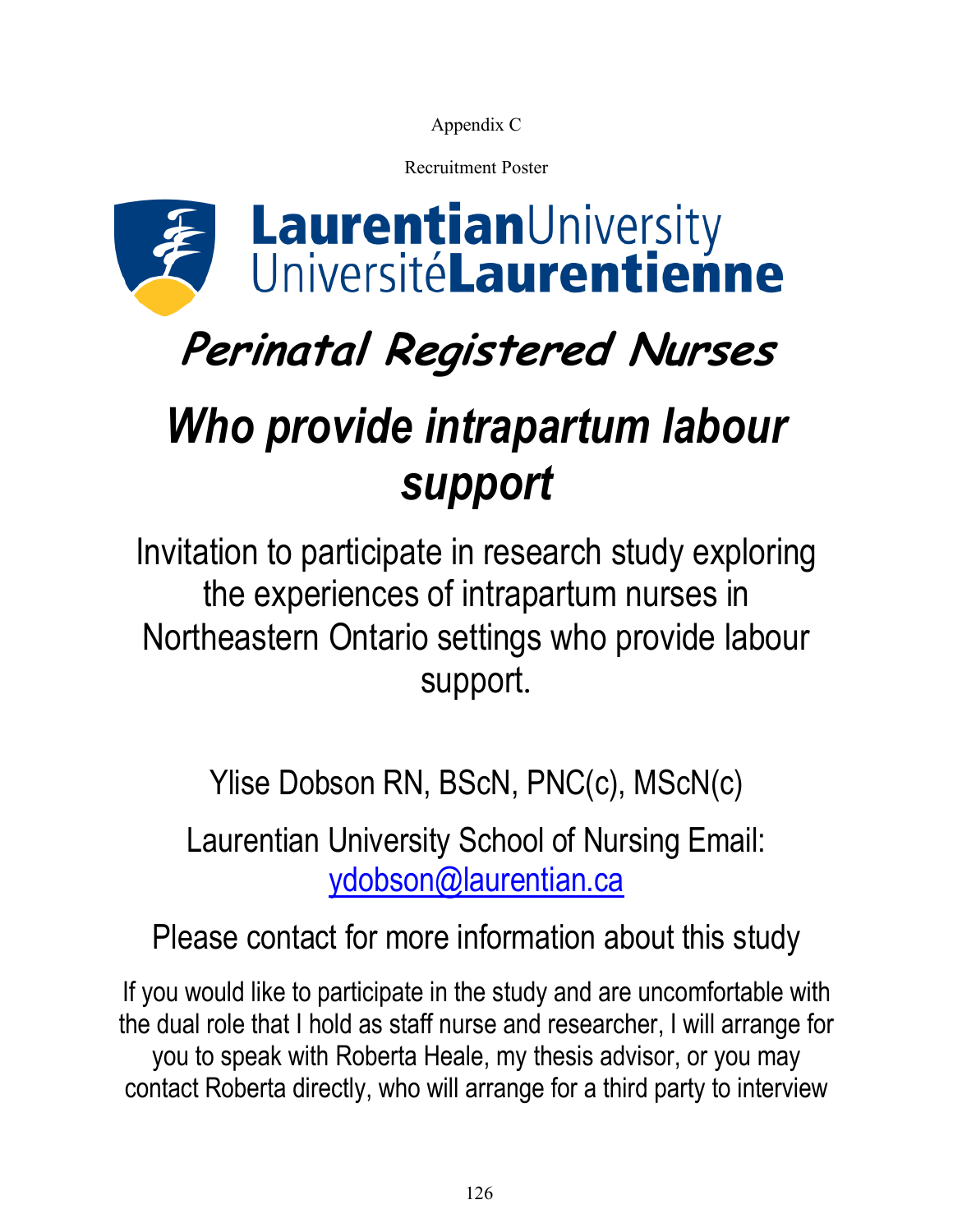Appendix C

Recruitment Poster

LaurentianUniversity
UniversitéLaurentienne

# *Perinatal Registered Nurses*

# *Who provide intrapartum labour support*

Invitation to participate in research study exploring the experiences of intrapartum nurses in Northeastern Ontario settings who provide labour support.

Ylise Dobson RN, BScN, PNC(c), MScN(c)

Laurentian University School of Nursing Email: ydobson@laurentian.ca

Please contact for more information about this study

If you would like to participate in the study and are uncomfortable with the dual role that I hold as staff nurse and researcher, I will arrange for you to speak with Roberta Heale, my thesis advisor, or you may contact Roberta directly, who will arrange for a third party to interview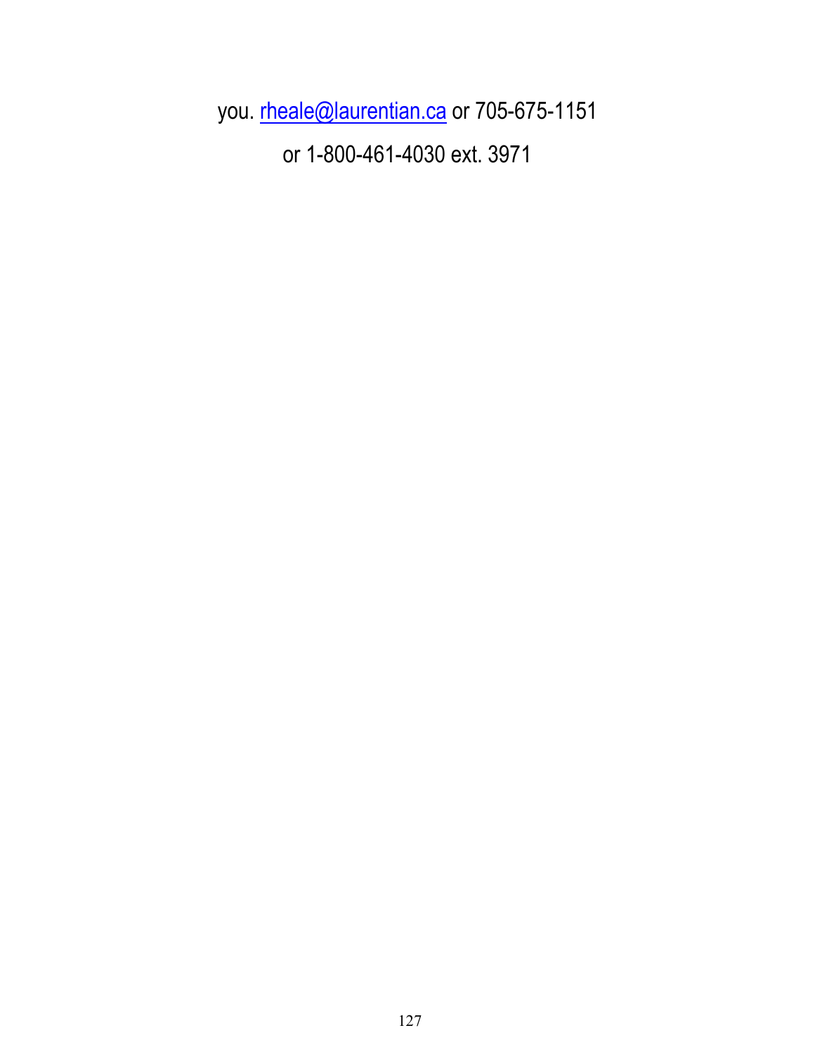you. rheale@laurentian.ca or 705-675-1151

or 1-800-461-4030 ext. 3971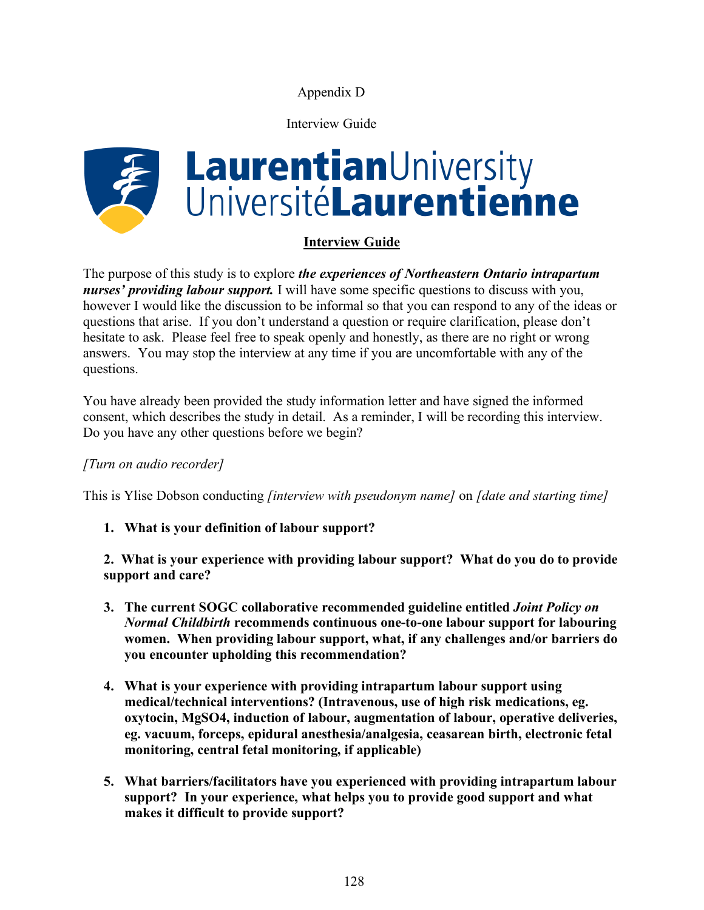Appendix D

Interview Guide

LaurentianUniversity
UniversitéLaurentienne

## Interview Guide

The purpose of this study is to explore ***the experiences of Northeastern Ontario intrapartum nurses' providing labour support.*** I will have some specific questions to discuss with you, however I would like the discussion to be informal so that you can respond to any of the ideas or questions that arise. If you don't understand a question or require clarification, please don't hesitate to ask. Please feel free to speak openly and honestly, as there are no right or wrong answers. You may stop the interview at any time if you are uncomfortable with any of the questions.

You have already been provided the study information letter and have signed the informed consent, which describes the study in detail. As a reminder, I will be recording this interview. Do you have any other questions before we begin?

*[Turn on audio recorder]*

This is Ylise Dobson conducting *[interview with pseudonym name]* on *[date and starting time]*

1. **What is your definition of labour support?**

2. **What is your experience with providing labour support? What do you do to provide support and care?**

3. **The current SOGC collaborative recommended guideline entitled *Joint Policy on Normal Childbirth* recommends continuous one-to-one labour support for labouring women. When providing labour support, what, if any challenges and/or barriers do you encounter upholding this recommendation?**

4. **What is your experience with providing intrapartum labour support using medical/technical interventions? (Intravenous, use of high risk medications, eg. oxytocin, MgSO4, induction of labour, augmentation of labour, operative deliveries, eg. vacuum, forceps, epidural anesthesia/analgesia, ceasarean birth, electronic fetal monitoring, central fetal monitoring, if applicable)**

5. **What barriers/facilitators have you experienced with providing intrapartum labour support? In your experience, what helps you to provide good support and what makes it difficult to provide support?**